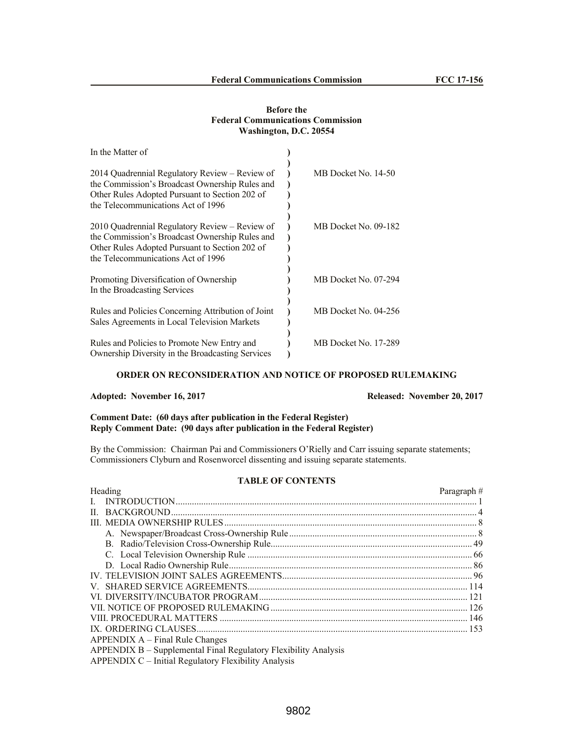**Before the**
**Federal Communications Commission**
**Washington, D.C. 20554**

| In the Matter of | | |
|---|---|---|
| 2014 Quadrennial Regulatory Review – Review of the Commission's Broadcast Ownership Rules and Other Rules Adopted Pursuant to Section 202 of the Telecommunications Act of 1996 | ) | MB Docket No. 14-50 |
| 2010 Quadrennial Regulatory Review – Review of the Commission's Broadcast Ownership Rules and Other Rules Adopted Pursuant to Section 202 of the Telecommunications Act of 1996 | ) | MB Docket No. 09-182 |
| Promoting Diversification of Ownership In the Broadcasting Services | ) | MB Docket No. 07-294 |
| Rules and Policies Concerning Attribution of Joint Sales Agreements in Local Television Markets | ) | MB Docket No. 04-256 |
| Rules and Policies to Promote New Entry and Ownership Diversity in the Broadcasting Services | ) | MB Docket No. 17-289 |

# ORDER ON RECONSIDERATION AND NOTICE OF PROPOSED RULEMAKING

**Adopted: November 16, 2017** **Released: November 20, 2017**

**Comment Date: (60 days after publication in the Federal Register)**
**Reply Comment Date: (90 days after publication in the Federal Register)**

By the Commission: Chairman Pai and Commissioners O'Rielly and Carr issuing separate statements; Commissioners Clyburn and Rosenworcel dissenting and issuing separate statements.

## TABLE OF CONTENTS

| Heading | Paragraph # |
|---|---|
| I. INTRODUCTION | 1 |
| II. BACKGROUND | 4 |
| III. MEDIA OWNERSHIP RULES | 8 |
| A. Newspaper/Broadcast Cross-Ownership Rule | 8 |
| B. Radio/Television Cross-Ownership Rule | 49 |
| C. Local Television Ownership Rule | 66 |
| D. Local Radio Ownership Rule | 86 |
| IV. TELEVISION JOINT SALES AGREEMENTS | 96 |
| V. SHARED SERVICE AGREEMENTS | 114 |
| VI. DIVERSITY/INCUBATOR PROGRAM | 121 |
| VII. NOTICE OF PROPOSED RULEMAKING | 126 |
| VIII. PROCEDURAL MATTERS | 146 |
| IX. ORDERING CLAUSES | 153 |
| APPENDIX A – Final Rule Changes | |
| APPENDIX B – Supplemental Final Regulatory Flexibility Analysis | |
| APPENDIX C – Initial Regulatory Flexibility Analysis | |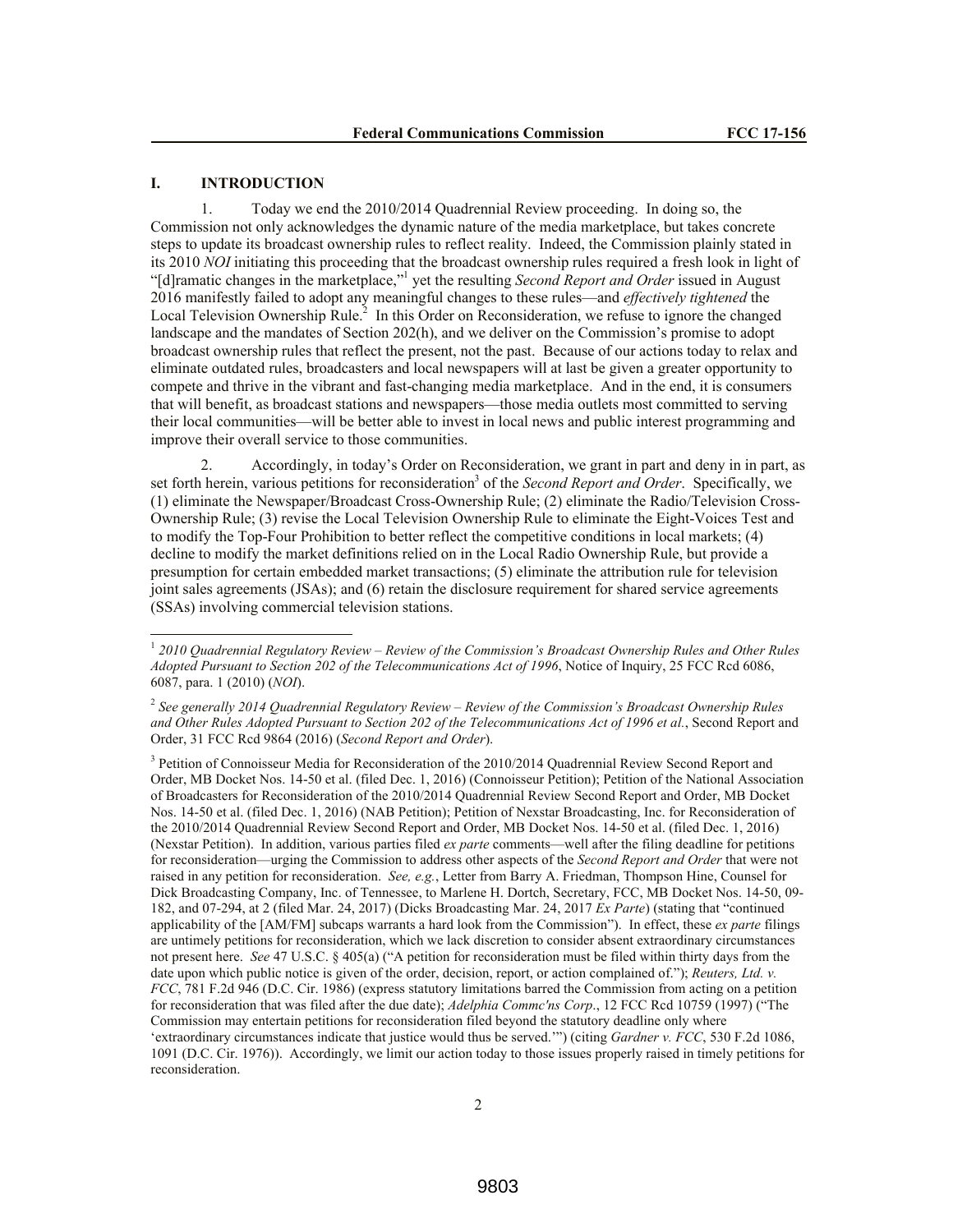## I. INTRODUCTION

1. Today we end the 2010/2014 Quadrennial Review proceeding. In doing so, the Commission not only acknowledges the dynamic nature of the media marketplace, but takes concrete steps to update its broadcast ownership rules to reflect reality. Indeed, the Commission plainly stated in its 2010 *NOI* initiating this proceeding that the broadcast ownership rules required a fresh look in light of "[d]ramatic changes in the marketplace,"[1] yet the resulting *Second Report and Order* issued in August 2016 manifestly failed to adopt any meaningful changes to these rules—and *effectively tightened* the Local Television Ownership Rule.[2] In this Order on Reconsideration, we refuse to ignore the changed landscape and the mandates of Section 202(h), and we deliver on the Commission's promise to adopt broadcast ownership rules that reflect the present, not the past. Because of our actions today to relax and eliminate outdated rules, broadcasters and local newspapers will at last be given a greater opportunity to compete and thrive in the vibrant and fast-changing media marketplace. And in the end, it is consumers that will benefit, as broadcast stations and newspapers—those media outlets most committed to serving their local communities—will be better able to invest in local news and public interest programming and improve their overall service to those communities.

2. Accordingly, in today's Order on Reconsideration, we grant in part and deny in in part, as set forth herein, various petitions for reconsideration[3] of the *Second Report and Order*. Specifically, we (1) eliminate the Newspaper/Broadcast Cross-Ownership Rule; (2) eliminate the Radio/Television Cross-Ownership Rule; (3) revise the Local Television Ownership Rule to eliminate the Eight-Voices Test and to modify the Top-Four Prohibition to better reflect the competitive conditions in local markets; (4) decline to modify the market definitions relied on in the Local Radio Ownership Rule, but provide a presumption for certain embedded market transactions; (5) eliminate the attribution rule for television joint sales agreements (JSAs); and (6) retain the disclosure requirement for shared service agreements (SSAs) involving commercial television stations.

---

[1] *2010 Quadrennial Regulatory Review – Review of the Commission's Broadcast Ownership Rules and Other Rules Adopted Pursuant to Section 202 of the Telecommunications Act of 1996*, Notice of Inquiry, 25 FCC Rcd 6086, 6087, para. 1 (2010) (*NOI*).

[2] *See generally 2014 Quadrennial Regulatory Review – Review of the Commission's Broadcast Ownership Rules and Other Rules Adopted Pursuant to Section 202 of the Telecommunications Act of 1996 et al.*, Second Report and Order, 31 FCC Rcd 9864 (2016) (*Second Report and Order*).

[3] Petition of Connoisseur Media for Reconsideration of the 2010/2014 Quadrennial Review Second Report and Order, MB Docket Nos. 14-50 et al. (filed Dec. 1, 2016) (Connoisseur Petition); Petition of the National Association of Broadcasters for Reconsideration of the 2010/2014 Quadrennial Review Second Report and Order, MB Docket Nos. 14-50 et al. (filed Dec. 1, 2016) (NAB Petition); Petition of Nexstar Broadcasting, Inc. for Reconsideration of the 2010/2014 Quadrennial Review Second Report and Order, MB Docket Nos. 14-50 et al. (filed Dec. 1, 2016) (Nexstar Petition). In addition, various parties filed *ex parte* comments—well after the filing deadline for petitions for reconsideration—urging the Commission to address other aspects of the *Second Report and Order* that were not raised in any petition for reconsideration. *See, e.g.*, Letter from Barry A. Friedman, Thompson Hine, Counsel for Dick Broadcasting Company, Inc. of Tennessee, to Marlene H. Dortch, Secretary, FCC, MB Docket Nos. 14-50, 09-182, and 07-294, at 2 (filed Mar. 24, 2017) (Dicks Broadcasting Mar. 24, 2017 *Ex Parte*) (stating that "continued applicability of the [AM/FM] subcaps warrants a hard look from the Commission"). In effect, these *ex parte* filings are untimely petitions for reconsideration, which we lack discretion to consider absent extraordinary circumstances not present here. *See* 47 U.S.C. § 405(a) ("A petition for reconsideration must be filed within thirty days from the date upon which public notice is given of the order, decision, report, or action complained of."); *Reuters, Ltd. v. FCC*, 781 F.2d 946 (D.C. Cir. 1986) (express statutory limitations barred the Commission from acting on a petition for reconsideration that was filed after the due date); *Adelphia Commc'ns Corp*., 12 FCC Rcd 10759 (1997) ("The Commission may entertain petitions for reconsideration filed beyond the statutory deadline only where 'extraordinary circumstances indicate that justice would thus be served.'") (citing *Gardner v. FCC*, 530 F.2d 1086, 1091 (D.C. Cir. 1976)). Accordingly, we limit our action today to those issues properly raised in timely petitions for reconsideration.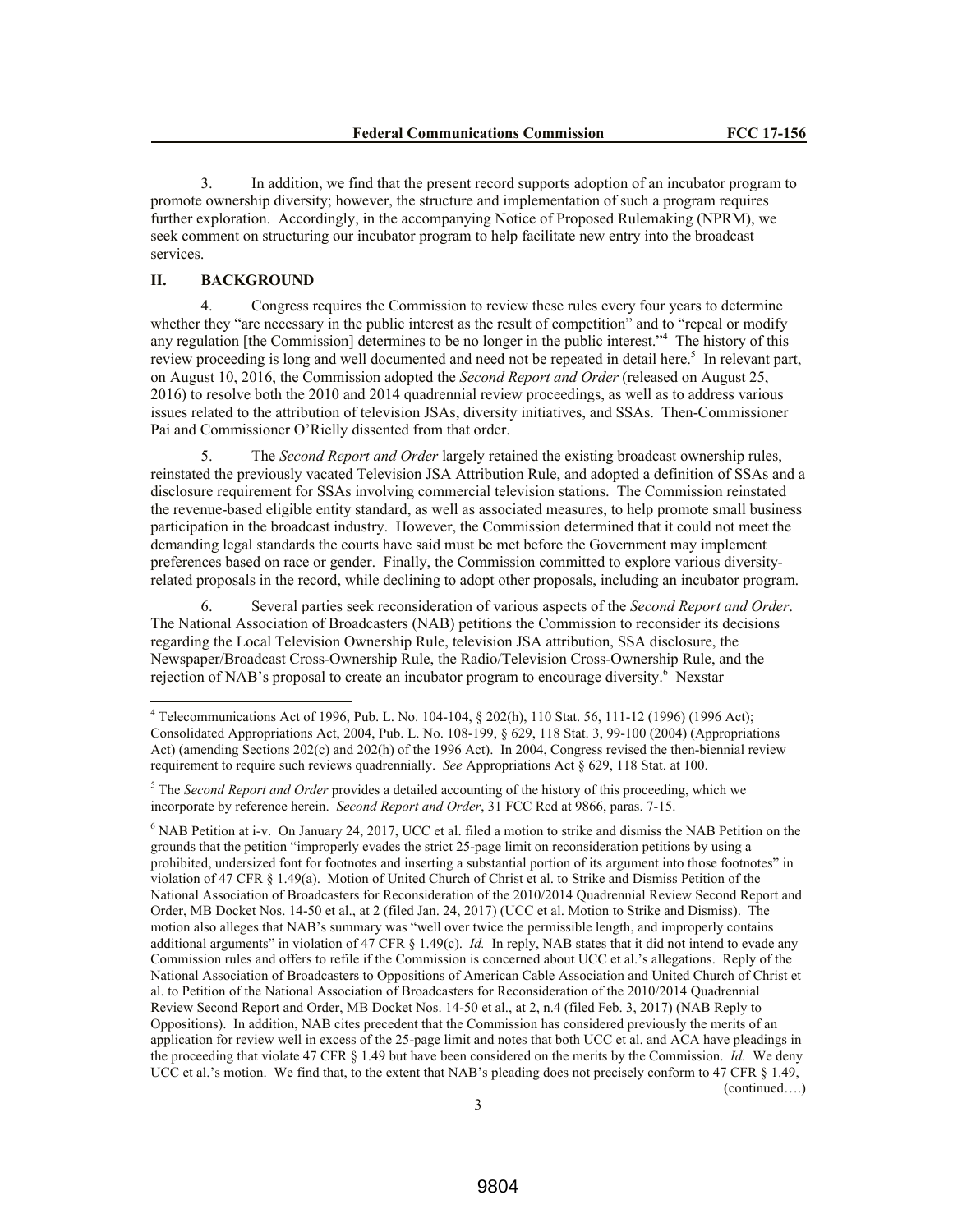3. In addition, we find that the present record supports adoption of an incubator program to promote ownership diversity; however, the structure and implementation of such a program requires further exploration. Accordingly, in the accompanying Notice of Proposed Rulemaking (NPRM), we seek comment on structuring our incubator program to help facilitate new entry into the broadcast services.

## II. BACKGROUND

4. Congress requires the Commission to review these rules every four years to determine whether they "are necessary in the public interest as the result of competition" and to "repeal or modify any regulation [the Commission] determines to be no longer in the public interest."[4] The history of this review proceeding is long and well documented and need not be repeated in detail here.[5] In relevant part, on August 10, 2016, the Commission adopted the *Second Report and Order* (released on August 25, 2016) to resolve both the 2010 and 2014 quadrennial review proceedings, as well as to address various issues related to the attribution of television JSAs, diversity initiatives, and SSAs. Then-Commissioner Pai and Commissioner O'Rielly dissented from that order.

5. The *Second Report and Order* largely retained the existing broadcast ownership rules, reinstated the previously vacated Television JSA Attribution Rule, and adopted a definition of SSAs and a disclosure requirement for SSAs involving commercial television stations. The Commission reinstated the revenue-based eligible entity standard, as well as associated measures, to help promote small business participation in the broadcast industry. However, the Commission determined that it could not meet the demanding legal standards the courts have said must be met before the Government may implement preferences based on race or gender. Finally, the Commission committed to explore various diversity-related proposals in the record, while declining to adopt other proposals, including an incubator program.

6. Several parties seek reconsideration of various aspects of the *Second Report and Order*. The National Association of Broadcasters (NAB) petitions the Commission to reconsider its decisions regarding the Local Television Ownership Rule, television JSA attribution, SSA disclosure, the Newspaper/Broadcast Cross-Ownership Rule, the Radio/Television Cross-Ownership Rule, and the rejection of NAB's proposal to create an incubator program to encourage diversity.[6] Nexstar

---

[4] Telecommunications Act of 1996, Pub. L. No. 104-104, § 202(h), 110 Stat. 56, 111-12 (1996) (1996 Act); Consolidated Appropriations Act, 2004, Pub. L. No. 108-199, § 629, 118 Stat. 3, 99-100 (2004) (Appropriations Act) (amending Sections 202(c) and 202(h) of the 1996 Act). In 2004, Congress revised the then-biennial review requirement to require such reviews quadrennially. *See* Appropriations Act § 629, 118 Stat. at 100.

[5] The *Second Report and Order* provides a detailed accounting of the history of this proceeding, which we incorporate by reference herein. *Second Report and Order*, 31 FCC Rcd at 9866, paras. 7-15.

[6] NAB Petition at i-v. On January 24, 2017, UCC et al. filed a motion to strike and dismiss the NAB Petition on the grounds that the petition "improperly evades the strict 25-page limit on reconsideration petitions by using a prohibited, undersized font for footnotes and inserting a substantial portion of its argument into those footnotes" in violation of 47 CFR § 1.49(a). Motion of United Church of Christ et al. to Strike and Dismiss Petition of the National Association of Broadcasters for Reconsideration of the 2010/2014 Quadrennial Review Second Report and Order, MB Docket Nos. 14-50 et al., at 2 (filed Jan. 24, 2017) (UCC et al. Motion to Strike and Dismiss). The motion also alleges that NAB's summary was "well over twice the permissible length, and improperly contains additional arguments" in violation of 47 CFR § 1.49(c). *Id.* In reply, NAB states that it did not intend to evade any Commission rules and offers to refile if the Commission is concerned about UCC et al.'s allegations. Reply of the National Association of Broadcasters to Oppositions of American Cable Association and United Church of Christ et al. to Petition of the National Association of Broadcasters for Reconsideration of the 2010/2014 Quadrennial Review Second Report and Order, MB Docket Nos. 14-50 et al., at 2, n.4 (filed Feb. 3, 2017) (NAB Reply to Oppositions). In addition, NAB cites precedent that the Commission has considered previously the merits of an application for review well in excess of the 25-page limit and notes that both UCC et al. and ACA have pleadings in the proceeding that violate 47 CFR § 1.49 but have been considered on the merits by the Commission. *Id.* We deny UCC et al.'s motion. We find that, to the extent that NAB's pleading does not precisely conform to 47 CFR § 1.49,

(continued….)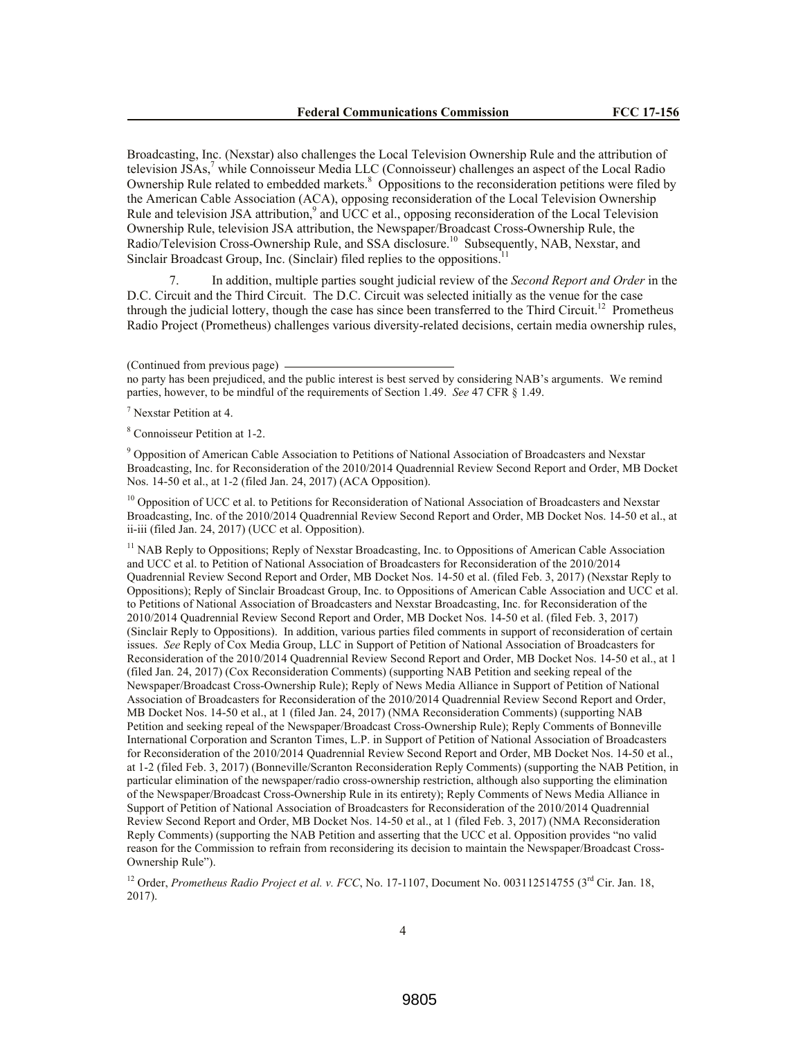Broadcasting, Inc. (Nexstar) also challenges the Local Television Ownership Rule and the attribution of television JSAs,[7] while Connoisseur Media LLC (Connoisseur) challenges an aspect of the Local Radio Ownership Rule related to embedded markets.[8] Oppositions to the reconsideration petitions were filed by the American Cable Association (ACA), opposing reconsideration of the Local Television Ownership Rule and television JSA attribution,[9] and UCC et al., opposing reconsideration of the Local Television Ownership Rule, television JSA attribution, the Newspaper/Broadcast Cross-Ownership Rule, the Radio/Television Cross-Ownership Rule, and SSA disclosure.[10] Subsequently, NAB, Nexstar, and Sinclair Broadcast Group, Inc. (Sinclair) filed replies to the oppositions.[11]

7. In addition, multiple parties sought judicial review of the *Second Report and Order* in the D.C. Circuit and the Third Circuit. The D.C. Circuit was selected initially as the venue for the case through the judicial lottery, though the case has since been transferred to the Third Circuit.[12] Prometheus Radio Project (Prometheus) challenges various diversity-related decisions, certain media ownership rules,

(Continued from previous page)

no party has been prejudiced, and the public interest is best served by considering NAB's arguments. We remind parties, however, to be mindful of the requirements of Section 1.49. *See* 47 CFR § 1.49.

[7] Nexstar Petition at 4.

[8] Connoisseur Petition at 1-2.

[9] Opposition of American Cable Association to Petitions of National Association of Broadcasters and Nexstar Broadcasting, Inc. for Reconsideration of the 2010/2014 Quadrennial Review Second Report and Order, MB Docket Nos. 14-50 et al., at 1-2 (filed Jan. 24, 2017) (ACA Opposition).

[10] Opposition of UCC et al. to Petitions for Reconsideration of National Association of Broadcasters and Nexstar Broadcasting, Inc. of the 2010/2014 Quadrennial Review Second Report and Order, MB Docket Nos. 14-50 et al., at ii-iii (filed Jan. 24, 2017) (UCC et al. Opposition).

[11] NAB Reply to Oppositions; Reply of Nexstar Broadcasting, Inc. to Oppositions of American Cable Association and UCC et al. to Petition of National Association of Broadcasters for Reconsideration of the 2010/2014 Quadrennial Review Second Report and Order, MB Docket Nos. 14-50 et al. (filed Feb. 3, 2017) (Nexstar Reply to Oppositions); Reply of Sinclair Broadcast Group, Inc. to Oppositions of American Cable Association and UCC et al. to Petitions of National Association of Broadcasters and Nexstar Broadcasting, Inc. for Reconsideration of the 2010/2014 Quadrennial Review Second Report and Order, MB Docket Nos. 14-50 et al. (filed Feb. 3, 2017) (Sinclair Reply to Oppositions). In addition, various parties filed comments in support of reconsideration of certain issues. *See* Reply of Cox Media Group, LLC in Support of Petition of National Association of Broadcasters for Reconsideration of the 2010/2014 Quadrennial Review Second Report and Order, MB Docket Nos. 14-50 et al., at 1 (filed Jan. 24, 2017) (Cox Reconsideration Comments) (supporting NAB Petition and seeking repeal of the Newspaper/Broadcast Cross-Ownership Rule); Reply of News Media Alliance in Support of Petition of National Association of Broadcasters for Reconsideration of the 2010/2014 Quadrennial Review Second Report and Order, MB Docket Nos. 14-50 et al., at 1 (filed Jan. 24, 2017) (NMA Reconsideration Comments) (supporting NAB Petition and seeking repeal of the Newspaper/Broadcast Cross-Ownership Rule); Reply Comments of Bonneville International Corporation and Scranton Times, L.P. in Support of Petition of National Association of Broadcasters for Reconsideration of the 2010/2014 Quadrennial Review Second Report and Order, MB Docket Nos. 14-50 et al., at 1-2 (filed Feb. 3, 2017) (Bonneville/Scranton Reconsideration Reply Comments) (supporting the NAB Petition, in particular elimination of the newspaper/radio cross-ownership restriction, although also supporting the elimination of the Newspaper/Broadcast Cross-Ownership Rule in its entirety); Reply Comments of News Media Alliance in Support of Petition of National Association of Broadcasters for Reconsideration of the 2010/2014 Quadrennial Review Second Report and Order, MB Docket Nos. 14-50 et al., at 1 (filed Feb. 3, 2017) (NMA Reconsideration Reply Comments) (supporting the NAB Petition and asserting that the UCC et al. Opposition provides "no valid reason for the Commission to refrain from reconsidering its decision to maintain the Newspaper/Broadcast Cross-Ownership Rule").

[12] Order, *Prometheus Radio Project et al. v. FCC*, No. 17-1107, Document No. 003112514755 (3rd Cir. Jan. 18, 2017).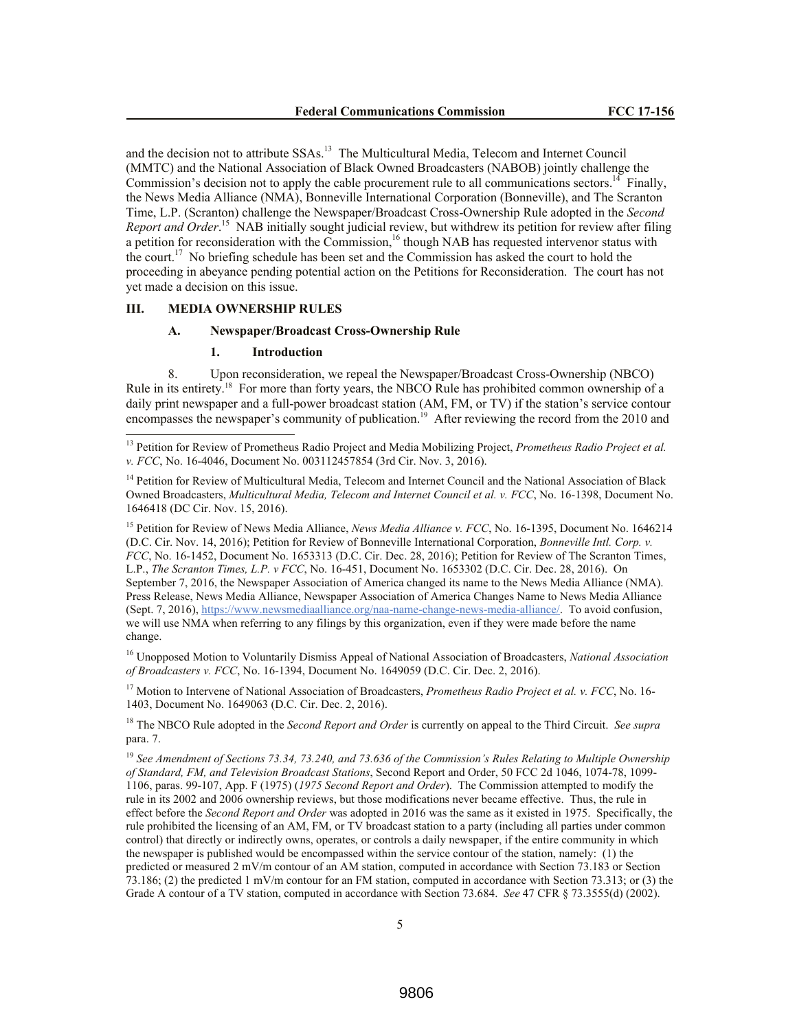and the decision not to attribute SSAs.[13] The Multicultural Media, Telecom and Internet Council (MMTC) and the National Association of Black Owned Broadcasters (NABOB) jointly challenge the Commission's decision not to apply the cable procurement rule to all communications sectors.[14] Finally, the News Media Alliance (NMA), Bonneville International Corporation (Bonneville), and The Scranton Time, L.P. (Scranton) challenge the Newspaper/Broadcast Cross-Ownership Rule adopted in the *Second Report and Order*.[15] NAB initially sought judicial review, but withdrew its petition for review after filing a petition for reconsideration with the Commission,[16] though NAB has requested intervenor status with the court.[17] No briefing schedule has been set and the Commission has asked the court to hold the proceeding in abeyance pending potential action on the Petitions for Reconsideration. The court has not yet made a decision on this issue.

## III. MEDIA OWNERSHIP RULES

### A. Newspaper/Broadcast Cross-Ownership Rule

#### 1. Introduction

8. Upon reconsideration, we repeal the Newspaper/Broadcast Cross-Ownership (NBCO) Rule in its entirety.[18] For more than forty years, the NBCO Rule has prohibited common ownership of a daily print newspaper and a full-power broadcast station (AM, FM, or TV) if the station's service contour encompasses the newspaper's community of publication.[19] After reviewing the record from the 2010 and

---

[13] Petition for Review of Prometheus Radio Project and Media Mobilizing Project, *Prometheus Radio Project et al. v. FCC*, No. 16-4046, Document No. 003112457854 (3rd Cir. Nov. 3, 2016).

[14] Petition for Review of Multicultural Media, Telecom and Internet Council and the National Association of Black Owned Broadcasters, *Multicultural Media, Telecom and Internet Council et al. v. FCC*, No. 16-1398, Document No. 1646418 (DC Cir. Nov. 15, 2016).

[15] Petition for Review of News Media Alliance, *News Media Alliance v. FCC*, No. 16-1395, Document No. 1646214 (D.C. Cir. Nov. 14, 2016); Petition for Review of Bonneville International Corporation, *Bonneville Intl. Corp. v. FCC*, No. 16-1452, Document No. 1653313 (D.C. Cir. Dec. 28, 2016); Petition for Review of The Scranton Times, L.P., *The Scranton Times, L.P. v FCC*, No. 16-451, Document No. 1653302 (D.C. Cir. Dec. 28, 2016). On September 7, 2016, the Newspaper Association of America changed its name to the News Media Alliance (NMA). Press Release, News Media Alliance, Newspaper Association of America Changes Name to News Media Alliance (Sept. 7, 2016), https://www.newsmediaalliance.org/naa-name-change-news-media-alliance/. To avoid confusion, we will use NMA when referring to any filings by this organization, even if they were made before the name change.

[16] Unopposed Motion to Voluntarily Dismiss Appeal of National Association of Broadcasters, *National Association of Broadcasters v. FCC*, No. 16-1394, Document No. 1649059 (D.C. Cir. Dec. 2, 2016).

[17] Motion to Intervene of National Association of Broadcasters, *Prometheus Radio Project et al. v. FCC*, No. 16-1403, Document No. 1649063 (D.C. Cir. Dec. 2, 2016).

[18] The NBCO Rule adopted in the *Second Report and Order* is currently on appeal to the Third Circuit. *See supra* para. 7.

[19] *See Amendment of Sections 73.34, 73.240, and 73.636 of the Commission's Rules Relating to Multiple Ownership of Standard, FM, and Television Broadcast Stations*, Second Report and Order, 50 FCC 2d 1046, 1074-78, 1099-1106, paras. 99-107, App. F (1975) (*1975 Second Report and Order*). The Commission attempted to modify the rule in its 2002 and 2006 ownership reviews, but those modifications never became effective. Thus, the rule in effect before the *Second Report and Order* was adopted in 2016 was the same as it existed in 1975. Specifically, the rule prohibited the licensing of an AM, FM, or TV broadcast station to a party (including all parties under common control) that directly or indirectly owns, operates, or controls a daily newspaper, if the entire community in which the newspaper is published would be encompassed within the service contour of the station, namely: (1) the predicted or measured 2 mV/m contour of an AM station, computed in accordance with Section 73.183 or Section 73.186; (2) the predicted 1 mV/m contour for an FM station, computed in accordance with Section 73.313; or (3) the Grade A contour of a TV station, computed in accordance with Section 73.684. *See* 47 CFR § 73.3555(d) (2002).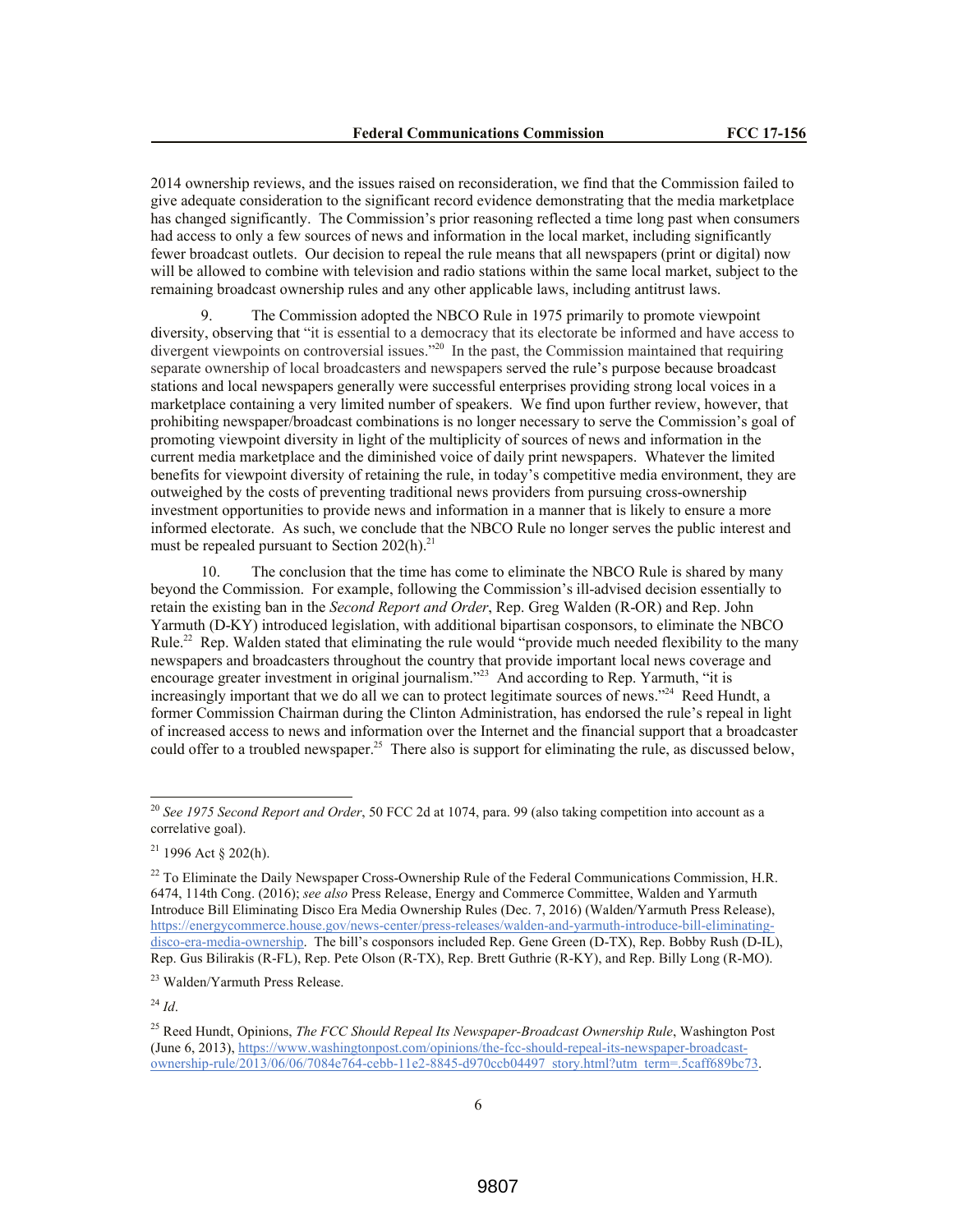2014 ownership reviews, and the issues raised on reconsideration, we find that the Commission failed to give adequate consideration to the significant record evidence demonstrating that the media marketplace has changed significantly. The Commission's prior reasoning reflected a time long past when consumers had access to only a few sources of news and information in the local market, including significantly fewer broadcast outlets. Our decision to repeal the rule means that all newspapers (print or digital) now will be allowed to combine with television and radio stations within the same local market, subject to the remaining broadcast ownership rules and any other applicable laws, including antitrust laws.

9. The Commission adopted the NBCO Rule in 1975 primarily to promote viewpoint diversity, observing that "it is essential to a democracy that its electorate be informed and have access to divergent viewpoints on controversial issues."[20] In the past, the Commission maintained that requiring separate ownership of local broadcasters and newspapers served the rule's purpose because broadcast stations and local newspapers generally were successful enterprises providing strong local voices in a marketplace containing a very limited number of speakers. We find upon further review, however, that prohibiting newspaper/broadcast combinations is no longer necessary to serve the Commission's goal of promoting viewpoint diversity in light of the multiplicity of sources of news and information in the current media marketplace and the diminished voice of daily print newspapers. Whatever the limited benefits for viewpoint diversity of retaining the rule, in today's competitive media environment, they are outweighed by the costs of preventing traditional news providers from pursuing cross-ownership investment opportunities to provide news and information in a manner that is likely to ensure a more informed electorate. As such, we conclude that the NBCO Rule no longer serves the public interest and must be repealed pursuant to Section 202(h).[21]

10. The conclusion that the time has come to eliminate the NBCO Rule is shared by many beyond the Commission. For example, following the Commission's ill-advised decision essentially to retain the existing ban in the *Second Report and Order*, Rep. Greg Walden (R-OR) and Rep. John Yarmuth (D-KY) introduced legislation, with additional bipartisan cosponsors, to eliminate the NBCO Rule.[22] Rep. Walden stated that eliminating the rule would "provide much needed flexibility to the many newspapers and broadcasters throughout the country that provide important local news coverage and encourage greater investment in original journalism."[23] And according to Rep. Yarmuth, "it is increasingly important that we do all we can to protect legitimate sources of news."[24] Reed Hundt, a former Commission Chairman during the Clinton Administration, has endorsed the rule's repeal in light of increased access to news and information over the Internet and the financial support that a broadcaster could offer to a troubled newspaper.[25] There also is support for eliminating the rule, as discussed below,

---

[20] *See 1975 Second Report and Order*, 50 FCC 2d at 1074, para. 99 (also taking competition into account as a correlative goal).

[21] 1996 Act § 202(h).

[22] To Eliminate the Daily Newspaper Cross-Ownership Rule of the Federal Communications Commission, H.R. 6474, 114th Cong. (2016); *see also* Press Release, Energy and Commerce Committee, Walden and Yarmuth Introduce Bill Eliminating Disco Era Media Ownership Rules (Dec. 7, 2016) (Walden/Yarmuth Press Release), https://energycommerce.house.gov/news-center/press-releases/walden-and-yarmuth-introduce-bill-eliminating-disco-era-media-ownership. The bill's cosponsors included Rep. Gene Green (D-TX), Rep. Bobby Rush (D-IL), Rep. Gus Bilirakis (R-FL), Rep. Pete Olson (R-TX), Rep. Brett Guthrie (R-KY), and Rep. Billy Long (R-MO).

[23] Walden/Yarmuth Press Release.

[24] *Id*.

[25] Reed Hundt, Opinions, *The FCC Should Repeal Its Newspaper-Broadcast Ownership Rule*, Washington Post (June 6, 2013), https://www.washingtonpost.com/opinions/the-fcc-should-repeal-its-newspaper-broadcast-ownership-rule/2013/06/06/7084e764-cebb-11e2-8845-d970ccb04497_story.html?utm_term=.5caff689bc73.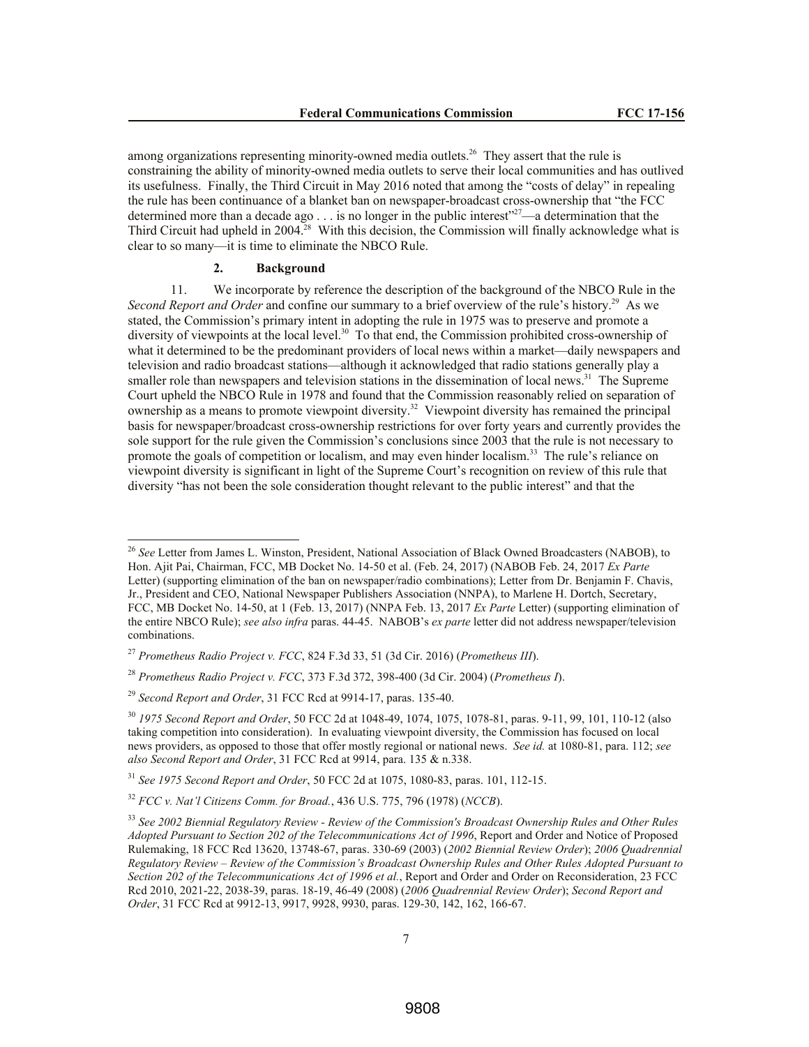among organizations representing minority-owned media outlets.[26] They assert that the rule is constraining the ability of minority-owned media outlets to serve their local communities and has outlived its usefulness. Finally, the Third Circuit in May 2016 noted that among the "costs of delay" in repealing the rule has been continuance of a blanket ban on newspaper-broadcast cross-ownership that "the FCC determined more than a decade ago . . . is no longer in the public interest"[27]—a determination that the Third Circuit had upheld in 2004.[28] With this decision, the Commission will finally acknowledge what is clear to so many—it is time to eliminate the NBCO Rule.

### 2. Background

11. We incorporate by reference the description of the background of the NBCO Rule in the *Second Report and Order* and confine our summary to a brief overview of the rule's history.[29] As we stated, the Commission's primary intent in adopting the rule in 1975 was to preserve and promote a diversity of viewpoints at the local level.[30] To that end, the Commission prohibited cross-ownership of what it determined to be the predominant providers of local news within a market—daily newspapers and television and radio broadcast stations—although it acknowledged that radio stations generally play a smaller role than newspapers and television stations in the dissemination of local news.[31] The Supreme Court upheld the NBCO Rule in 1978 and found that the Commission reasonably relied on separation of ownership as a means to promote viewpoint diversity.[32] Viewpoint diversity has remained the principal basis for newspaper/broadcast cross-ownership restrictions for over forty years and currently provides the sole support for the rule given the Commission's conclusions since 2003 that the rule is not necessary to promote the goals of competition or localism, and may even hinder localism.[33] The rule's reliance on viewpoint diversity is significant in light of the Supreme Court's recognition on review of this rule that diversity "has not been the sole consideration thought relevant to the public interest" and that the

---

[26] *See* Letter from James L. Winston, President, National Association of Black Owned Broadcasters (NABOB), to Hon. Ajit Pai, Chairman, FCC, MB Docket No. 14-50 et al. (Feb. 24, 2017) (NABOB Feb. 24, 2017 *Ex Parte* Letter) (supporting elimination of the ban on newspaper/radio combinations); Letter from Dr. Benjamin F. Chavis, Jr., President and CEO, National Newspaper Publishers Association (NNPA), to Marlene H. Dortch, Secretary, FCC, MB Docket No. 14-50, at 1 (Feb. 13, 2017) (NNPA Feb. 13, 2017 *Ex Parte* Letter) (supporting elimination of the entire NBCO Rule); *see also infra* paras. 44-45. NABOB's *ex parte* letter did not address newspaper/television combinations.

[27] *Prometheus Radio Project v. FCC*, 824 F.3d 33, 51 (3d Cir. 2016) (*Prometheus III*).

[28] *Prometheus Radio Project v. FCC*, 373 F.3d 372, 398-400 (3d Cir. 2004) (*Prometheus I*).

[29] *Second Report and Order*, 31 FCC Rcd at 9914-17, paras. 135-40.

[30] *1975 Second Report and Order*, 50 FCC 2d at 1048-49, 1074, 1075, 1078-81, paras. 9-11, 99, 101, 110-12 (also taking competition into consideration). In evaluating viewpoint diversity, the Commission has focused on local news providers, as opposed to those that offer mostly regional or national news. *See id.* at 1080-81, para. 112; *see also Second Report and Order*, 31 FCC Rcd at 9914, para. 135 & n.338.

[31] *See 1975 Second Report and Order*, 50 FCC 2d at 1075, 1080-83, paras. 101, 112-15.

[32] *FCC v. Nat'l Citizens Comm. for Broad.*, 436 U.S. 775, 796 (1978) (*NCCB*).

[33] *See 2002 Biennial Regulatory Review - Review of the Commission's Broadcast Ownership Rules and Other Rules Adopted Pursuant to Section 202 of the Telecommunications Act of 1996*, Report and Order and Notice of Proposed Rulemaking, 18 FCC Rcd 13620, 13748-67, paras. 330-69 (2003) (*2002 Biennial Review Order*); *2006 Quadrennial Regulatory Review – Review of the Commission's Broadcast Ownership Rules and Other Rules Adopted Pursuant to Section 202 of the Telecommunications Act of 1996 et al.*, Report and Order and Order on Reconsideration, 23 FCC Rcd 2010, 2021-22, 2038-39, paras. 18-19, 46-49 (2008) (*2006 Quadrennial Review Order*); *Second Report and Order*, 31 FCC Rcd at 9912-13, 9917, 9928, 9930, paras. 129-30, 142, 162, 166-67.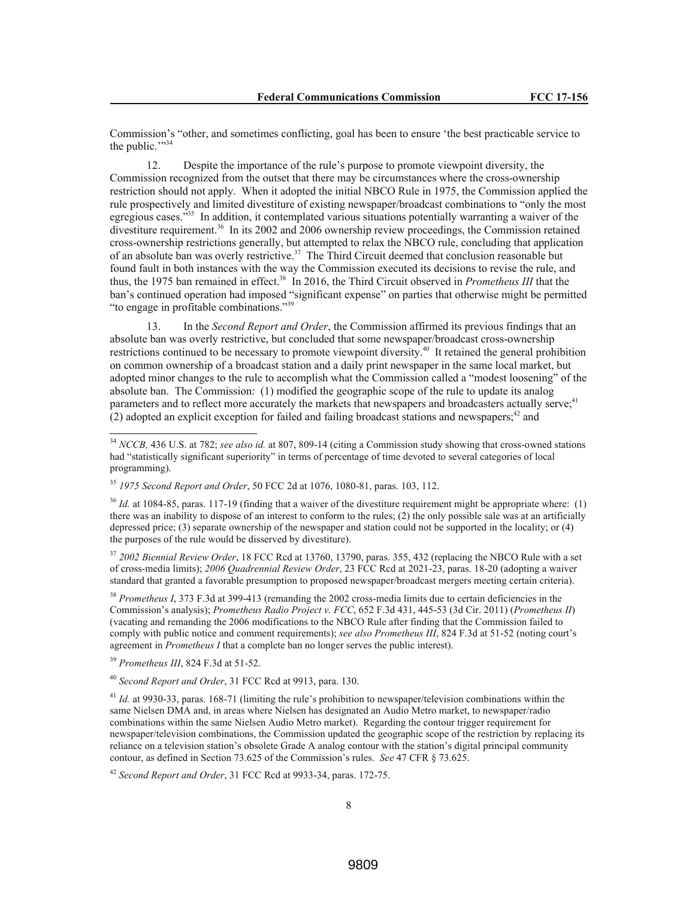Commission's "other, and sometimes conflicting, goal has been to ensure 'the best practicable service to the public.'"[34]

12. Despite the importance of the rule's purpose to promote viewpoint diversity, the Commission recognized from the outset that there may be circumstances where the cross-ownership restriction should not apply. When it adopted the initial NBCO Rule in 1975, the Commission applied the rule prospectively and limited divestiture of existing newspaper/broadcast combinations to "only the most egregious cases."[35] In addition, it contemplated various situations potentially warranting a waiver of the divestiture requirement.[36] In its 2002 and 2006 ownership review proceedings, the Commission retained cross-ownership restrictions generally, but attempted to relax the NBCO rule, concluding that application of an absolute ban was overly restrictive.[37] The Third Circuit deemed that conclusion reasonable but found fault in both instances with the way the Commission executed its decisions to revise the rule, and thus, the 1975 ban remained in effect.[38] In 2016, the Third Circuit observed in *Prometheus III* that the ban's continued operation had imposed "significant expense" on parties that otherwise might be permitted "to engage in profitable combinations."[39]

13. In the *Second Report and Order*, the Commission affirmed its previous findings that an absolute ban was overly restrictive, but concluded that some newspaper/broadcast cross-ownership restrictions continued to be necessary to promote viewpoint diversity.[40] It retained the general prohibition on common ownership of a broadcast station and a daily print newspaper in the same local market, but adopted minor changes to the rule to accomplish what the Commission called a "modest loosening" of the absolute ban. The Commission: (1) modified the geographic scope of the rule to update its analog parameters and to reflect more accurately the markets that newspapers and broadcasters actually serve;[41] (2) adopted an explicit exception for failed and failing broadcast stations and newspapers;[42] and

---

[34] *NCCB,* 436 U.S. at 782; *see also id.* at 807, 809-14 (citing a Commission study showing that cross-owned stations had "statistically significant superiority" in terms of percentage of time devoted to several categories of local programming).

[35] *1975 Second Report and Order*, 50 FCC 2d at 1076, 1080-81, paras. 103, 112.

[36] *Id.* at 1084-85, paras. 117-19 (finding that a waiver of the divestiture requirement might be appropriate where: (1) there was an inability to dispose of an interest to conform to the rules; (2) the only possible sale was at an artificially depressed price; (3) separate ownership of the newspaper and station could not be supported in the locality; or (4) the purposes of the rule would be disserved by divestiture).

[37] *2002 Biennial Review Order*, 18 FCC Rcd at 13760, 13790, paras. 355, 432 (replacing the NBCO Rule with a set of cross-media limits); *2006 Quadrennial Review Order*, 23 FCC Rcd at 2021-23, paras. 18-20 (adopting a waiver standard that granted a favorable presumption to proposed newspaper/broadcast mergers meeting certain criteria).

[38] *Prometheus I*, 373 F.3d at 399-413 (remanding the 2002 cross-media limits due to certain deficiencies in the Commission's analysis); *Prometheus Radio Project v. FCC*, 652 F.3d 431, 445-53 (3d Cir. 2011) (*Prometheus II*) (vacating and remanding the 2006 modifications to the NBCO Rule after finding that the Commission failed to comply with public notice and comment requirements); *see also Prometheus III*, 824 F.3d at 51-52 (noting court's agreement in *Prometheus I* that a complete ban no longer serves the public interest).

[39] *Prometheus III*, 824 F.3d at 51-52.

[40] *Second Report and Order*, 31 FCC Rcd at 9913, para. 130.

[41] *Id.* at 9930-33, paras. 168-71 (limiting the rule's prohibition to newspaper/television combinations within the same Nielsen DMA and, in areas where Nielsen has designated an Audio Metro market, to newspaper/radio combinations within the same Nielsen Audio Metro market). Regarding the contour trigger requirement for newspaper/television combinations, the Commission updated the geographic scope of the restriction by replacing its reliance on a television station's obsolete Grade A analog contour with the station's digital principal community contour, as defined in Section 73.625 of the Commission's rules. *See* 47 CFR § 73.625.

[42] *Second Report and Order*, 31 FCC Rcd at 9933-34, paras. 172-75.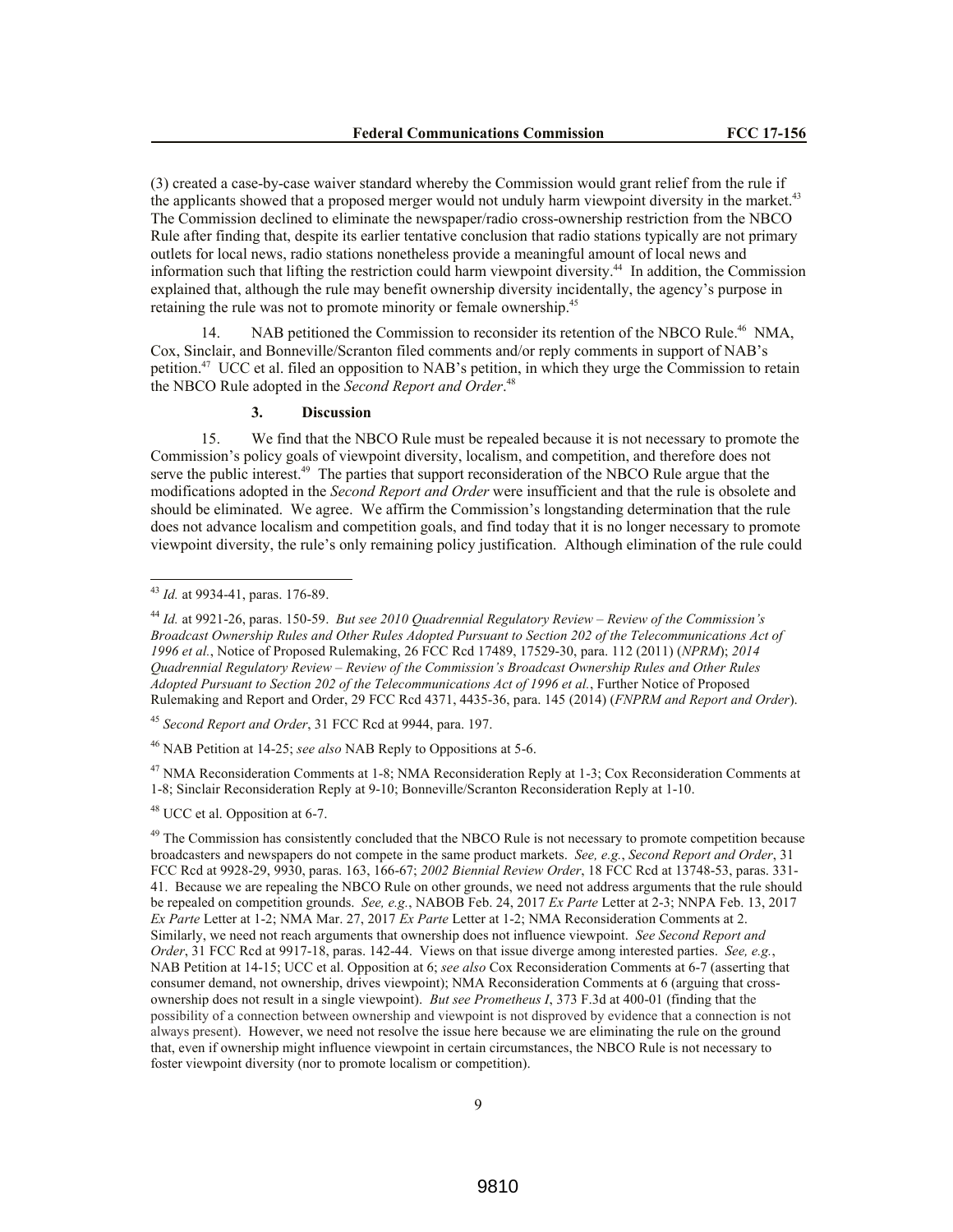(3) created a case-by-case waiver standard whereby the Commission would grant relief from the rule if the applicants showed that a proposed merger would not unduly harm viewpoint diversity in the market.[43] The Commission declined to eliminate the newspaper/radio cross-ownership restriction from the NBCO Rule after finding that, despite its earlier tentative conclusion that radio stations typically are not primary outlets for local news, radio stations nonetheless provide a meaningful amount of local news and information such that lifting the restriction could harm viewpoint diversity.[44] In addition, the Commission explained that, although the rule may benefit ownership diversity incidentally, the agency's purpose in retaining the rule was not to promote minority or female ownership.[45]

14. NAB petitioned the Commission to reconsider its retention of the NBCO Rule.[46] NMA, Cox, Sinclair, and Bonneville/Scranton filed comments and/or reply comments in support of NAB's petition.[47] UCC et al. filed an opposition to NAB's petition, in which they urge the Commission to retain the NBCO Rule adopted in the *Second Report and Order*.[48]

### 3. Discussion

15. We find that the NBCO Rule must be repealed because it is not necessary to promote the Commission's policy goals of viewpoint diversity, localism, and competition, and therefore does not serve the public interest.[49] The parties that support reconsideration of the NBCO Rule argue that the modifications adopted in the *Second Report and Order* were insufficient and that the rule is obsolete and should be eliminated. We agree. We affirm the Commission's longstanding determination that the rule does not advance localism and competition goals, and find today that it is no longer necessary to promote viewpoint diversity, the rule's only remaining policy justification. Although elimination of the rule could

---

[43] *Id.* at 9934-41, paras. 176-89.

[44] *Id.* at 9921-26, paras. 150-59. *But see 2010 Quadrennial Regulatory Review – Review of the Commission's Broadcast Ownership Rules and Other Rules Adopted Pursuant to Section 202 of the Telecommunications Act of 1996 et al.*, Notice of Proposed Rulemaking, 26 FCC Rcd 17489, 17529-30, para. 112 (2011) (*NPRM*); *2014 Quadrennial Regulatory Review – Review of the Commission's Broadcast Ownership Rules and Other Rules Adopted Pursuant to Section 202 of the Telecommunications Act of 1996 et al.*, Further Notice of Proposed Rulemaking and Report and Order, 29 FCC Rcd 4371, 4435-36, para. 145 (2014) (*FNPRM and Report and Order*).

[45] *Second Report and Order*, 31 FCC Rcd at 9944, para. 197.

[46] NAB Petition at 14-25; *see also* NAB Reply to Oppositions at 5-6.

[47] NMA Reconsideration Comments at 1-8; NMA Reconsideration Reply at 1-3; Cox Reconsideration Comments at 1-8; Sinclair Reconsideration Reply at 9-10; Bonneville/Scranton Reconsideration Reply at 1-10.

[48] UCC et al. Opposition at 6-7.

[49] The Commission has consistently concluded that the NBCO Rule is not necessary to promote competition because broadcasters and newspapers do not compete in the same product markets. *See, e.g.*, *Second Report and Order*, 31 FCC Rcd at 9928-29, 9930, paras. 163, 166-67; *2002 Biennial Review Order*, 18 FCC Rcd at 13748-53, paras. 331-41. Because we are repealing the NBCO Rule on other grounds, we need not address arguments that the rule should be repealed on competition grounds. *See, e.g.*, NABOB Feb. 24, 2017 *Ex Parte* Letter at 2-3; NNPA Feb. 13, 2017 *Ex Parte* Letter at 1-2; NMA Mar. 27, 2017 *Ex Parte* Letter at 1-2; NMA Reconsideration Comments at 2. Similarly, we need not reach arguments that ownership does not influence viewpoint. *See Second Report and Order*, 31 FCC Rcd at 9917-18, paras. 142-44. Views on that issue diverge among interested parties. *See, e.g.*, NAB Petition at 14-15; UCC et al. Opposition at 6; *see also* Cox Reconsideration Comments at 6-7 (asserting that consumer demand, not ownership, drives viewpoint); NMA Reconsideration Comments at 6 (arguing that cross-ownership does not result in a single viewpoint). *But see Prometheus I*, 373 F.3d at 400-01 (finding that the possibility of a connection between ownership and viewpoint is not disproved by evidence that a connection is not always present). However, we need not resolve the issue here because we are eliminating the rule on the ground that, even if ownership might influence viewpoint in certain circumstances, the NBCO Rule is not necessary to foster viewpoint diversity (nor to promote localism or competition).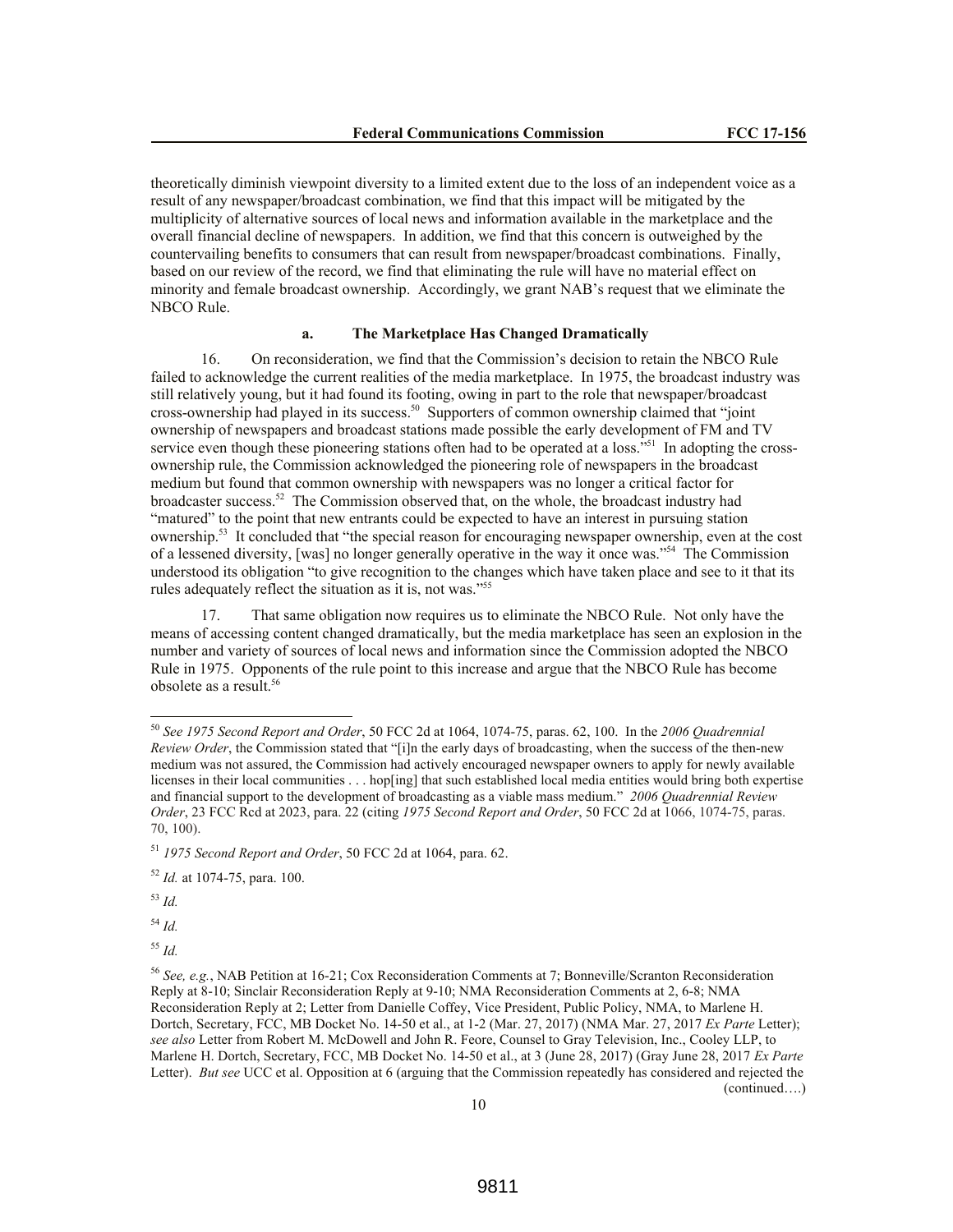theoretically diminish viewpoint diversity to a limited extent due to the loss of an independent voice as a result of any newspaper/broadcast combination, we find that this impact will be mitigated by the multiplicity of alternative sources of local news and information available in the marketplace and the overall financial decline of newspapers. In addition, we find that this concern is outweighed by the countervailing benefits to consumers that can result from newspaper/broadcast combinations. Finally, based on our review of the record, we find that eliminating the rule will have no material effect on minority and female broadcast ownership. Accordingly, we grant NAB's request that we eliminate the NBCO Rule.

#### a. The Marketplace Has Changed Dramatically

16. On reconsideration, we find that the Commission's decision to retain the NBCO Rule failed to acknowledge the current realities of the media marketplace. In 1975, the broadcast industry was still relatively young, but it had found its footing, owing in part to the role that newspaper/broadcast cross-ownership had played in its success.[50] Supporters of common ownership claimed that "joint ownership of newspapers and broadcast stations made possible the early development of FM and TV service even though these pioneering stations often had to be operated at a loss."[51] In adopting the cross-ownership rule, the Commission acknowledged the pioneering role of newspapers in the broadcast medium but found that common ownership with newspapers was no longer a critical factor for broadcaster success.[52] The Commission observed that, on the whole, the broadcast industry had "matured" to the point that new entrants could be expected to have an interest in pursuing station ownership.[53] It concluded that "the special reason for encouraging newspaper ownership, even at the cost of a lessened diversity, [was] no longer generally operative in the way it once was."[54] The Commission understood its obligation "to give recognition to the changes which have taken place and see to it that its rules adequately reflect the situation as it is, not was."[55]

17. That same obligation now requires us to eliminate the NBCO Rule. Not only have the means of accessing content changed dramatically, but the media marketplace has seen an explosion in the number and variety of sources of local news and information since the Commission adopted the NBCO Rule in 1975. Opponents of the rule point to this increase and argue that the NBCO Rule has become obsolete as a result.[56]

---

[50] *See 1975 Second Report and Order*, 50 FCC 2d at 1064, 1074-75, paras. 62, 100. In the *2006 Quadrennial Review Order*, the Commission stated that "[i]n the early days of broadcasting, when the success of the then-new medium was not assured, the Commission had actively encouraged newspaper owners to apply for newly available licenses in their local communities . . . hop[ing] that such established local media entities would bring both expertise and financial support to the development of broadcasting as a viable mass medium." *2006 Quadrennial Review Order*, 23 FCC Rcd at 2023, para. 22 (citing *1975 Second Report and Order*, 50 FCC 2d at 1066, 1074-75, paras. 70, 100).

[51] *1975 Second Report and Order*, 50 FCC 2d at 1064, para. 62.

[52] *Id.* at 1074-75, para. 100.

[53] *Id.*

[54] *Id.*

[55] *Id.*

[56] *See, e.g.*, NAB Petition at 16-21; Cox Reconsideration Comments at 7; Bonneville/Scranton Reconsideration Reply at 8-10; Sinclair Reconsideration Reply at 9-10; NMA Reconsideration Comments at 2, 6-8; NMA Reconsideration Reply at 2; Letter from Danielle Coffey, Vice President, Public Policy, NMA, to Marlene H. Dortch, Secretary, FCC, MB Docket No. 14-50 et al., at 1-2 (Mar. 27, 2017) (NMA Mar. 27, 2017 *Ex Parte* Letter); *see also* Letter from Robert M. McDowell and John R. Feore, Counsel to Gray Television, Inc., Cooley LLP, to Marlene H. Dortch, Secretary, FCC, MB Docket No. 14-50 et al., at 3 (June 28, 2017) (Gray June 28, 2017 *Ex Parte* Letter). *But see* UCC et al. Opposition at 6 (arguing that the Commission repeatedly has considered and rejected the (continued….)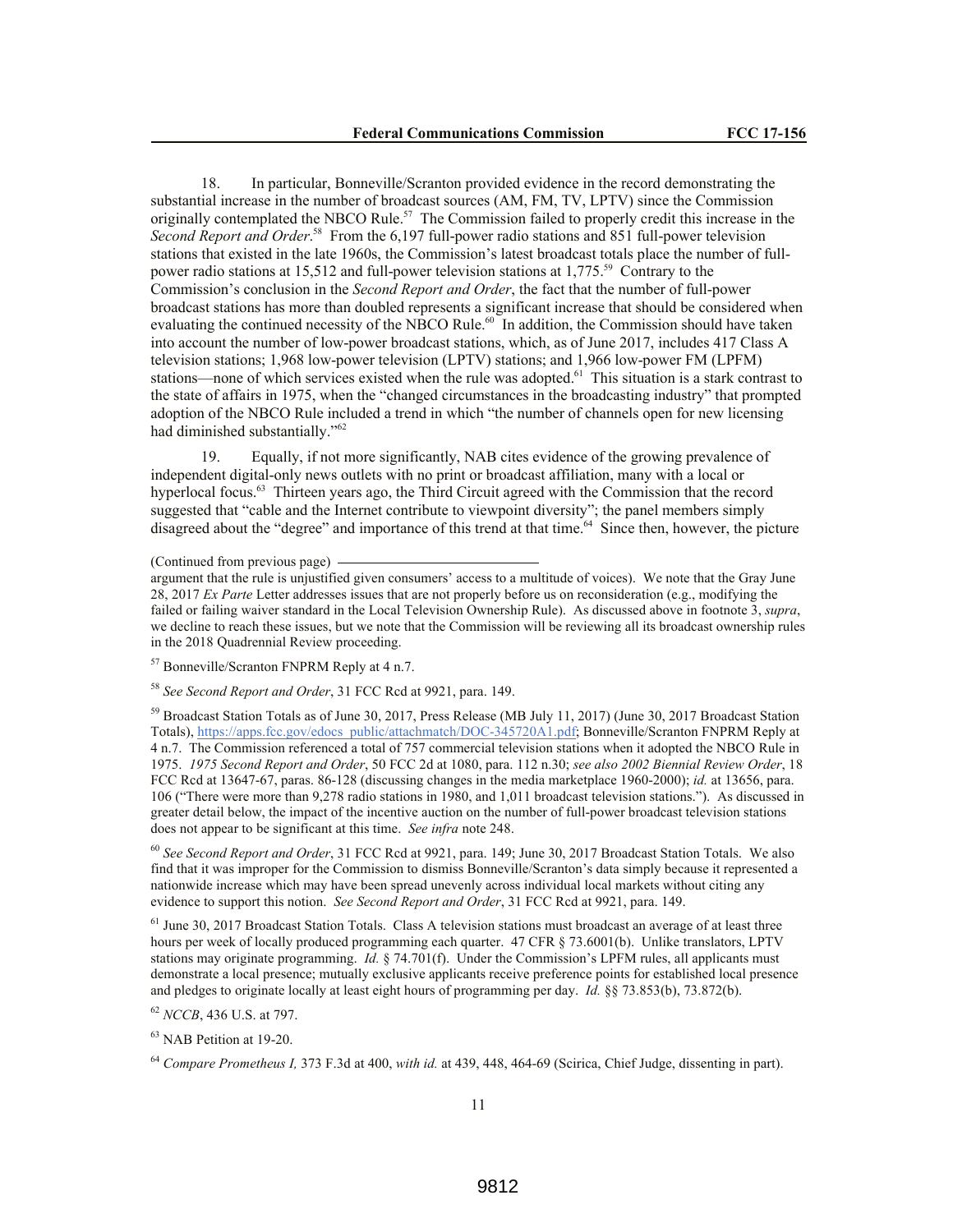18. In particular, Bonneville/Scranton provided evidence in the record demonstrating the substantial increase in the number of broadcast sources (AM, FM, TV, LPTV) since the Commission originally contemplated the NBCO Rule.[57] The Commission failed to properly credit this increase in the *Second Report and Order*.[58] From the 6,197 full-power radio stations and 851 full-power television stations that existed in the late 1960s, the Commission's latest broadcast totals place the number of full-power radio stations at 15,512 and full-power television stations at 1,775.[59] Contrary to the Commission's conclusion in the *Second Report and Order*, the fact that the number of full-power broadcast stations has more than doubled represents a significant increase that should be considered when evaluating the continued necessity of the NBCO Rule.[60] In addition, the Commission should have taken into account the number of low-power broadcast stations, which, as of June 2017, includes 417 Class A television stations; 1,968 low-power television (LPTV) stations; and 1,966 low-power FM (LPFM) stations—none of which services existed when the rule was adopted.[61] This situation is a stark contrast to the state of affairs in 1975, when the "changed circumstances in the broadcasting industry" that prompted adoption of the NBCO Rule included a trend in which "the number of channels open for new licensing had diminished substantially."[62]

19. Equally, if not more significantly, NAB cites evidence of the growing prevalence of independent digital-only news outlets with no print or broadcast affiliation, many with a local or hyperlocal focus.[63] Thirteen years ago, the Third Circuit agreed with the Commission that the record suggested that "cable and the Internet contribute to viewpoint diversity"; the panel members simply disagreed about the "degree" and importance of this trend at that time.[64] Since then, however, the picture

(Continued from previous page)

argument that the rule is unjustified given consumers' access to a multitude of voices). We note that the Gray June 28, 2017 *Ex Parte* Letter addresses issues that are not properly before us on reconsideration (e.g., modifying the failed or failing waiver standard in the Local Television Ownership Rule). As discussed above in footnote 3, *supra*, we decline to reach these issues, but we note that the Commission will be reviewing all its broadcast ownership rules in the 2018 Quadrennial Review proceeding.

[57] Bonneville/Scranton FNPRM Reply at 4 n.7.

[58] *See Second Report and Order*, 31 FCC Rcd at 9921, para. 149.

[59] Broadcast Station Totals as of June 30, 2017, Press Release (MB July 11, 2017) (June 30, 2017 Broadcast Station Totals), https://apps.fcc.gov/edocs_public/attachmatch/DOC-345720A1.pdf; Bonneville/Scranton FNPRM Reply at 4 n.7. The Commission referenced a total of 757 commercial television stations when it adopted the NBCO Rule in 1975. *1975 Second Report and Order*, 50 FCC 2d at 1080, para. 112 n.30; *see also 2002 Biennial Review Order*, 18 FCC Rcd at 13647-67, paras. 86-128 (discussing changes in the media marketplace 1960-2000); *id.* at 13656, para. 106 ("There were more than 9,278 radio stations in 1980, and 1,011 broadcast television stations."). As discussed in greater detail below, the impact of the incentive auction on the number of full-power broadcast television stations does not appear to be significant at this time. *See infra* note 248.

[60] *See Second Report and Order*, 31 FCC Rcd at 9921, para. 149; June 30, 2017 Broadcast Station Totals. We also find that it was improper for the Commission to dismiss Bonneville/Scranton's data simply because it represented a nationwide increase which may have been spread unevenly across individual local markets without citing any evidence to support this notion. *See Second Report and Order*, 31 FCC Rcd at 9921, para. 149.

[61] June 30, 2017 Broadcast Station Totals. Class A television stations must broadcast an average of at least three hours per week of locally produced programming each quarter. 47 CFR § 73.6001(b). Unlike translators, LPTV stations may originate programming. *Id.* § 74.701(f). Under the Commission's LPFM rules, all applicants must demonstrate a local presence; mutually exclusive applicants receive preference points for established local presence and pledges to originate locally at least eight hours of programming per day. *Id.* §§ 73.853(b), 73.872(b).

[62] *NCCB*, 436 U.S. at 797.

[63] NAB Petition at 19-20.

[64] *Compare Prometheus I,* 373 F.3d at 400, *with id.* at 439, 448, 464-69 (Scirica, Chief Judge, dissenting in part).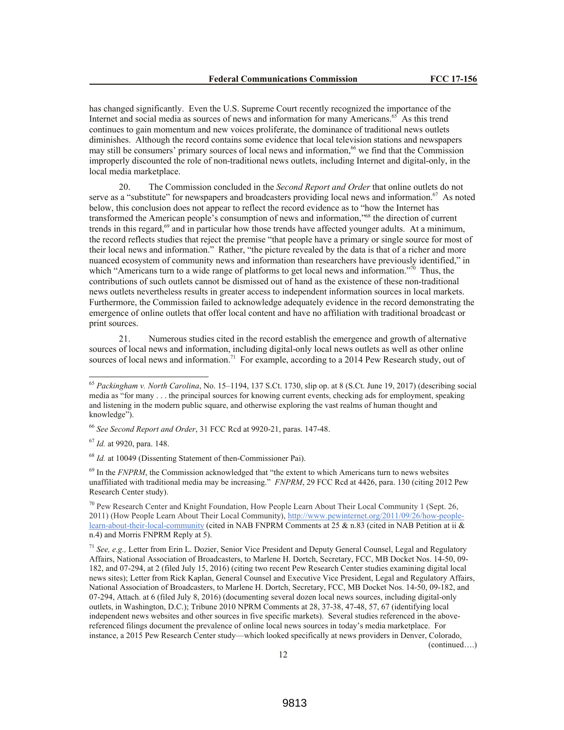has changed significantly. Even the U.S. Supreme Court recently recognized the importance of the Internet and social media as sources of news and information for many Americans.[65] As this trend continues to gain momentum and new voices proliferate, the dominance of traditional news outlets diminishes. Although the record contains some evidence that local television stations and newspapers may still be consumers' primary sources of local news and information,[66] we find that the Commission improperly discounted the role of non-traditional news outlets, including Internet and digital-only, in the local media marketplace.

20. The Commission concluded in the *Second Report and Order* that online outlets do not serve as a "substitute" for newspapers and broadcasters providing local news and information.[67] As noted below, this conclusion does not appear to reflect the record evidence as to "how the Internet has transformed the American people's consumption of news and information,"[68] the direction of current trends in this regard,[69] and in particular how those trends have affected younger adults. At a minimum, the record reflects studies that reject the premise "that people have a primary or single source for most of their local news and information." Rather, "the picture revealed by the data is that of a richer and more nuanced ecosystem of community news and information than researchers have previously identified," in which "Americans turn to a wide range of platforms to get local news and information."[70] Thus, the contributions of such outlets cannot be dismissed out of hand as the existence of these non-traditional news outlets nevertheless results in greater access to independent information sources in local markets. Furthermore, the Commission failed to acknowledge adequately evidence in the record demonstrating the emergence of online outlets that offer local content and have no affiliation with traditional broadcast or print sources.

21. Numerous studies cited in the record establish the emergence and growth of alternative sources of local news and information, including digital-only local news outlets as well as other online sources of local news and information.[71] For example, according to a 2014 Pew Research study, out of

---

[65] *Packingham v. North Carolina*, No. 15–1194, 137 S.Ct. 1730, slip op. at 8 (S.Ct. June 19, 2017) (describing social media as "for many . . . the principal sources for knowing current events, checking ads for employment, speaking and listening in the modern public square, and otherwise exploring the vast realms of human thought and knowledge").

[66] *See Second Report and Order*, 31 FCC Rcd at 9920-21, paras. 147-48.

[67] *Id.* at 9920, para. 148.

[68] *Id.* at 10049 (Dissenting Statement of then-Commissioner Pai).

[69] In the *FNPRM*, the Commission acknowledged that "the extent to which Americans turn to news websites unaffiliated with traditional media may be increasing." *FNPRM*, 29 FCC Rcd at 4426, para. 130 (citing 2012 Pew Research Center study).

[70] Pew Research Center and Knight Foundation, How People Learn About Their Local Community 1 (Sept. 26, 2011) (How People Learn About Their Local Community), http://www.pewinternet.org/2011/09/26/how-people-learn-about-their-local-community (cited in NAB FNPRM Comments at 25 & n.83 (cited in NAB Petition at ii & n.4) and Morris FNPRM Reply at 5).

[71] *See, e.g.,* Letter from Erin L. Dozier, Senior Vice President and Deputy General Counsel, Legal and Regulatory Affairs, National Association of Broadcasters, to Marlene H. Dortch, Secretary, FCC, MB Docket Nos. 14-50, 09-182, and 07-294, at 2 (filed July 15, 2016) (citing two recent Pew Research Center studies examining digital local news sites); Letter from Rick Kaplan, General Counsel and Executive Vice President, Legal and Regulatory Affairs, National Association of Broadcasters, to Marlene H. Dortch, Secretary, FCC, MB Docket Nos. 14-50, 09-182, and 07-294, Attach. at 6 (filed July 8, 2016) (documenting several dozen local news sources, including digital-only outlets, in Washington, D.C.); Tribune 2010 NPRM Comments at 28, 37-38, 47-48, 57, 67 (identifying local independent news websites and other sources in five specific markets). Several studies referenced in the above-referenced filings document the prevalence of online local news sources in today's media marketplace. For instance, a 2015 Pew Research Center study—which looked specifically at news providers in Denver, Colorado,

(continued….)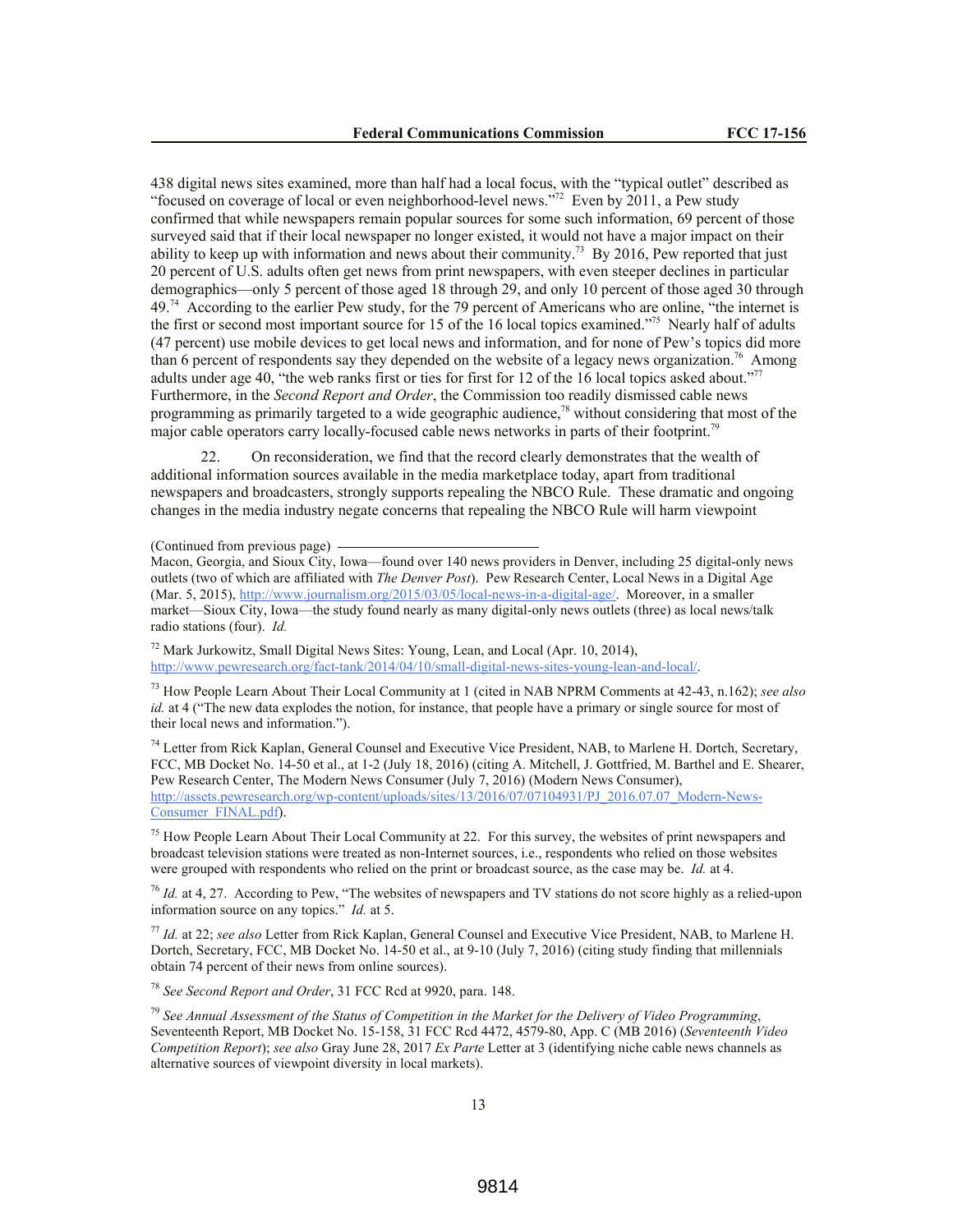438 digital news sites examined, more than half had a local focus, with the "typical outlet" described as "focused on coverage of local or even neighborhood-level news."[72] Even by 2011, a Pew study confirmed that while newspapers remain popular sources for some such information, 69 percent of those surveyed said that if their local newspaper no longer existed, it would not have a major impact on their ability to keep up with information and news about their community.[73] By 2016, Pew reported that just 20 percent of U.S. adults often get news from print newspapers, with even steeper declines in particular demographics—only 5 percent of those aged 18 through 29, and only 10 percent of those aged 30 through 49.[74] According to the earlier Pew study, for the 79 percent of Americans who are online, "the internet is the first or second most important source for 15 of the 16 local topics examined."[75] Nearly half of adults (47 percent) use mobile devices to get local news and information, and for none of Pew's topics did more than 6 percent of respondents say they depended on the website of a legacy news organization.[76] Among adults under age 40, "the web ranks first or ties for first for 12 of the 16 local topics asked about."[77] Furthermore, in the *Second Report and Order*, the Commission too readily dismissed cable news programming as primarily targeted to a wide geographic audience,[78] without considering that most of the major cable operators carry locally-focused cable news networks in parts of their footprint.[79]

22. On reconsideration, we find that the record clearly demonstrates that the wealth of additional information sources available in the media marketplace today, apart from traditional newspapers and broadcasters, strongly supports repealing the NBCO Rule. These dramatic and ongoing changes in the media industry negate concerns that repealing the NBCO Rule will harm viewpoint

---

(Continued from previous page)

Macon, Georgia, and Sioux City, Iowa—found over 140 news providers in Denver, including 25 digital-only news outlets (two of which are affiliated with *The Denver Post*). Pew Research Center, Local News in a Digital Age (Mar. 5, 2015), http://www.journalism.org/2015/03/05/local-news-in-a-digital-age/. Moreover, in a smaller market—Sioux City, Iowa—the study found nearly as many digital-only news outlets (three) as local news/talk radio stations (four). *Id.*

[72] Mark Jurkowitz, Small Digital News Sites: Young, Lean, and Local (Apr. 10, 2014), http://www.pewresearch.org/fact-tank/2014/04/10/small-digital-news-sites-young-lean-and-local/.

[73] How People Learn About Their Local Community at 1 (cited in NAB NPRM Comments at 42-43, n.162); *see also id.* at 4 ("The new data explodes the notion, for instance, that people have a primary or single source for most of their local news and information.").

[74] Letter from Rick Kaplan, General Counsel and Executive Vice President, NAB, to Marlene H. Dortch, Secretary, FCC, MB Docket No. 14-50 et al., at 1-2 (July 18, 2016) (citing A. Mitchell, J. Gottfried, M. Barthel and E. Shearer, Pew Research Center, The Modern News Consumer (July 7, 2016) (Modern News Consumer), http://assets.pewresearch.org/wp-content/uploads/sites/13/2016/07/07104931/PJ_2016.07.07_Modern-News-Consumer_FINAL.pdf).

[75] How People Learn About Their Local Community at 22. For this survey, the websites of print newspapers and broadcast television stations were treated as non-Internet sources, i.e., respondents who relied on those websites were grouped with respondents who relied on the print or broadcast source, as the case may be. *Id.* at 4.

[76] *Id.* at 4, 27. According to Pew, "The websites of newspapers and TV stations do not score highly as a relied-upon information source on any topics." *Id.* at 5.

[77] *Id.* at 22; *see also* Letter from Rick Kaplan, General Counsel and Executive Vice President, NAB, to Marlene H. Dortch, Secretary, FCC, MB Docket No. 14-50 et al., at 9-10 (July 7, 2016) (citing study finding that millennials obtain 74 percent of their news from online sources).

[78] *See Second Report and Order*, 31 FCC Rcd at 9920, para. 148.

[79] *See Annual Assessment of the Status of Competition in the Market for the Delivery of Video Programming*, Seventeenth Report, MB Docket No. 15-158, 31 FCC Rcd 4472, 4579-80, App. C (MB 2016) (*Seventeenth Video Competition Report*); *see also* Gray June 28, 2017 *Ex Parte* Letter at 3 (identifying niche cable news channels as alternative sources of viewpoint diversity in local markets).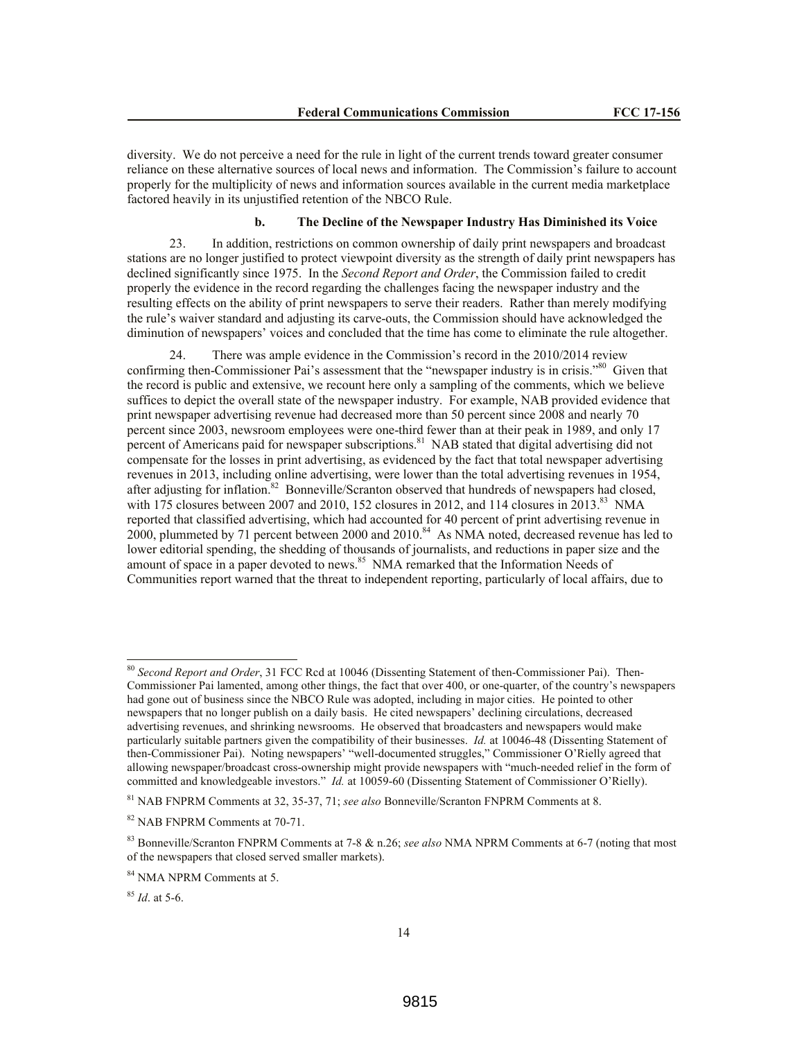diversity. We do not perceive a need for the rule in light of the current trends toward greater consumer reliance on these alternative sources of local news and information. The Commission's failure to account properly for the multiplicity of news and information sources available in the current media marketplace factored heavily in its unjustified retention of the NBCO Rule.

#### b. The Decline of the Newspaper Industry Has Diminished its Voice

23. In addition, restrictions on common ownership of daily print newspapers and broadcast stations are no longer justified to protect viewpoint diversity as the strength of daily print newspapers has declined significantly since 1975. In the *Second Report and Order*, the Commission failed to credit properly the evidence in the record regarding the challenges facing the newspaper industry and the resulting effects on the ability of print newspapers to serve their readers. Rather than merely modifying the rule's waiver standard and adjusting its carve-outs, the Commission should have acknowledged the diminution of newspapers' voices and concluded that the time has come to eliminate the rule altogether.

24. There was ample evidence in the Commission's record in the 2010/2014 review confirming then-Commissioner Pai's assessment that the "newspaper industry is in crisis."[80] Given that the record is public and extensive, we recount here only a sampling of the comments, which we believe suffices to depict the overall state of the newspaper industry. For example, NAB provided evidence that print newspaper advertising revenue had decreased more than 50 percent since 2008 and nearly 70 percent since 2003, newsroom employees were one-third fewer than at their peak in 1989, and only 17 percent of Americans paid for newspaper subscriptions.[81] NAB stated that digital advertising did not compensate for the losses in print advertising, as evidenced by the fact that total newspaper advertising revenues in 2013, including online advertising, were lower than the total advertising revenues in 1954, after adjusting for inflation.[82] Bonneville/Scranton observed that hundreds of newspapers had closed, with 175 closures between 2007 and 2010, 152 closures in 2012, and 114 closures in 2013.[83] NMA reported that classified advertising, which had accounted for 40 percent of print advertising revenue in 2000, plummeted by 71 percent between 2000 and 2010.[84] As NMA noted, decreased revenue has led to lower editorial spending, the shedding of thousands of journalists, and reductions in paper size and the amount of space in a paper devoted to news.[85] NMA remarked that the Information Needs of Communities report warned that the threat to independent reporting, particularly of local affairs, due to

---

[80] *Second Report and Order*, 31 FCC Rcd at 10046 (Dissenting Statement of then-Commissioner Pai). Then-Commissioner Pai lamented, among other things, the fact that over 400, or one-quarter, of the country's newspapers had gone out of business since the NBCO Rule was adopted, including in major cities. He pointed to other newspapers that no longer publish on a daily basis. He cited newspapers' declining circulations, decreased advertising revenues, and shrinking newsrooms. He observed that broadcasters and newspapers would make particularly suitable partners given the compatibility of their businesses. *Id.* at 10046-48 (Dissenting Statement of then-Commissioner Pai). Noting newspapers' "well-documented struggles," Commissioner O'Rielly agreed that allowing newspaper/broadcast cross-ownership might provide newspapers with "much-needed relief in the form of committed and knowledgeable investors." *Id.* at 10059-60 (Dissenting Statement of Commissioner O'Rielly).

[81] NAB FNPRM Comments at 32, 35-37, 71; *see also* Bonneville/Scranton FNPRM Comments at 8.

[82] NAB FNPRM Comments at 70-71.

[83] Bonneville/Scranton FNPRM Comments at 7-8 & n.26; *see also* NMA NPRM Comments at 6-7 (noting that most of the newspapers that closed served smaller markets).

[84] NMA NPRM Comments at 5.

[85] *Id*. at 5-6.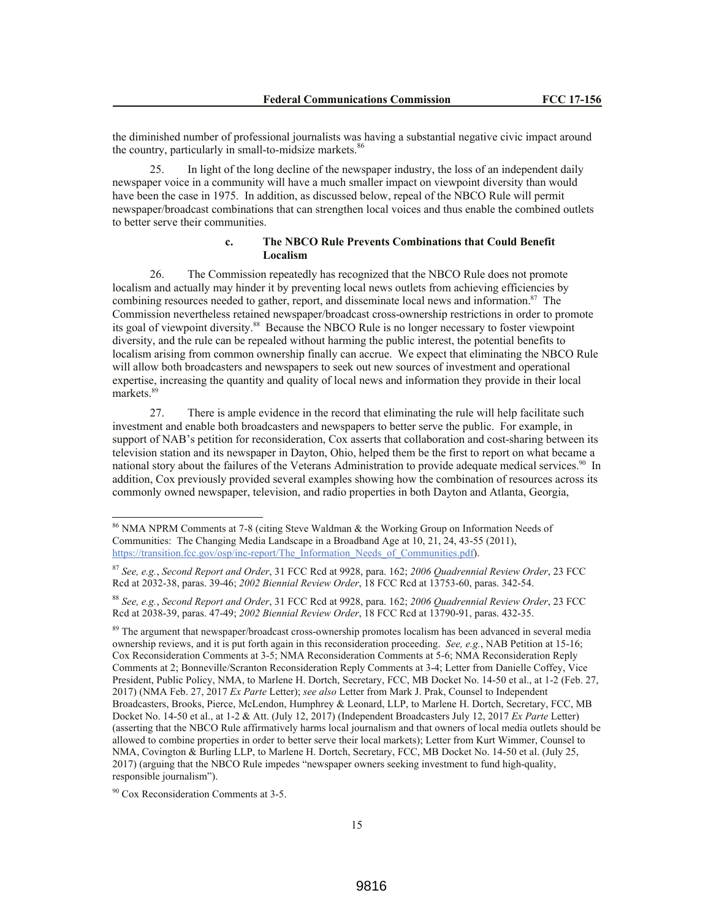the diminished number of professional journalists was having a substantial negative civic impact around the country, particularly in small-to-midsize markets.[86]

25. In light of the long decline of the newspaper industry, the loss of an independent daily newspaper voice in a community will have a much smaller impact on viewpoint diversity than would have been the case in 1975. In addition, as discussed below, repeal of the NBCO Rule will permit newspaper/broadcast combinations that can strengthen local voices and thus enable the combined outlets to better serve their communities.

#### c. The NBCO Rule Prevents Combinations that Could Benefit Localism

26. The Commission repeatedly has recognized that the NBCO Rule does not promote localism and actually may hinder it by preventing local news outlets from achieving efficiencies by combining resources needed to gather, report, and disseminate local news and information.[87] The Commission nevertheless retained newspaper/broadcast cross-ownership restrictions in order to promote its goal of viewpoint diversity.[88] Because the NBCO Rule is no longer necessary to foster viewpoint diversity, and the rule can be repealed without harming the public interest, the potential benefits to localism arising from common ownership finally can accrue. We expect that eliminating the NBCO Rule will allow both broadcasters and newspapers to seek out new sources of investment and operational expertise, increasing the quantity and quality of local news and information they provide in their local markets.[89]

27. There is ample evidence in the record that eliminating the rule will help facilitate such investment and enable both broadcasters and newspapers to better serve the public. For example, in support of NAB's petition for reconsideration, Cox asserts that collaboration and cost-sharing between its television station and its newspaper in Dayton, Ohio, helped them be the first to report on what became a national story about the failures of the Veterans Administration to provide adequate medical services.[90] In addition, Cox previously provided several examples showing how the combination of resources across its commonly owned newspaper, television, and radio properties in both Dayton and Atlanta, Georgia,

---

[86] NMA NPRM Comments at 7-8 (citing Steve Waldman & the Working Group on Information Needs of Communities: The Changing Media Landscape in a Broadband Age at 10, 21, 24, 43-55 (2011), https://transition.fcc.gov/osp/inc-report/The_Information_Needs_of_Communities.pdf).

[87] *See, e.g.*, *Second Report and Order*, 31 FCC Rcd at 9928, para. 162; *2006 Quadrennial Review Order*, 23 FCC Rcd at 2032-38, paras. 39-46; *2002 Biennial Review Order*, 18 FCC Rcd at 13753-60, paras. 342-54.

[88] *See, e.g.*, *Second Report and Order*, 31 FCC Rcd at 9928, para. 162; *2006 Quadrennial Review Order*, 23 FCC Rcd at 2038-39, paras. 47-49; *2002 Biennial Review Order*, 18 FCC Rcd at 13790-91, paras. 432-35.

[89] The argument that newspaper/broadcast cross-ownership promotes localism has been advanced in several media ownership reviews, and it is put forth again in this reconsideration proceeding. *See, e.g.*, NAB Petition at 15-16; Cox Reconsideration Comments at 3-5; NMA Reconsideration Comments at 5-6; NMA Reconsideration Reply Comments at 2; Bonneville/Scranton Reconsideration Reply Comments at 3-4; Letter from Danielle Coffey, Vice President, Public Policy, NMA, to Marlene H. Dortch, Secretary, FCC, MB Docket No. 14-50 et al., at 1-2 (Feb. 27, 2017) (NMA Feb. 27, 2017 *Ex Parte* Letter); *see also* Letter from Mark J. Prak, Counsel to Independent Broadcasters, Brooks, Pierce, McLendon, Humphrey & Leonard, LLP, to Marlene H. Dortch, Secretary, FCC, MB Docket No. 14-50 et al., at 1-2 & Att. (July 12, 2017) (Independent Broadcasters July 12, 2017 *Ex Parte* Letter) (asserting that the NBCO Rule affirmatively harms local journalism and that owners of local media outlets should be allowed to combine properties in order to better serve their local markets); Letter from Kurt Wimmer, Counsel to NMA, Covington & Burling LLP, to Marlene H. Dortch, Secretary, FCC, MB Docket No. 14-50 et al. (July 25, 2017) (arguing that the NBCO Rule impedes "newspaper owners seeking investment to fund high-quality, responsible journalism").

[90] Cox Reconsideration Comments at 3-5.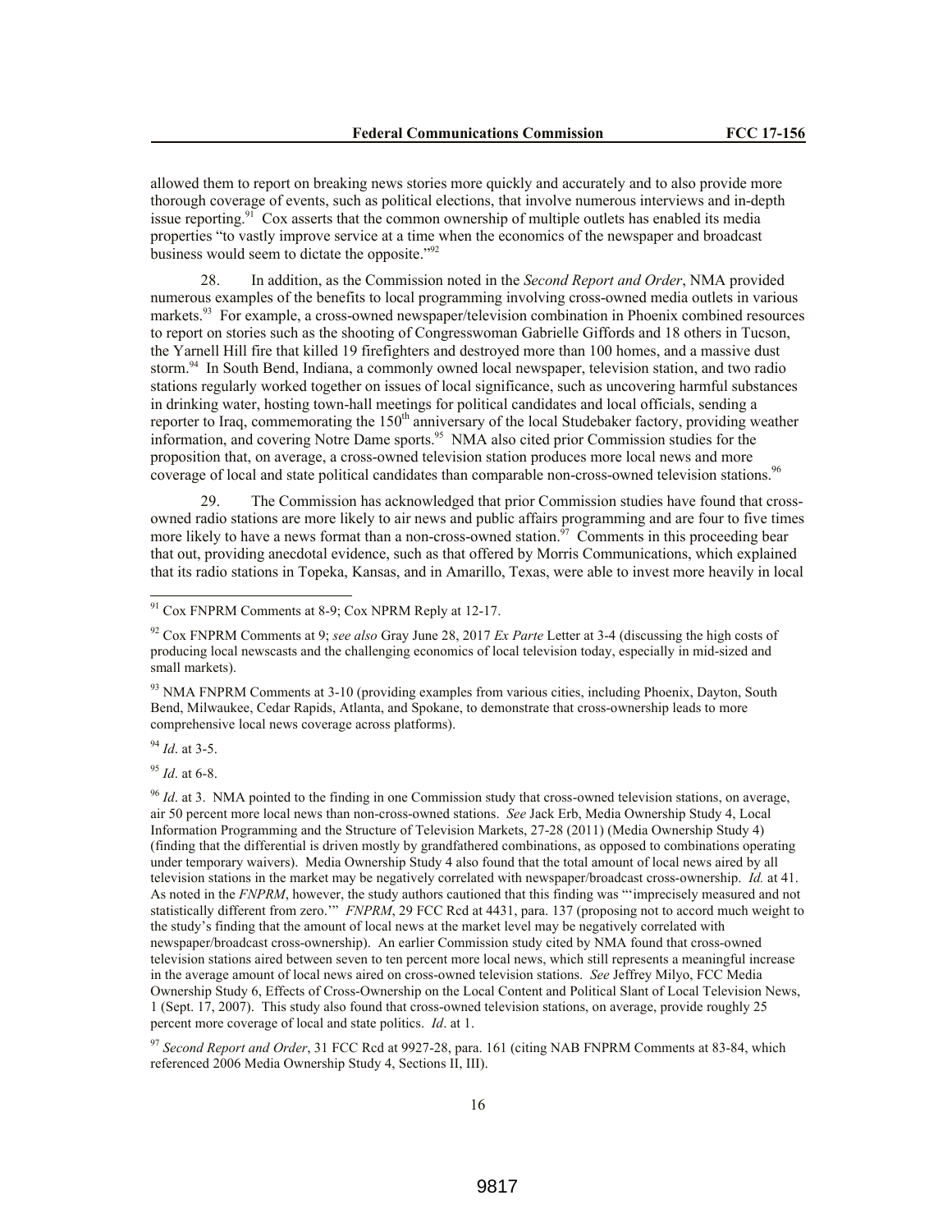allowed them to report on breaking news stories more quickly and accurately and to also provide more thorough coverage of events, such as political elections, that involve numerous interviews and in-depth issue reporting.[91] Cox asserts that the common ownership of multiple outlets has enabled its media properties "to vastly improve service at a time when the economics of the newspaper and broadcast business would seem to dictate the opposite."[92]

28. In addition, as the Commission noted in the *Second Report and Order*, NMA provided numerous examples of the benefits to local programming involving cross-owned media outlets in various markets.[93] For example, a cross-owned newspaper/television combination in Phoenix combined resources to report on stories such as the shooting of Congresswoman Gabrielle Giffords and 18 others in Tucson, the Yarnell Hill fire that killed 19 firefighters and destroyed more than 100 homes, and a massive dust storm.[94] In South Bend, Indiana, a commonly owned local newspaper, television station, and two radio stations regularly worked together on issues of local significance, such as uncovering harmful substances in drinking water, hosting town-hall meetings for political candidates and local officials, sending a reporter to Iraq, commemorating the 150th anniversary of the local Studebaker factory, providing weather information, and covering Notre Dame sports.[95] NMA also cited prior Commission studies for the proposition that, on average, a cross-owned television station produces more local news and more coverage of local and state political candidates than comparable non-cross-owned television stations.[96]

29. The Commission has acknowledged that prior Commission studies have found that cross-owned radio stations are more likely to air news and public affairs programming and are four to five times more likely to have a news format than a non-cross-owned station.[97] Comments in this proceeding bear that out, providing anecdotal evidence, such as that offered by Morris Communications, which explained that its radio stations in Topeka, Kansas, and in Amarillo, Texas, were able to invest more heavily in local

---

[91] Cox FNPRM Comments at 8-9; Cox NPRM Reply at 12-17.

[92] Cox FNPRM Comments at 9; *see also* Gray June 28, 2017 *Ex Parte* Letter at 3-4 (discussing the high costs of producing local newscasts and the challenging economics of local television today, especially in mid-sized and small markets).

[93] NMA FNPRM Comments at 3-10 (providing examples from various cities, including Phoenix, Dayton, South Bend, Milwaukee, Cedar Rapids, Atlanta, and Spokane, to demonstrate that cross-ownership leads to more comprehensive local news coverage across platforms).

[94] *Id*. at 3-5.

[95] *Id*. at 6-8.

[96] *Id*. at 3. NMA pointed to the finding in one Commission study that cross-owned television stations, on average, air 50 percent more local news than non-cross-owned stations. *See* Jack Erb, Media Ownership Study 4, Local Information Programming and the Structure of Television Markets, 27-28 (2011) (Media Ownership Study 4) (finding that the differential is driven mostly by grandfathered combinations, as opposed to combinations operating under temporary waivers). Media Ownership Study 4 also found that the total amount of local news aired by all television stations in the market may be negatively correlated with newspaper/broadcast cross-ownership. *Id.* at 41. As noted in the *FNPRM*, however, the study authors cautioned that this finding was "'imprecisely measured and not statistically different from zero.'" *FNPRM*, 29 FCC Rcd at 4431, para. 137 (proposing not to accord much weight to the study's finding that the amount of local news at the market level may be negatively correlated with newspaper/broadcast cross-ownership). An earlier Commission study cited by NMA found that cross-owned television stations aired between seven to ten percent more local news, which still represents a meaningful increase in the average amount of local news aired on cross-owned television stations. *See* Jeffrey Milyo, FCC Media Ownership Study 6, Effects of Cross-Ownership on the Local Content and Political Slant of Local Television News, 1 (Sept. 17, 2007). This study also found that cross-owned television stations, on average, provide roughly 25 percent more coverage of local and state politics. *Id*. at 1.

[97] *Second Report and Order*, 31 FCC Rcd at 9927-28, para. 161 (citing NAB FNPRM Comments at 83-84, which referenced 2006 Media Ownership Study 4, Sections II, III).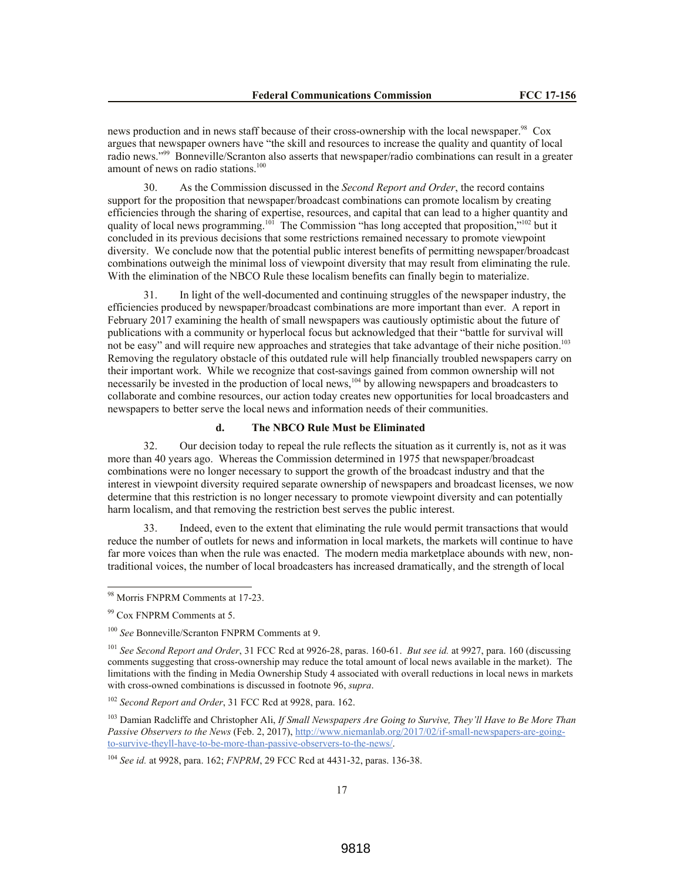news production and in news staff because of their cross-ownership with the local newspaper.[98] Cox argues that newspaper owners have "the skill and resources to increase the quality and quantity of local radio news."[99] Bonneville/Scranton also asserts that newspaper/radio combinations can result in a greater amount of news on radio stations.[100]

30. As the Commission discussed in the *Second Report and Order*, the record contains support for the proposition that newspaper/broadcast combinations can promote localism by creating efficiencies through the sharing of expertise, resources, and capital that can lead to a higher quantity and quality of local news programming.[101] The Commission "has long accepted that proposition,"[102] but it concluded in its previous decisions that some restrictions remained necessary to promote viewpoint diversity. We conclude now that the potential public interest benefits of permitting newspaper/broadcast combinations outweigh the minimal loss of viewpoint diversity that may result from eliminating the rule. With the elimination of the NBCO Rule these localism benefits can finally begin to materialize.

31. In light of the well-documented and continuing struggles of the newspaper industry, the efficiencies produced by newspaper/broadcast combinations are more important than ever. A report in February 2017 examining the health of small newspapers was cautiously optimistic about the future of publications with a community or hyperlocal focus but acknowledged that their "battle for survival will not be easy" and will require new approaches and strategies that take advantage of their niche position.[103] Removing the regulatory obstacle of this outdated rule will help financially troubled newspapers carry on their important work. While we recognize that cost-savings gained from common ownership will not necessarily be invested in the production of local news,[104] by allowing newspapers and broadcasters to collaborate and combine resources, our action today creates new opportunities for local broadcasters and newspapers to better serve the local news and information needs of their communities.

### d. The NBCO Rule Must be Eliminated

32. Our decision today to repeal the rule reflects the situation as it currently is, not as it was more than 40 years ago. Whereas the Commission determined in 1975 that newspaper/broadcast combinations were no longer necessary to support the growth of the broadcast industry and that the interest in viewpoint diversity required separate ownership of newspapers and broadcast licenses, we now determine that this restriction is no longer necessary to promote viewpoint diversity and can potentially harm localism, and that removing the restriction best serves the public interest.

33. Indeed, even to the extent that eliminating the rule would permit transactions that would reduce the number of outlets for news and information in local markets, the markets will continue to have far more voices than when the rule was enacted. The modern media marketplace abounds with new, non-traditional voices, the number of local broadcasters has increased dramatically, and the strength of local

---

[98] Morris FNPRM Comments at 17-23.

[99] Cox FNPRM Comments at 5.

[100] *See* Bonneville/Scranton FNPRM Comments at 9.

[101] *See Second Report and Order*, 31 FCC Rcd at 9926-28, paras. 160-61. *But see id.* at 9927, para. 160 (discussing comments suggesting that cross-ownership may reduce the total amount of local news available in the market). The limitations with the finding in Media Ownership Study 4 associated with overall reductions in local news in markets with cross-owned combinations is discussed in footnote 96, *supra*.

[102] *Second Report and Order*, 31 FCC Rcd at 9928, para. 162.

[103] Damian Radcliffe and Christopher Ali, *If Small Newspapers Are Going to Survive, They'll Have to Be More Than Passive Observers to the News* (Feb. 2, 2017), http://www.niemanlab.org/2017/02/if-small-newspapers-are-going-to-survive-theyll-have-to-be-more-than-passive-observers-to-the-news/.

[104] *See id.* at 9928, para. 162; *FNPRM*, 29 FCC Rcd at 4431-32, paras. 136-38.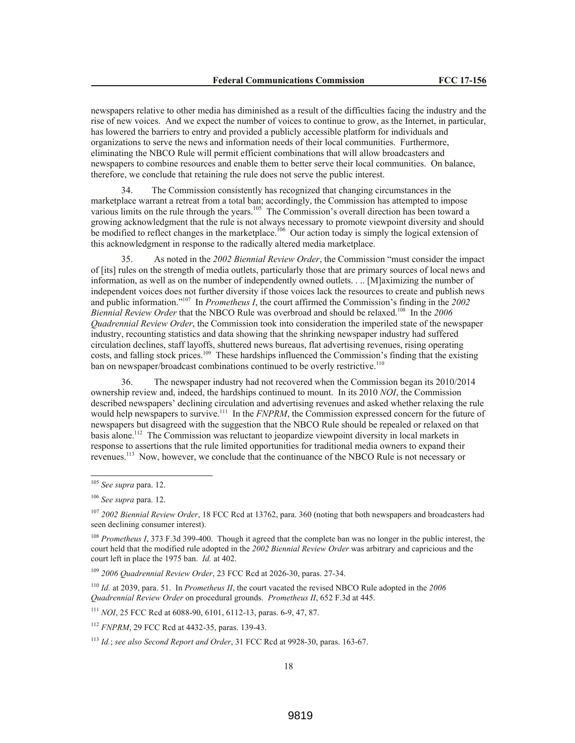newspapers relative to other media has diminished as a result of the difficulties facing the industry and the rise of new voices. And we expect the number of voices to continue to grow, as the Internet, in particular, has lowered the barriers to entry and provided a publicly accessible platform for individuals and organizations to serve the news and information needs of their local communities. Furthermore, eliminating the NBCO Rule will permit efficient combinations that will allow broadcasters and newspapers to combine resources and enable them to better serve their local communities. On balance, therefore, we conclude that retaining the rule does not serve the public interest.

34. The Commission consistently has recognized that changing circumstances in the marketplace warrant a retreat from a total ban; accordingly, the Commission has attempted to impose various limits on the rule through the years.[105] The Commission's overall direction has been toward a growing acknowledgment that the rule is not always necessary to promote viewpoint diversity and should be modified to reflect changes in the marketplace.[106] Our action today is simply the logical extension of this acknowledgment in response to the radically altered media marketplace.

35. As noted in the *2002 Biennial Review Order*, the Commission "must consider the impact of [its] rules on the strength of media outlets, particularly those that are primary sources of local news and information, as well as on the number of independently owned outlets. . .. [M]aximizing the number of independent voices does not further diversity if those voices lack the resources to create and publish news and public information."[107] In *Prometheus I*, the court affirmed the Commission's finding in the *2002 Biennial Review Order* that the NBCO Rule was overbroad and should be relaxed.[108] In the *2006 Quadrennial Review Order*, the Commission took into consideration the imperiled state of the newspaper industry, recounting statistics and data showing that the shrinking newspaper industry had suffered circulation declines, staff layoffs, shuttered news bureaus, flat advertising revenues, rising operating costs, and falling stock prices.[109] These hardships influenced the Commission's finding that the existing ban on newspaper/broadcast combinations continued to be overly restrictive.[110]

36. The newspaper industry had not recovered when the Commission began its 2010/2014 ownership review and, indeed, the hardships continued to mount. In its 2010 *NOI*, the Commission described newspapers' declining circulation and advertising revenues and asked whether relaxing the rule would help newspapers to survive.[111] In the *FNPRM*, the Commission expressed concern for the future of newspapers but disagreed with the suggestion that the NBCO Rule should be repealed or relaxed on that basis alone.[112] The Commission was reluctant to jeopardize viewpoint diversity in local markets in response to assertions that the rule limited opportunities for traditional media owners to expand their revenues.[113] Now, however, we conclude that the continuance of the NBCO Rule is not necessary or

---

[105] *See supra* para. 12.

[106] *See supra* para. 12.

[107] *2002 Biennial Review Order*, 18 FCC Rcd at 13762, para. 360 (noting that both newspapers and broadcasters had seen declining consumer interest).

[108] *Prometheus I*, 373 F.3d 399-400. Though it agreed that the complete ban was no longer in the public interest, the court held that the modified rule adopted in the *2002 Biennial Review Order* was arbitrary and capricious and the court left in place the 1975 ban. *Id.* at 402.

[109] *2006 Quadrennial Review Order*, 23 FCC Rcd at 2026-30, paras. 27-34.

[110] *Id.* at 2039, para. 51. In *Prometheus II*, the court vacated the revised NBCO Rule adopted in the *2006 Quadrennial Review Order* on procedural grounds. *Prometheus II*, 652 F.3d at 445.

[111] *NOI*, 25 FCC Rcd at 6088-90, 6101, 6112-13, paras. 6-9, 47, 87.

[112] *FNPRM*, 29 FCC Rcd at 4432-35, paras. 139-43.

[113] *Id.*; *see also Second Report and Order*, 31 FCC Rcd at 9928-30, paras. 163-67.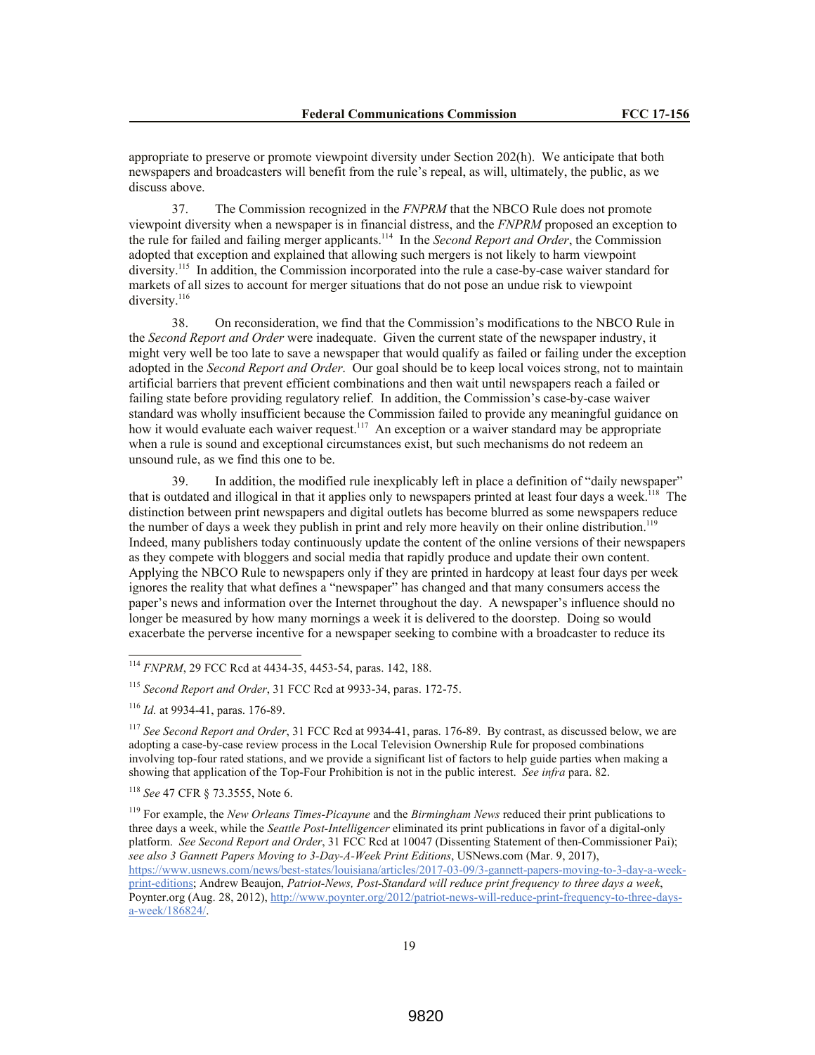appropriate to preserve or promote viewpoint diversity under Section 202(h). We anticipate that both newspapers and broadcasters will benefit from the rule's repeal, as will, ultimately, the public, as we discuss above.

37. The Commission recognized in the *FNPRM* that the NBCO Rule does not promote viewpoint diversity when a newspaper is in financial distress, and the *FNPRM* proposed an exception to the rule for failed and failing merger applicants.[114] In the *Second Report and Order*, the Commission adopted that exception and explained that allowing such mergers is not likely to harm viewpoint diversity.[115] In addition, the Commission incorporated into the rule a case-by-case waiver standard for markets of all sizes to account for merger situations that do not pose an undue risk to viewpoint diversity.[116]

38. On reconsideration, we find that the Commission's modifications to the NBCO Rule in the *Second Report and Order* were inadequate. Given the current state of the newspaper industry, it might very well be too late to save a newspaper that would qualify as failed or failing under the exception adopted in the *Second Report and Order*. Our goal should be to keep local voices strong, not to maintain artificial barriers that prevent efficient combinations and then wait until newspapers reach a failed or failing state before providing regulatory relief. In addition, the Commission's case-by-case waiver standard was wholly insufficient because the Commission failed to provide any meaningful guidance on how it would evaluate each waiver request.[117] An exception or a waiver standard may be appropriate when a rule is sound and exceptional circumstances exist, but such mechanisms do not redeem an unsound rule, as we find this one to be.

39. In addition, the modified rule inexplicably left in place a definition of "daily newspaper" that is outdated and illogical in that it applies only to newspapers printed at least four days a week.[118] The distinction between print newspapers and digital outlets has become blurred as some newspapers reduce the number of days a week they publish in print and rely more heavily on their online distribution.[119] Indeed, many publishers today continuously update the content of the online versions of their newspapers as they compete with bloggers and social media that rapidly produce and update their own content. Applying the NBCO Rule to newspapers only if they are printed in hardcopy at least four days per week ignores the reality that what defines a "newspaper" has changed and that many consumers access the paper's news and information over the Internet throughout the day. A newspaper's influence should no longer be measured by how many mornings a week it is delivered to the doorstep. Doing so would exacerbate the perverse incentive for a newspaper seeking to combine with a broadcaster to reduce its

---

[114] *FNPRM*, 29 FCC Rcd at 4434-35, 4453-54, paras. 142, 188.

[115] *Second Report and Order*, 31 FCC Rcd at 9933-34, paras. 172-75.

[116] *Id.* at 9934-41, paras. 176-89.

[117] *See Second Report and Order*, 31 FCC Rcd at 9934-41, paras. 176-89. By contrast, as discussed below, we are adopting a case-by-case review process in the Local Television Ownership Rule for proposed combinations involving top-four rated stations, and we provide a significant list of factors to help guide parties when making a showing that application of the Top-Four Prohibition is not in the public interest. *See infra* para. 82.

[118] *See* 47 CFR § 73.3555, Note 6.

[119] For example, the *New Orleans Times-Picayune* and the *Birmingham News* reduced their print publications to three days a week, while the *Seattle Post-Intelligencer* eliminated its print publications in favor of a digital-only platform. *See Second Report and Order*, 31 FCC Rcd at 10047 (Dissenting Statement of then-Commissioner Pai); *see also 3 Gannett Papers Moving to 3-Day-A-Week Print Editions*, USNews.com (Mar. 9, 2017), https://www.usnews.com/news/best-states/louisiana/articles/2017-03-09/3-gannett-papers-moving-to-3-day-a-week-print-editions; Andrew Beaujon, *Patriot-News, Post-Standard will reduce print frequency to three days a week*, Poynter.org (Aug. 28, 2012), http://www.poynter.org/2012/patriot-news-will-reduce-print-frequency-to-three-days-a-week/186824/.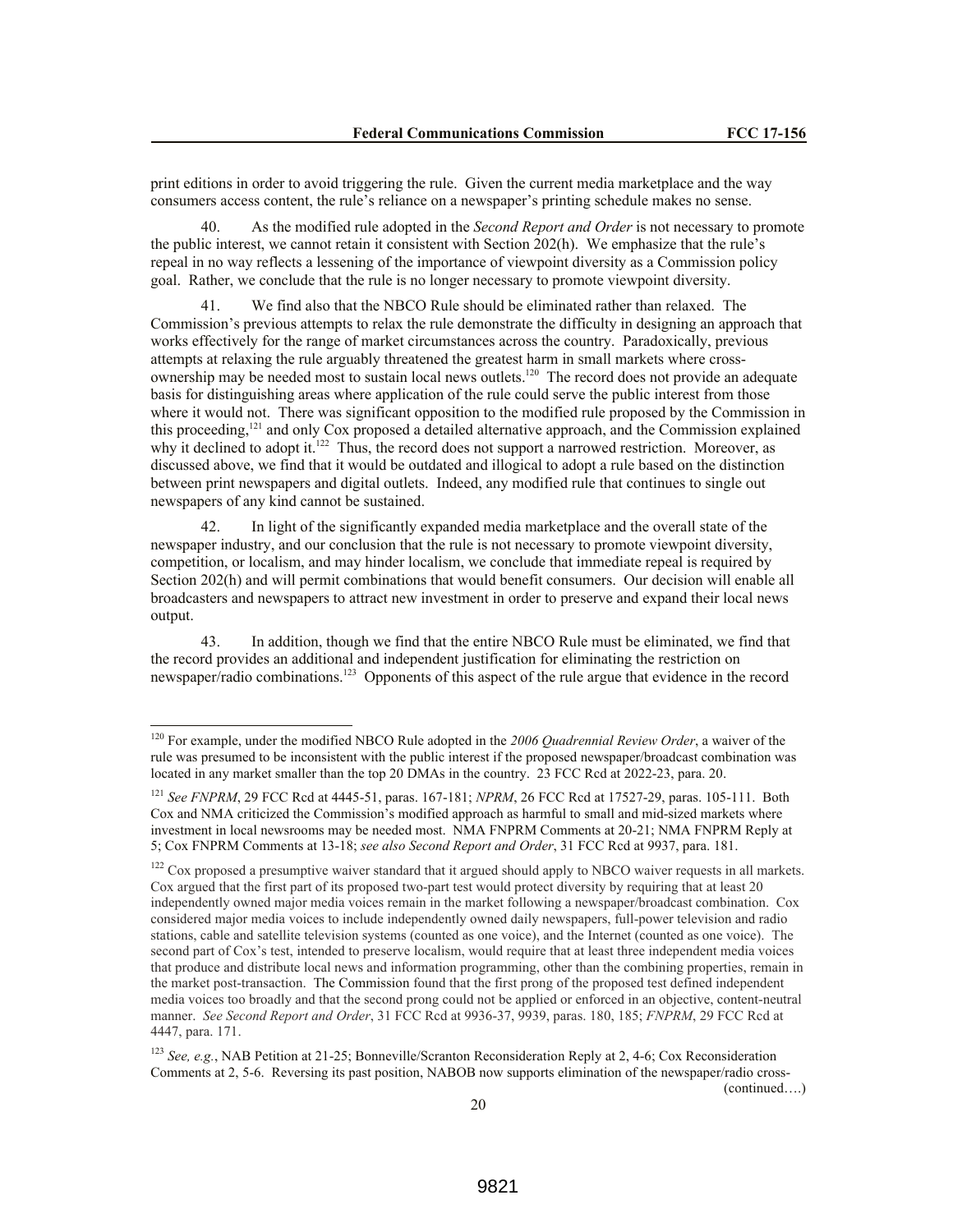print editions in order to avoid triggering the rule. Given the current media marketplace and the way consumers access content, the rule's reliance on a newspaper's printing schedule makes no sense.

40. As the modified rule adopted in the *Second Report and Order* is not necessary to promote the public interest, we cannot retain it consistent with Section 202(h). We emphasize that the rule's repeal in no way reflects a lessening of the importance of viewpoint diversity as a Commission policy goal. Rather, we conclude that the rule is no longer necessary to promote viewpoint diversity.

41. We find also that the NBCO Rule should be eliminated rather than relaxed. The Commission's previous attempts to relax the rule demonstrate the difficulty in designing an approach that works effectively for the range of market circumstances across the country. Paradoxically, previous attempts at relaxing the rule arguably threatened the greatest harm in small markets where cross-ownership may be needed most to sustain local news outlets.[120] The record does not provide an adequate basis for distinguishing areas where application of the rule could serve the public interest from those where it would not. There was significant opposition to the modified rule proposed by the Commission in this proceeding,[121] and only Cox proposed a detailed alternative approach, and the Commission explained why it declined to adopt it.[122] Thus, the record does not support a narrowed restriction. Moreover, as discussed above, we find that it would be outdated and illogical to adopt a rule based on the distinction between print newspapers and digital outlets. Indeed, any modified rule that continues to single out newspapers of any kind cannot be sustained.

42. In light of the significantly expanded media marketplace and the overall state of the newspaper industry, and our conclusion that the rule is not necessary to promote viewpoint diversity, competition, or localism, and may hinder localism, we conclude that immediate repeal is required by Section 202(h) and will permit combinations that would benefit consumers. Our decision will enable all broadcasters and newspapers to attract new investment in order to preserve and expand their local news output.

43. In addition, though we find that the entire NBCO Rule must be eliminated, we find that the record provides an additional and independent justification for eliminating the restriction on newspaper/radio combinations.[123] Opponents of this aspect of the rule argue that evidence in the record

---

[120] For example, under the modified NBCO Rule adopted in the *2006 Quadrennial Review Order*, a waiver of the rule was presumed to be inconsistent with the public interest if the proposed newspaper/broadcast combination was located in any market smaller than the top 20 DMAs in the country. 23 FCC Rcd at 2022-23, para. 20.

[121] *See FNPRM*, 29 FCC Rcd at 4445-51, paras. 167-181; *NPRM*, 26 FCC Rcd at 17527-29, paras. 105-111. Both Cox and NMA criticized the Commission's modified approach as harmful to small and mid-sized markets where investment in local newsrooms may be needed most. NMA FNPRM Comments at 20-21; NMA FNPRM Reply at 5; Cox FNPRM Comments at 13-18; *see also Second Report and Order*, 31 FCC Rcd at 9937, para. 181.

[122] Cox proposed a presumptive waiver standard that it argued should apply to NBCO waiver requests in all markets. Cox argued that the first part of its proposed two-part test would protect diversity by requiring that at least 20 independently owned major media voices remain in the market following a newspaper/broadcast combination. Cox considered major media voices to include independently owned daily newspapers, full-power television and radio stations, cable and satellite television systems (counted as one voice), and the Internet (counted as one voice). The second part of Cox's test, intended to preserve localism, would require that at least three independent media voices that produce and distribute local news and information programming, other than the combining properties, remain in the market post-transaction. The Commission found that the first prong of the proposed test defined independent media voices too broadly and that the second prong could not be applied or enforced in an objective, content-neutral manner. *See Second Report and Order*, 31 FCC Rcd at 9936-37, 9939, paras. 180, 185; *FNPRM*, 29 FCC Rcd at 4447, para. 171.

[123] *See, e.g.*, NAB Petition at 21-25; Bonneville/Scranton Reconsideration Reply at 2, 4-6; Cox Reconsideration Comments at 2, 5-6. Reversing its past position, NABOB now supports elimination of the newspaper/radio cross-

(continued….)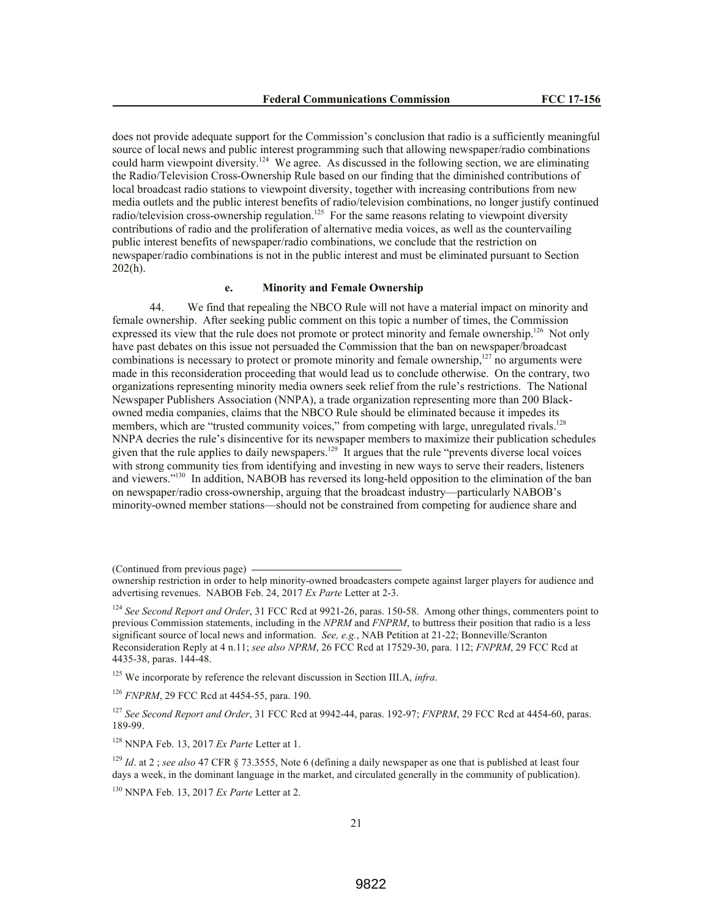does not provide adequate support for the Commission's conclusion that radio is a sufficiently meaningful source of local news and public interest programming such that allowing newspaper/radio combinations could harm viewpoint diversity.[124] We agree. As discussed in the following section, we are eliminating the Radio/Television Cross-Ownership Rule based on our finding that the diminished contributions of local broadcast radio stations to viewpoint diversity, together with increasing contributions from new media outlets and the public interest benefits of radio/television combinations, no longer justify continued radio/television cross-ownership regulation.[125] For the same reasons relating to viewpoint diversity contributions of radio and the proliferation of alternative media voices, as well as the countervailing public interest benefits of newspaper/radio combinations, we conclude that the restriction on newspaper/radio combinations is not in the public interest and must be eliminated pursuant to Section 202(h).

#### e. Minority and Female Ownership

44. We find that repealing the NBCO Rule will not have a material impact on minority and female ownership. After seeking public comment on this topic a number of times, the Commission expressed its view that the rule does not promote or protect minority and female ownership.[126] Not only have past debates on this issue not persuaded the Commission that the ban on newspaper/broadcast combinations is necessary to protect or promote minority and female ownership,[127] no arguments were made in this reconsideration proceeding that would lead us to conclude otherwise. On the contrary, two organizations representing minority media owners seek relief from the rule's restrictions. The National Newspaper Publishers Association (NNPA), a trade organization representing more than 200 Black-owned media companies, claims that the NBCO Rule should be eliminated because it impedes its members, which are "trusted community voices," from competing with large, unregulated rivals.[128] NNPA decries the rule's disincentive for its newspaper members to maximize their publication schedules given that the rule applies to daily newspapers.[129] It argues that the rule "prevents diverse local voices with strong community ties from identifying and investing in new ways to serve their readers, listeners and viewers."[130] In addition, NABOB has reversed its long-held opposition to the elimination of the ban on newspaper/radio cross-ownership, arguing that the broadcast industry—particularly NABOB's minority-owned member stations—should not be constrained from competing for audience share and

---

(Continued from previous page)

ownership restriction in order to help minority-owned broadcasters compete against larger players for audience and advertising revenues. NABOB Feb. 24, 2017 *Ex Parte* Letter at 2-3.

[124] *See Second Report and Order*, 31 FCC Rcd at 9921-26, paras. 150-58. Among other things, commenters point to previous Commission statements, including in the *NPRM* and *FNPRM*, to buttress their position that radio is a less significant source of local news and information. *See, e.g.*, NAB Petition at 21-22; Bonneville/Scranton Reconsideration Reply at 4 n.11; *see also NPRM*, 26 FCC Rcd at 17529-30, para. 112; *FNPRM*, 29 FCC Rcd at 4435-38, paras. 144-48.

[125] We incorporate by reference the relevant discussion in Section III.A, *infra*.

[126] *FNPRM*, 29 FCC Rcd at 4454-55, para. 190.

[127] *See Second Report and Order*, 31 FCC Rcd at 9942-44, paras. 192-97; *FNPRM*, 29 FCC Rcd at 4454-60, paras. 189-99.

[128] NNPA Feb. 13, 2017 *Ex Parte* Letter at 1.

[129] *Id*. at 2 ; *see also* 47 CFR § 73.3555, Note 6 (defining a daily newspaper as one that is published at least four days a week, in the dominant language in the market, and circulated generally in the community of publication).

[130] NNPA Feb. 13, 2017 *Ex Parte* Letter at 2.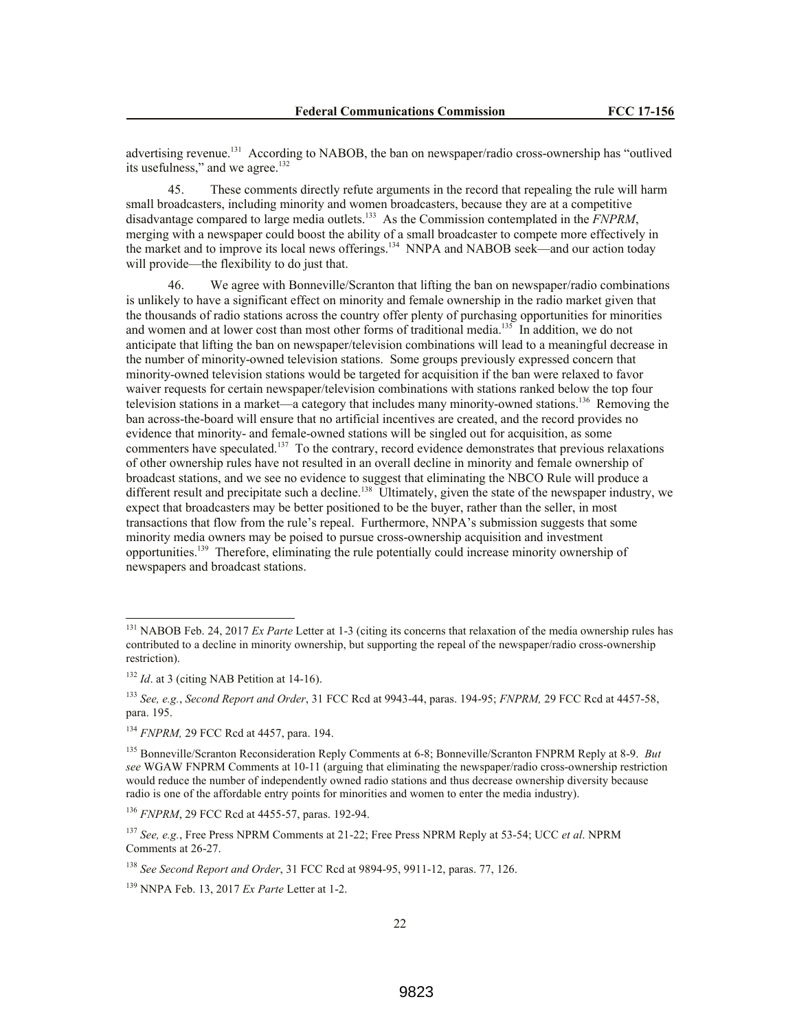advertising revenue.[131] According to NABOB, the ban on newspaper/radio cross-ownership has "outlived its usefulness," and we agree.[132]

45. These comments directly refute arguments in the record that repealing the rule will harm small broadcasters, including minority and women broadcasters, because they are at a competitive disadvantage compared to large media outlets.[133] As the Commission contemplated in the *FNPRM*, merging with a newspaper could boost the ability of a small broadcaster to compete more effectively in the market and to improve its local news offerings.[134] NNPA and NABOB seek—and our action today will provide—the flexibility to do just that.

46. We agree with Bonneville/Scranton that lifting the ban on newspaper/radio combinations is unlikely to have a significant effect on minority and female ownership in the radio market given that the thousands of radio stations across the country offer plenty of purchasing opportunities for minorities and women and at lower cost than most other forms of traditional media.[135] In addition, we do not anticipate that lifting the ban on newspaper/television combinations will lead to a meaningful decrease in the number of minority-owned television stations. Some groups previously expressed concern that minority-owned television stations would be targeted for acquisition if the ban were relaxed to favor waiver requests for certain newspaper/television combinations with stations ranked below the top four television stations in a market—a category that includes many minority-owned stations.[136] Removing the ban across-the-board will ensure that no artificial incentives are created, and the record provides no evidence that minority- and female-owned stations will be singled out for acquisition, as some commenters have speculated.[137] To the contrary, record evidence demonstrates that previous relaxations of other ownership rules have not resulted in an overall decline in minority and female ownership of broadcast stations, and we see no evidence to suggest that eliminating the NBCO Rule will produce a different result and precipitate such a decline.[138] Ultimately, given the state of the newspaper industry, we expect that broadcasters may be better positioned to be the buyer, rather than the seller, in most transactions that flow from the rule's repeal. Furthermore, NNPA's submission suggests that some minority media owners may be poised to pursue cross-ownership acquisition and investment opportunities.[139] Therefore, eliminating the rule potentially could increase minority ownership of newspapers and broadcast stations.

---

[131] NABOB Feb. 24, 2017 *Ex Parte* Letter at 1-3 (citing its concerns that relaxation of the media ownership rules has contributed to a decline in minority ownership, but supporting the repeal of the newspaper/radio cross-ownership restriction).

[132] *Id*. at 3 (citing NAB Petition at 14-16).

[133] *See, e.g.*, *Second Report and Order*, 31 FCC Rcd at 9943-44, paras. 194-95; *FNPRM,* 29 FCC Rcd at 4457-58, para. 195.

[134] *FNPRM,* 29 FCC Rcd at 4457, para. 194.

[135] Bonneville/Scranton Reconsideration Reply Comments at 6-8; Bonneville/Scranton FNPRM Reply at 8-9. *But see* WGAW FNPRM Comments at 10-11 (arguing that eliminating the newspaper/radio cross-ownership restriction would reduce the number of independently owned radio stations and thus decrease ownership diversity because radio is one of the affordable entry points for minorities and women to enter the media industry).

[136] *FNPRM*, 29 FCC Rcd at 4455-57, paras. 192-94.

[137] *See, e.g.*, Free Press NPRM Comments at 21-22; Free Press NPRM Reply at 53-54; UCC *et al*. NPRM Comments at 26-27.

[138] *See Second Report and Order*, 31 FCC Rcd at 9894-95, 9911-12, paras. 77, 126.

[139] NNPA Feb. 13, 2017 *Ex Parte* Letter at 1-2.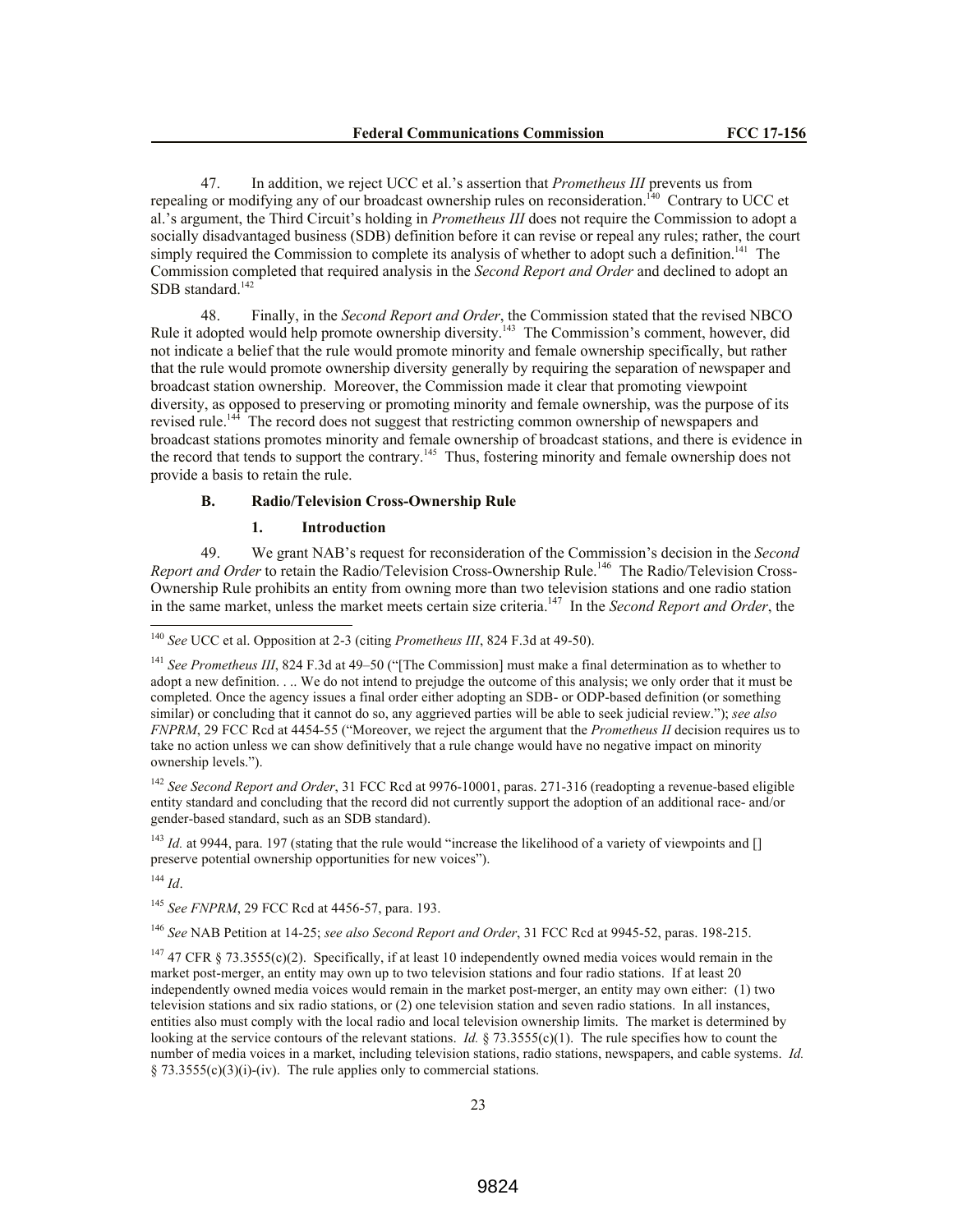47. In addition, we reject UCC et al.'s assertion that *Prometheus III* prevents us from repealing or modifying any of our broadcast ownership rules on reconsideration.[140] Contrary to UCC et al.'s argument, the Third Circuit's holding in *Prometheus III* does not require the Commission to adopt a socially disadvantaged business (SDB) definition before it can revise or repeal any rules; rather, the court simply required the Commission to complete its analysis of whether to adopt such a definition.[141] The Commission completed that required analysis in the *Second Report and Order* and declined to adopt an SDB standard.[142]

48. Finally, in the *Second Report and Order*, the Commission stated that the revised NBCO Rule it adopted would help promote ownership diversity.[143] The Commission's comment, however, did not indicate a belief that the rule would promote minority and female ownership specifically, but rather that the rule would promote ownership diversity generally by requiring the separation of newspaper and broadcast station ownership. Moreover, the Commission made it clear that promoting viewpoint diversity, as opposed to preserving or promoting minority and female ownership, was the purpose of its revised rule.[144] The record does not suggest that restricting common ownership of newspapers and broadcast stations promotes minority and female ownership of broadcast stations, and there is evidence in the record that tends to support the contrary.[145] Thus, fostering minority and female ownership does not provide a basis to retain the rule.

### B. Radio/Television Cross-Ownership Rule

#### 1. Introduction

49. We grant NAB's request for reconsideration of the Commission's decision in the *Second Report and Order* to retain the Radio/Television Cross-Ownership Rule.[146] The Radio/Television Cross-Ownership Rule prohibits an entity from owning more than two television stations and one radio station in the same market, unless the market meets certain size criteria.[147] In the *Second Report and Order*, the

---

[140] *See* UCC et al. Opposition at 2-3 (citing *Prometheus III*, 824 F.3d at 49-50).

[141] *See Prometheus III*, 824 F.3d at 49–50 ("[The Commission] must make a final determination as to whether to adopt a new definition. . .. We do not intend to prejudge the outcome of this analysis; we only order that it must be completed. Once the agency issues a final order either adopting an SDB- or ODP-based definition (or something similar) or concluding that it cannot do so, any aggrieved parties will be able to seek judicial review."); *see also FNPRM*, 29 FCC Rcd at 4454-55 ("Moreover, we reject the argument that the *Prometheus II* decision requires us to take no action unless we can show definitively that a rule change would have no negative impact on minority ownership levels.").

[142] *See Second Report and Order*, 31 FCC Rcd at 9976-10001, paras. 271-316 (readopting a revenue-based eligible entity standard and concluding that the record did not currently support the adoption of an additional race- and/or gender-based standard, such as an SDB standard).

[143] *Id.* at 9944, para. 197 (stating that the rule would "increase the likelihood of a variety of viewpoints and [] preserve potential ownership opportunities for new voices").

[144] *Id*.

[145] *See FNPRM*, 29 FCC Rcd at 4456-57, para. 193.

[146] *See* NAB Petition at 14-25; *see also Second Report and Order*, 31 FCC Rcd at 9945-52, paras. 198-215.

[147] 47 CFR § 73.3555(c)(2). Specifically, if at least 10 independently owned media voices would remain in the market post-merger, an entity may own up to two television stations and four radio stations. If at least 20 independently owned media voices would remain in the market post-merger, an entity may own either: (1) two television stations and six radio stations, or (2) one television station and seven radio stations. In all instances, entities also must comply with the local radio and local television ownership limits. The market is determined by looking at the service contours of the relevant stations. *Id.* § 73.3555(c)(1). The rule specifies how to count the number of media voices in a market, including television stations, radio stations, newspapers, and cable systems. *Id.* § 73.3555(c)(3)(i)-(iv). The rule applies only to commercial stations.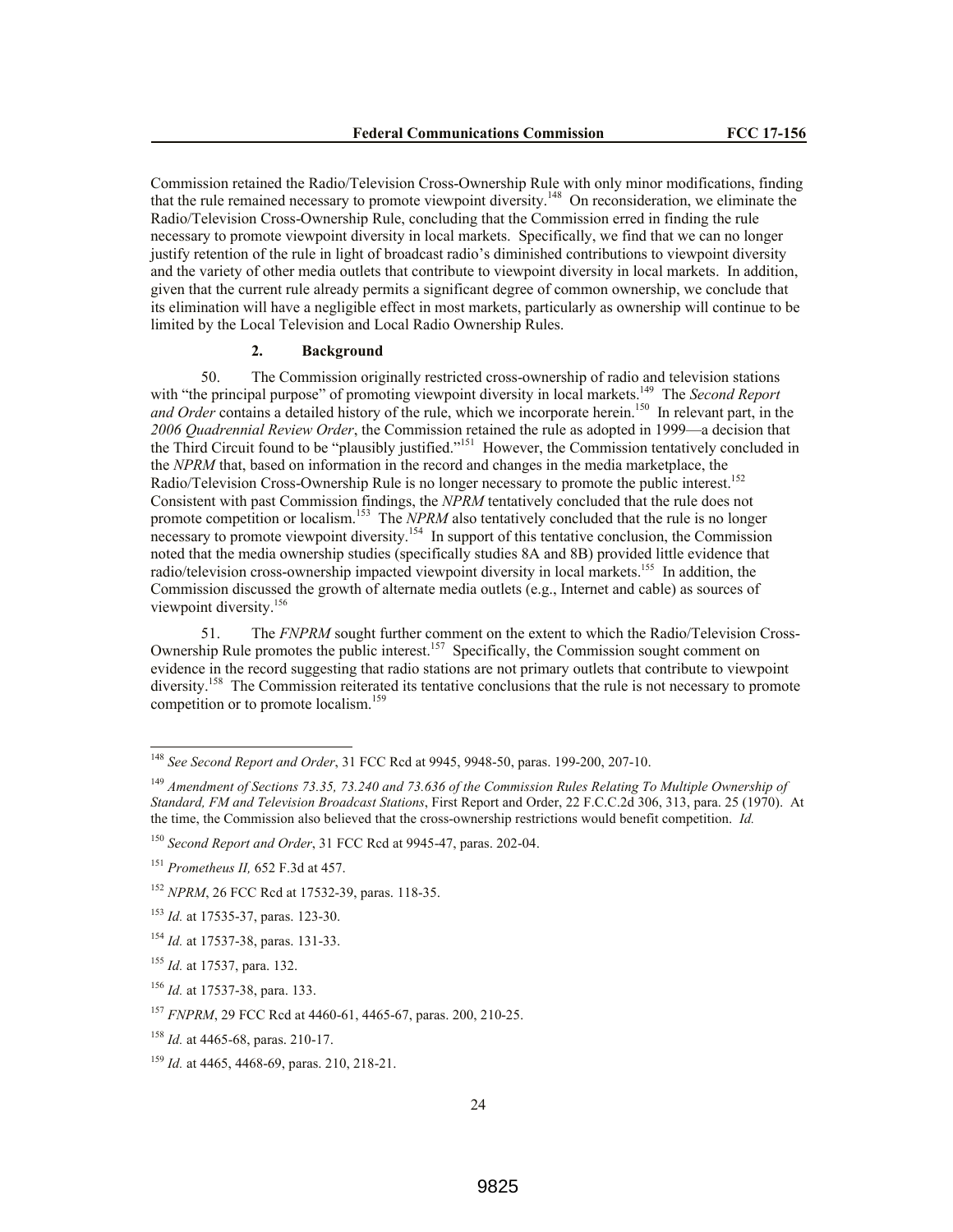Commission retained the Radio/Television Cross-Ownership Rule with only minor modifications, finding that the rule remained necessary to promote viewpoint diversity.[148] On reconsideration, we eliminate the Radio/Television Cross-Ownership Rule, concluding that the Commission erred in finding the rule necessary to promote viewpoint diversity in local markets. Specifically, we find that we can no longer justify retention of the rule in light of broadcast radio's diminished contributions to viewpoint diversity and the variety of other media outlets that contribute to viewpoint diversity in local markets. In addition, given that the current rule already permits a significant degree of common ownership, we conclude that its elimination will have a negligible effect in most markets, particularly as ownership will continue to be limited by the Local Television and Local Radio Ownership Rules.

#### 2. Background

50. The Commission originally restricted cross-ownership of radio and television stations with "the principal purpose" of promoting viewpoint diversity in local markets.[149] The *Second Report and Order* contains a detailed history of the rule, which we incorporate herein.[150] In relevant part, in the *2006 Quadrennial Review Order*, the Commission retained the rule as adopted in 1999—a decision that the Third Circuit found to be "plausibly justified."[151] However, the Commission tentatively concluded in the *NPRM* that, based on information in the record and changes in the media marketplace, the Radio/Television Cross-Ownership Rule is no longer necessary to promote the public interest.[152] Consistent with past Commission findings, the *NPRM* tentatively concluded that the rule does not promote competition or localism.[153] The *NPRM* also tentatively concluded that the rule is no longer necessary to promote viewpoint diversity.[154] In support of this tentative conclusion, the Commission noted that the media ownership studies (specifically studies 8A and 8B) provided little evidence that radio/television cross-ownership impacted viewpoint diversity in local markets.[155] In addition, the Commission discussed the growth of alternate media outlets (e.g., Internet and cable) as sources of viewpoint diversity.[156]

51. The *FNPRM* sought further comment on the extent to which the Radio/Television Cross-Ownership Rule promotes the public interest.[157] Specifically, the Commission sought comment on evidence in the record suggesting that radio stations are not primary outlets that contribute to viewpoint diversity.[158] The Commission reiterated its tentative conclusions that the rule is not necessary to promote competition or to promote localism.[159]

---

[148] *See Second Report and Order*, 31 FCC Rcd at 9945, 9948-50, paras. 199-200, 207-10.

[149] *Amendment of Sections 73.35, 73.240 and 73.636 of the Commission Rules Relating To Multiple Ownership of Standard, FM and Television Broadcast Stations*, First Report and Order, 22 F.C.C.2d 306, 313, para. 25 (1970). At the time, the Commission also believed that the cross-ownership restrictions would benefit competition. *Id.*

[150] *Second Report and Order*, 31 FCC Rcd at 9945-47, paras. 202-04.

[151] *Prometheus II,* 652 F.3d at 457.

[152] *NPRM*, 26 FCC Rcd at 17532-39, paras. 118-35.

[153] *Id.* at 17535-37, paras. 123-30.

[154] *Id.* at 17537-38, paras. 131-33.

[155] *Id.* at 17537, para. 132.

[156] *Id.* at 17537-38, para. 133.

[157] *FNPRM*, 29 FCC Rcd at 4460-61, 4465-67, paras. 200, 210-25.

[158] *Id.* at 4465-68, paras. 210-17.

[159] *Id.* at 4465, 4468-69, paras. 210, 218-21.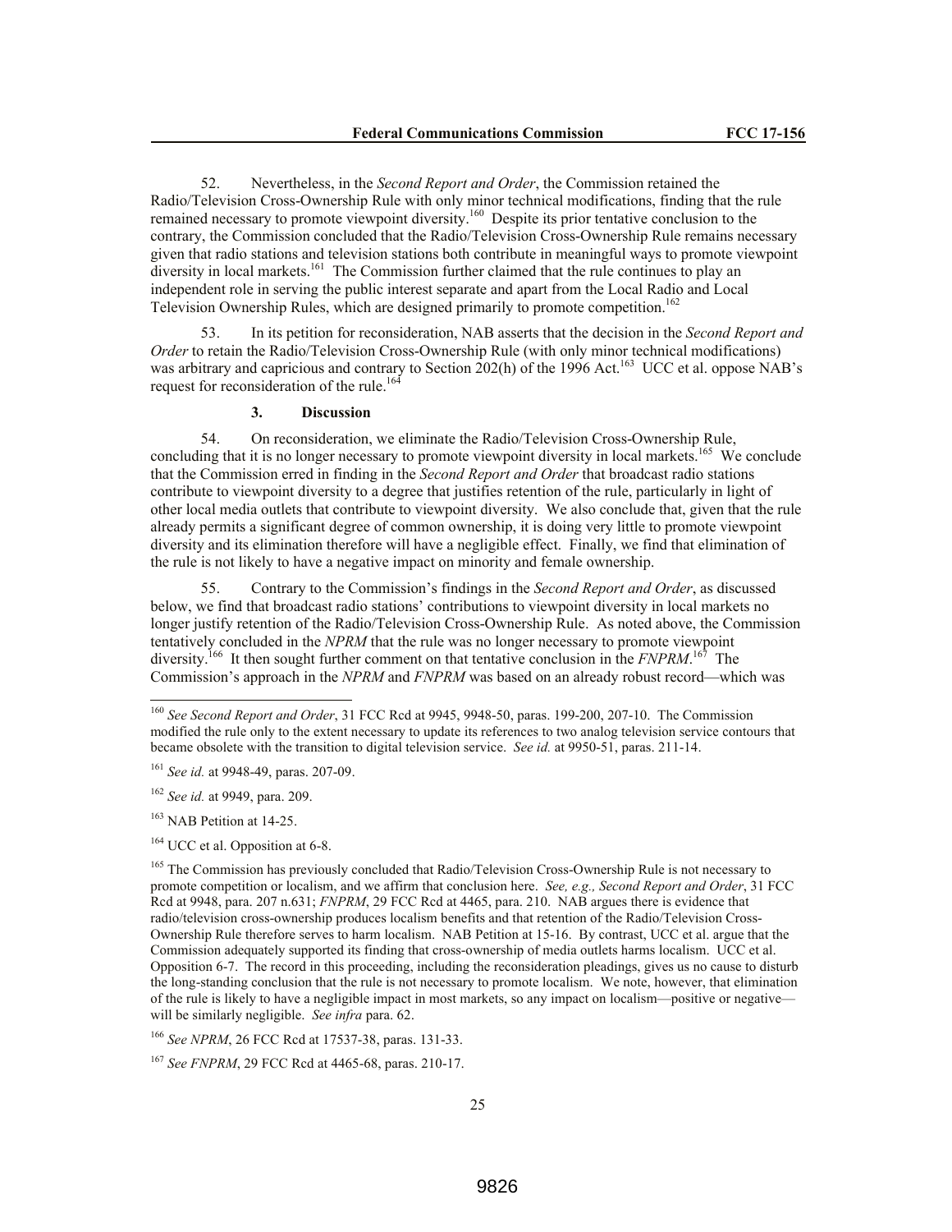52. Nevertheless, in the *Second Report and Order*, the Commission retained the Radio/Television Cross-Ownership Rule with only minor technical modifications, finding that the rule remained necessary to promote viewpoint diversity.[160] Despite its prior tentative conclusion to the contrary, the Commission concluded that the Radio/Television Cross-Ownership Rule remains necessary given that radio stations and television stations both contribute in meaningful ways to promote viewpoint diversity in local markets.[161] The Commission further claimed that the rule continues to play an independent role in serving the public interest separate and apart from the Local Radio and Local Television Ownership Rules, which are designed primarily to promote competition.[162]

53. In its petition for reconsideration, NAB asserts that the decision in the *Second Report and Order* to retain the Radio/Television Cross-Ownership Rule (with only minor technical modifications) was arbitrary and capricious and contrary to Section 202(h) of the 1996 Act.[163] UCC et al. oppose NAB's request for reconsideration of the rule.[164]

### 3. Discussion

54. On reconsideration, we eliminate the Radio/Television Cross-Ownership Rule, concluding that it is no longer necessary to promote viewpoint diversity in local markets.[165] We conclude that the Commission erred in finding in the *Second Report and Order* that broadcast radio stations contribute to viewpoint diversity to a degree that justifies retention of the rule, particularly in light of other local media outlets that contribute to viewpoint diversity. We also conclude that, given that the rule already permits a significant degree of common ownership, it is doing very little to promote viewpoint diversity and its elimination therefore will have a negligible effect. Finally, we find that elimination of the rule is not likely to have a negative impact on minority and female ownership.

55. Contrary to the Commission's findings in the *Second Report and Order*, as discussed below, we find that broadcast radio stations' contributions to viewpoint diversity in local markets no longer justify retention of the Radio/Television Cross-Ownership Rule. As noted above, the Commission tentatively concluded in the *NPRM* that the rule was no longer necessary to promote viewpoint diversity.[166] It then sought further comment on that tentative conclusion in the *FNPRM*.[167] The Commission's approach in the *NPRM* and *FNPRM* was based on an already robust record—which was

---

[160] *See Second Report and Order*, 31 FCC Rcd at 9945, 9948-50, paras. 199-200, 207-10. The Commission modified the rule only to the extent necessary to update its references to two analog television service contours that became obsolete with the transition to digital television service. *See id.* at 9950-51, paras. 211-14.

[161] *See id.* at 9948-49, paras. 207-09.

[162] *See id.* at 9949, para. 209.

[163] NAB Petition at 14-25.

[164] UCC et al. Opposition at 6-8.

[165] The Commission has previously concluded that Radio/Television Cross-Ownership Rule is not necessary to promote competition or localism, and we affirm that conclusion here. *See, e.g., Second Report and Order*, 31 FCC Rcd at 9948, para. 207 n.631; *FNPRM*, 29 FCC Rcd at 4465, para. 210. NAB argues there is evidence that radio/television cross-ownership produces localism benefits and that retention of the Radio/Television Cross-Ownership Rule therefore serves to harm localism. NAB Petition at 15-16. By contrast, UCC et al. argue that the Commission adequately supported its finding that cross-ownership of media outlets harms localism. UCC et al. Opposition 6-7. The record in this proceeding, including the reconsideration pleadings, gives us no cause to disturb the long-standing conclusion that the rule is not necessary to promote localism. We note, however, that elimination of the rule is likely to have a negligible impact in most markets, so any impact on localism—positive or negative—will be similarly negligible. *See infra* para. 62.

[166] *See NPRM*, 26 FCC Rcd at 17537-38, paras. 131-33.

[167] *See FNPRM*, 29 FCC Rcd at 4465-68, paras. 210-17.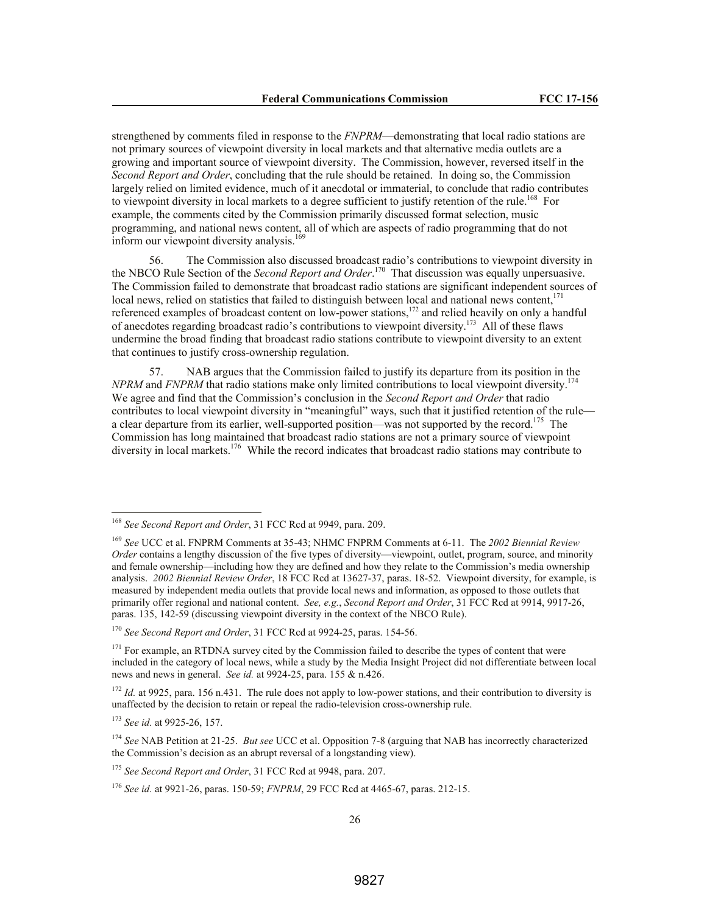strengthened by comments filed in response to the *FNPRM*—demonstrating that local radio stations are not primary sources of viewpoint diversity in local markets and that alternative media outlets are a growing and important source of viewpoint diversity. The Commission, however, reversed itself in the *Second Report and Order*, concluding that the rule should be retained. In doing so, the Commission largely relied on limited evidence, much of it anecdotal or immaterial, to conclude that radio contributes to viewpoint diversity in local markets to a degree sufficient to justify retention of the rule.[168] For example, the comments cited by the Commission primarily discussed format selection, music programming, and national news content, all of which are aspects of radio programming that do not inform our viewpoint diversity analysis.[169]

56. The Commission also discussed broadcast radio's contributions to viewpoint diversity in the NBCO Rule Section of the *Second Report and Order*.[170] That discussion was equally unpersuasive. The Commission failed to demonstrate that broadcast radio stations are significant independent sources of local news, relied on statistics that failed to distinguish between local and national news content,[171] referenced examples of broadcast content on low-power stations,[172] and relied heavily on only a handful of anecdotes regarding broadcast radio's contributions to viewpoint diversity.[173] All of these flaws undermine the broad finding that broadcast radio stations contribute to viewpoint diversity to an extent that continues to justify cross-ownership regulation.

57. NAB argues that the Commission failed to justify its departure from its position in the *NPRM* and *FNPRM* that radio stations make only limited contributions to local viewpoint diversity.[174] We agree and find that the Commission's conclusion in the *Second Report and Order* that radio contributes to local viewpoint diversity in "meaningful" ways, such that it justified retention of the rule—a clear departure from its earlier, well-supported position—was not supported by the record.[175] The Commission has long maintained that broadcast radio stations are not a primary source of viewpoint diversity in local markets.[176] While the record indicates that broadcast radio stations may contribute to

---

[168] *See Second Report and Order*, 31 FCC Rcd at 9949, para. 209.

[169] *See* UCC et al. FNPRM Comments at 35-43; NHMC FNPRM Comments at 6-11. The *2002 Biennial Review Order* contains a lengthy discussion of the five types of diversity—viewpoint, outlet, program, source, and minority and female ownership—including how they are defined and how they relate to the Commission's media ownership analysis. *2002 Biennial Review Order*, 18 FCC Rcd at 13627-37, paras. 18-52. Viewpoint diversity, for example, is measured by independent media outlets that provide local news and information, as opposed to those outlets that primarily offer regional and national content. *See, e.g.*, *Second Report and Order*, 31 FCC Rcd at 9914, 9917-26, paras. 135, 142-59 (discussing viewpoint diversity in the context of the NBCO Rule).

[170] *See Second Report and Order*, 31 FCC Rcd at 9924-25, paras. 154-56.

[171] For example, an RTDNA survey cited by the Commission failed to describe the types of content that were included in the category of local news, while a study by the Media Insight Project did not differentiate between local news and news in general. *See id.* at 9924-25, para. 155 & n.426.

[172] *Id.* at 9925, para. 156 n.431. The rule does not apply to low-power stations, and their contribution to diversity is unaffected by the decision to retain or repeal the radio-television cross-ownership rule.

[173] *See id.* at 9925-26, 157.

[174] *See* NAB Petition at 21-25. *But see* UCC et al. Opposition 7-8 (arguing that NAB has incorrectly characterized the Commission's decision as an abrupt reversal of a longstanding view).

[175] *See Second Report and Order*, 31 FCC Rcd at 9948, para. 207.

[176] *See id.* at 9921-26, paras. 150-59; *FNPRM*, 29 FCC Rcd at 4465-67, paras. 212-15.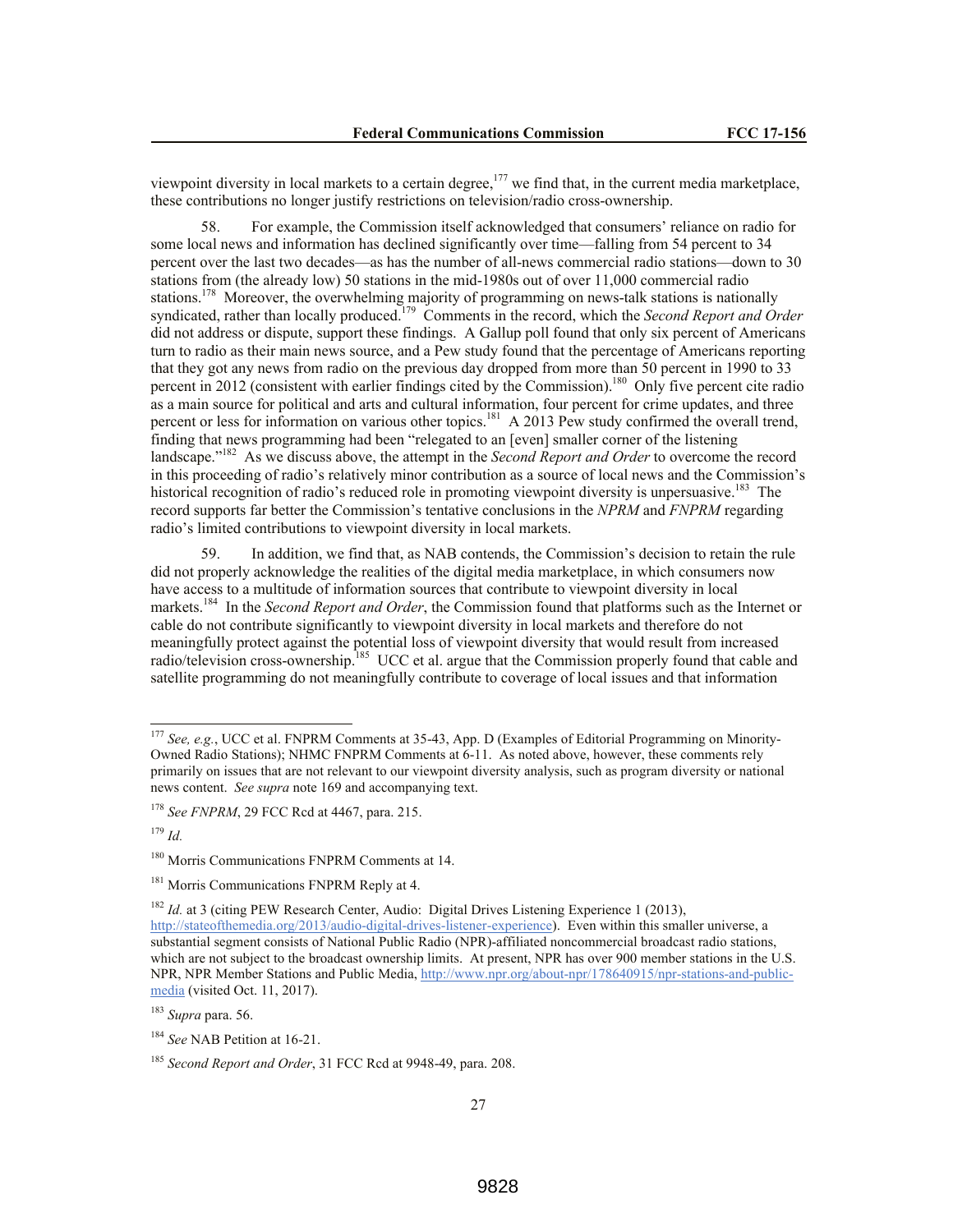viewpoint diversity in local markets to a certain degree,[177] we find that, in the current media marketplace, these contributions no longer justify restrictions on television/radio cross-ownership.

58. For example, the Commission itself acknowledged that consumers' reliance on radio for some local news and information has declined significantly over time—falling from 54 percent to 34 percent over the last two decades—as has the number of all-news commercial radio stations—down to 30 stations from (the already low) 50 stations in the mid-1980s out of over 11,000 commercial radio stations.[178] Moreover, the overwhelming majority of programming on news-talk stations is nationally syndicated, rather than locally produced.[179] Comments in the record, which the *Second Report and Order* did not address or dispute, support these findings. A Gallup poll found that only six percent of Americans turn to radio as their main news source, and a Pew study found that the percentage of Americans reporting that they got any news from radio on the previous day dropped from more than 50 percent in 1990 to 33 percent in 2012 (consistent with earlier findings cited by the Commission).[180] Only five percent cite radio as a main source for political and arts and cultural information, four percent for crime updates, and three percent or less for information on various other topics.[181] A 2013 Pew study confirmed the overall trend, finding that news programming had been "relegated to an [even] smaller corner of the listening landscape."[182] As we discuss above, the attempt in the *Second Report and Order* to overcome the record in this proceeding of radio's relatively minor contribution as a source of local news and the Commission's historical recognition of radio's reduced role in promoting viewpoint diversity is unpersuasive.[183] The record supports far better the Commission's tentative conclusions in the *NPRM* and *FNPRM* regarding radio's limited contributions to viewpoint diversity in local markets.

59. In addition, we find that, as NAB contends, the Commission's decision to retain the rule did not properly acknowledge the realities of the digital media marketplace, in which consumers now have access to a multitude of information sources that contribute to viewpoint diversity in local markets.[184] In the *Second Report and Order*, the Commission found that platforms such as the Internet or cable do not contribute significantly to viewpoint diversity in local markets and therefore do not meaningfully protect against the potential loss of viewpoint diversity that would result from increased radio/television cross-ownership.[185] UCC et al. argue that the Commission properly found that cable and satellite programming do not meaningfully contribute to coverage of local issues and that information

---

[177] *See, e.g.*, UCC et al. FNPRM Comments at 35-43, App. D (Examples of Editorial Programming on Minority-Owned Radio Stations); NHMC FNPRM Comments at 6-11. As noted above, however, these comments rely primarily on issues that are not relevant to our viewpoint diversity analysis, such as program diversity or national news content. *See supra* note 169 and accompanying text.

[178] *See FNPRM*, 29 FCC Rcd at 4467, para. 215.

[179] *Id.*

[180] Morris Communications FNPRM Comments at 14.

[181] Morris Communications FNPRM Reply at 4.

[182] *Id.* at 3 (citing PEW Research Center, Audio: Digital Drives Listening Experience 1 (2013), http://stateofthemedia.org/2013/audio-digital-drives-listener-experience). Even within this smaller universe, a substantial segment consists of National Public Radio (NPR)-affiliated noncommercial broadcast radio stations, which are not subject to the broadcast ownership limits. At present, NPR has over 900 member stations in the U.S. NPR, NPR Member Stations and Public Media, http://www.npr.org/about-npr/178640915/npr-stations-and-public-media (visited Oct. 11, 2017).

[183] *Supra* para. 56.

[184] *See* NAB Petition at 16-21.

[185] *Second Report and Order*, 31 FCC Rcd at 9948-49, para. 208.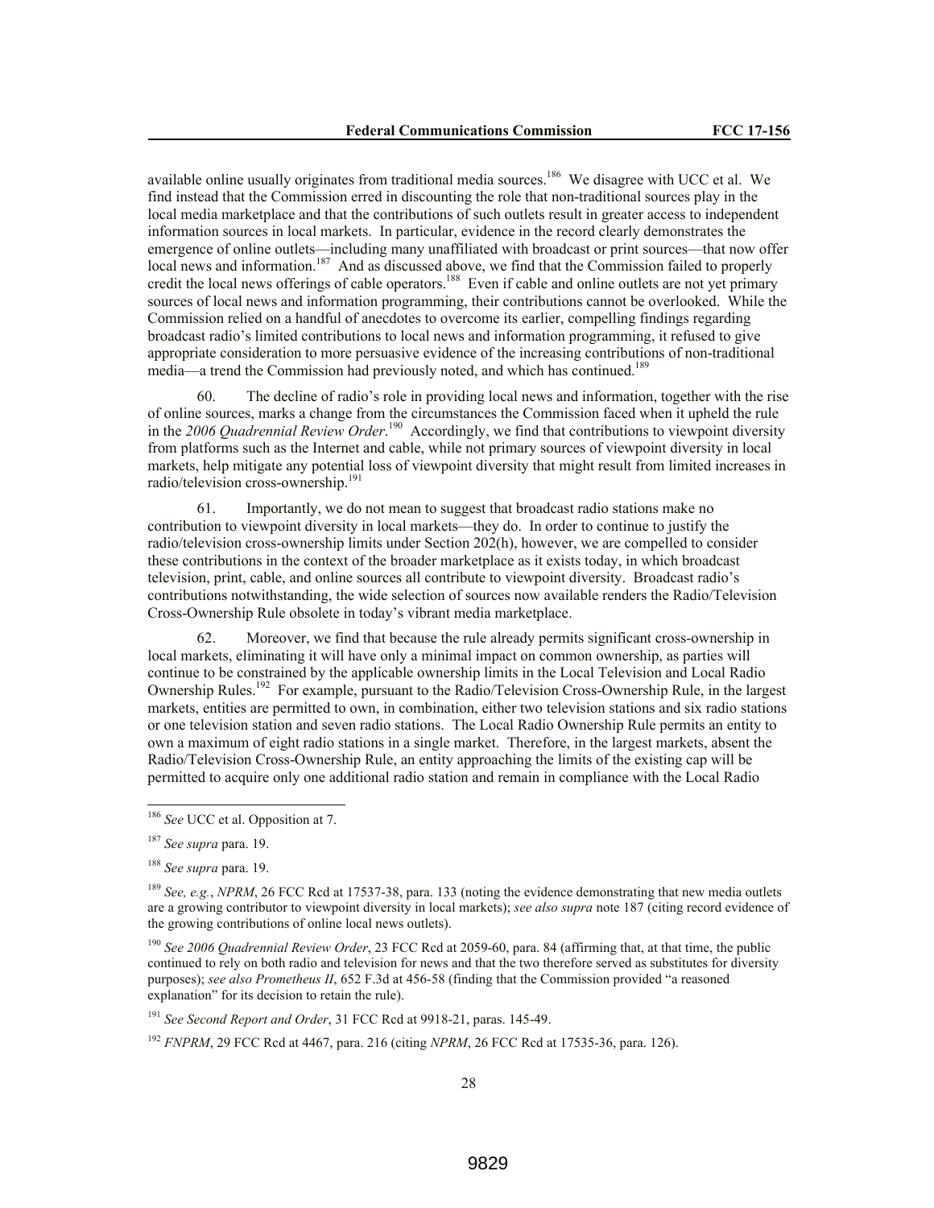available online usually originates from traditional media sources.[186] We disagree with UCC et al. We find instead that the Commission erred in discounting the role that non-traditional sources play in the local media marketplace and that the contributions of such outlets result in greater access to independent information sources in local markets. In particular, evidence in the record clearly demonstrates the emergence of online outlets—including many unaffiliated with broadcast or print sources—that now offer local news and information.[187] And as discussed above, we find that the Commission failed to properly credit the local news offerings of cable operators.[188] Even if cable and online outlets are not yet primary sources of local news and information programming, their contributions cannot be overlooked. While the Commission relied on a handful of anecdotes to overcome its earlier, compelling findings regarding broadcast radio's limited contributions to local news and information programming, it refused to give appropriate consideration to more persuasive evidence of the increasing contributions of non-traditional media—a trend the Commission had previously noted, and which has continued.[189]

60. The decline of radio's role in providing local news and information, together with the rise of online sources, marks a change from the circumstances the Commission faced when it upheld the rule in the *2006 Quadrennial Review Order*.[190] Accordingly, we find that contributions to viewpoint diversity from platforms such as the Internet and cable, while not primary sources of viewpoint diversity in local markets, help mitigate any potential loss of viewpoint diversity that might result from limited increases in radio/television cross-ownership.[191]

61. Importantly, we do not mean to suggest that broadcast radio stations make no contribution to viewpoint diversity in local markets—they do. In order to continue to justify the radio/television cross-ownership limits under Section 202(h), however, we are compelled to consider these contributions in the context of the broader marketplace as it exists today, in which broadcast television, print, cable, and online sources all contribute to viewpoint diversity. Broadcast radio's contributions notwithstanding, the wide selection of sources now available renders the Radio/Television Cross-Ownership Rule obsolete in today's vibrant media marketplace.

62. Moreover, we find that because the rule already permits significant cross-ownership in local markets, eliminating it will have only a minimal impact on common ownership, as parties will continue to be constrained by the applicable ownership limits in the Local Television and Local Radio Ownership Rules.[192] For example, pursuant to the Radio/Television Cross-Ownership Rule, in the largest markets, entities are permitted to own, in combination, either two television stations and six radio stations or one television station and seven radio stations. The Local Radio Ownership Rule permits an entity to own a maximum of eight radio stations in a single market. Therefore, in the largest markets, absent the Radio/Television Cross-Ownership Rule, an entity approaching the limits of the existing cap will be permitted to acquire only one additional radio station and remain in compliance with the Local Radio

---

[186] *See* UCC et al. Opposition at 7.

[187] *See supra* para. 19.

[188] *See supra* para. 19.

[189] *See, e.g.*, *NPRM*, 26 FCC Rcd at 17537-38, para. 133 (noting the evidence demonstrating that new media outlets are a growing contributor to viewpoint diversity in local markets); *see also supra* note 187 (citing record evidence of the growing contributions of online local news outlets).

[190] *See 2006 Quadrennial Review Order*, 23 FCC Rcd at 2059-60, para. 84 (affirming that, at that time, the public continued to rely on both radio and television for news and that the two therefore served as substitutes for diversity purposes); *see also Prometheus II*, 652 F.3d at 456-58 (finding that the Commission provided "a reasoned explanation" for its decision to retain the rule).

[191] *See Second Report and Order*, 31 FCC Rcd at 9918-21, paras. 145-49.

[192] *FNPRM*, 29 FCC Rcd at 4467, para. 216 (citing *NPRM*, 26 FCC Rcd at 17535-36, para. 126).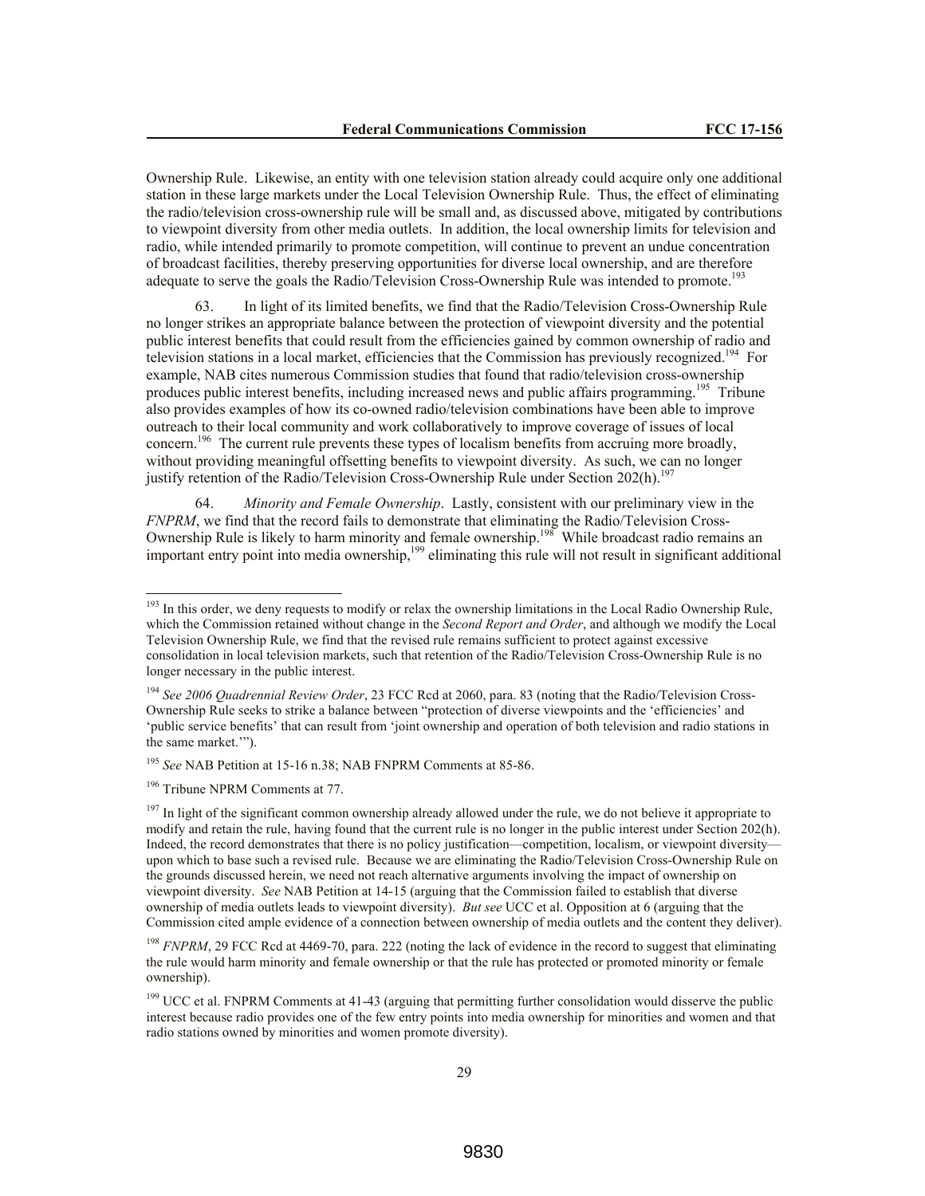Ownership Rule. Likewise, an entity with one television station already could acquire only one additional station in these large markets under the Local Television Ownership Rule. Thus, the effect of eliminating the radio/television cross-ownership rule will be small and, as discussed above, mitigated by contributions to viewpoint diversity from other media outlets. In addition, the local ownership limits for television and radio, while intended primarily to promote competition, will continue to prevent an undue concentration of broadcast facilities, thereby preserving opportunities for diverse local ownership, and are therefore adequate to serve the goals the Radio/Television Cross-Ownership Rule was intended to promote.[193]

63. In light of its limited benefits, we find that the Radio/Television Cross-Ownership Rule no longer strikes an appropriate balance between the protection of viewpoint diversity and the potential public interest benefits that could result from the efficiencies gained by common ownership of radio and television stations in a local market, efficiencies that the Commission has previously recognized.[194] For example, NAB cites numerous Commission studies that found that radio/television cross-ownership produces public interest benefits, including increased news and public affairs programming.[195] Tribune also provides examples of how its co-owned radio/television combinations have been able to improve outreach to their local community and work collaboratively to improve coverage of issues of local concern.[196] The current rule prevents these types of localism benefits from accruing more broadly, without providing meaningful offsetting benefits to viewpoint diversity. As such, we can no longer justify retention of the Radio/Television Cross-Ownership Rule under Section 202(h).[197]

64. *Minority and Female Ownership*. Lastly, consistent with our preliminary view in the *FNPRM*, we find that the record fails to demonstrate that eliminating the Radio/Television Cross-Ownership Rule is likely to harm minority and female ownership.[198] While broadcast radio remains an important entry point into media ownership,[199] eliminating this rule will not result in significant additional

---

[193] In this order, we deny requests to modify or relax the ownership limitations in the Local Radio Ownership Rule, which the Commission retained without change in the *Second Report and Order*, and although we modify the Local Television Ownership Rule, we find that the revised rule remains sufficient to protect against excessive consolidation in local television markets, such that retention of the Radio/Television Cross-Ownership Rule is no longer necessary in the public interest.

[194] *See 2006 Quadrennial Review Order*, 23 FCC Rcd at 2060, para. 83 (noting that the Radio/Television Cross-Ownership Rule seeks to strike a balance between "protection of diverse viewpoints and the 'efficiencies' and 'public service benefits' that can result from 'joint ownership and operation of both television and radio stations in the same market.'").

[195] *See* NAB Petition at 15-16 n.38; NAB FNPRM Comments at 85-86.

[196] Tribune NPRM Comments at 77.

[197] In light of the significant common ownership already allowed under the rule, we do not believe it appropriate to modify and retain the rule, having found that the current rule is no longer in the public interest under Section 202(h). Indeed, the record demonstrates that there is no policy justification—competition, localism, or viewpoint diversity—upon which to base such a revised rule. Because we are eliminating the Radio/Television Cross-Ownership Rule on the grounds discussed herein, we need not reach alternative arguments involving the impact of ownership on viewpoint diversity. *See* NAB Petition at 14-15 (arguing that the Commission failed to establish that diverse ownership of media outlets leads to viewpoint diversity). *But see* UCC et al. Opposition at 6 (arguing that the Commission cited ample evidence of a connection between ownership of media outlets and the content they deliver).

[198] *FNPRM*, 29 FCC Rcd at 4469-70, para. 222 (noting the lack of evidence in the record to suggest that eliminating the rule would harm minority and female ownership or that the rule has protected or promoted minority or female ownership).

[199] UCC et al. FNPRM Comments at 41-43 (arguing that permitting further consolidation would disserve the public interest because radio provides one of the few entry points into media ownership for minorities and women and that radio stations owned by minorities and women promote diversity).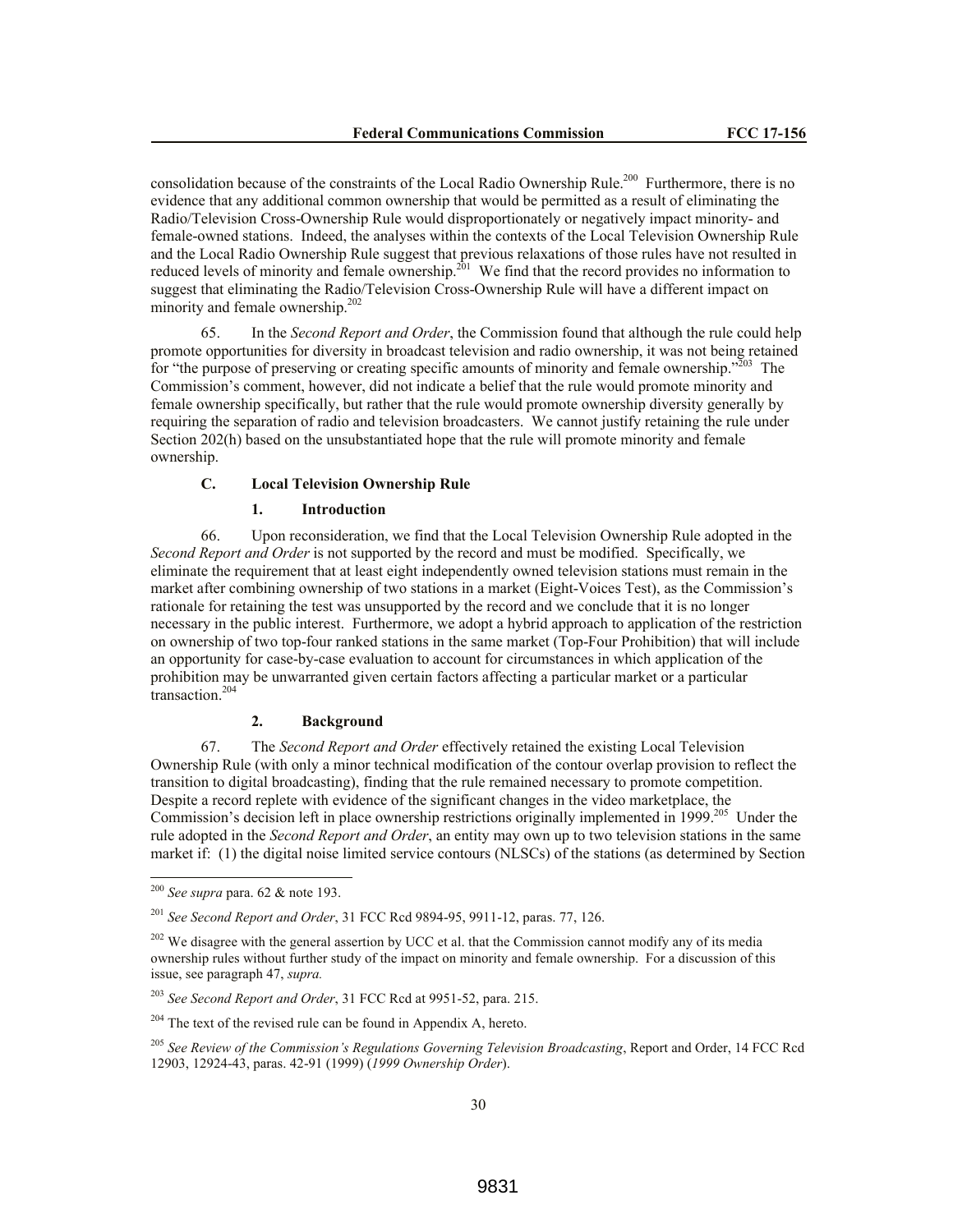consolidation because of the constraints of the Local Radio Ownership Rule.[200] Furthermore, there is no evidence that any additional common ownership that would be permitted as a result of eliminating the Radio/Television Cross-Ownership Rule would disproportionately or negatively impact minority- and female-owned stations. Indeed, the analyses within the contexts of the Local Television Ownership Rule and the Local Radio Ownership Rule suggest that previous relaxations of those rules have not resulted in reduced levels of minority and female ownership.[201] We find that the record provides no information to suggest that eliminating the Radio/Television Cross-Ownership Rule will have a different impact on minority and female ownership.[202]

65. In the *Second Report and Order*, the Commission found that although the rule could help promote opportunities for diversity in broadcast television and radio ownership, it was not being retained for "the purpose of preserving or creating specific amounts of minority and female ownership."[203] The Commission's comment, however, did not indicate a belief that the rule would promote minority and female ownership specifically, but rather that the rule would promote ownership diversity generally by requiring the separation of radio and television broadcasters. We cannot justify retaining the rule under Section 202(h) based on the unsubstantiated hope that the rule will promote minority and female ownership.

### C. Local Television Ownership Rule

#### 1. Introduction

66. Upon reconsideration, we find that the Local Television Ownership Rule adopted in the *Second Report and Order* is not supported by the record and must be modified. Specifically, we eliminate the requirement that at least eight independently owned television stations must remain in the market after combining ownership of two stations in a market (Eight-Voices Test), as the Commission's rationale for retaining the test was unsupported by the record and we conclude that it is no longer necessary in the public interest. Furthermore, we adopt a hybrid approach to application of the restriction on ownership of two top-four ranked stations in the same market (Top-Four Prohibition) that will include an opportunity for case-by-case evaluation to account for circumstances in which application of the prohibition may be unwarranted given certain factors affecting a particular market or a particular transaction.[204]

#### 2. Background

67. The *Second Report and Order* effectively retained the existing Local Television Ownership Rule (with only a minor technical modification of the contour overlap provision to reflect the transition to digital broadcasting), finding that the rule remained necessary to promote competition. Despite a record replete with evidence of the significant changes in the video marketplace, the Commission's decision left in place ownership restrictions originally implemented in 1999.[205] Under the rule adopted in the *Second Report and Order*, an entity may own up to two television stations in the same market if: (1) the digital noise limited service contours (NLSCs) of the stations (as determined by Section

---

[200] *See supra* para. 62 & note 193.

[201] *See Second Report and Order*, 31 FCC Rcd 9894-95, 9911-12, paras. 77, 126.

[202] We disagree with the general assertion by UCC et al. that the Commission cannot modify any of its media ownership rules without further study of the impact on minority and female ownership. For a discussion of this issue, see paragraph 47, *supra.*

[203] *See Second Report and Order*, 31 FCC Rcd at 9951-52, para. 215.

[204] The text of the revised rule can be found in Appendix A, hereto.

[205] *See Review of the Commission's Regulations Governing Television Broadcasting*, Report and Order, 14 FCC Rcd 12903, 12924-43, paras. 42-91 (1999) (*1999 Ownership Order*).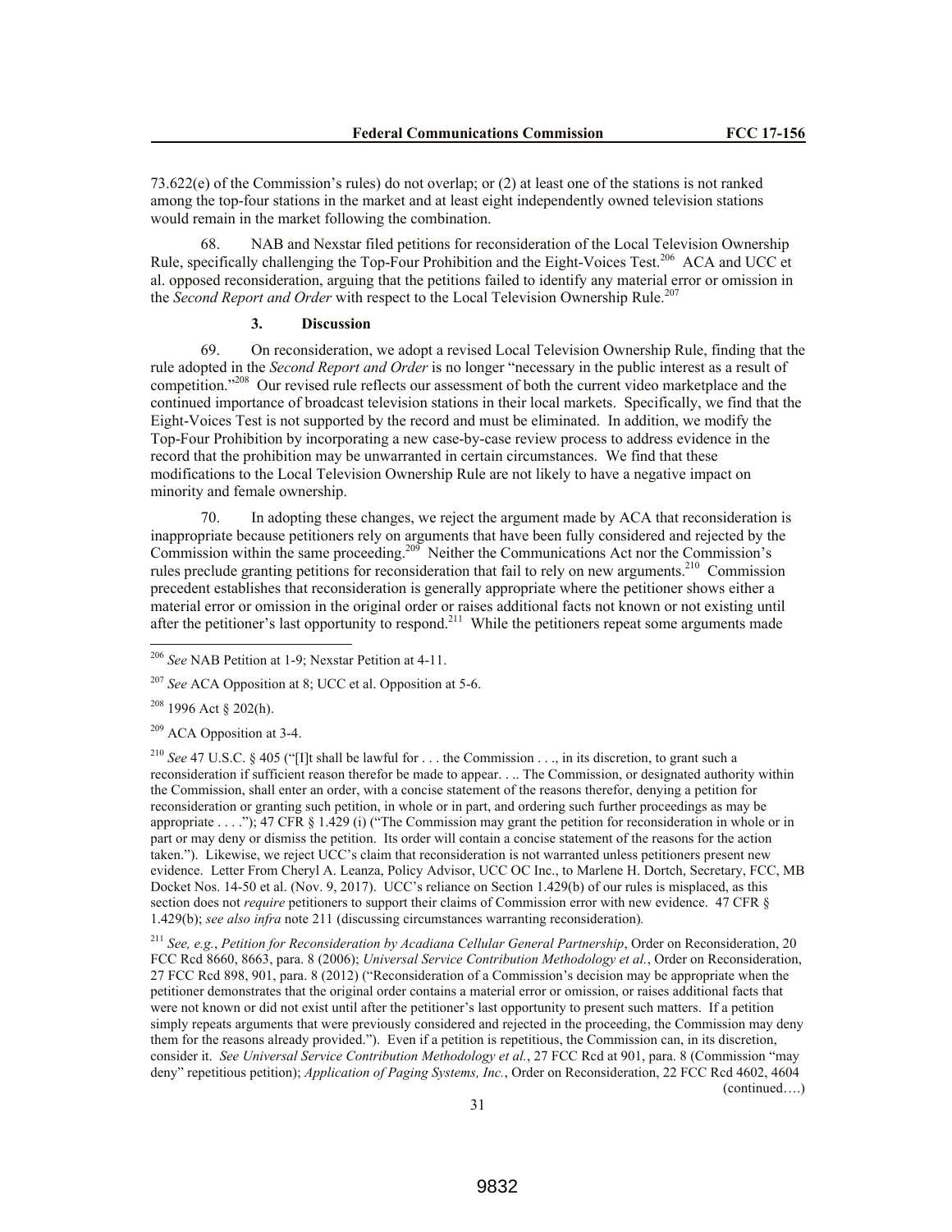73.622(e) of the Commission's rules) do not overlap; or (2) at least one of the stations is not ranked among the top-four stations in the market and at least eight independently owned television stations would remain in the market following the combination.

68. NAB and Nexstar filed petitions for reconsideration of the Local Television Ownership Rule, specifically challenging the Top-Four Prohibition and the Eight-Voices Test.[206] ACA and UCC et al. opposed reconsideration, arguing that the petitions failed to identify any material error or omission in the *Second Report and Order* with respect to the Local Television Ownership Rule.[207]

#### 3. Discussion

69. On reconsideration, we adopt a revised Local Television Ownership Rule, finding that the rule adopted in the *Second Report and Order* is no longer "necessary in the public interest as a result of competition."[208] Our revised rule reflects our assessment of both the current video marketplace and the continued importance of broadcast television stations in their local markets. Specifically, we find that the Eight-Voices Test is not supported by the record and must be eliminated. In addition, we modify the Top-Four Prohibition by incorporating a new case-by-case review process to address evidence in the record that the prohibition may be unwarranted in certain circumstances. We find that these modifications to the Local Television Ownership Rule are not likely to have a negative impact on minority and female ownership.

70. In adopting these changes, we reject the argument made by ACA that reconsideration is inappropriate because petitioners rely on arguments that have been fully considered and rejected by the Commission within the same proceeding.[209] Neither the Communications Act nor the Commission's rules preclude granting petitions for reconsideration that fail to rely on new arguments.[210] Commission precedent establishes that reconsideration is generally appropriate where the petitioner shows either a material error or omission in the original order or raises additional facts not known or not existing until after the petitioner's last opportunity to respond.[211] While the petitioners repeat some arguments made

---

[206] *See* NAB Petition at 1-9; Nexstar Petition at 4-11.

[207] *See* ACA Opposition at 8; UCC et al. Opposition at 5-6.

[208] 1996 Act § 202(h).

[209] ACA Opposition at 3-4.

[210] *See* 47 U.S.C. § 405 ("[I]t shall be lawful for . . . the Commission . . ., in its discretion, to grant such a reconsideration if sufficient reason therefor be made to appear. . .. The Commission, or designated authority within the Commission, shall enter an order, with a concise statement of the reasons therefor, denying a petition for reconsideration or granting such petition, in whole or in part, and ordering such further proceedings as may be appropriate . . . ."); 47 CFR § 1.429 (i) ("The Commission may grant the petition for reconsideration in whole or in part or may deny or dismiss the petition. Its order will contain a concise statement of the reasons for the action taken."). Likewise, we reject UCC's claim that reconsideration is not warranted unless petitioners present new evidence. Letter From Cheryl A. Leanza, Policy Advisor, UCC OC Inc., to Marlene H. Dortch, Secretary, FCC, MB Docket Nos. 14-50 et al. (Nov. 9, 2017). UCC's reliance on Section 1.429(b) of our rules is misplaced, as this section does not *require* petitioners to support their claims of Commission error with new evidence. 47 CFR § 1.429(b); *see also infra* note 211 (discussing circumstances warranting reconsideration).

[211] *See, e.g.*, *Petition for Reconsideration by Acadiana Cellular General Partnership*, Order on Reconsideration, 20 FCC Rcd 8660, 8663, para. 8 (2006); *Universal Service Contribution Methodology et al.*, Order on Reconsideration, 27 FCC Rcd 898, 901, para. 8 (2012) ("Reconsideration of a Commission's decision may be appropriate when the petitioner demonstrates that the original order contains a material error or omission, or raises additional facts that were not known or did not exist until after the petitioner's last opportunity to present such matters. If a petition simply repeats arguments that were previously considered and rejected in the proceeding, the Commission may deny them for the reasons already provided."). Even if a petition is repetitious, the Commission can, in its discretion, consider it. *See Universal Service Contribution Methodology et al.*, 27 FCC Rcd at 901, para. 8 (Commission "may deny" repetitious petition); *Application of Paging Systems, Inc.*, Order on Reconsideration, 22 FCC Rcd 4602, 4604

(continued….)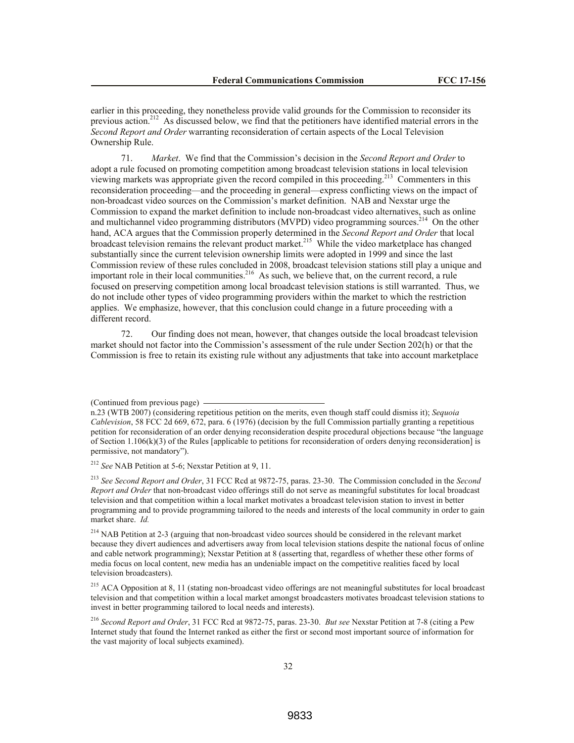earlier in this proceeding, they nonetheless provide valid grounds for the Commission to reconsider its previous action.[212] As discussed below, we find that the petitioners have identified material errors in the *Second Report and Order* warranting reconsideration of certain aspects of the Local Television Ownership Rule.

71. *Market*. We find that the Commission's decision in the *Second Report and Order* to adopt a rule focused on promoting competition among broadcast television stations in local television viewing markets was appropriate given the record compiled in this proceeding.[213] Commenters in this reconsideration proceeding—and the proceeding in general—express conflicting views on the impact of non-broadcast video sources on the Commission's market definition. NAB and Nexstar urge the Commission to expand the market definition to include non-broadcast video alternatives, such as online and multichannel video programming distributors (MVPD) video programming sources.[214] On the other hand, ACA argues that the Commission properly determined in the *Second Report and Order* that local broadcast television remains the relevant product market.[215] While the video marketplace has changed substantially since the current television ownership limits were adopted in 1999 and since the last Commission review of these rules concluded in 2008, broadcast television stations still play a unique and important role in their local communities.[216] As such, we believe that, on the current record, a rule focused on preserving competition among local broadcast television stations is still warranted. Thus, we do not include other types of video programming providers within the market to which the restriction applies. We emphasize, however, that this conclusion could change in a future proceeding with a different record.

72. Our finding does not mean, however, that changes outside the local broadcast television market should not factor into the Commission's assessment of the rule under Section 202(h) or that the Commission is free to retain its existing rule without any adjustments that take into account marketplace

(Continued from previous page)
n.23 (WTB 2007) (considering repetitious petition on the merits, even though staff could dismiss it); *Sequoia Cablevision*, 58 FCC 2d 669, 672, para. 6 (1976) (decision by the full Commission partially granting a repetitious petition for reconsideration of an order denying reconsideration despite procedural objections because "the language of Section 1.106(k)(3) of the Rules [applicable to petitions for reconsideration of orders denying reconsideration] is permissive, not mandatory").

[212] *See* NAB Petition at 5-6; Nexstar Petition at 9, 11.

[213] *See Second Report and Order*, 31 FCC Rcd at 9872-75, paras. 23-30. The Commission concluded in the *Second Report and Order* that non-broadcast video offerings still do not serve as meaningful substitutes for local broadcast television and that competition within a local market motivates a broadcast television station to invest in better programming and to provide programming tailored to the needs and interests of the local community in order to gain market share. *Id.*

[214] NAB Petition at 2-3 (arguing that non-broadcast video sources should be considered in the relevant market because they divert audiences and advertisers away from local television stations despite the national focus of online and cable network programming); Nexstar Petition at 8 (asserting that, regardless of whether these other forms of media focus on local content, new media has an undeniable impact on the competitive realities faced by local television broadcasters).

[215] ACA Opposition at 8, 11 (stating non-broadcast video offerings are not meaningful substitutes for local broadcast television and that competition within a local market amongst broadcasters motivates broadcast television stations to invest in better programming tailored to local needs and interests).

[216] *Second Report and Order*, 31 FCC Rcd at 9872-75, paras. 23-30. *But see* Nexstar Petition at 7-8 (citing a Pew Internet study that found the Internet ranked as either the first or second most important source of information for the vast majority of local subjects examined).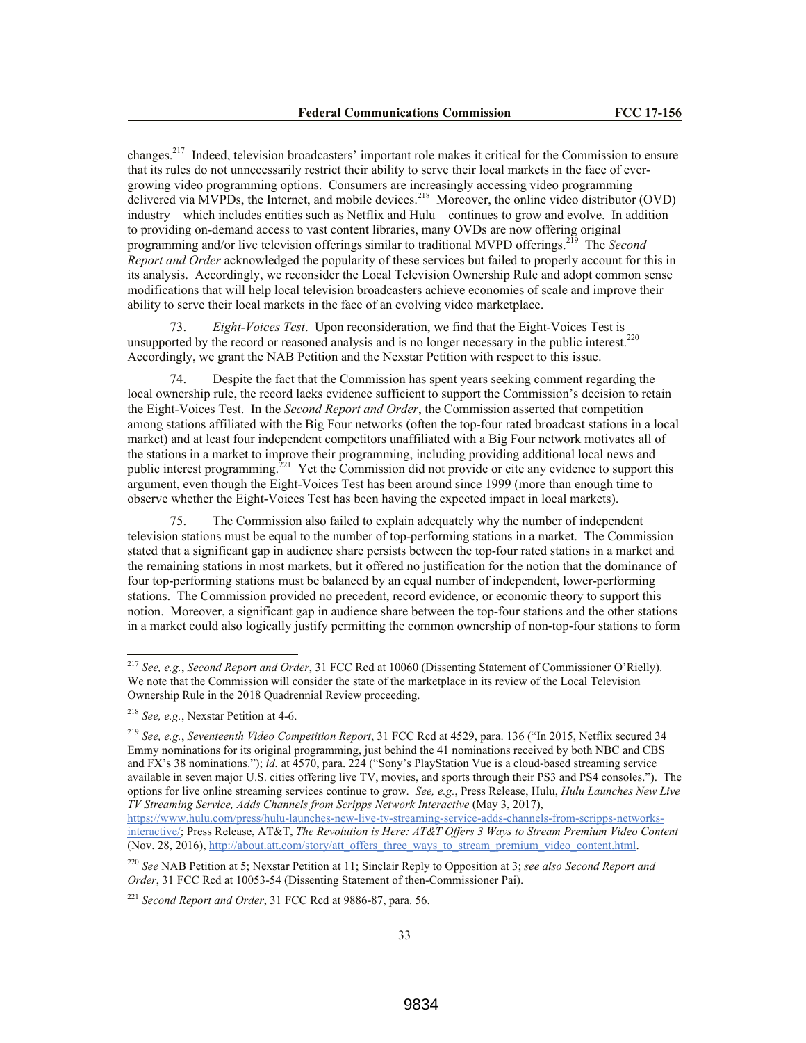changes.[217] Indeed, television broadcasters' important role makes it critical for the Commission to ensure that its rules do not unnecessarily restrict their ability to serve their local markets in the face of ever-growing video programming options. Consumers are increasingly accessing video programming delivered via MVPDs, the Internet, and mobile devices.[218] Moreover, the online video distributor (OVD) industry—which includes entities such as Netflix and Hulu—continues to grow and evolve. In addition to providing on-demand access to vast content libraries, many OVDs are now offering original programming and/or live television offerings similar to traditional MVPD offerings.[219] The *Second Report and Order* acknowledged the popularity of these services but failed to properly account for this in its analysis. Accordingly, we reconsider the Local Television Ownership Rule and adopt common sense modifications that will help local television broadcasters achieve economies of scale and improve their ability to serve their local markets in the face of an evolving video marketplace.

73. *Eight-Voices Test*. Upon reconsideration, we find that the Eight-Voices Test is unsupported by the record or reasoned analysis and is no longer necessary in the public interest.[220] Accordingly, we grant the NAB Petition and the Nexstar Petition with respect to this issue.

74. Despite the fact that the Commission has spent years seeking comment regarding the local ownership rule, the record lacks evidence sufficient to support the Commission's decision to retain the Eight-Voices Test. In the *Second Report and Order*, the Commission asserted that competition among stations affiliated with the Big Four networks (often the top-four rated broadcast stations in a local market) and at least four independent competitors unaffiliated with a Big Four network motivates all of the stations in a market to improve their programming, including providing additional local news and public interest programming.[221] Yet the Commission did not provide or cite any evidence to support this argument, even though the Eight-Voices Test has been around since 1999 (more than enough time to observe whether the Eight-Voices Test has been having the expected impact in local markets).

75. The Commission also failed to explain adequately why the number of independent television stations must be equal to the number of top-performing stations in a market. The Commission stated that a significant gap in audience share persists between the top-four rated stations in a market and the remaining stations in most markets, but it offered no justification for the notion that the dominance of four top-performing stations must be balanced by an equal number of independent, lower-performing stations. The Commission provided no precedent, record evidence, or economic theory to support this notion. Moreover, a significant gap in audience share between the top-four stations and the other stations in a market could also logically justify permitting the common ownership of non-top-four stations to form

---

[217] *See, e.g.*, *Second Report and Order*, 31 FCC Rcd at 10060 (Dissenting Statement of Commissioner O'Rielly). We note that the Commission will consider the state of the marketplace in its review of the Local Television Ownership Rule in the 2018 Quadrennial Review proceeding.

[218] *See, e.g.*, Nexstar Petition at 4-6.

[219] *See, e.g.*, *Seventeenth Video Competition Report*, 31 FCC Rcd at 4529, para. 136 ("In 2015, Netflix secured 34 Emmy nominations for its original programming, just behind the 41 nominations received by both NBC and CBS and FX's 38 nominations."); *id.* at 4570, para. 224 ("Sony's PlayStation Vue is a cloud-based streaming service available in seven major U.S. cities offering live TV, movies, and sports through their PS3 and PS4 consoles."). The options for live online streaming services continue to grow. *See, e.g.*, Press Release, Hulu, *Hulu Launches New Live TV Streaming Service, Adds Channels from Scripps Network Interactive* (May 3, 2017), https://www.hulu.com/press/hulu-launches-new-live-tv-streaming-service-adds-channels-from-scripps-networks-interactive/; Press Release, AT&T, *The Revolution is Here: AT&T Offers 3 Ways to Stream Premium Video Content* (Nov. 28, 2016), http://about.att.com/story/att_offers_three_ways_to_stream_premium_video_content.html.

[220] *See* NAB Petition at 5; Nexstar Petition at 11; Sinclair Reply to Opposition at 3; *see also Second Report and Order*, 31 FCC Rcd at 10053-54 (Dissenting Statement of then-Commissioner Pai).

[221] *Second Report and Order*, 31 FCC Rcd at 9886-87, para. 56.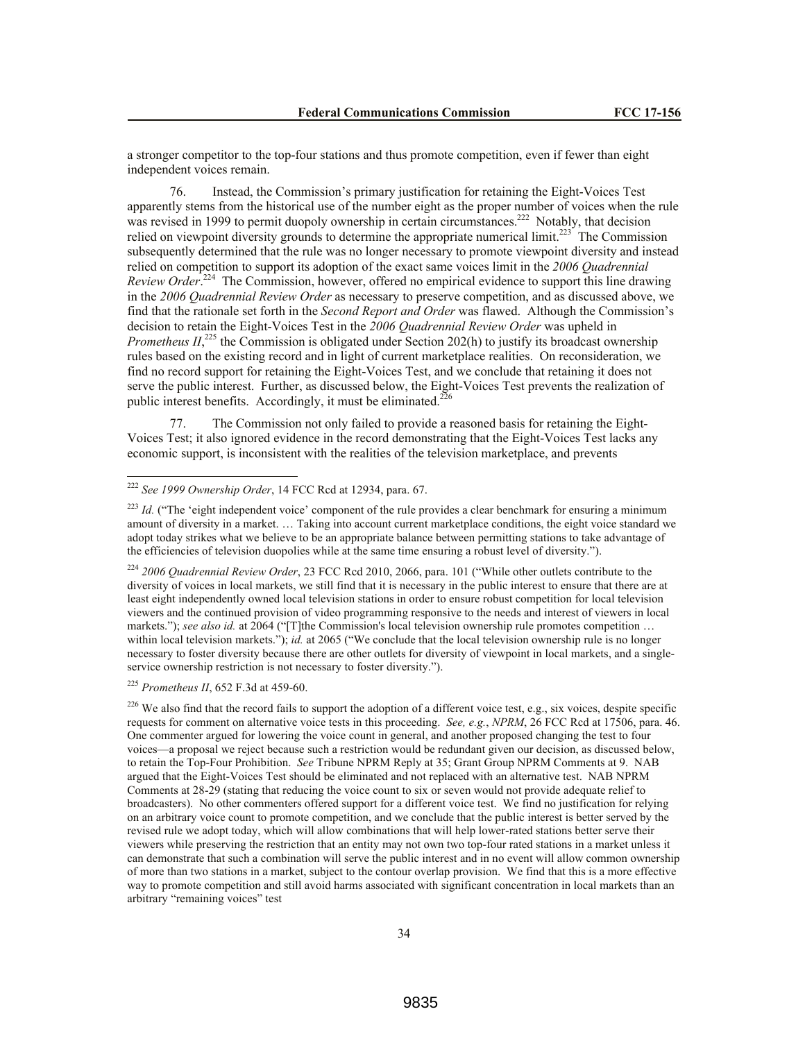a stronger competitor to the top-four stations and thus promote competition, even if fewer than eight independent voices remain.

76. Instead, the Commission's primary justification for retaining the Eight-Voices Test apparently stems from the historical use of the number eight as the proper number of voices when the rule was revised in 1999 to permit duopoly ownership in certain circumstances.[222] Notably, that decision relied on viewpoint diversity grounds to determine the appropriate numerical limit.[223] The Commission subsequently determined that the rule was no longer necessary to promote viewpoint diversity and instead relied on competition to support its adoption of the exact same voices limit in the *2006 Quadrennial Review Order*.[224] The Commission, however, offered no empirical evidence to support this line drawing in the *2006 Quadrennial Review Order* as necessary to preserve competition, and as discussed above, we find that the rationale set forth in the *Second Report and Order* was flawed. Although the Commission's decision to retain the Eight-Voices Test in the *2006 Quadrennial Review Order* was upheld in *Prometheus II*,[225] the Commission is obligated under Section 202(h) to justify its broadcast ownership rules based on the existing record and in light of current marketplace realities. On reconsideration, we find no record support for retaining the Eight-Voices Test, and we conclude that retaining it does not serve the public interest. Further, as discussed below, the Eight-Voices Test prevents the realization of public interest benefits. Accordingly, it must be eliminated.[226]

77. The Commission not only failed to provide a reasoned basis for retaining the Eight-Voices Test; it also ignored evidence in the record demonstrating that the Eight-Voices Test lacks any economic support, is inconsistent with the realities of the television marketplace, and prevents

---

[222] *See 1999 Ownership Order*, 14 FCC Rcd at 12934, para. 67.

[223] *Id.* ("The 'eight independent voice' component of the rule provides a clear benchmark for ensuring a minimum amount of diversity in a market. … Taking into account current marketplace conditions, the eight voice standard we adopt today strikes what we believe to be an appropriate balance between permitting stations to take advantage of the efficiencies of television duopolies while at the same time ensuring a robust level of diversity.").

[224] *2006 Quadrennial Review Order*, 23 FCC Rcd 2010, 2066, para. 101 ("While other outlets contribute to the diversity of voices in local markets, we still find that it is necessary in the public interest to ensure that there are at least eight independently owned local television stations in order to ensure robust competition for local television viewers and the continued provision of video programming responsive to the needs and interest of viewers in local markets."); *see also id.* at 2064 ("[T]he Commission's local television ownership rule promotes competition … within local television markets."); *id.* at 2065 ("We conclude that the local television ownership rule is no longer necessary to foster diversity because there are other outlets for diversity of viewpoint in local markets, and a single-service ownership restriction is not necessary to foster diversity.").

[225] *Prometheus II*, 652 F.3d at 459-60.

[226] We also find that the record fails to support the adoption of a different voice test, e.g., six voices, despite specific requests for comment on alternative voice tests in this proceeding. *See, e.g.*, *NPRM*, 26 FCC Rcd at 17506, para. 46. One commenter argued for lowering the voice count in general, and another proposed changing the test to four voices—a proposal we reject because such a restriction would be redundant given our decision, as discussed below, to retain the Top-Four Prohibition. *See* Tribune NPRM Reply at 35; Grant Group NPRM Comments at 9. NAB argued that the Eight-Voices Test should be eliminated and not replaced with an alternative test. NAB NPRM Comments at 28-29 (stating that reducing the voice count to six or seven would not provide adequate relief to broadcasters). No other commenters offered support for a different voice test. We find no justification for relying on an arbitrary voice count to promote competition, and we conclude that the public interest is better served by the revised rule we adopt today, which will allow combinations that will help lower-rated stations better serve their viewers while preserving the restriction that an entity may not own two top-four rated stations in a market unless it can demonstrate that such a combination will serve the public interest and in no event will allow common ownership of more than two stations in a market, subject to the contour overlap provision. We find that this is a more effective way to promote competition and still avoid harms associated with significant concentration in local markets than an arbitrary "remaining voices" test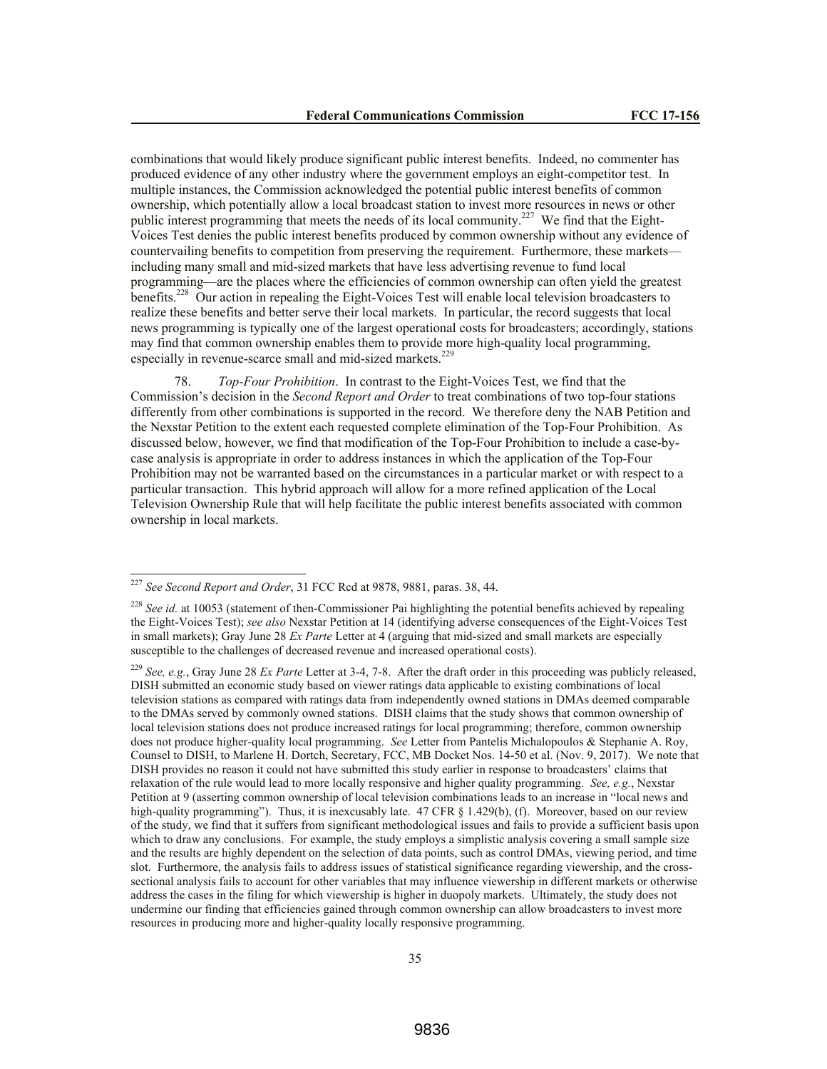combinations that would likely produce significant public interest benefits. Indeed, no commenter has produced evidence of any other industry where the government employs an eight-competitor test. In multiple instances, the Commission acknowledged the potential public interest benefits of common ownership, which potentially allow a local broadcast station to invest more resources in news or other public interest programming that meets the needs of its local community.[227] We find that the Eight-Voices Test denies the public interest benefits produced by common ownership without any evidence of countervailing benefits to competition from preserving the requirement. Furthermore, these markets—including many small and mid-sized markets that have less advertising revenue to fund local programming—are the places where the efficiencies of common ownership can often yield the greatest benefits.[228] Our action in repealing the Eight-Voices Test will enable local television broadcasters to realize these benefits and better serve their local markets. In particular, the record suggests that local news programming is typically one of the largest operational costs for broadcasters; accordingly, stations may find that common ownership enables them to provide more high-quality local programming, especially in revenue-scarce small and mid-sized markets.[229]

78. *Top-Four Prohibition*. In contrast to the Eight-Voices Test, we find that the Commission's decision in the *Second Report and Order* to treat combinations of two top-four stations differently from other combinations is supported in the record. We therefore deny the NAB Petition and the Nexstar Petition to the extent each requested complete elimination of the Top-Four Prohibition. As discussed below, however, we find that modification of the Top-Four Prohibition to include a case-by-case analysis is appropriate in order to address instances in which the application of the Top-Four Prohibition may not be warranted based on the circumstances in a particular market or with respect to a particular transaction. This hybrid approach will allow for a more refined application of the Local Television Ownership Rule that will help facilitate the public interest benefits associated with common ownership in local markets.

---

[227] *See Second Report and Order*, 31 FCC Rcd at 9878, 9881, paras. 38, 44.

[228] *See id.* at 10053 (statement of then-Commissioner Pai highlighting the potential benefits achieved by repealing the Eight-Voices Test); *see also* Nexstar Petition at 14 (identifying adverse consequences of the Eight-Voices Test in small markets); Gray June 28 *Ex Parte* Letter at 4 (arguing that mid-sized and small markets are especially susceptible to the challenges of decreased revenue and increased operational costs).

[229] *See, e.g.*, Gray June 28 *Ex Parte* Letter at 3-4, 7-8. After the draft order in this proceeding was publicly released, DISH submitted an economic study based on viewer ratings data applicable to existing combinations of local television stations as compared with ratings data from independently owned stations in DMAs deemed comparable to the DMAs served by commonly owned stations. DISH claims that the study shows that common ownership of local television stations does not produce increased ratings for local programming; therefore, common ownership does not produce higher-quality local programming. *See* Letter from Pantelis Michalopoulos & Stephanie A. Roy, Counsel to DISH, to Marlene H. Dortch, Secretary, FCC, MB Docket Nos. 14-50 et al. (Nov. 9, 2017). We note that DISH provides no reason it could not have submitted this study earlier in response to broadcasters' claims that relaxation of the rule would lead to more locally responsive and higher quality programming. *See, e.g.*, Nexstar Petition at 9 (asserting common ownership of local television combinations leads to an increase in "local news and high-quality programming"). Thus, it is inexcusably late. 47 CFR § 1.429(b), (f). Moreover, based on our review of the study, we find that it suffers from significant methodological issues and fails to provide a sufficient basis upon which to draw any conclusions. For example, the study employs a simplistic analysis covering a small sample size and the results are highly dependent on the selection of data points, such as control DMAs, viewing period, and time slot. Furthermore, the analysis fails to address issues of statistical significance regarding viewership, and the cross-sectional analysis fails to account for other variables that may influence viewership in different markets or otherwise address the cases in the filing for which viewership is higher in duopoly markets. Ultimately, the study does not undermine our finding that efficiencies gained through common ownership can allow broadcasters to invest more resources in producing more and higher-quality locally responsive programming.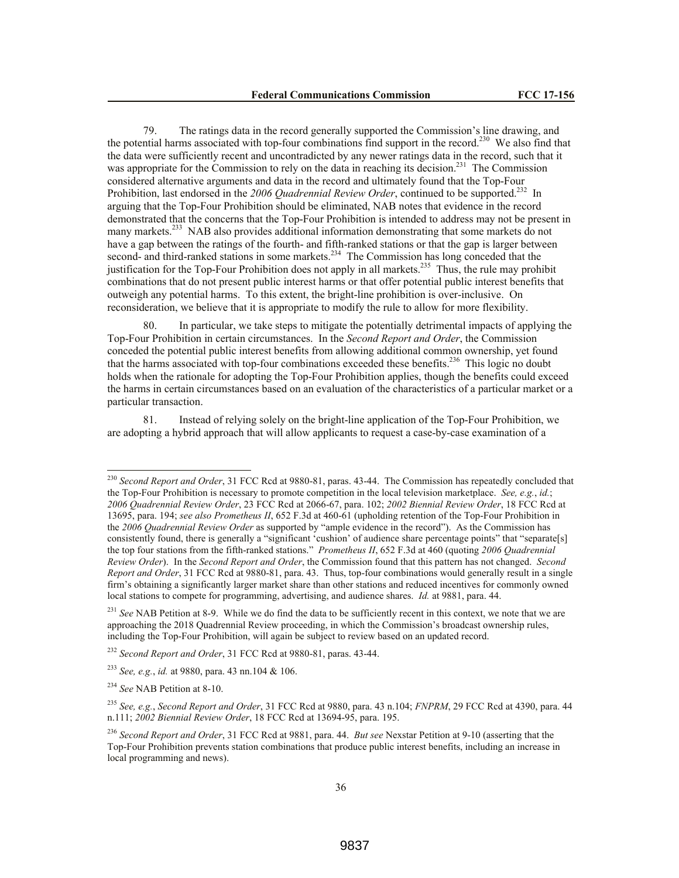79. The ratings data in the record generally supported the Commission's line drawing, and the potential harms associated with top-four combinations find support in the record.[230] We also find that the data were sufficiently recent and uncontradicted by any newer ratings data in the record, such that it was appropriate for the Commission to rely on the data in reaching its decision.[231] The Commission considered alternative arguments and data in the record and ultimately found that the Top-Four Prohibition, last endorsed in the *2006 Quadrennial Review Order*, continued to be supported.[232] In arguing that the Top-Four Prohibition should be eliminated, NAB notes that evidence in the record demonstrated that the concerns that the Top-Four Prohibition is intended to address may not be present in many markets.[233] NAB also provides additional information demonstrating that some markets do not have a gap between the ratings of the fourth- and fifth-ranked stations or that the gap is larger between second- and third-ranked stations in some markets.[234] The Commission has long conceded that the justification for the Top-Four Prohibition does not apply in all markets.[235] Thus, the rule may prohibit combinations that do not present public interest harms or that offer potential public interest benefits that outweigh any potential harms. To this extent, the bright-line prohibition is over-inclusive. On reconsideration, we believe that it is appropriate to modify the rule to allow for more flexibility.

80. In particular, we take steps to mitigate the potentially detrimental impacts of applying the Top-Four Prohibition in certain circumstances. In the *Second Report and Order*, the Commission conceded the potential public interest benefits from allowing additional common ownership, yet found that the harms associated with top-four combinations exceeded these benefits.[236] This logic no doubt holds when the rationale for adopting the Top-Four Prohibition applies, though the benefits could exceed the harms in certain circumstances based on an evaluation of the characteristics of a particular market or a particular transaction.

81. Instead of relying solely on the bright-line application of the Top-Four Prohibition, we are adopting a hybrid approach that will allow applicants to request a case-by-case examination of a

---

[230] *Second Report and Order*, 31 FCC Rcd at 9880-81, paras. 43-44. The Commission has repeatedly concluded that the Top-Four Prohibition is necessary to promote competition in the local television marketplace. *See, e.g.*, *id.*; *2006 Quadrennial Review Order*, 23 FCC Rcd at 2066-67, para. 102; *2002 Biennial Review Order*, 18 FCC Rcd at 13695, para. 194; *see also Prometheus II*, 652 F.3d at 460-61 (upholding retention of the Top-Four Prohibition in the *2006 Quadrennial Review Order* as supported by "ample evidence in the record"). As the Commission has consistently found, there is generally a "significant 'cushion' of audience share percentage points" that "separate[s] the top four stations from the fifth-ranked stations." *Prometheus II*, 652 F.3d at 460 (quoting *2006 Quadrennial Review Order*). In the *Second Report and Order*, the Commission found that this pattern has not changed. *Second Report and Order*, 31 FCC Rcd at 9880-81, para. 43. Thus, top-four combinations would generally result in a single firm's obtaining a significantly larger market share than other stations and reduced incentives for commonly owned local stations to compete for programming, advertising, and audience shares. *Id.* at 9881, para. 44.

[231] *See* NAB Petition at 8-9. While we do find the data to be sufficiently recent in this context, we note that we are approaching the 2018 Quadrennial Review proceeding, in which the Commission's broadcast ownership rules, including the Top-Four Prohibition, will again be subject to review based on an updated record.

[232] *Second Report and Order*, 31 FCC Rcd at 9880-81, paras. 43-44.

[233] *See, e.g.*, *id.* at 9880, para. 43 nn.104 & 106.

[234] *See* NAB Petition at 8-10.

[235] *See, e.g.*, *Second Report and Order*, 31 FCC Rcd at 9880, para. 43 n.104; *FNPRM*, 29 FCC Rcd at 4390, para. 44 n.111; *2002 Biennial Review Order*, 18 FCC Rcd at 13694-95, para. 195.

[236] *Second Report and Order*, 31 FCC Rcd at 9881, para. 44. *But see* Nexstar Petition at 9-10 (asserting that the Top-Four Prohibition prevents station combinations that produce public interest benefits, including an increase in local programming and news).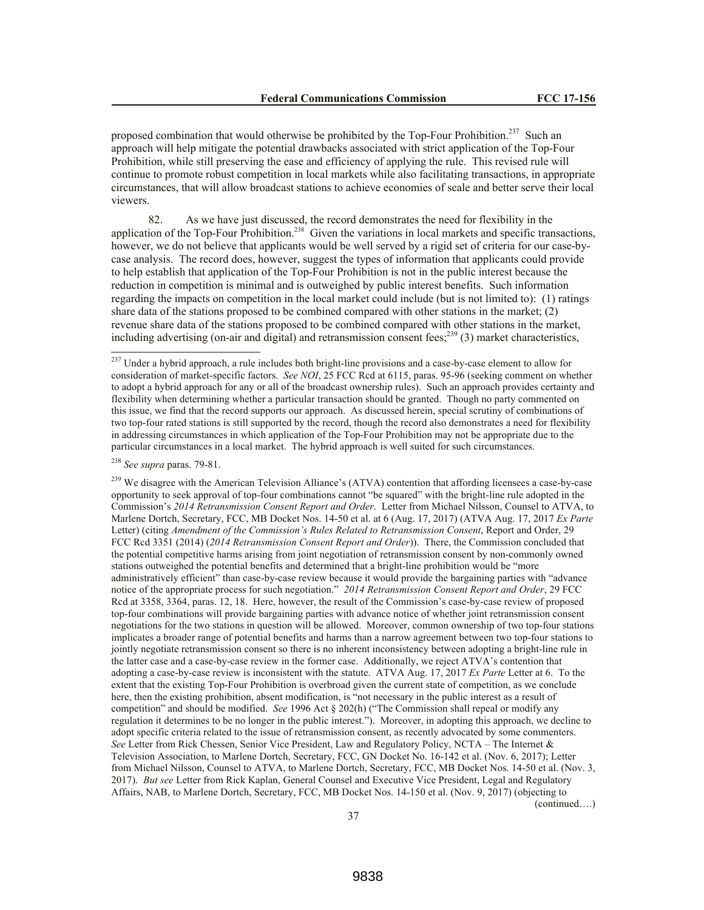proposed combination that would otherwise be prohibited by the Top-Four Prohibition.[237] Such an approach will help mitigate the potential drawbacks associated with strict application of the Top-Four Prohibition, while still preserving the ease and efficiency of applying the rule. This revised rule will continue to promote robust competition in local markets while also facilitating transactions, in appropriate circumstances, that will allow broadcast stations to achieve economies of scale and better serve their local viewers.

82. As we have just discussed, the record demonstrates the need for flexibility in the application of the Top-Four Prohibition.[238] Given the variations in local markets and specific transactions, however, we do not believe that applicants would be well served by a rigid set of criteria for our case-by-case analysis. The record does, however, suggest the types of information that applicants could provide to help establish that application of the Top-Four Prohibition is not in the public interest because the reduction in competition is minimal and is outweighed by public interest benefits. Such information regarding the impacts on competition in the local market could include (but is not limited to): (1) ratings share data of the stations proposed to be combined compared with other stations in the market; (2) revenue share data of the stations proposed to be combined compared with other stations in the market, including advertising (on-air and digital) and retransmission consent fees;[239] (3) market characteristics,

---

[237] Under a hybrid approach, a rule includes both bright-line provisions and a case-by-case element to allow for consideration of market-specific factors. *See NOI*, 25 FCC Rcd at 6115, paras. 95-96 (seeking comment on whether to adopt a hybrid approach for any or all of the broadcast ownership rules). Such an approach provides certainty and flexibility when determining whether a particular transaction should be granted. Though no party commented on this issue, we find that the record supports our approach. As discussed herein, special scrutiny of combinations of two top-four rated stations is still supported by the record, though the record also demonstrates a need for flexibility in addressing circumstances in which application of the Top-Four Prohibition may not be appropriate due to the particular circumstances in a local market. The hybrid approach is well suited for such circumstances.

[238] *See supra* paras. 79-81.

[239] We disagree with the American Television Alliance's (ATVA) contention that affording licensees a case-by-case opportunity to seek approval of top-four combinations cannot "be squared" with the bright-line rule adopted in the Commission's *2014 Retransmission Consent Report and Order*. Letter from Michael Nilsson, Counsel to ATVA, to Marlene Dortch, Secretary, FCC, MB Docket Nos. 14-50 et al. at 6 (Aug. 17, 2017) (ATVA Aug. 17, 2017 *Ex Parte* Letter) (citing *Amendment of the Commission's Rules Related to Retransmission Consent*, Report and Order, 29 FCC Rcd 3351 (2014) (*2014 Retransmission Consent Report and Order*)). There, the Commission concluded that the potential competitive harms arising from joint negotiation of retransmission consent by non-commonly owned stations outweighed the potential benefits and determined that a bright-line prohibition would be "more administratively efficient" than case-by-case review because it would provide the bargaining parties with "advance notice of the appropriate process for such negotiation." *2014 Retransmission Consent Report and Order*, 29 FCC Rcd at 3358, 3364, paras. 12, 18. Here, however, the result of the Commission's case-by-case review of proposed top-four combinations will provide bargaining parties with advance notice of whether joint retransmission consent negotiations for the two stations in question will be allowed. Moreover, common ownership of two top-four stations implicates a broader range of potential benefits and harms than a narrow agreement between two top-four stations to jointly negotiate retransmission consent so there is no inherent inconsistency between adopting a bright-line rule in the latter case and a case-by-case review in the former case. Additionally, we reject ATVA's contention that adopting a case-by-case review is inconsistent with the statute. ATVA Aug. 17, 2017 *Ex Parte* Letter at 6. To the extent that the existing Top-Four Prohibition is overbroad given the current state of competition, as we conclude here, then the existing prohibition, absent modification, is "not necessary in the public interest as a result of competition" and should be modified. *See* 1996 Act § 202(h) ("The Commission shall repeal or modify any regulation it determines to be no longer in the public interest."). Moreover, in adopting this approach, we decline to adopt specific criteria related to the issue of retransmission consent, as recently advocated by some commenters. *See* Letter from Rick Chessen, Senior Vice President, Law and Regulatory Policy, NCTA – The Internet & Television Association, to Marlene Dortch, Secretary, FCC, GN Docket No. 16-142 et al. (Nov. 6, 2017); Letter from Michael Nilsson, Counsel to ATVA, to Marlene Dortch, Secretary, FCC, MB Docket Nos. 14-50 et al. (Nov. 3, 2017). *But see* Letter from Rick Kaplan, General Counsel and Executive Vice President, Legal and Regulatory Affairs, NAB, to Marlene Dortch, Secretary, FCC, MB Docket Nos. 14-150 et al. (Nov. 9, 2017) (objecting to

(continued….)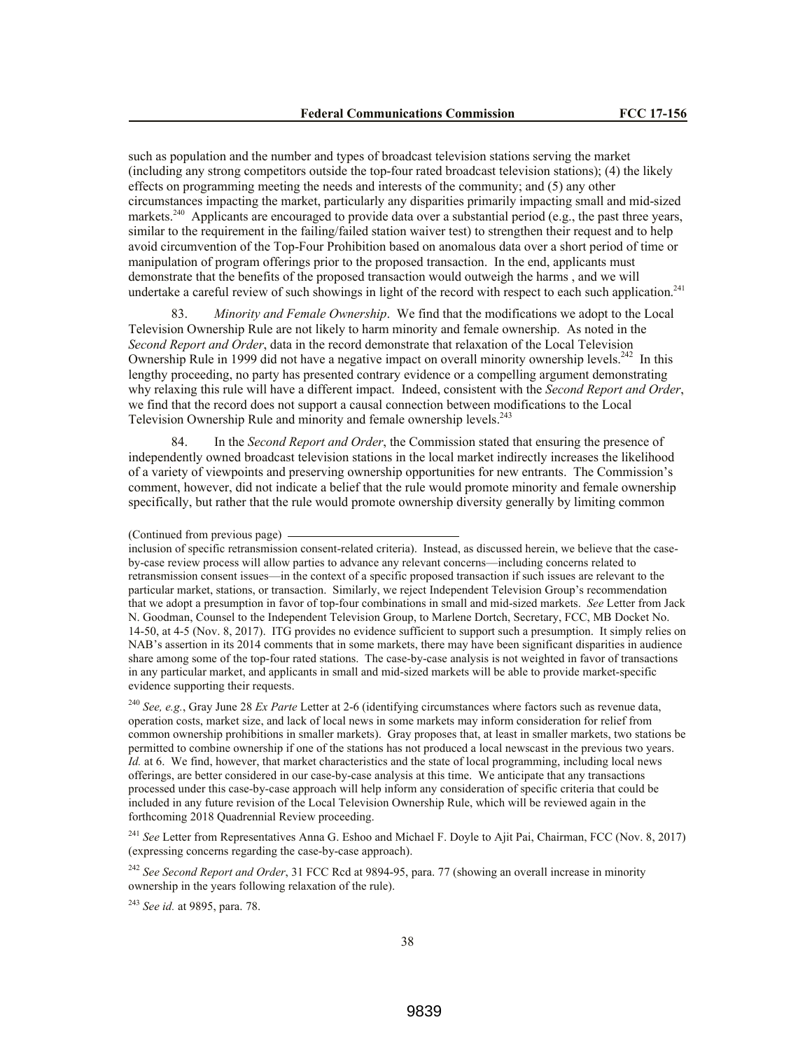such as population and the number and types of broadcast television stations serving the market (including any strong competitors outside the top-four rated broadcast television stations); (4) the likely effects on programming meeting the needs and interests of the community; and (5) any other circumstances impacting the market, particularly any disparities primarily impacting small and mid-sized markets.[240] Applicants are encouraged to provide data over a substantial period (e.g., the past three years, similar to the requirement in the failing/failed station waiver test) to strengthen their request and to help avoid circumvention of the Top-Four Prohibition based on anomalous data over a short period of time or manipulation of program offerings prior to the proposed transaction. In the end, applicants must demonstrate that the benefits of the proposed transaction would outweigh the harms , and we will undertake a careful review of such showings in light of the record with respect to each such application.[241]

83. *Minority and Female Ownership*. We find that the modifications we adopt to the Local Television Ownership Rule are not likely to harm minority and female ownership. As noted in the *Second Report and Order*, data in the record demonstrate that relaxation of the Local Television Ownership Rule in 1999 did not have a negative impact on overall minority ownership levels.[242] In this lengthy proceeding, no party has presented contrary evidence or a compelling argument demonstrating why relaxing this rule will have a different impact. Indeed, consistent with the *Second Report and Order*, we find that the record does not support a causal connection between modifications to the Local Television Ownership Rule and minority and female ownership levels.[243]

84. In the *Second Report and Order*, the Commission stated that ensuring the presence of independently owned broadcast television stations in the local market indirectly increases the likelihood of a variety of viewpoints and preserving ownership opportunities for new entrants. The Commission's comment, however, did not indicate a belief that the rule would promote minority and female ownership specifically, but rather that the rule would promote ownership diversity generally by limiting common

(Continued from previous page)

inclusion of specific retransmission consent-related criteria). Instead, as discussed herein, we believe that the case-by-case review process will allow parties to advance any relevant concerns—including concerns related to retransmission consent issues—in the context of a specific proposed transaction if such issues are relevant to the particular market, stations, or transaction. Similarly, we reject Independent Television Group's recommendation that we adopt a presumption in favor of top-four combinations in small and mid-sized markets. *See* Letter from Jack N. Goodman, Counsel to the Independent Television Group, to Marlene Dortch, Secretary, FCC, MB Docket No. 14-50, at 4-5 (Nov. 8, 2017). ITG provides no evidence sufficient to support such a presumption. It simply relies on NAB's assertion in its 2014 comments that in some markets, there may have been significant disparities in audience share among some of the top-four rated stations. The case-by-case analysis is not weighted in favor of transactions in any particular market, and applicants in small and mid-sized markets will be able to provide market-specific evidence supporting their requests.

[240] *See, e.g.*, Gray June 28 *Ex Parte* Letter at 2-6 (identifying circumstances where factors such as revenue data, operation costs, market size, and lack of local news in some markets may inform consideration for relief from common ownership prohibitions in smaller markets). Gray proposes that, at least in smaller markets, two stations be permitted to combine ownership if one of the stations has not produced a local newscast in the previous two years. *Id.* at 6. We find, however, that market characteristics and the state of local programming, including local news offerings, are better considered in our case-by-case analysis at this time. We anticipate that any transactions processed under this case-by-case approach will help inform any consideration of specific criteria that could be included in any future revision of the Local Television Ownership Rule, which will be reviewed again in the forthcoming 2018 Quadrennial Review proceeding.

[241] *See* Letter from Representatives Anna G. Eshoo and Michael F. Doyle to Ajit Pai, Chairman, FCC (Nov. 8, 2017) (expressing concerns regarding the case-by-case approach).

[242] *See Second Report and Order*, 31 FCC Rcd at 9894-95, para. 77 (showing an overall increase in minority ownership in the years following relaxation of the rule).

[243] *See id.* at 9895, para. 78.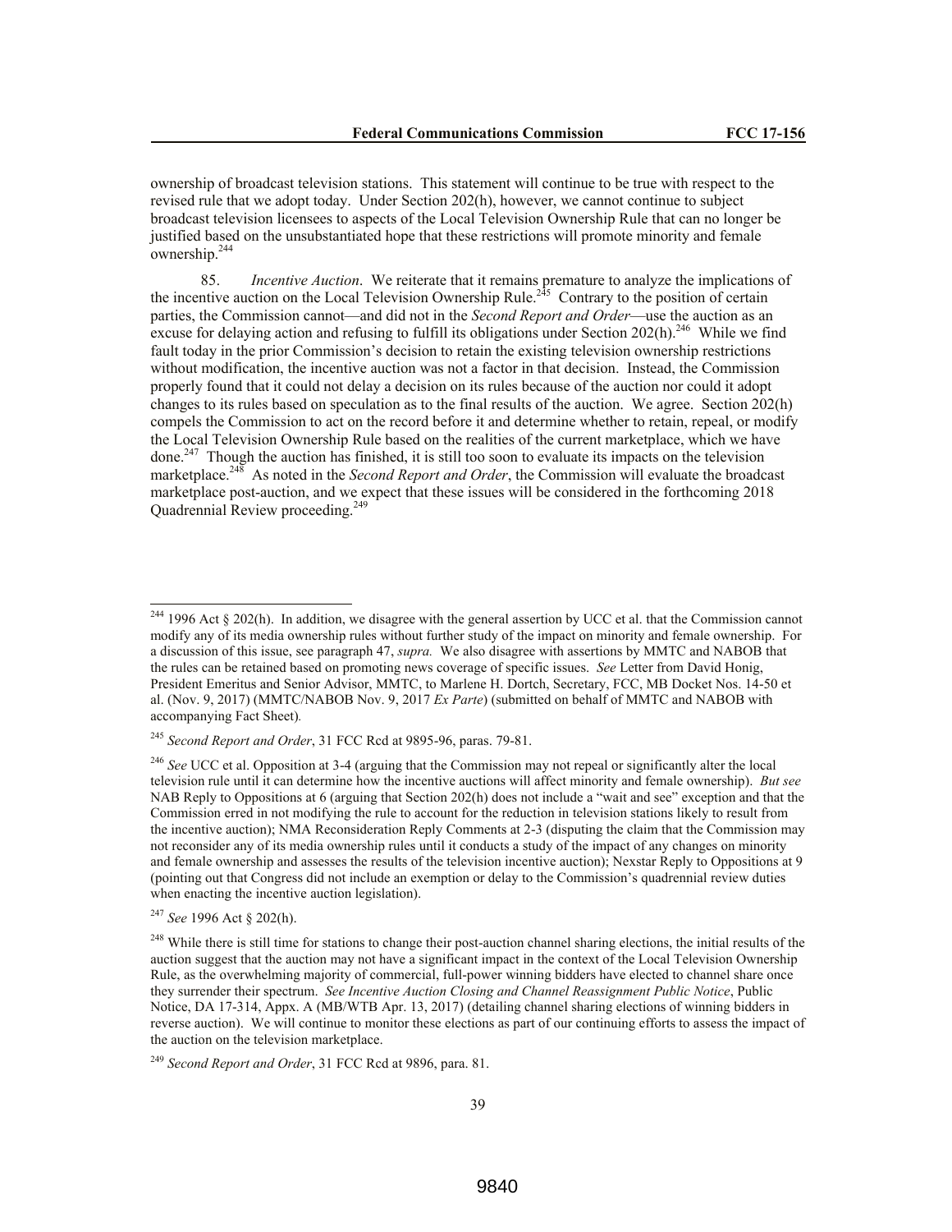ownership of broadcast television stations. This statement will continue to be true with respect to the revised rule that we adopt today. Under Section 202(h), however, we cannot continue to subject broadcast television licensees to aspects of the Local Television Ownership Rule that can no longer be justified based on the unsubstantiated hope that these restrictions will promote minority and female ownership.[244]

85. *Incentive Auction*. We reiterate that it remains premature to analyze the implications of the incentive auction on the Local Television Ownership Rule.[245] Contrary to the position of certain parties, the Commission cannot—and did not in the *Second Report and Order*—use the auction as an excuse for delaying action and refusing to fulfill its obligations under Section 202(h).[246] While we find fault today in the prior Commission's decision to retain the existing television ownership restrictions without modification, the incentive auction was not a factor in that decision. Instead, the Commission properly found that it could not delay a decision on its rules because of the auction nor could it adopt changes to its rules based on speculation as to the final results of the auction. We agree. Section 202(h) compels the Commission to act on the record before it and determine whether to retain, repeal, or modify the Local Television Ownership Rule based on the realities of the current marketplace, which we have done.[247] Though the auction has finished, it is still too soon to evaluate its impacts on the television marketplace.[248] As noted in the *Second Report and Order*, the Commission will evaluate the broadcast marketplace post-auction, and we expect that these issues will be considered in the forthcoming 2018 Quadrennial Review proceeding.[249]

---

[244] 1996 Act § 202(h). In addition, we disagree with the general assertion by UCC et al. that the Commission cannot modify any of its media ownership rules without further study of the impact on minority and female ownership. For a discussion of this issue, see paragraph 47, *supra.* We also disagree with assertions by MMTC and NABOB that the rules can be retained based on promoting news coverage of specific issues. *See* Letter from David Honig, President Emeritus and Senior Advisor, MMTC, to Marlene H. Dortch, Secretary, FCC, MB Docket Nos. 14-50 et al. (Nov. 9, 2017) (MMTC/NABOB Nov. 9, 2017 *Ex Parte*) (submitted on behalf of MMTC and NABOB with accompanying Fact Sheet).

[245] *Second Report and Order*, 31 FCC Rcd at 9895-96, paras. 79-81.

[246] *See* UCC et al. Opposition at 3-4 (arguing that the Commission may not repeal or significantly alter the local television rule until it can determine how the incentive auctions will affect minority and female ownership). *But see* NAB Reply to Oppositions at 6 (arguing that Section 202(h) does not include a "wait and see" exception and that the Commission erred in not modifying the rule to account for the reduction in television stations likely to result from the incentive auction); NMA Reconsideration Reply Comments at 2-3 (disputing the claim that the Commission may not reconsider any of its media ownership rules until it conducts a study of the impact of any changes on minority and female ownership and assesses the results of the television incentive auction); Nexstar Reply to Oppositions at 9 (pointing out that Congress did not include an exemption or delay to the Commission's quadrennial review duties when enacting the incentive auction legislation).

[247] *See* 1996 Act § 202(h).

[248] While there is still time for stations to change their post-auction channel sharing elections, the initial results of the auction suggest that the auction may not have a significant impact in the context of the Local Television Ownership Rule, as the overwhelming majority of commercial, full-power winning bidders have elected to channel share once they surrender their spectrum. *See Incentive Auction Closing and Channel Reassignment Public Notice*, Public Notice, DA 17-314, Appx. A (MB/WTB Apr. 13, 2017) (detailing channel sharing elections of winning bidders in reverse auction). We will continue to monitor these elections as part of our continuing efforts to assess the impact of the auction on the television marketplace.

[249] *Second Report and Order*, 31 FCC Rcd at 9896, para. 81.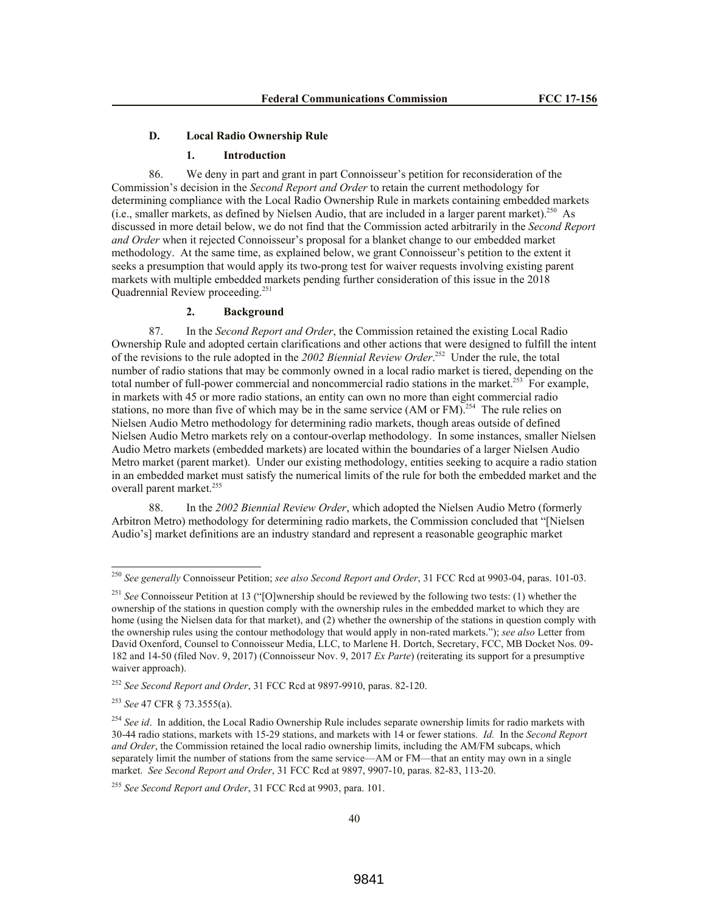### D. Local Radio Ownership Rule

#### 1. Introduction

86. We deny in part and grant in part Connoisseur's petition for reconsideration of the Commission's decision in the *Second Report and Order* to retain the current methodology for determining compliance with the Local Radio Ownership Rule in markets containing embedded markets (i.e., smaller markets, as defined by Nielsen Audio, that are included in a larger parent market).[250] As discussed in more detail below, we do not find that the Commission acted arbitrarily in the *Second Report and Order* when it rejected Connoisseur's proposal for a blanket change to our embedded market methodology. At the same time, as explained below, we grant Connoisseur's petition to the extent it seeks a presumption that would apply its two-prong test for waiver requests involving existing parent markets with multiple embedded markets pending further consideration of this issue in the 2018 Quadrennial Review proceeding.[251]

#### 2. Background

87. In the *Second Report and Order*, the Commission retained the existing Local Radio Ownership Rule and adopted certain clarifications and other actions that were designed to fulfill the intent of the revisions to the rule adopted in the *2002 Biennial Review Order*.[252] Under the rule, the total number of radio stations that may be commonly owned in a local radio market is tiered, depending on the total number of full-power commercial and noncommercial radio stations in the market.[253] For example, in markets with 45 or more radio stations, an entity can own no more than eight commercial radio stations, no more than five of which may be in the same service (AM or FM).[254] The rule relies on Nielsen Audio Metro methodology for determining radio markets, though areas outside of defined Nielsen Audio Metro markets rely on a contour-overlap methodology. In some instances, smaller Nielsen Audio Metro markets (embedded markets) are located within the boundaries of a larger Nielsen Audio Metro market (parent market). Under our existing methodology, entities seeking to acquire a radio station in an embedded market must satisfy the numerical limits of the rule for both the embedded market and the overall parent market.[255]

88. In the *2002 Biennial Review Order*, which adopted the Nielsen Audio Metro (formerly Arbitron Metro) methodology for determining radio markets, the Commission concluded that "[Nielsen Audio's] market definitions are an industry standard and represent a reasonable geographic market

---

[250] *See generally* Connoisseur Petition; *see also Second Report and Order*, 31 FCC Rcd at 9903-04, paras. 101-03.

[251] *See* Connoisseur Petition at 13 ("[O]wnership should be reviewed by the following two tests: (1) whether the ownership of the stations in question comply with the ownership rules in the embedded market to which they are home (using the Nielsen data for that market), and (2) whether the ownership of the stations in question comply with the ownership rules using the contour methodology that would apply in non-rated markets."); *see also* Letter from David Oxenford, Counsel to Connoisseur Media, LLC, to Marlene H. Dortch, Secretary, FCC, MB Docket Nos. 09-182 and 14-50 (filed Nov. 9, 2017) (Connoisseur Nov. 9, 2017 *Ex Parte*) (reiterating its support for a presumptive waiver approach).

[252] *See Second Report and Order*, 31 FCC Rcd at 9897-9910, paras. 82-120.

[253] *See* 47 CFR § 73.3555(a).

[254] *See id*. In addition, the Local Radio Ownership Rule includes separate ownership limits for radio markets with 30-44 radio stations, markets with 15-29 stations, and markets with 14 or fewer stations. *Id.* In the *Second Report and Order*, the Commission retained the local radio ownership limits, including the AM/FM subcaps, which separately limit the number of stations from the same service—AM or FM—that an entity may own in a single market. *See Second Report and Order*, 31 FCC Rcd at 9897, 9907-10, paras. 82-83, 113-20.

[255] *See Second Report and Order*, 31 FCC Rcd at 9903, para. 101.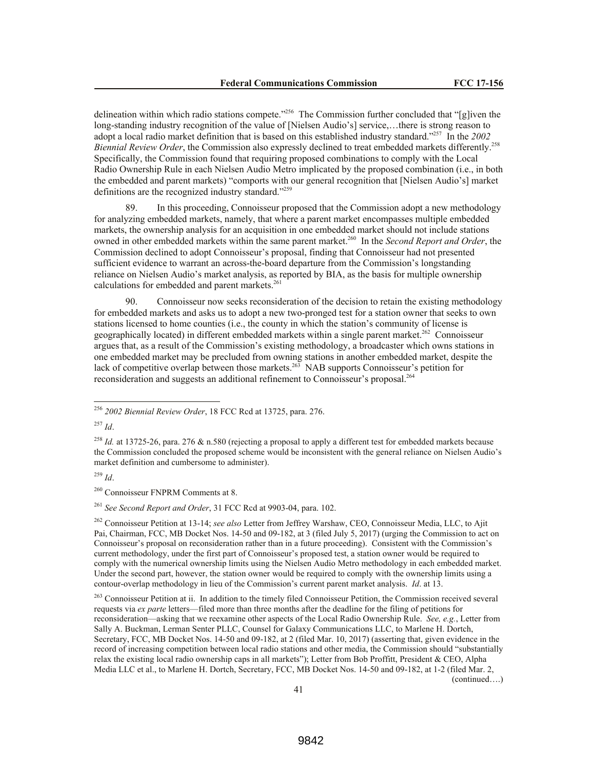delineation within which radio stations compete."[256] The Commission further concluded that "[g]iven the long-standing industry recognition of the value of [Nielsen Audio's] service,…there is strong reason to adopt a local radio market definition that is based on this established industry standard."[257] In the *2002 Biennial Review Order*, the Commission also expressly declined to treat embedded markets differently.[258] Specifically, the Commission found that requiring proposed combinations to comply with the Local Radio Ownership Rule in each Nielsen Audio Metro implicated by the proposed combination (i.e., in both the embedded and parent markets) "comports with our general recognition that [Nielsen Audio's] market definitions are the recognized industry standard."[259]

89. In this proceeding, Connoisseur proposed that the Commission adopt a new methodology for analyzing embedded markets, namely, that where a parent market encompasses multiple embedded markets, the ownership analysis for an acquisition in one embedded market should not include stations owned in other embedded markets within the same parent market.[260] In the *Second Report and Order*, the Commission declined to adopt Connoisseur's proposal, finding that Connoisseur had not presented sufficient evidence to warrant an across-the-board departure from the Commission's longstanding reliance on Nielsen Audio's market analysis, as reported by BIA, as the basis for multiple ownership calculations for embedded and parent markets.[261]

90. Connoisseur now seeks reconsideration of the decision to retain the existing methodology for embedded markets and asks us to adopt a new two-pronged test for a station owner that seeks to own stations licensed to home counties (i.e., the county in which the station's community of license is geographically located) in different embedded markets within a single parent market.[262] Connoisseur argues that, as a result of the Commission's existing methodology, a broadcaster which owns stations in one embedded market may be precluded from owning stations in another embedded market, despite the lack of competitive overlap between those markets.[263] NAB supports Connoisseur's petition for reconsideration and suggests an additional refinement to Connoisseur's proposal.[264]

---

[256] *2002 Biennial Review Order*, 18 FCC Rcd at 13725, para. 276.

[257] *Id*.

[258] *Id.* at 13725-26, para. 276 & n.580 (rejecting a proposal to apply a different test for embedded markets because the Commission concluded the proposed scheme would be inconsistent with the general reliance on Nielsen Audio's market definition and cumbersome to administer).

[259] *Id*.

[260] Connoisseur FNPRM Comments at 8.

[261] *See Second Report and Order*, 31 FCC Rcd at 9903-04, para. 102.

[262] Connoisseur Petition at 13-14; *see also* Letter from Jeffrey Warshaw, CEO, Connoisseur Media, LLC, to Ajit Pai, Chairman, FCC, MB Docket Nos. 14-50 and 09-182, at 3 (filed July 5, 2017) (urging the Commission to act on Connoisseur's proposal on reconsideration rather than in a future proceeding). Consistent with the Commission's current methodology, under the first part of Connoisseur's proposed test, a station owner would be required to comply with the numerical ownership limits using the Nielsen Audio Metro methodology in each embedded market. Under the second part, however, the station owner would be required to comply with the ownership limits using a contour-overlap methodology in lieu of the Commission's current parent market analysis. *Id*. at 13.

[263] Connoisseur Petition at ii. In addition to the timely filed Connoisseur Petition, the Commission received several requests via *ex parte* letters—filed more than three months after the deadline for the filing of petitions for reconsideration—asking that we reexamine other aspects of the Local Radio Ownership Rule. *See, e.g.*, Letter from Sally A. Buckman, Lerman Senter PLLC, Counsel for Galaxy Communications LLC, to Marlene H. Dortch, Secretary, FCC, MB Docket Nos. 14-50 and 09-182, at 2 (filed Mar. 10, 2017) (asserting that, given evidence in the record of increasing competition between local radio stations and other media, the Commission should "substantially relax the existing local radio ownership caps in all markets"); Letter from Bob Proffitt, President & CEO, Alpha Media LLC et al., to Marlene H. Dortch, Secretary, FCC, MB Docket Nos. 14-50 and 09-182, at 1-2 (filed Mar. 2,

(continued….)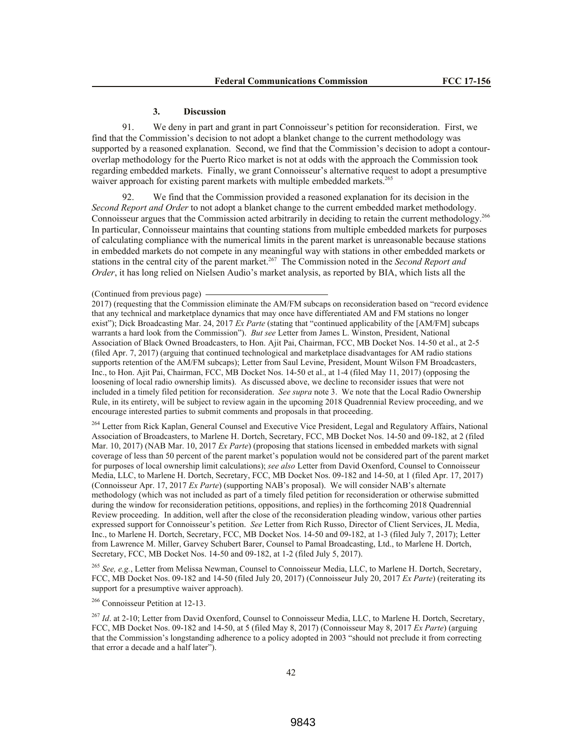### 3. Discussion

91. We deny in part and grant in part Connoisseur's petition for reconsideration. First, we find that the Commission's decision to not adopt a blanket change to the current methodology was supported by a reasoned explanation. Second, we find that the Commission's decision to adopt a contour-overlap methodology for the Puerto Rico market is not at odds with the approach the Commission took regarding embedded markets. Finally, we grant Connoisseur's alternative request to adopt a presumptive waiver approach for existing parent markets with multiple embedded markets.[265]

92. We find that the Commission provided a reasoned explanation for its decision in the *Second Report and Order* to not adopt a blanket change to the current embedded market methodology. Connoisseur argues that the Commission acted arbitrarily in deciding to retain the current methodology.[266] In particular, Connoisseur maintains that counting stations from multiple embedded markets for purposes of calculating compliance with the numerical limits in the parent market is unreasonable because stations in embedded markets do not compete in any meaningful way with stations in other embedded markets or stations in the central city of the parent market.[267] The Commission noted in the *Second Report and Order*, it has long relied on Nielsen Audio's market analysis, as reported by BIA, which lists all the

(Continued from previous page)
2017) (requesting that the Commission eliminate the AM/FM subcaps on reconsideration based on "record evidence that any technical and marketplace dynamics that may once have differentiated AM and FM stations no longer exist"); Dick Broadcasting Mar. 24, 2017 *Ex Parte* (stating that "continued applicability of the [AM/FM] subcaps warrants a hard look from the Commission"). *But see* Letter from James L. Winston, President, National Association of Black Owned Broadcasters, to Hon. Ajit Pai, Chairman, FCC, MB Docket Nos. 14-50 et al., at 2-5 (filed Apr. 7, 2017) (arguing that continued technological and marketplace disadvantages for AM radio stations supports retention of the AM/FM subcaps); Letter from Saul Levine, President, Mount Wilson FM Broadcasters, Inc., to Hon. Ajit Pai, Chairman, FCC, MB Docket Nos. 14-50 et al., at 1-4 (filed May 11, 2017) (opposing the loosening of local radio ownership limits). As discussed above, we decline to reconsider issues that were not included in a timely filed petition for reconsideration. *See supra* note 3. We note that the Local Radio Ownership Rule, in its entirety, will be subject to review again in the upcoming 2018 Quadrennial Review proceeding, and we encourage interested parties to submit comments and proposals in that proceeding.

[264] Letter from Rick Kaplan, General Counsel and Executive Vice President, Legal and Regulatory Affairs, National Association of Broadcasters, to Marlene H. Dortch, Secretary, FCC, MB Docket Nos. 14-50 and 09-182, at 2 (filed Mar. 10, 2017) (NAB Mar. 10, 2017 *Ex Parte*) (proposing that stations licensed in embedded markets with signal coverage of less than 50 percent of the parent market's population would not be considered part of the parent market for purposes of local ownership limit calculations); *see also* Letter from David Oxenford, Counsel to Connoisseur Media, LLC, to Marlene H. Dortch, Secretary, FCC, MB Docket Nos. 09-182 and 14-50, at 1 (filed Apr. 17, 2017) (Connoisseur Apr. 17, 2017 *Ex Parte*) (supporting NAB's proposal). We will consider NAB's alternate methodology (which was not included as part of a timely filed petition for reconsideration or otherwise submitted during the window for reconsideration petitions, oppositions, and replies) in the forthcoming 2018 Quadrennial Review proceeding. In addition, well after the close of the reconsideration pleading window, various other parties expressed support for Connoisseur's petition. *See* Letter from Rich Russo, Director of Client Services, JL Media, Inc., to Marlene H. Dortch, Secretary, FCC, MB Docket Nos. 14-50 and 09-182, at 1-3 (filed July 7, 2017); Letter from Lawrence M. Miller, Garvey Schubert Barer, Counsel to Pamal Broadcasting, Ltd., to Marlene H. Dortch, Secretary, FCC, MB Docket Nos. 14-50 and 09-182, at 1-2 (filed July 5, 2017).

[265] *See, e.g.*, Letter from Melissa Newman, Counsel to Connoisseur Media, LLC, to Marlene H. Dortch, Secretary, FCC, MB Docket Nos. 09-182 and 14-50 (filed July 20, 2017) (Connoisseur July 20, 2017 *Ex Parte*) (reiterating its support for a presumptive waiver approach).

[266] Connoisseur Petition at 12-13.

[267] *Id*. at 2-10; Letter from David Oxenford, Counsel to Connoisseur Media, LLC, to Marlene H. Dortch, Secretary, FCC, MB Docket Nos. 09-182 and 14-50, at 5 (filed May 8, 2017) (Connoisseur May 8, 2017 *Ex Parte*) (arguing that the Commission's longstanding adherence to a policy adopted in 2003 "should not preclude it from correcting that error a decade and a half later").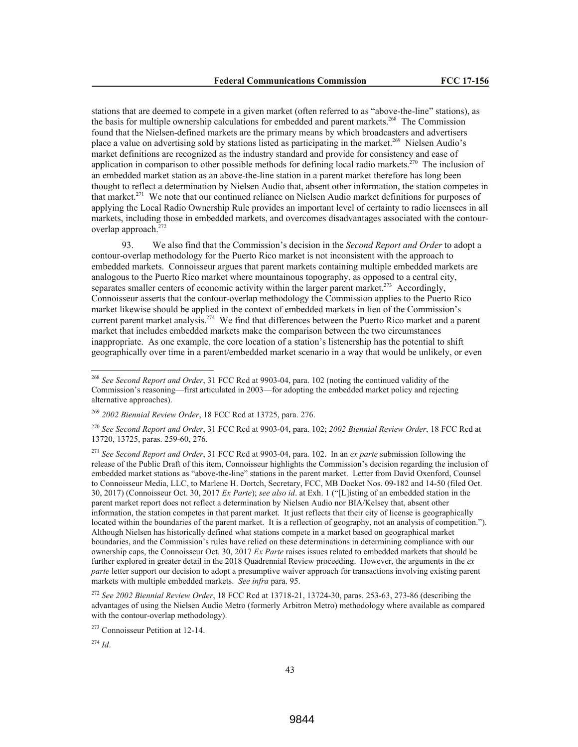stations that are deemed to compete in a given market (often referred to as "above-the-line" stations), as the basis for multiple ownership calculations for embedded and parent markets.[268] The Commission found that the Nielsen-defined markets are the primary means by which broadcasters and advertisers place a value on advertising sold by stations listed as participating in the market.[269] Nielsen Audio's market definitions are recognized as the industry standard and provide for consistency and ease of application in comparison to other possible methods for defining local radio markets.[270] The inclusion of an embedded market station as an above-the-line station in a parent market therefore has long been thought to reflect a determination by Nielsen Audio that, absent other information, the station competes in that market.[271] We note that our continued reliance on Nielsen Audio market definitions for purposes of applying the Local Radio Ownership Rule provides an important level of certainty to radio licensees in all markets, including those in embedded markets, and overcomes disadvantages associated with the contour-overlap approach.[272]

93. We also find that the Commission's decision in the *Second Report and Order* to adopt a contour-overlap methodology for the Puerto Rico market is not inconsistent with the approach to embedded markets. Connoisseur argues that parent markets containing multiple embedded markets are analogous to the Puerto Rico market where mountainous topography, as opposed to a central city, separates smaller centers of economic activity within the larger parent market.[273] Accordingly, Connoisseur asserts that the contour-overlap methodology the Commission applies to the Puerto Rico market likewise should be applied in the context of embedded markets in lieu of the Commission's current parent market analysis.[274] We find that differences between the Puerto Rico market and a parent market that includes embedded markets make the comparison between the two circumstances inappropriate. As one example, the core location of a station's listenership has the potential to shift geographically over time in a parent/embedded market scenario in a way that would be unlikely, or even

---

[268] *See Second Report and Order*, 31 FCC Rcd at 9903-04, para. 102 (noting the continued validity of the Commission's reasoning—first articulated in 2003—for adopting the embedded market policy and rejecting alternative approaches).

[269] *2002 Biennial Review Order*, 18 FCC Rcd at 13725, para. 276.

[270] *See Second Report and Order*, 31 FCC Rcd at 9903-04, para. 102; *2002 Biennial Review Order*, 18 FCC Rcd at 13720, 13725, paras. 259-60, 276.

[271] *See Second Report and Order*, 31 FCC Rcd at 9903-04, para. 102. In an *ex parte* submission following the release of the Public Draft of this item, Connoisseur highlights the Commission's decision regarding the inclusion of embedded market stations as "above-the-line" stations in the parent market. Letter from David Oxenford, Counsel to Connoisseur Media, LLC, to Marlene H. Dortch, Secretary, FCC, MB Docket Nos. 09-182 and 14-50 (filed Oct. 30, 2017) (Connoisseur Oct. 30, 2017 *Ex Parte*); *see also id*. at Exh. 1 ("[L]isting of an embedded station in the parent market report does not reflect a determination by Nielsen Audio nor BIA/Kelsey that, absent other information, the station competes in that parent market. It just reflects that their city of license is geographically located within the boundaries of the parent market. It is a reflection of geography, not an analysis of competition."). Although Nielsen has historically defined what stations compete in a market based on geographical market boundaries, and the Commission's rules have relied on these determinations in determining compliance with our ownership caps, the Connoisseur Oct. 30, 2017 *Ex Parte* raises issues related to embedded markets that should be further explored in greater detail in the 2018 Quadrennial Review proceeding. However, the arguments in the *ex parte* letter support our decision to adopt a presumptive waiver approach for transactions involving existing parent markets with multiple embedded markets. *See infra* para. 95.

[272] *See 2002 Biennial Review Order*, 18 FCC Rcd at 13718-21, 13724-30, paras. 253-63, 273-86 (describing the advantages of using the Nielsen Audio Metro (formerly Arbitron Metro) methodology where available as compared with the contour-overlap methodology).

[273] Connoisseur Petition at 12-14.

[274] *Id*.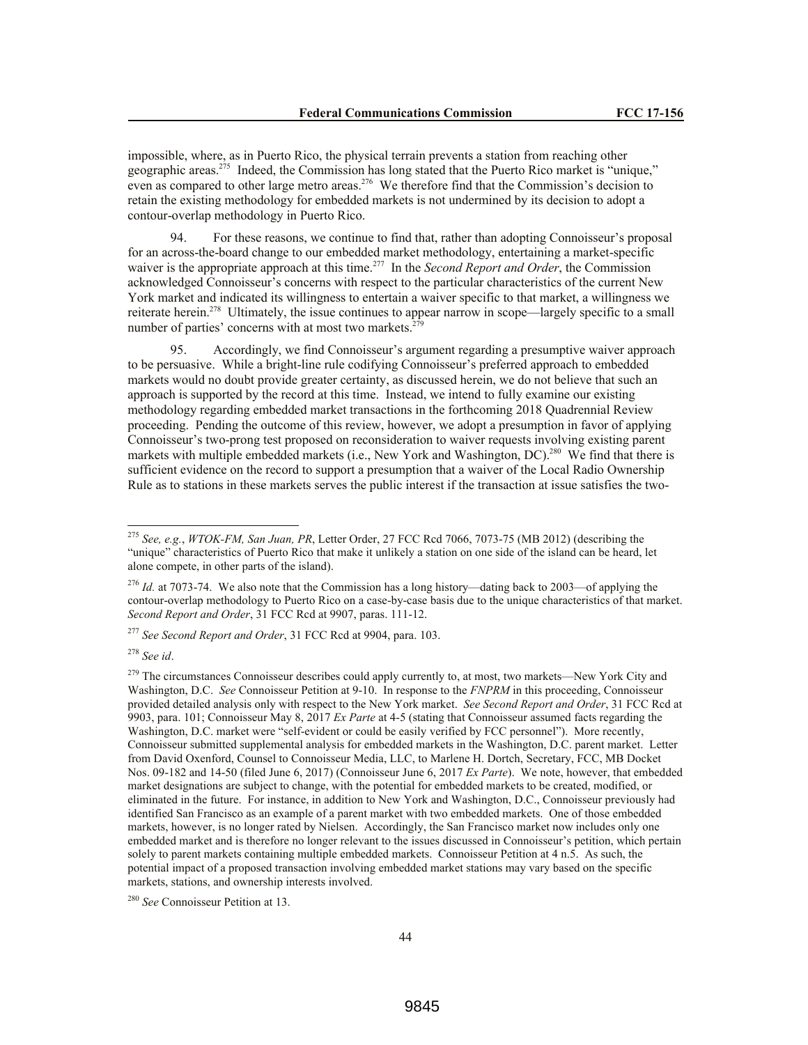impossible, where, as in Puerto Rico, the physical terrain prevents a station from reaching other geographic areas.[275] Indeed, the Commission has long stated that the Puerto Rico market is "unique," even as compared to other large metro areas.[276] We therefore find that the Commission's decision to retain the existing methodology for embedded markets is not undermined by its decision to adopt a contour-overlap methodology in Puerto Rico.

94. For these reasons, we continue to find that, rather than adopting Connoisseur's proposal for an across-the-board change to our embedded market methodology, entertaining a market-specific waiver is the appropriate approach at this time.[277] In the *Second Report and Order*, the Commission acknowledged Connoisseur's concerns with respect to the particular characteristics of the current New York market and indicated its willingness to entertain a waiver specific to that market, a willingness we reiterate herein.[278] Ultimately, the issue continues to appear narrow in scope—largely specific to a small number of parties' concerns with at most two markets.[279]

95. Accordingly, we find Connoisseur's argument regarding a presumptive waiver approach to be persuasive. While a bright-line rule codifying Connoisseur's preferred approach to embedded markets would no doubt provide greater certainty, as discussed herein, we do not believe that such an approach is supported by the record at this time. Instead, we intend to fully examine our existing methodology regarding embedded market transactions in the forthcoming 2018 Quadrennial Review proceeding. Pending the outcome of this review, however, we adopt a presumption in favor of applying Connoisseur's two-prong test proposed on reconsideration to waiver requests involving existing parent markets with multiple embedded markets (i.e., New York and Washington, DC).[280] We find that there is sufficient evidence on the record to support a presumption that a waiver of the Local Radio Ownership Rule as to stations in these markets serves the public interest if the transaction at issue satisfies the two-

---

[275] *See, e.g.*, *WTOK-FM, San Juan, PR*, Letter Order, 27 FCC Rcd 7066, 7073-75 (MB 2012) (describing the "unique" characteristics of Puerto Rico that make it unlikely a station on one side of the island can be heard, let alone compete, in other parts of the island).

[276] *Id.* at 7073-74. We also note that the Commission has a long history—dating back to 2003—of applying the contour-overlap methodology to Puerto Rico on a case-by-case basis due to the unique characteristics of that market. *Second Report and Order*, 31 FCC Rcd at 9907, paras. 111-12.

[277] *See Second Report and Order*, 31 FCC Rcd at 9904, para. 103.

[278] *See id*.

[279] The circumstances Connoisseur describes could apply currently to, at most, two markets—New York City and Washington, D.C. *See* Connoisseur Petition at 9-10. In response to the *FNPRM* in this proceeding, Connoisseur provided detailed analysis only with respect to the New York market. *See Second Report and Order*, 31 FCC Rcd at 9903, para. 101; Connoisseur May 8, 2017 *Ex Parte* at 4-5 (stating that Connoisseur assumed facts regarding the Washington, D.C. market were "self-evident or could be easily verified by FCC personnel"). More recently, Connoisseur submitted supplemental analysis for embedded markets in the Washington, D.C. parent market. Letter from David Oxenford, Counsel to Connoisseur Media, LLC, to Marlene H. Dortch, Secretary, FCC, MB Docket Nos. 09-182 and 14-50 (filed June 6, 2017) (Connoisseur June 6, 2017 *Ex Parte*). We note, however, that embedded market designations are subject to change, with the potential for embedded markets to be created, modified, or eliminated in the future. For instance, in addition to New York and Washington, D.C., Connoisseur previously had identified San Francisco as an example of a parent market with two embedded markets. One of those embedded markets, however, is no longer rated by Nielsen. Accordingly, the San Francisco market now includes only one embedded market and is therefore no longer relevant to the issues discussed in Connoisseur's petition, which pertain solely to parent markets containing multiple embedded markets. Connoisseur Petition at 4 n.5. As such, the potential impact of a proposed transaction involving embedded market stations may vary based on the specific markets, stations, and ownership interests involved.

[280] *See* Connoisseur Petition at 13.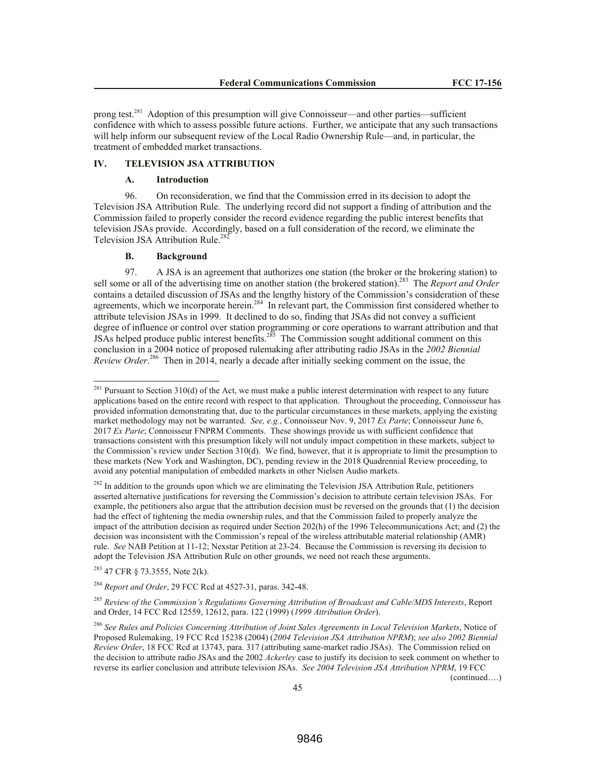prong test.[281] Adoption of this presumption will give Connoisseur—and other parties—sufficient confidence with which to assess possible future actions. Further, we anticipate that any such transactions will help inform our subsequent review of the Local Radio Ownership Rule—and, in particular, the treatment of embedded market transactions.

## IV. TELEVISION JSA ATTRIBUTION

### A. Introduction

96. On reconsideration, we find that the Commission erred in its decision to adopt the Television JSA Attribution Rule. The underlying record did not support a finding of attribution and the Commission failed to properly consider the record evidence regarding the public interest benefits that television JSAs provide. Accordingly, based on a full consideration of the record, we eliminate the Television JSA Attribution Rule.[282]

### B. Background

97. A JSA is an agreement that authorizes one station (the broker or the brokering station) to sell some or all of the advertising time on another station (the brokered station).[283] The *Report and Order* contains a detailed discussion of JSAs and the lengthy history of the Commission's consideration of these agreements, which we incorporate herein.[284] In relevant part, the Commission first considered whether to attribute television JSAs in 1999. It declined to do so, finding that JSAs did not convey a sufficient degree of influence or control over station programming or core operations to warrant attribution and that JSAs helped produce public interest benefits.[285] The Commission sought additional comment on this conclusion in a 2004 notice of proposed rulemaking after attributing radio JSAs in the *2002 Biennial Review Order*.[286] Then in 2014, nearly a decade after initially seeking comment on the issue, the

---

[281] Pursuant to Section 310(d) of the Act, we must make a public interest determination with respect to any future applications based on the entire record with respect to that application. Throughout the proceeding, Connoisseur has provided information demonstrating that, due to the particular circumstances in these markets, applying the existing market methodology may not be warranted. *See, e.g.*, Connoisseur Nov. 9, 2017 *Ex Parte*; Connoisseur June 6, 2017 *Ex Parte*; Connoisseur FNPRM Comments. These showings provide us with sufficient confidence that transactions consistent with this presumption likely will not unduly impact competition in these markets, subject to the Commission's review under Section 310(d). We find, however, that it is appropriate to limit the presumption to these markets (New York and Washington, DC), pending review in the 2018 Quadrennial Review proceeding, to avoid any potential manipulation of embedded markets in other Nielsen Audio markets.

[282] In addition to the grounds upon which we are eliminating the Television JSA Attribution Rule, petitioners asserted alternative justifications for reversing the Commission's decision to attribute certain television JSAs. For example, the petitioners also argue that the attribution decision must be reversed on the grounds that (1) the decision had the effect of tightening the media ownership rules, and that the Commission failed to properly analyze the impact of the attribution decision as required under Section 202(h) of the 1996 Telecommunications Act; and (2) the decision was inconsistent with the Commission's repeal of the wireless attributable material relationship (AMR) rule. *See* NAB Petition at 11-12; Nexstar Petition at 23-24. Because the Commission is reversing its decision to adopt the Television JSA Attribution Rule on other grounds, we need not reach these arguments.

[283] 47 CFR § 73.3555, Note 2(k).

[284] *Report and Order*, 29 FCC Rcd at 4527-31, paras. 342-48.

[285] *Review of the Commission's Regulations Governing Attribution of Broadcast and Cable/MDS Interests*, Report and Order, 14 FCC Rcd 12559, 12612, para. 122 (1999) (*1999 Attribution Order*).

[286] *See Rules and Policies Concerning Attribution of Joint Sales Agreements in Local Television Markets*, Notice of Proposed Rulemaking, 19 FCC Rcd 15238 (2004) (*2004 Television JSA Attribution NPRM*); *see also 2002 Biennial Review Order*, 18 FCC Rcd at 13743, para. 317 (attributing same-market radio JSAs). The Commission relied on the decision to attribute radio JSAs and the 2002 *Ackerley* case to justify its decision to seek comment on whether to reverse its earlier conclusion and attribute television JSAs. *See 2004 Television JSA Attribution NPRM*, 19 FCC

(continued….)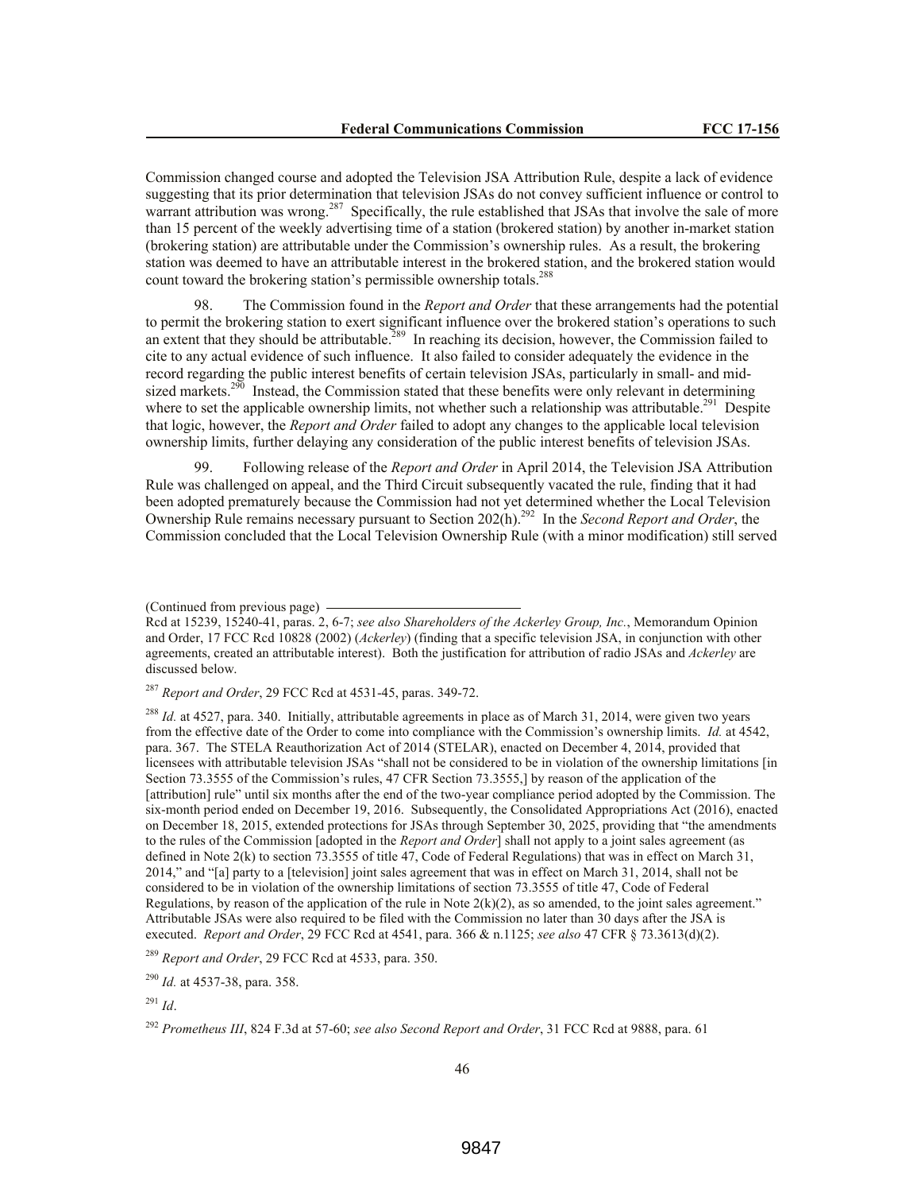Commission changed course and adopted the Television JSA Attribution Rule, despite a lack of evidence suggesting that its prior determination that television JSAs do not convey sufficient influence or control to warrant attribution was wrong.[287] Specifically, the rule established that JSAs that involve the sale of more than 15 percent of the weekly advertising time of a station (brokered station) by another in-market station (brokering station) are attributable under the Commission's ownership rules. As a result, the brokering station was deemed to have an attributable interest in the brokered station, and the brokered station would count toward the brokering station's permissible ownership totals.[288]

98. The Commission found in the *Report and Order* that these arrangements had the potential to permit the brokering station to exert significant influence over the brokered station's operations to such an extent that they should be attributable.[289] In reaching its decision, however, the Commission failed to cite to any actual evidence of such influence. It also failed to consider adequately the evidence in the record regarding the public interest benefits of certain television JSAs, particularly in small- and mid-sized markets.[290] Instead, the Commission stated that these benefits were only relevant in determining where to set the applicable ownership limits, not whether such a relationship was attributable.[291] Despite that logic, however, the *Report and Order* failed to adopt any changes to the applicable local television ownership limits, further delaying any consideration of the public interest benefits of television JSAs.

99. Following release of the *Report and Order* in April 2014, the Television JSA Attribution Rule was challenged on appeal, and the Third Circuit subsequently vacated the rule, finding that it had been adopted prematurely because the Commission had not yet determined whether the Local Television Ownership Rule remains necessary pursuant to Section 202(h).[292] In the *Second Report and Order*, the Commission concluded that the Local Television Ownership Rule (with a minor modification) still served

(Continued from previous page)
Rcd at 15239, 15240-41, paras. 2, 6-7; *see also Shareholders of the Ackerley Group, Inc.*, Memorandum Opinion and Order, 17 FCC Rcd 10828 (2002) (*Ackerley*) (finding that a specific television JSA, in conjunction with other agreements, created an attributable interest). Both the justification for attribution of radio JSAs and *Ackerley* are discussed below.

[287] *Report and Order*, 29 FCC Rcd at 4531-45, paras. 349-72.

[288] *Id.* at 4527, para. 340. Initially, attributable agreements in place as of March 31, 2014, were given two years from the effective date of the Order to come into compliance with the Commission's ownership limits. *Id.* at 4542, para. 367. The STELA Reauthorization Act of 2014 (STELAR), enacted on December 4, 2014, provided that licensees with attributable television JSAs "shall not be considered to be in violation of the ownership limitations [in Section 73.3555 of the Commission's rules, 47 CFR Section 73.3555,] by reason of the application of the [attribution] rule" until six months after the end of the two-year compliance period adopted by the Commission. The six-month period ended on December 19, 2016. Subsequently, the Consolidated Appropriations Act (2016), enacted on December 18, 2015, extended protections for JSAs through September 30, 2025, providing that "the amendments to the rules of the Commission [adopted in the *Report and Order*] shall not apply to a joint sales agreement (as defined in Note 2(k) to section 73.3555 of title 47, Code of Federal Regulations) that was in effect on March 31, 2014," and "[a] party to a [television] joint sales agreement that was in effect on March 31, 2014, shall not be considered to be in violation of the ownership limitations of section 73.3555 of title 47, Code of Federal Regulations, by reason of the application of the rule in Note 2(k)(2), as so amended, to the joint sales agreement." Attributable JSAs were also required to be filed with the Commission no later than 30 days after the JSA is executed. *Report and Order*, 29 FCC Rcd at 4541, para. 366 & n.1125; *see also* 47 CFR § 73.3613(d)(2).

[289] *Report and Order*, 29 FCC Rcd at 4533, para. 350.

[290] *Id.* at 4537-38, para. 358.

[291] *Id*.

[292] *Prometheus III*, 824 F.3d at 57-60; *see also Second Report and Order*, 31 FCC Rcd at 9888, para. 61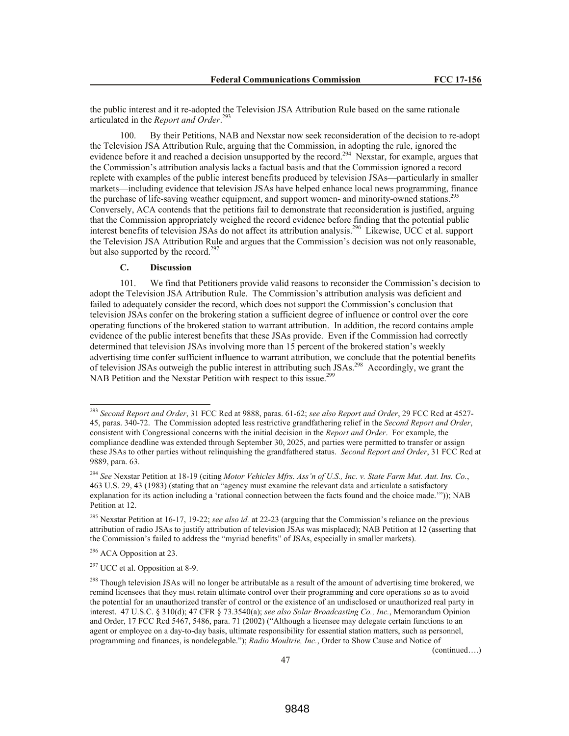the public interest and it re-adopted the Television JSA Attribution Rule based on the same rationale articulated in the *Report and Order*.[293]

100. By their Petitions, NAB and Nexstar now seek reconsideration of the decision to re-adopt the Television JSA Attribution Rule, arguing that the Commission, in adopting the rule, ignored the evidence before it and reached a decision unsupported by the record.[294] Nexstar, for example, argues that the Commission's attribution analysis lacks a factual basis and that the Commission ignored a record replete with examples of the public interest benefits produced by television JSAs—particularly in smaller markets—including evidence that television JSAs have helped enhance local news programming, finance the purchase of life-saving weather equipment, and support women- and minority-owned stations.[295] Conversely, ACA contends that the petitions fail to demonstrate that reconsideration is justified, arguing that the Commission appropriately weighed the record evidence before finding that the potential public interest benefits of television JSAs do not affect its attribution analysis.[296] Likewise, UCC et al. support the Television JSA Attribution Rule and argues that the Commission's decision was not only reasonable, but also supported by the record.[297]

### C. Discussion

101. We find that Petitioners provide valid reasons to reconsider the Commission's decision to adopt the Television JSA Attribution Rule. The Commission's attribution analysis was deficient and failed to adequately consider the record, which does not support the Commission's conclusion that television JSAs confer on the brokering station a sufficient degree of influence or control over the core operating functions of the brokered station to warrant attribution. In addition, the record contains ample evidence of the public interest benefits that these JSAs provide. Even if the Commission had correctly determined that television JSAs involving more than 15 percent of the brokered station's weekly advertising time confer sufficient influence to warrant attribution, we conclude that the potential benefits of television JSAs outweigh the public interest in attributing such JSAs.[298] Accordingly, we grant the NAB Petition and the Nexstar Petition with respect to this issue.[299]

---

[293] *Second Report and Order*, 31 FCC Rcd at 9888, paras. 61-62; *see also Report and Order*, 29 FCC Rcd at 4527-45, paras. 340-72. The Commission adopted less restrictive grandfathering relief in the *Second Report and Order*, consistent with Congressional concerns with the initial decision in the *Report and Order*. For example, the compliance deadline was extended through September 30, 2025, and parties were permitted to transfer or assign these JSAs to other parties without relinquishing the grandfathered status. *Second Report and Order*, 31 FCC Rcd at 9889, para. 63.

[294] *See* Nexstar Petition at 18-19 (citing *Motor Vehicles Mfrs. Ass'n of U.S., Inc. v. State Farm Mut. Aut. Ins. Co.*, 463 U.S. 29, 43 (1983) (stating that an "agency must examine the relevant data and articulate a satisfactory explanation for its action including a 'rational connection between the facts found and the choice made.'")); NAB Petition at 12.

[295] Nexstar Petition at 16-17, 19-22; *see also id.* at 22-23 (arguing that the Commission's reliance on the previous attribution of radio JSAs to justify attribution of television JSAs was misplaced); NAB Petition at 12 (asserting that the Commission's failed to address the "myriad benefits" of JSAs, especially in smaller markets).

[296] ACA Opposition at 23.

[297] UCC et al. Opposition at 8-9.

[298] Though television JSAs will no longer be attributable as a result of the amount of advertising time brokered, we remind licensees that they must retain ultimate control over their programming and core operations so as to avoid the potential for an unauthorized transfer of control or the existence of an undisclosed or unauthorized real party in interest. 47 U.S.C. § 310(d); 47 CFR § 73.3540(a); *see also Solar Broadcasting Co., Inc.*, Memorandum Opinion and Order, 17 FCC Rcd 5467, 5486, para. 71 (2002) ("Although a licensee may delegate certain functions to an agent or employee on a day-to-day basis, ultimate responsibility for essential station matters, such as personnel, programming and finances, is nondelegable."); *Radio Moultrie, Inc.*, Order to Show Cause and Notice of

(continued….)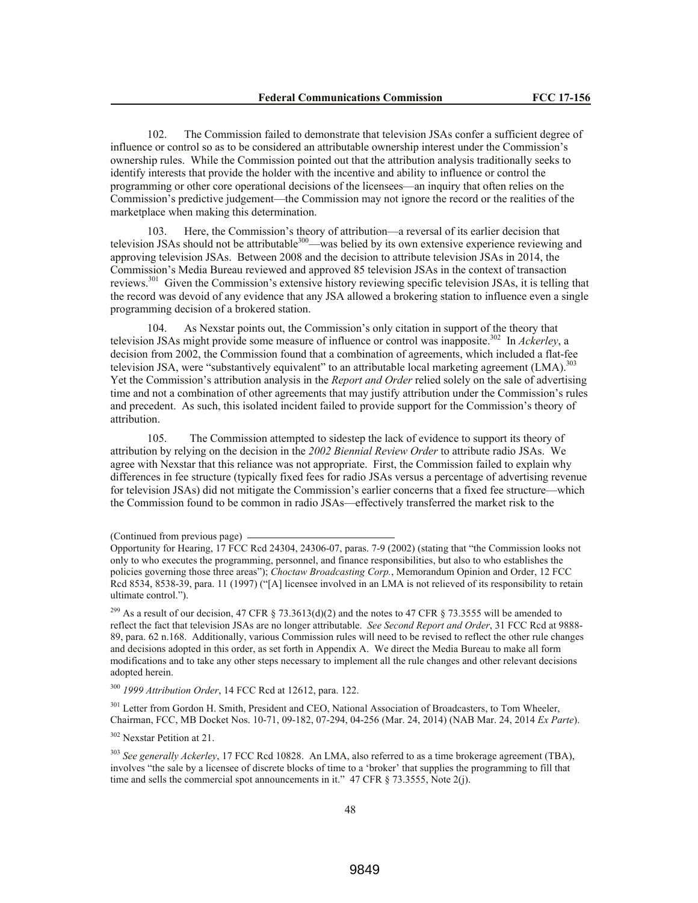102. The Commission failed to demonstrate that television JSAs confer a sufficient degree of influence or control so as to be considered an attributable ownership interest under the Commission's ownership rules. While the Commission pointed out that the attribution analysis traditionally seeks to identify interests that provide the holder with the incentive and ability to influence or control the programming or other core operational decisions of the licensees—an inquiry that often relies on the Commission's predictive judgement—the Commission may not ignore the record or the realities of the marketplace when making this determination.

103. Here, the Commission's theory of attribution—a reversal of its earlier decision that television JSAs should not be attributable[300]—was belied by its own extensive experience reviewing and approving television JSAs. Between 2008 and the decision to attribute television JSAs in 2014, the Commission's Media Bureau reviewed and approved 85 television JSAs in the context of transaction reviews.[301] Given the Commission's extensive history reviewing specific television JSAs, it is telling that the record was devoid of any evidence that any JSA allowed a brokering station to influence even a single programming decision of a brokered station.

104. As Nexstar points out, the Commission's only citation in support of the theory that television JSAs might provide some measure of influence or control was inapposite.[302] In *Ackerley*, a decision from 2002, the Commission found that a combination of agreements, which included a flat-fee television JSA, were "substantively equivalent" to an attributable local marketing agreement (LMA).[303] Yet the Commission's attribution analysis in the *Report and Order* relied solely on the sale of advertising time and not a combination of other agreements that may justify attribution under the Commission's rules and precedent. As such, this isolated incident failed to provide support for the Commission's theory of attribution.

105. The Commission attempted to sidestep the lack of evidence to support its theory of attribution by relying on the decision in the *2002 Biennial Review Order* to attribute radio JSAs. We agree with Nexstar that this reliance was not appropriate. First, the Commission failed to explain why differences in fee structure (typically fixed fees for radio JSAs versus a percentage of advertising revenue for television JSAs) did not mitigate the Commission's earlier concerns that a fixed fee structure—which the Commission found to be common in radio JSAs—effectively transferred the market risk to the

(Continued from previous page)
Opportunity for Hearing, 17 FCC Rcd 24304, 24306-07, paras. 7-9 (2002) (stating that "the Commission looks not only to who executes the programming, personnel, and finance responsibilities, but also to who establishes the policies governing those three areas"); *Choctaw Broadcasting Corp.*, Memorandum Opinion and Order, 12 FCC Rcd 8534, 8538-39, para. 11 (1997) ("[A] licensee involved in an LMA is not relieved of its responsibility to retain ultimate control.").

[299] As a result of our decision, 47 CFR § 73.3613(d)(2) and the notes to 47 CFR § 73.3555 will be amended to reflect the fact that television JSAs are no longer attributable. *See Second Report and Order*, 31 FCC Rcd at 9888-89, para. 62 n.168. Additionally, various Commission rules will need to be revised to reflect the other rule changes and decisions adopted in this order, as set forth in Appendix A. We direct the Media Bureau to make all form modifications and to take any other steps necessary to implement all the rule changes and other relevant decisions adopted herein.

[300] *1999 Attribution Order*, 14 FCC Rcd at 12612, para. 122.

[301] Letter from Gordon H. Smith, President and CEO, National Association of Broadcasters, to Tom Wheeler, Chairman, FCC, MB Docket Nos. 10-71, 09-182, 07-294, 04-256 (Mar. 24, 2014) (NAB Mar. 24, 2014 *Ex Parte*).

[302] Nexstar Petition at 21.

[303] *See generally Ackerley*, 17 FCC Rcd 10828. An LMA, also referred to as a time brokerage agreement (TBA), involves "the sale by a licensee of discrete blocks of time to a 'broker' that supplies the programming to fill that time and sells the commercial spot announcements in it." 47 CFR § 73.3555, Note 2(j).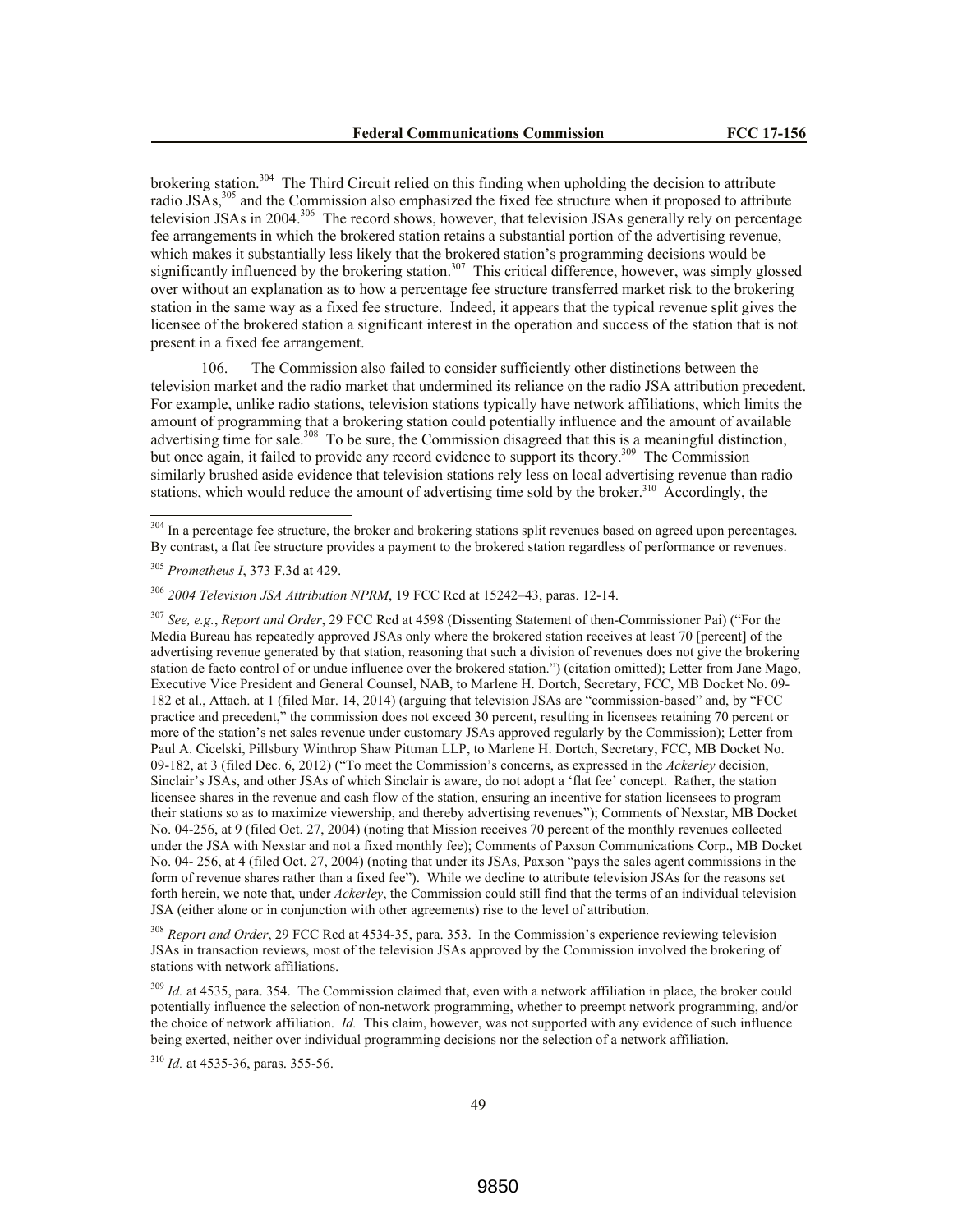brokering station.[304] The Third Circuit relied on this finding when upholding the decision to attribute radio JSAs,[305] and the Commission also emphasized the fixed fee structure when it proposed to attribute television JSAs in 2004.[306] The record shows, however, that television JSAs generally rely on percentage fee arrangements in which the brokered station retains a substantial portion of the advertising revenue, which makes it substantially less likely that the brokered station's programming decisions would be significantly influenced by the brokering station.[307] This critical difference, however, was simply glossed over without an explanation as to how a percentage fee structure transferred market risk to the brokering station in the same way as a fixed fee structure. Indeed, it appears that the typical revenue split gives the licensee of the brokered station a significant interest in the operation and success of the station that is not present in a fixed fee arrangement.

106. The Commission also failed to consider sufficiently other distinctions between the television market and the radio market that undermined its reliance on the radio JSA attribution precedent. For example, unlike radio stations, television stations typically have network affiliations, which limits the amount of programming that a brokering station could potentially influence and the amount of available advertising time for sale.[308] To be sure, the Commission disagreed that this is a meaningful distinction, but once again, it failed to provide any record evidence to support its theory.[309] The Commission similarly brushed aside evidence that television stations rely less on local advertising revenue than radio stations, which would reduce the amount of advertising time sold by the broker.[310] Accordingly, the

---

[304] In a percentage fee structure, the broker and brokering stations split revenues based on agreed upon percentages. By contrast, a flat fee structure provides a payment to the brokered station regardless of performance or revenues.

[305] *Prometheus I*, 373 F.3d at 429.

[306] *2004 Television JSA Attribution NPRM*, 19 FCC Rcd at 15242–43, paras. 12-14.

[307] *See, e.g.*, *Report and Order*, 29 FCC Rcd at 4598 (Dissenting Statement of then-Commissioner Pai) ("For the Media Bureau has repeatedly approved JSAs only where the brokered station receives at least 70 [percent] of the advertising revenue generated by that station, reasoning that such a division of revenues does not give the brokering station de facto control of or undue influence over the brokered station.") (citation omitted); Letter from Jane Mago, Executive Vice President and General Counsel, NAB, to Marlene H. Dortch, Secretary, FCC, MB Docket No. 09-182 et al., Attach. at 1 (filed Mar. 14, 2014) (arguing that television JSAs are "commission-based" and, by "FCC practice and precedent," the commission does not exceed 30 percent, resulting in licensees retaining 70 percent or more of the station's net sales revenue under customary JSAs approved regularly by the Commission); Letter from Paul A. Cicelski, Pillsbury Winthrop Shaw Pittman LLP, to Marlene H. Dortch, Secretary, FCC, MB Docket No. 09-182, at 3 (filed Dec. 6, 2012) ("To meet the Commission's concerns, as expressed in the *Ackerley* decision, Sinclair's JSAs, and other JSAs of which Sinclair is aware, do not adopt a 'flat fee' concept. Rather, the station licensee shares in the revenue and cash flow of the station, ensuring an incentive for station licensees to program their stations so as to maximize viewership, and thereby advertising revenues"); Comments of Nexstar, MB Docket No. 04-256, at 9 (filed Oct. 27, 2004) (noting that Mission receives 70 percent of the monthly revenues collected under the JSA with Nexstar and not a fixed monthly fee); Comments of Paxson Communications Corp., MB Docket No. 04- 256, at 4 (filed Oct. 27, 2004) (noting that under its JSAs, Paxson "pays the sales agent commissions in the form of revenue shares rather than a fixed fee"). While we decline to attribute television JSAs for the reasons set forth herein, we note that, under *Ackerley*, the Commission could still find that the terms of an individual television JSA (either alone or in conjunction with other agreements) rise to the level of attribution.

[308] *Report and Order*, 29 FCC Rcd at 4534-35, para. 353. In the Commission's experience reviewing television JSAs in transaction reviews, most of the television JSAs approved by the Commission involved the brokering of stations with network affiliations.

[309] *Id.* at 4535, para. 354. The Commission claimed that, even with a network affiliation in place, the broker could potentially influence the selection of non-network programming, whether to preempt network programming, and/or the choice of network affiliation. *Id.* This claim, however, was not supported with any evidence of such influence being exerted, neither over individual programming decisions nor the selection of a network affiliation.

[310] *Id.* at 4535-36, paras. 355-56.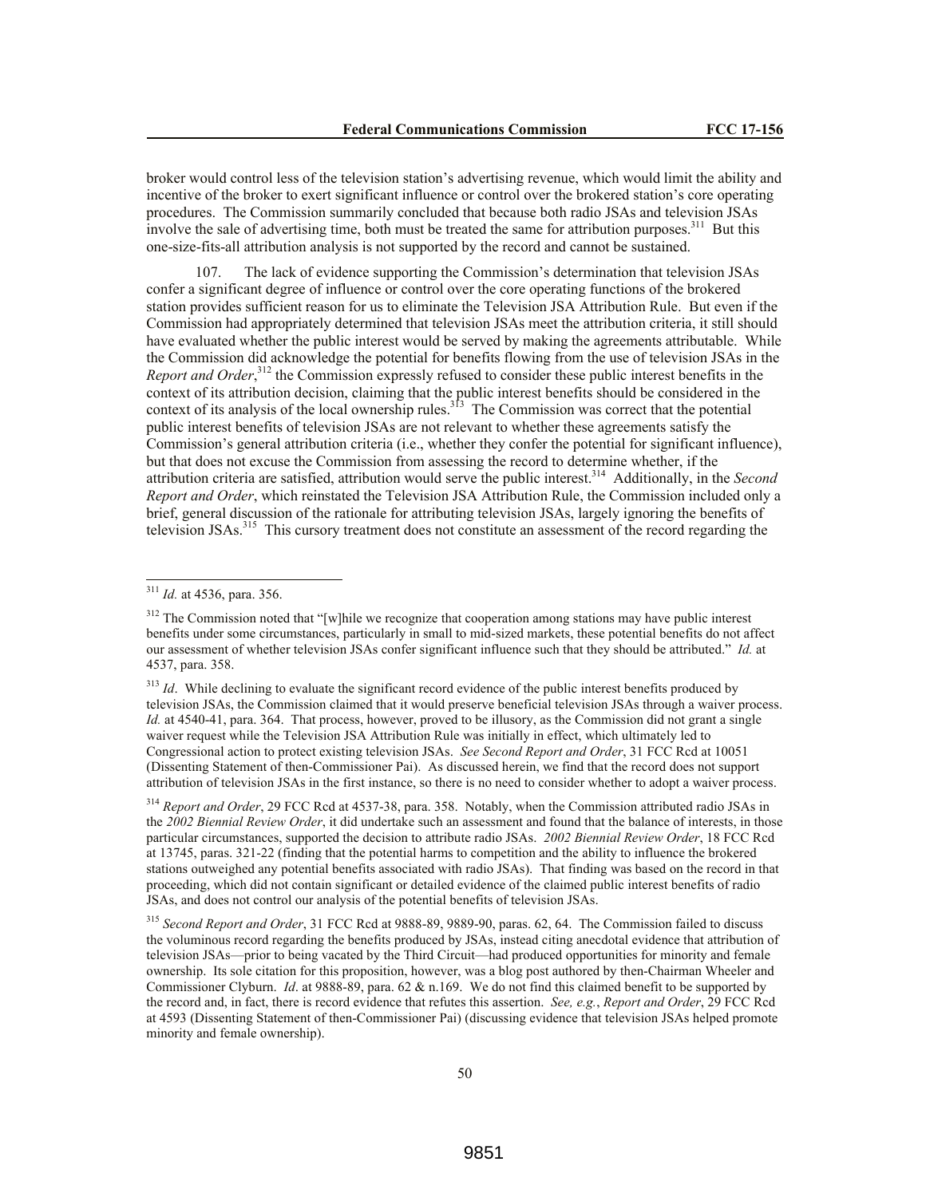broker would control less of the television station's advertising revenue, which would limit the ability and incentive of the broker to exert significant influence or control over the brokered station's core operating procedures. The Commission summarily concluded that because both radio JSAs and television JSAs involve the sale of advertising time, both must be treated the same for attribution purposes.[311] But this one-size-fits-all attribution analysis is not supported by the record and cannot be sustained.

107. The lack of evidence supporting the Commission's determination that television JSAs confer a significant degree of influence or control over the core operating functions of the brokered station provides sufficient reason for us to eliminate the Television JSA Attribution Rule. But even if the Commission had appropriately determined that television JSAs meet the attribution criteria, it still should have evaluated whether the public interest would be served by making the agreements attributable. While the Commission did acknowledge the potential for benefits flowing from the use of television JSAs in the *Report and Order*,[312] the Commission expressly refused to consider these public interest benefits in the context of its attribution decision, claiming that the public interest benefits should be considered in the context of its analysis of the local ownership rules.[313] The Commission was correct that the potential public interest benefits of television JSAs are not relevant to whether these agreements satisfy the Commission's general attribution criteria (i.e., whether they confer the potential for significant influence), but that does not excuse the Commission from assessing the record to determine whether, if the attribution criteria are satisfied, attribution would serve the public interest.[314] Additionally, in the *Second Report and Order*, which reinstated the Television JSA Attribution Rule, the Commission included only a brief, general discussion of the rationale for attributing television JSAs, largely ignoring the benefits of television JSAs.[315] This cursory treatment does not constitute an assessment of the record regarding the

---

[311] *Id.* at 4536, para. 356.

[312] The Commission noted that "[w]hile we recognize that cooperation among stations may have public interest benefits under some circumstances, particularly in small to mid-sized markets, these potential benefits do not affect our assessment of whether television JSAs confer significant influence such that they should be attributed." *Id.* at 4537, para. 358.

[313] *Id*. While declining to evaluate the significant record evidence of the public interest benefits produced by television JSAs, the Commission claimed that it would preserve beneficial television JSAs through a waiver process. *Id.* at 4540-41, para. 364. That process, however, proved to be illusory, as the Commission did not grant a single waiver request while the Television JSA Attribution Rule was initially in effect, which ultimately led to Congressional action to protect existing television JSAs. *See Second Report and Order*, 31 FCC Rcd at 10051 (Dissenting Statement of then-Commissioner Pai). As discussed herein, we find that the record does not support attribution of television JSAs in the first instance, so there is no need to consider whether to adopt a waiver process.

[314] *Report and Order*, 29 FCC Rcd at 4537-38, para. 358. Notably, when the Commission attributed radio JSAs in the *2002 Biennial Review Order*, it did undertake such an assessment and found that the balance of interests, in those particular circumstances, supported the decision to attribute radio JSAs. *2002 Biennial Review Order*, 18 FCC Rcd at 13745, paras. 321-22 (finding that the potential harms to competition and the ability to influence the brokered stations outweighed any potential benefits associated with radio JSAs). That finding was based on the record in that proceeding, which did not contain significant or detailed evidence of the claimed public interest benefits of radio JSAs, and does not control our analysis of the potential benefits of television JSAs.

[315] *Second Report and Order*, 31 FCC Rcd at 9888-89, 9889-90, paras. 62, 64. The Commission failed to discuss the voluminous record regarding the benefits produced by JSAs, instead citing anecdotal evidence that attribution of television JSAs—prior to being vacated by the Third Circuit—had produced opportunities for minority and female ownership. Its sole citation for this proposition, however, was a blog post authored by then-Chairman Wheeler and Commissioner Clyburn. *Id*. at 9888-89, para. 62 & n.169. We do not find this claimed benefit to be supported by the record and, in fact, there is record evidence that refutes this assertion. *See, e.g.*, *Report and Order*, 29 FCC Rcd at 4593 (Dissenting Statement of then-Commissioner Pai) (discussing evidence that television JSAs helped promote minority and female ownership).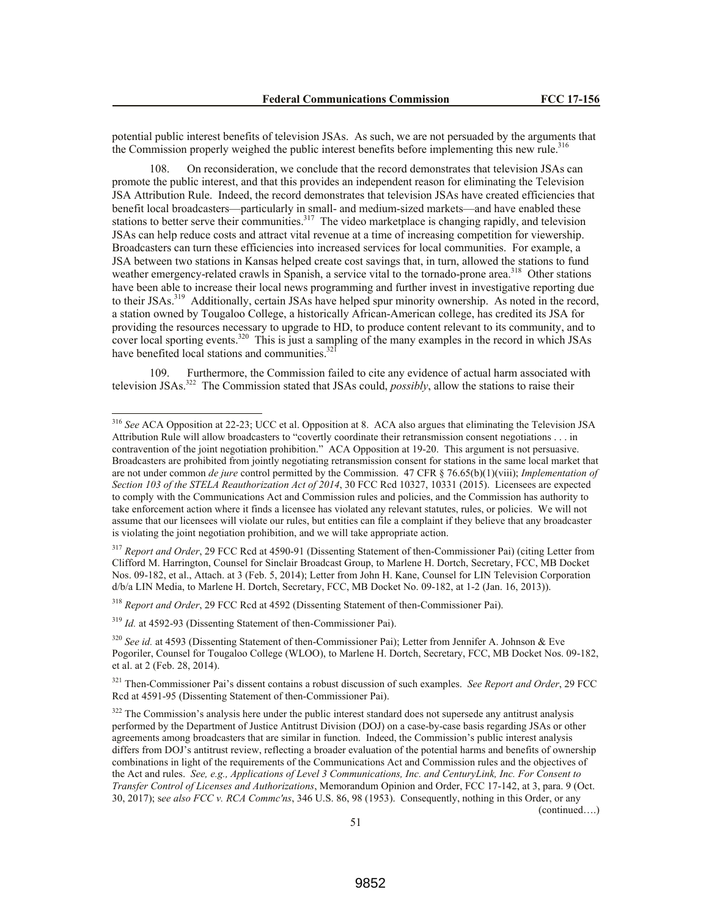potential public interest benefits of television JSAs. As such, we are not persuaded by the arguments that the Commission properly weighed the public interest benefits before implementing this new rule.[316]

108. On reconsideration, we conclude that the record demonstrates that television JSAs can promote the public interest, and that this provides an independent reason for eliminating the Television JSA Attribution Rule. Indeed, the record demonstrates that television JSAs have created efficiencies that benefit local broadcasters—particularly in small- and medium-sized markets—and have enabled these stations to better serve their communities.[317] The video marketplace is changing rapidly, and television JSAs can help reduce costs and attract vital revenue at a time of increasing competition for viewership. Broadcasters can turn these efficiencies into increased services for local communities. For example, a JSA between two stations in Kansas helped create cost savings that, in turn, allowed the stations to fund weather emergency-related crawls in Spanish, a service vital to the tornado-prone area.[318] Other stations have been able to increase their local news programming and further invest in investigative reporting due to their JSAs.[319] Additionally, certain JSAs have helped spur minority ownership. As noted in the record, a station owned by Tougaloo College, a historically African-American college, has credited its JSA for providing the resources necessary to upgrade to HD, to produce content relevant to its community, and to cover local sporting events.[320] This is just a sampling of the many examples in the record in which JSAs have benefited local stations and communities.[321]

109. Furthermore, the Commission failed to cite any evidence of actual harm associated with television JSAs.[322] The Commission stated that JSAs could, *possibly*, allow the stations to raise their

---

[316] *See* ACA Opposition at 22-23; UCC et al. Opposition at 8. ACA also argues that eliminating the Television JSA Attribution Rule will allow broadcasters to "covertly coordinate their retransmission consent negotiations . . . in contravention of the joint negotiation prohibition." ACA Opposition at 19-20. This argument is not persuasive. Broadcasters are prohibited from jointly negotiating retransmission consent for stations in the same local market that are not under common *de jure* control permitted by the Commission. 47 CFR § 76.65(b)(1)(viii); *Implementation of Section 103 of the STELA Reauthorization Act of 2014*, 30 FCC Rcd 10327, 10331 (2015). Licensees are expected to comply with the Communications Act and Commission rules and policies, and the Commission has authority to take enforcement action where it finds a licensee has violated any relevant statutes, rules, or policies. We will not assume that our licensees will violate our rules, but entities can file a complaint if they believe that any broadcaster is violating the joint negotiation prohibition, and we will take appropriate action.

[317] *Report and Order*, 29 FCC Rcd at 4590-91 (Dissenting Statement of then-Commissioner Pai) (citing Letter from Clifford M. Harrington, Counsel for Sinclair Broadcast Group, to Marlene H. Dortch, Secretary, FCC, MB Docket Nos. 09-182, et al., Attach. at 3 (Feb. 5, 2014); Letter from John H. Kane, Counsel for LIN Television Corporation d/b/a LIN Media, to Marlene H. Dortch, Secretary, FCC, MB Docket No. 09-182, at 1-2 (Jan. 16, 2013)).

[318] *Report and Order*, 29 FCC Rcd at 4592 (Dissenting Statement of then-Commissioner Pai).

[319] *Id.* at 4592-93 (Dissenting Statement of then-Commissioner Pai).

[320] *See id.* at 4593 (Dissenting Statement of then-Commissioner Pai); Letter from Jennifer A. Johnson & Eve Pogoriler, Counsel for Tougaloo College (WLOO), to Marlene H. Dortch, Secretary, FCC, MB Docket Nos. 09-182, et al. at 2 (Feb. 28, 2014).

[321] Then-Commissioner Pai's dissent contains a robust discussion of such examples. *See Report and Order*, 29 FCC Rcd at 4591-95 (Dissenting Statement of then-Commissioner Pai).

[322] The Commission's analysis here under the public interest standard does not supersede any antitrust analysis performed by the Department of Justice Antitrust Division (DOJ) on a case-by-case basis regarding JSAs or other agreements among broadcasters that are similar in function. Indeed, the Commission's public interest analysis differs from DOJ's antitrust review, reflecting a broader evaluation of the potential harms and benefits of ownership combinations in light of the requirements of the Communications Act and Commission rules and the objectives of the Act and rules. *See, e.g., Applications of Level 3 Communications, Inc. and CenturyLink, Inc. For Consent to Transfer Control of Licenses and Authorizations*, Memorandum Opinion and Order, FCC 17-142, at 3, para. 9 (Oct. 30, 2017); s*ee also FCC v. RCA Commc'ns*, 346 U.S. 86, 98 (1953). Consequently, nothing in this Order, or any

(continued….)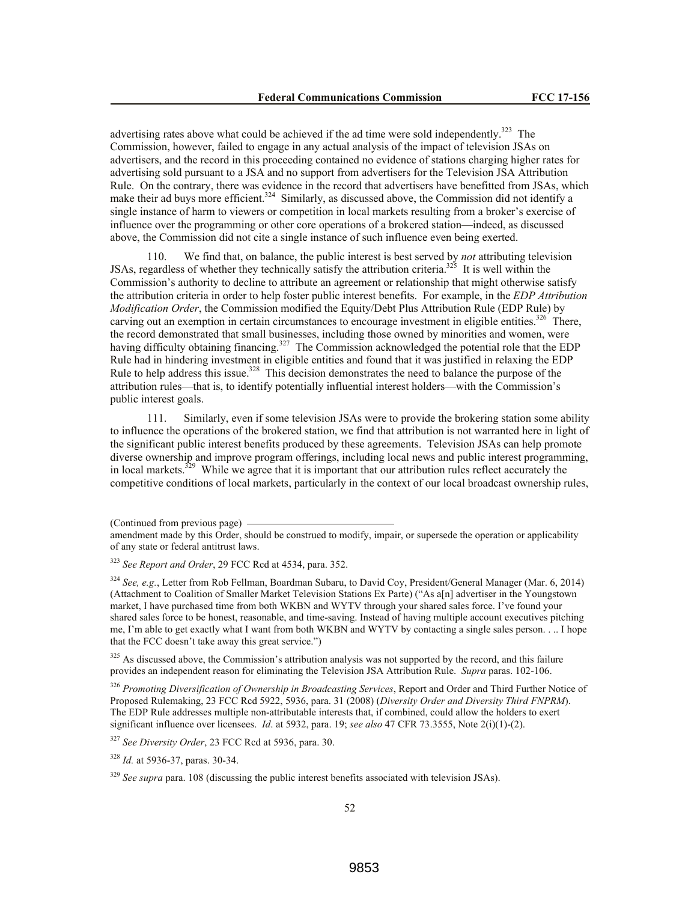advertising rates above what could be achieved if the ad time were sold independently.[323] The Commission, however, failed to engage in any actual analysis of the impact of television JSAs on advertisers, and the record in this proceeding contained no evidence of stations charging higher rates for advertising sold pursuant to a JSA and no support from advertisers for the Television JSA Attribution Rule. On the contrary, there was evidence in the record that advertisers have benefitted from JSAs, which make their ad buys more efficient.[324] Similarly, as discussed above, the Commission did not identify a single instance of harm to viewers or competition in local markets resulting from a broker's exercise of influence over the programming or other core operations of a brokered station—indeed, as discussed above, the Commission did not cite a single instance of such influence even being exerted.

110. We find that, on balance, the public interest is best served by *not* attributing television JSAs, regardless of whether they technically satisfy the attribution criteria.[325] It is well within the Commission's authority to decline to attribute an agreement or relationship that might otherwise satisfy the attribution criteria in order to help foster public interest benefits. For example, in the *EDP Attribution Modification Order*, the Commission modified the Equity/Debt Plus Attribution Rule (EDP Rule) by carving out an exemption in certain circumstances to encourage investment in eligible entities.[326] There, the record demonstrated that small businesses, including those owned by minorities and women, were having difficulty obtaining financing.[327] The Commission acknowledged the potential role that the EDP Rule had in hindering investment in eligible entities and found that it was justified in relaxing the EDP Rule to help address this issue.[328] This decision demonstrates the need to balance the purpose of the attribution rules—that is, to identify potentially influential interest holders—with the Commission's public interest goals.

111. Similarly, even if some television JSAs were to provide the brokering station some ability to influence the operations of the brokered station, we find that attribution is not warranted here in light of the significant public interest benefits produced by these agreements. Television JSAs can help promote diverse ownership and improve program offerings, including local news and public interest programming, in local markets.[329] While we agree that it is important that our attribution rules reflect accurately the competitive conditions of local markets, particularly in the context of our local broadcast ownership rules,

(Continued from previous page)
amendment made by this Order, should be construed to modify, impair, or supersede the operation or applicability of any state or federal antitrust laws.

[323] *See Report and Order*, 29 FCC Rcd at 4534, para. 352.

[324] *See, e.g.*, Letter from Rob Fellman, Boardman Subaru, to David Coy, President/General Manager (Mar. 6, 2014) (Attachment to Coalition of Smaller Market Television Stations Ex Parte) ("As a[n] advertiser in the Youngstown market, I have purchased time from both WKBN and WYTV through your shared sales force. I've found your shared sales force to be honest, reasonable, and time-saving. Instead of having multiple account executives pitching me, I'm able to get exactly what I want from both WKBN and WYTV by contacting a single sales person. . .. I hope that the FCC doesn't take away this great service.")

[325] As discussed above, the Commission's attribution analysis was not supported by the record, and this failure provides an independent reason for eliminating the Television JSA Attribution Rule. *Supra* paras. 102-106.

[326] *Promoting Diversification of Ownership in Broadcasting Services*, Report and Order and Third Further Notice of Proposed Rulemaking, 23 FCC Rcd 5922, 5936, para. 31 (2008) (*Diversity Order and Diversity Third FNPRM*). The EDP Rule addresses multiple non-attributable interests that, if combined, could allow the holders to exert significant influence over licensees. *Id*. at 5932, para. 19; *see also* 47 CFR 73.3555, Note 2(i)(1)-(2).

[327] *See Diversity Order*, 23 FCC Rcd at 5936, para. 30.

[328] *Id.* at 5936-37, paras. 30-34.

[329] *See supra* para. 108 (discussing the public interest benefits associated with television JSAs).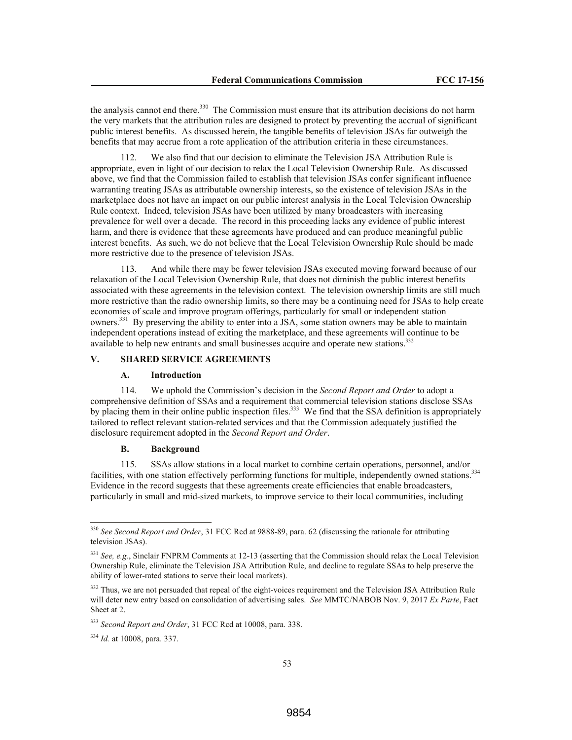the analysis cannot end there.[330] The Commission must ensure that its attribution decisions do not harm the very markets that the attribution rules are designed to protect by preventing the accrual of significant public interest benefits. As discussed herein, the tangible benefits of television JSAs far outweigh the benefits that may accrue from a rote application of the attribution criteria in these circumstances.

112. We also find that our decision to eliminate the Television JSA Attribution Rule is appropriate, even in light of our decision to relax the Local Television Ownership Rule. As discussed above, we find that the Commission failed to establish that television JSAs confer significant influence warranting treating JSAs as attributable ownership interests, so the existence of television JSAs in the marketplace does not have an impact on our public interest analysis in the Local Television Ownership Rule context. Indeed, television JSAs have been utilized by many broadcasters with increasing prevalence for well over a decade. The record in this proceeding lacks any evidence of public interest harm, and there is evidence that these agreements have produced and can produce meaningful public interest benefits. As such, we do not believe that the Local Television Ownership Rule should be made more restrictive due to the presence of television JSAs.

113. And while there may be fewer television JSAs executed moving forward because of our relaxation of the Local Television Ownership Rule, that does not diminish the public interest benefits associated with these agreements in the television context. The television ownership limits are still much more restrictive than the radio ownership limits, so there may be a continuing need for JSAs to help create economies of scale and improve program offerings, particularly for small or independent station owners.[331] By preserving the ability to enter into a JSA, some station owners may be able to maintain independent operations instead of exiting the marketplace, and these agreements will continue to be available to help new entrants and small businesses acquire and operate new stations.[332]

## V. SHARED SERVICE AGREEMENTS

### A. Introduction

114. We uphold the Commission's decision in the *Second Report and Order* to adopt a comprehensive definition of SSAs and a requirement that commercial television stations disclose SSAs by placing them in their online public inspection files.[333] We find that the SSA definition is appropriately tailored to reflect relevant station-related services and that the Commission adequately justified the disclosure requirement adopted in the *Second Report and Order*.

### B. Background

115. SSAs allow stations in a local market to combine certain operations, personnel, and/or facilities, with one station effectively performing functions for multiple, independently owned stations.[334] Evidence in the record suggests that these agreements create efficiencies that enable broadcasters, particularly in small and mid-sized markets, to improve service to their local communities, including

---

[330] *See Second Report and Order*, 31 FCC Rcd at 9888-89, para. 62 (discussing the rationale for attributing television JSAs).

[331] *See, e.g.*, Sinclair FNPRM Comments at 12-13 (asserting that the Commission should relax the Local Television Ownership Rule, eliminate the Television JSA Attribution Rule, and decline to regulate SSAs to help preserve the ability of lower-rated stations to serve their local markets).

[332] Thus, we are not persuaded that repeal of the eight-voices requirement and the Television JSA Attribution Rule will deter new entry based on consolidation of advertising sales. *See* MMTC/NABOB Nov. 9, 2017 *Ex Parte*, Fact Sheet at 2.

[333] *Second Report and Order*, 31 FCC Rcd at 10008, para. 338.

[334] *Id.* at 10008, para. 337.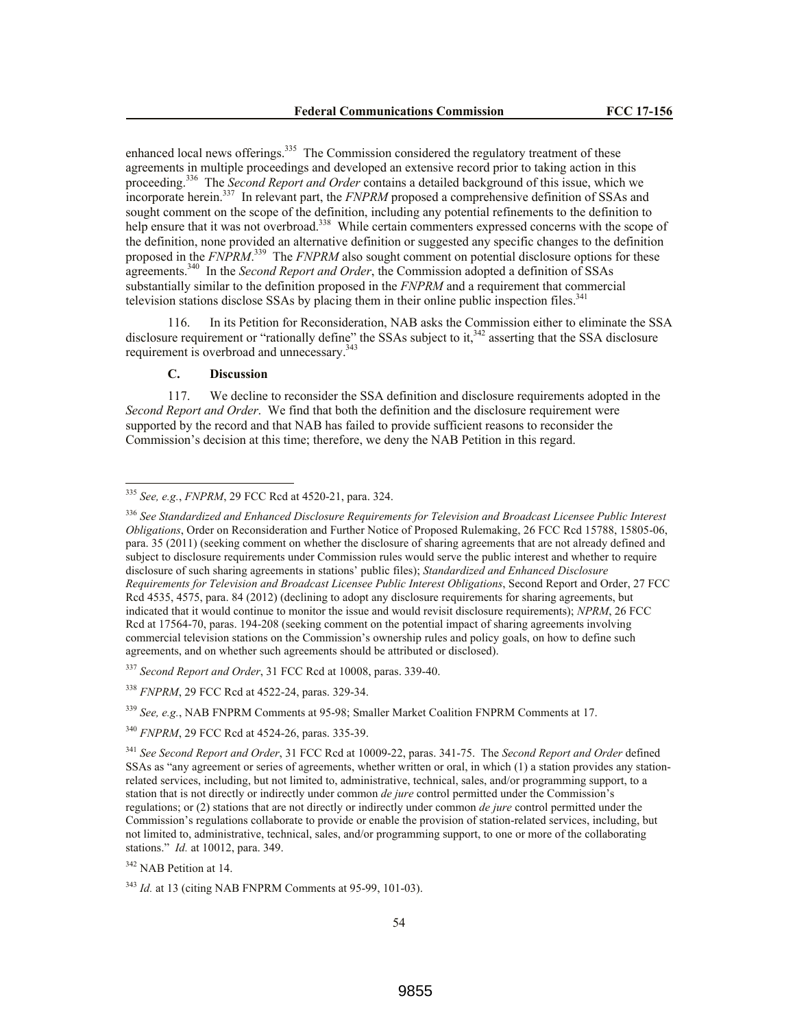enhanced local news offerings.[335] The Commission considered the regulatory treatment of these agreements in multiple proceedings and developed an extensive record prior to taking action in this proceeding.[336] The *Second Report and Order* contains a detailed background of this issue, which we incorporate herein.[337] In relevant part, the *FNPRM* proposed a comprehensive definition of SSAs and sought comment on the scope of the definition, including any potential refinements to the definition to help ensure that it was not overbroad.[338] While certain commenters expressed concerns with the scope of the definition, none provided an alternative definition or suggested any specific changes to the definition proposed in the *FNPRM*.[339] The *FNPRM* also sought comment on potential disclosure options for these agreements.[340] In the *Second Report and Order*, the Commission adopted a definition of SSAs substantially similar to the definition proposed in the *FNPRM* and a requirement that commercial television stations disclose SSAs by placing them in their online public inspection files.[341]

116. In its Petition for Reconsideration, NAB asks the Commission either to eliminate the SSA disclosure requirement or "rationally define" the SSAs subject to it,[342] asserting that the SSA disclosure requirement is overbroad and unnecessary.[343]

### C. Discussion

117. We decline to reconsider the SSA definition and disclosure requirements adopted in the *Second Report and Order*. We find that both the definition and the disclosure requirement were supported by the record and that NAB has failed to provide sufficient reasons to reconsider the Commission's decision at this time; therefore, we deny the NAB Petition in this regard.

---

[335] *See, e.g.*, *FNPRM*, 29 FCC Rcd at 4520-21, para. 324.

[336] *See Standardized and Enhanced Disclosure Requirements for Television and Broadcast Licensee Public Interest Obligations*, Order on Reconsideration and Further Notice of Proposed Rulemaking, 26 FCC Rcd 15788, 15805-06, para. 35 (2011) (seeking comment on whether the disclosure of sharing agreements that are not already defined and subject to disclosure requirements under Commission rules would serve the public interest and whether to require disclosure of such sharing agreements in stations' public files); *Standardized and Enhanced Disclosure Requirements for Television and Broadcast Licensee Public Interest Obligations*, Second Report and Order, 27 FCC Rcd 4535, 4575, para. 84 (2012) (declining to adopt any disclosure requirements for sharing agreements, but indicated that it would continue to monitor the issue and would revisit disclosure requirements); *NPRM*, 26 FCC Rcd at 17564-70, paras. 194-208 (seeking comment on the potential impact of sharing agreements involving commercial television stations on the Commission's ownership rules and policy goals, on how to define such agreements, and on whether such agreements should be attributed or disclosed).

[337] *Second Report and Order*, 31 FCC Rcd at 10008, paras. 339-40.

[338] *FNPRM*, 29 FCC Rcd at 4522-24, paras. 329-34.

[339] *See, e.g.*, NAB FNPRM Comments at 95-98; Smaller Market Coalition FNPRM Comments at 17.

[340] *FNPRM*, 29 FCC Rcd at 4524-26, paras. 335-39.

[341] *See Second Report and Order*, 31 FCC Rcd at 10009-22, paras. 341-75. The *Second Report and Order* defined SSAs as "any agreement or series of agreements, whether written or oral, in which (1) a station provides any station-related services, including, but not limited to, administrative, technical, sales, and/or programming support, to a station that is not directly or indirectly under common *de jure* control permitted under the Commission's regulations; or (2) stations that are not directly or indirectly under common *de jure* control permitted under the Commission's regulations collaborate to provide or enable the provision of station-related services, including, but not limited to, administrative, technical, sales, and/or programming support, to one or more of the collaborating stations." *Id.* at 10012, para. 349.

[342] NAB Petition at 14.

[343] *Id.* at 13 (citing NAB FNPRM Comments at 95-99, 101-03).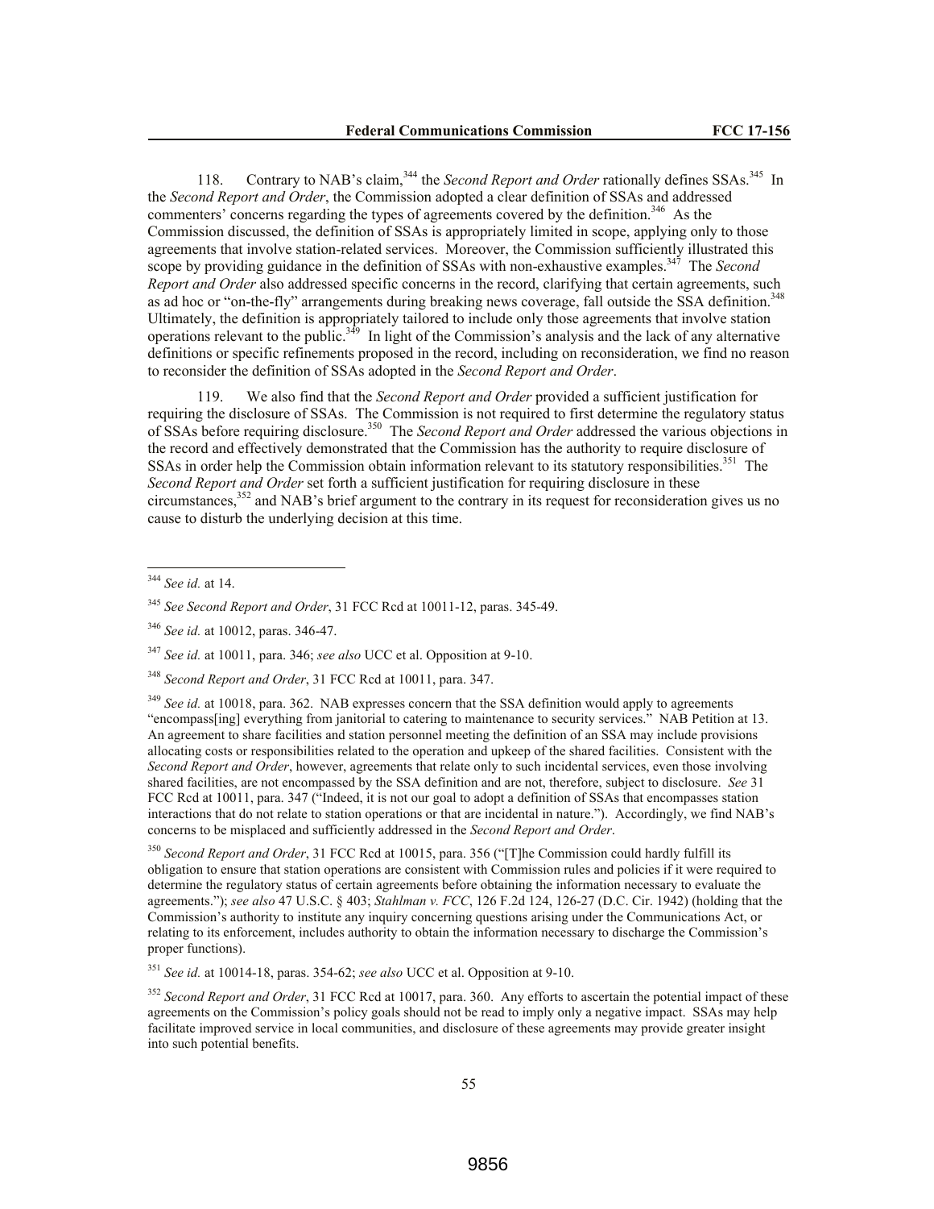118. Contrary to NAB's claim,[344] the *Second Report and Order* rationally defines SSAs.[345] In the *Second Report and Order*, the Commission adopted a clear definition of SSAs and addressed commenters' concerns regarding the types of agreements covered by the definition.[346] As the Commission discussed, the definition of SSAs is appropriately limited in scope, applying only to those agreements that involve station-related services. Moreover, the Commission sufficiently illustrated this scope by providing guidance in the definition of SSAs with non-exhaustive examples.[347] The *Second Report and Order* also addressed specific concerns in the record, clarifying that certain agreements, such as ad hoc or "on-the-fly" arrangements during breaking news coverage, fall outside the SSA definition.[348] Ultimately, the definition is appropriately tailored to include only those agreements that involve station operations relevant to the public.[349] In light of the Commission's analysis and the lack of any alternative definitions or specific refinements proposed in the record, including on reconsideration, we find no reason to reconsider the definition of SSAs adopted in the *Second Report and Order*.

119. We also find that the *Second Report and Order* provided a sufficient justification for requiring the disclosure of SSAs. The Commission is not required to first determine the regulatory status of SSAs before requiring disclosure.[350] The *Second Report and Order* addressed the various objections in the record and effectively demonstrated that the Commission has the authority to require disclosure of SSAs in order help the Commission obtain information relevant to its statutory responsibilities.[351] The *Second Report and Order* set forth a sufficient justification for requiring disclosure in these circumstances,[352] and NAB's brief argument to the contrary in its request for reconsideration gives us no cause to disturb the underlying decision at this time.

---

[344] *See id.* at 14.

[345] *See Second Report and Order*, 31 FCC Rcd at 10011-12, paras. 345-49.

[346] *See id.* at 10012, paras. 346-47.

[347] *See id.* at 10011, para. 346; *see also* UCC et al. Opposition at 9-10.

[348] *Second Report and Order*, 31 FCC Rcd at 10011, para. 347.

[349] *See id.* at 10018, para. 362. NAB expresses concern that the SSA definition would apply to agreements "encompass[ing] everything from janitorial to catering to maintenance to security services." NAB Petition at 13. An agreement to share facilities and station personnel meeting the definition of an SSA may include provisions allocating costs or responsibilities related to the operation and upkeep of the shared facilities. Consistent with the *Second Report and Order*, however, agreements that relate only to such incidental services, even those involving shared facilities, are not encompassed by the SSA definition and are not, therefore, subject to disclosure. *See* 31 FCC Rcd at 10011, para. 347 ("Indeed, it is not our goal to adopt a definition of SSAs that encompasses station interactions that do not relate to station operations or that are incidental in nature."). Accordingly, we find NAB's concerns to be misplaced and sufficiently addressed in the *Second Report and Order*.

[350] *Second Report and Order*, 31 FCC Rcd at 10015, para. 356 ("[T]he Commission could hardly fulfill its obligation to ensure that station operations are consistent with Commission rules and policies if it were required to determine the regulatory status of certain agreements before obtaining the information necessary to evaluate the agreements."); *see also* 47 U.S.C. § 403; *Stahlman v. FCC*, 126 F.2d 124, 126-27 (D.C. Cir. 1942) (holding that the Commission's authority to institute any inquiry concerning questions arising under the Communications Act, or relating to its enforcement, includes authority to obtain the information necessary to discharge the Commission's proper functions).

[351] *See id.* at 10014-18, paras. 354-62; *see also* UCC et al. Opposition at 9-10.

[352] *Second Report and Order*, 31 FCC Rcd at 10017, para. 360. Any efforts to ascertain the potential impact of these agreements on the Commission's policy goals should not be read to imply only a negative impact. SSAs may help facilitate improved service in local communities, and disclosure of these agreements may provide greater insight into such potential benefits.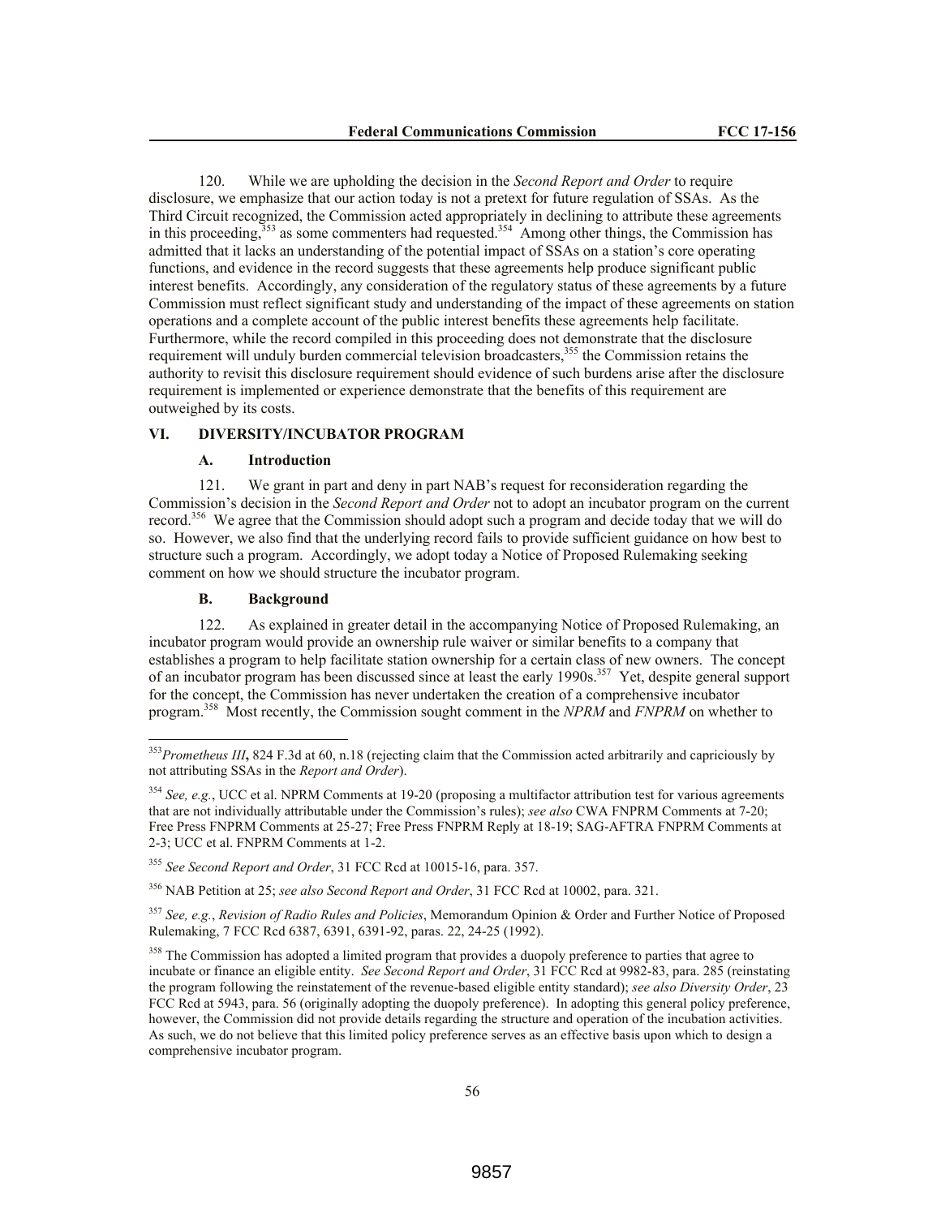120. While we are upholding the decision in the *Second Report and Order* to require disclosure, we emphasize that our action today is not a pretext for future regulation of SSAs. As the Third Circuit recognized, the Commission acted appropriately in declining to attribute these agreements in this proceeding,[353] as some commenters had requested.[354] Among other things, the Commission has admitted that it lacks an understanding of the potential impact of SSAs on a station's core operating functions, and evidence in the record suggests that these agreements help produce significant public interest benefits. Accordingly, any consideration of the regulatory status of these agreements by a future Commission must reflect significant study and understanding of the impact of these agreements on station operations and a complete account of the public interest benefits these agreements help facilitate. Furthermore, while the record compiled in this proceeding does not demonstrate that the disclosure requirement will unduly burden commercial television broadcasters,[355] the Commission retains the authority to revisit this disclosure requirement should evidence of such burdens arise after the disclosure requirement is implemented or experience demonstrate that the benefits of this requirement are outweighed by its costs.

## VI. DIVERSITY/INCUBATOR PROGRAM

### A. Introduction

121. We grant in part and deny in part NAB's request for reconsideration regarding the Commission's decision in the *Second Report and Order* not to adopt an incubator program on the current record.[356] We agree that the Commission should adopt such a program and decide today that we will do so. However, we also find that the underlying record fails to provide sufficient guidance on how best to structure such a program. Accordingly, we adopt today a Notice of Proposed Rulemaking seeking comment on how we should structure the incubator program.

### B. Background

122. As explained in greater detail in the accompanying Notice of Proposed Rulemaking, an incubator program would provide an ownership rule waiver or similar benefits to a company that establishes a program to help facilitate station ownership for a certain class of new owners. The concept of an incubator program has been discussed since at least the early 1990s.[357] Yet, despite general support for the concept, the Commission has never undertaken the creation of a comprehensive incubator program.[358] Most recently, the Commission sought comment in the *NPRM* and *FNPRM* on whether to

---

[353] *Prometheus III*, 824 F.3d at 60, n.18 (rejecting claim that the Commission acted arbitrarily and capriciously by not attributing SSAs in the *Report and Order*).

[354] *See, e.g.*, UCC et al. NPRM Comments at 19-20 (proposing a multifactor attribution test for various agreements that are not individually attributable under the Commission's rules); *see also* CWA FNPRM Comments at 7-20; Free Press FNPRM Comments at 25-27; Free Press FNPRM Reply at 18-19; SAG-AFTRA FNPRM Comments at 2-3; UCC et al. FNPRM Comments at 1-2.

[355] *See Second Report and Order*, 31 FCC Rcd at 10015-16, para. 357.

[356] NAB Petition at 25; *see also Second Report and Order*, 31 FCC Rcd at 10002, para. 321.

[357] *See, e.g.*, *Revision of Radio Rules and Policies*, Memorandum Opinion & Order and Further Notice of Proposed Rulemaking, 7 FCC Rcd 6387, 6391, 6391-92, paras. 22, 24-25 (1992).

[358] The Commission has adopted a limited program that provides a duopoly preference to parties that agree to incubate or finance an eligible entity. *See Second Report and Order*, 31 FCC Rcd at 9982-83, para. 285 (reinstating the program following the reinstatement of the revenue-based eligible entity standard); *see also Diversity Order*, 23 FCC Rcd at 5943, para. 56 (originally adopting the duopoly preference). In adopting this general policy preference, however, the Commission did not provide details regarding the structure and operation of the incubation activities. As such, we do not believe that this limited policy preference serves as an effective basis upon which to design a comprehensive incubator program.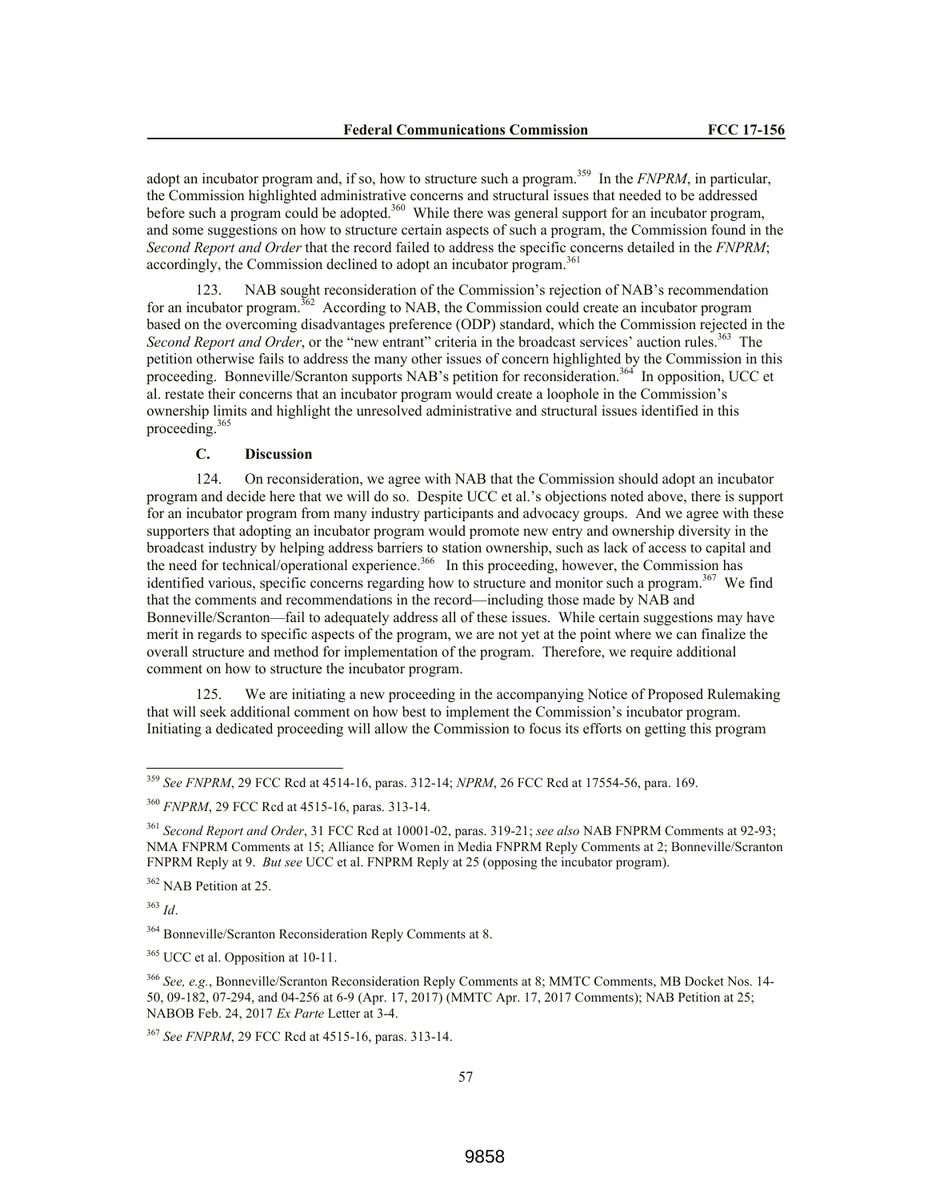adopt an incubator program and, if so, how to structure such a program.[359] In the *FNPRM*, in particular, the Commission highlighted administrative concerns and structural issues that needed to be addressed before such a program could be adopted.[360] While there was general support for an incubator program, and some suggestions on how to structure certain aspects of such a program, the Commission found in the *Second Report and Order* that the record failed to address the specific concerns detailed in the *FNPRM*; accordingly, the Commission declined to adopt an incubator program.[361]

123. NAB sought reconsideration of the Commission's rejection of NAB's recommendation for an incubator program.[362] According to NAB, the Commission could create an incubator program based on the overcoming disadvantages preference (ODP) standard, which the Commission rejected in the *Second Report and Order*, or the "new entrant" criteria in the broadcast services' auction rules.[363] The petition otherwise fails to address the many other issues of concern highlighted by the Commission in this proceeding. Bonneville/Scranton supports NAB's petition for reconsideration.[364] In opposition, UCC et al. restate their concerns that an incubator program would create a loophole in the Commission's ownership limits and highlight the unresolved administrative and structural issues identified in this proceeding.[365]

### C. Discussion

124. On reconsideration, we agree with NAB that the Commission should adopt an incubator program and decide here that we will do so. Despite UCC et al.'s objections noted above, there is support for an incubator program from many industry participants and advocacy groups. And we agree with these supporters that adopting an incubator program would promote new entry and ownership diversity in the broadcast industry by helping address barriers to station ownership, such as lack of access to capital and the need for technical/operational experience.[366] In this proceeding, however, the Commission has identified various, specific concerns regarding how to structure and monitor such a program.[367] We find that the comments and recommendations in the record—including those made by NAB and Bonneville/Scranton—fail to adequately address all of these issues. While certain suggestions may have merit in regards to specific aspects of the program, we are not yet at the point where we can finalize the overall structure and method for implementation of the program. Therefore, we require additional comment on how to structure the incubator program.

125. We are initiating a new proceeding in the accompanying Notice of Proposed Rulemaking that will seek additional comment on how best to implement the Commission's incubator program. Initiating a dedicated proceeding will allow the Commission to focus its efforts on getting this program

---

[359] *See FNPRM*, 29 FCC Rcd at 4514-16, paras. 312-14; *NPRM*, 26 FCC Rcd at 17554-56, para. 169.

[360] *FNPRM*, 29 FCC Rcd at 4515-16, paras. 313-14.

[361] *Second Report and Order*, 31 FCC Rcd at 10001-02, paras. 319-21; *see also* NAB FNPRM Comments at 92-93; NMA FNPRM Comments at 15; Alliance for Women in Media FNPRM Reply Comments at 2; Bonneville/Scranton FNPRM Reply at 9. *But see* UCC et al. FNPRM Reply at 25 (opposing the incubator program).

[362] NAB Petition at 25.

[363] *Id*.

[364] Bonneville/Scranton Reconsideration Reply Comments at 8.

[365] UCC et al. Opposition at 10-11.

[366] *See, e.g.*, Bonneville/Scranton Reconsideration Reply Comments at 8; MMTC Comments, MB Docket Nos. 14-50, 09-182, 07-294, and 04-256 at 6-9 (Apr. 17, 2017) (MMTC Apr. 17, 2017 Comments); NAB Petition at 25; NABOB Feb. 24, 2017 *Ex Parte* Letter at 3-4.

[367] *See FNPRM*, 29 FCC Rcd at 4515-16, paras. 313-14.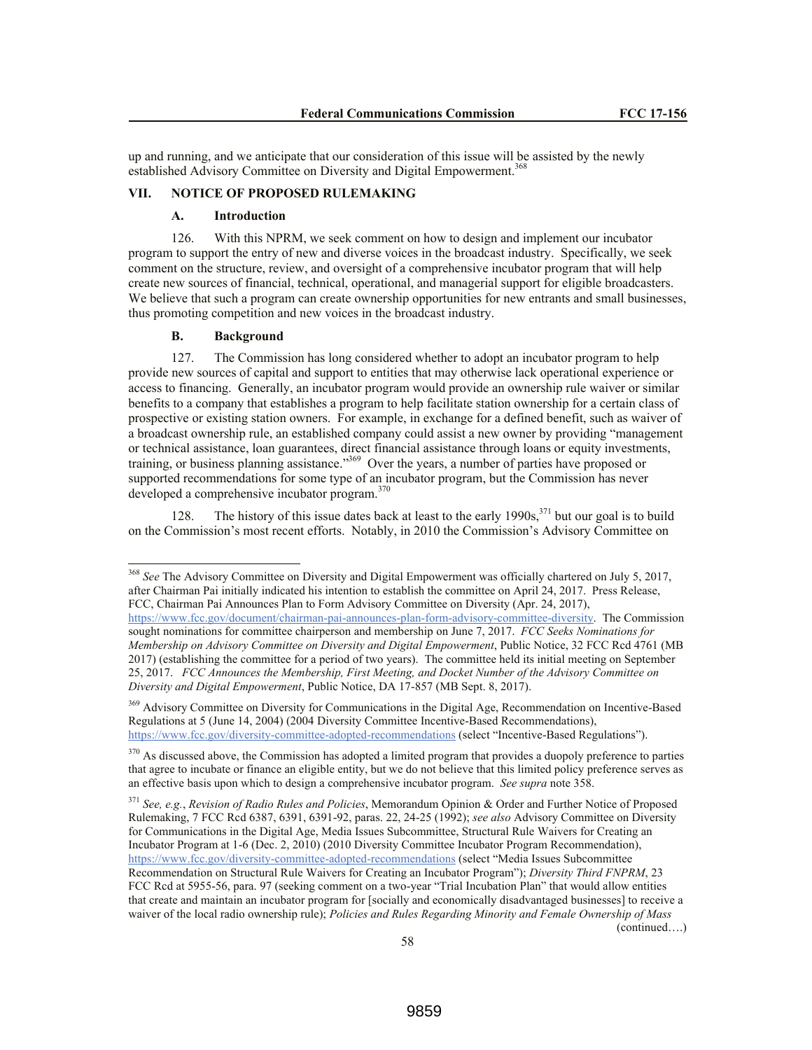up and running, and we anticipate that our consideration of this issue will be assisted by the newly established Advisory Committee on Diversity and Digital Empowerment.[368]

## VII. NOTICE OF PROPOSED RULEMAKING

### A. Introduction

126. With this NPRM, we seek comment on how to design and implement our incubator program to support the entry of new and diverse voices in the broadcast industry. Specifically, we seek comment on the structure, review, and oversight of a comprehensive incubator program that will help create new sources of financial, technical, operational, and managerial support for eligible broadcasters. We believe that such a program can create ownership opportunities for new entrants and small businesses, thus promoting competition and new voices in the broadcast industry.

### B. Background

127. The Commission has long considered whether to adopt an incubator program to help provide new sources of capital and support to entities that may otherwise lack operational experience or access to financing. Generally, an incubator program would provide an ownership rule waiver or similar benefits to a company that establishes a program to help facilitate station ownership for a certain class of prospective or existing station owners. For example, in exchange for a defined benefit, such as waiver of a broadcast ownership rule, an established company could assist a new owner by providing "management or technical assistance, loan guarantees, direct financial assistance through loans or equity investments, training, or business planning assistance."[369] Over the years, a number of parties have proposed or supported recommendations for some type of an incubator program, but the Commission has never developed a comprehensive incubator program.[370]

128. The history of this issue dates back at least to the early 1990s,[371] but our goal is to build on the Commission's most recent efforts. Notably, in 2010 the Commission's Advisory Committee on

---

[368] *See* The Advisory Committee on Diversity and Digital Empowerment was officially chartered on July 5, 2017, after Chairman Pai initially indicated his intention to establish the committee on April 24, 2017. Press Release, FCC, Chairman Pai Announces Plan to Form Advisory Committee on Diversity (Apr. 24, 2017), https://www.fcc.gov/document/chairman-pai-announces-plan-form-advisory-committee-diversity. The Commission sought nominations for committee chairperson and membership on June 7, 2017. *FCC Seeks Nominations for Membership on Advisory Committee on Diversity and Digital Empowerment*, Public Notice, 32 FCC Rcd 4761 (MB 2017) (establishing the committee for a period of two years). The committee held its initial meeting on September 25, 2017. *FCC Announces the Membership, First Meeting, and Docket Number of the Advisory Committee on Diversity and Digital Empowerment*, Public Notice, DA 17-857 (MB Sept. 8, 2017).

[369] Advisory Committee on Diversity for Communications in the Digital Age, Recommendation on Incentive-Based Regulations at 5 (June 14, 2004) (2004 Diversity Committee Incentive-Based Recommendations), https://www.fcc.gov/diversity-committee-adopted-recommendations (select "Incentive-Based Regulations").

[370] As discussed above, the Commission has adopted a limited program that provides a duopoly preference to parties that agree to incubate or finance an eligible entity, but we do not believe that this limited policy preference serves as an effective basis upon which to design a comprehensive incubator program. *See supra* note 358.

[371] *See, e.g.*, *Revision of Radio Rules and Policies*, Memorandum Opinion & Order and Further Notice of Proposed Rulemaking, 7 FCC Rcd 6387, 6391, 6391-92, paras. 22, 24-25 (1992); *see also* Advisory Committee on Diversity for Communications in the Digital Age, Media Issues Subcommittee, Structural Rule Waivers for Creating an Incubator Program at 1-6 (Dec. 2, 2010) (2010 Diversity Committee Incubator Program Recommendation), https://www.fcc.gov/diversity-committee-adopted-recommendations (select "Media Issues Subcommittee Recommendation on Structural Rule Waivers for Creating an Incubator Program"); *Diversity Third FNPRM*, 23 FCC Rcd at 5955-56, para. 97 (seeking comment on a two-year "Trial Incubation Plan" that would allow entities that create and maintain an incubator program for [socially and economically disadvantaged businesses] to receive a waiver of the local radio ownership rule); *Policies and Rules Regarding Minority and Female Ownership of Mass*

(continued….)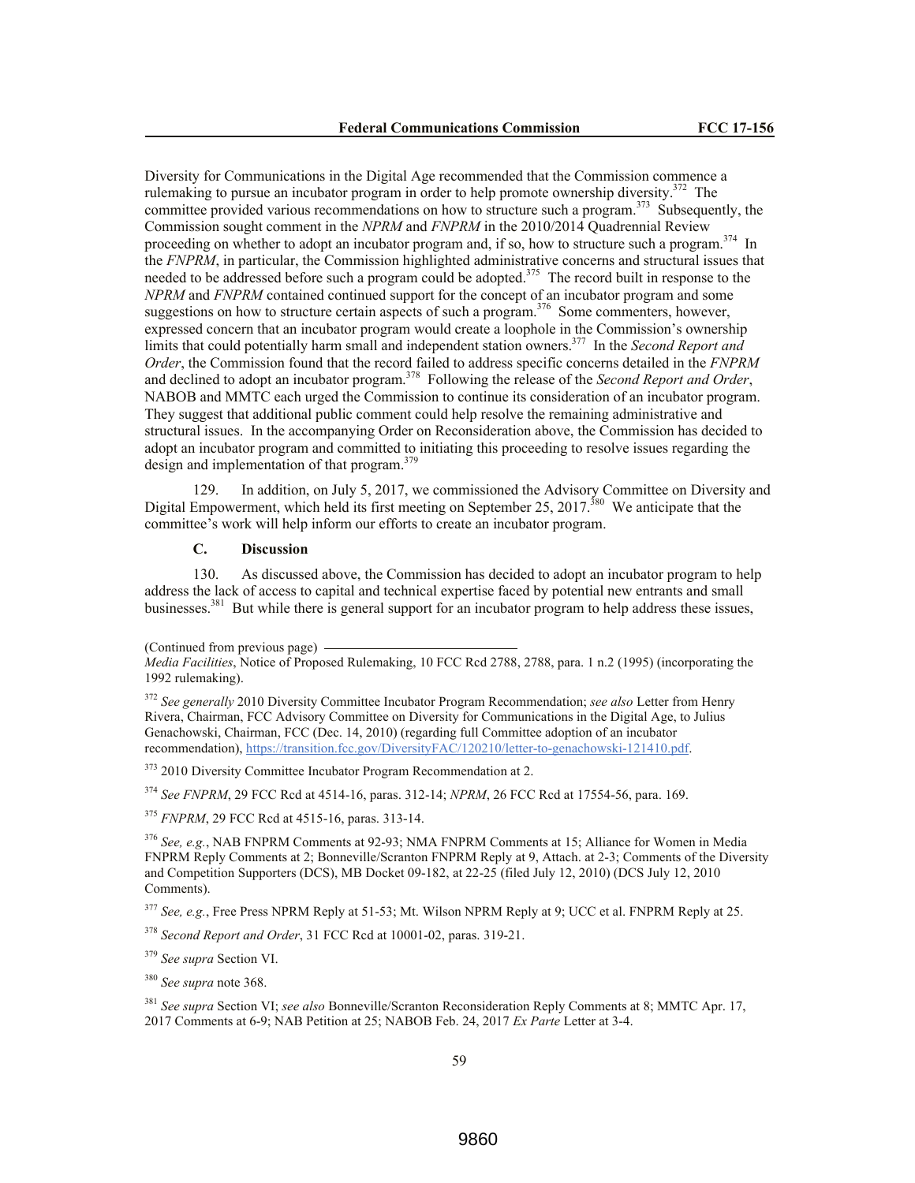Diversity for Communications in the Digital Age recommended that the Commission commence a rulemaking to pursue an incubator program in order to help promote ownership diversity.[372] The committee provided various recommendations on how to structure such a program.[373] Subsequently, the Commission sought comment in the *NPRM* and *FNPRM* in the 2010/2014 Quadrennial Review proceeding on whether to adopt an incubator program and, if so, how to structure such a program.[374] In the *FNPRM*, in particular, the Commission highlighted administrative concerns and structural issues that needed to be addressed before such a program could be adopted.[375] The record built in response to the *NPRM* and *FNPRM* contained continued support for the concept of an incubator program and some suggestions on how to structure certain aspects of such a program.[376] Some commenters, however, expressed concern that an incubator program would create a loophole in the Commission's ownership limits that could potentially harm small and independent station owners.[377] In the *Second Report and Order*, the Commission found that the record failed to address specific concerns detailed in the *FNPRM* and declined to adopt an incubator program.[378] Following the release of the *Second Report and Order*, NABOB and MMTC each urged the Commission to continue its consideration of an incubator program. They suggest that additional public comment could help resolve the remaining administrative and structural issues. In the accompanying Order on Reconsideration above, the Commission has decided to adopt an incubator program and committed to initiating this proceeding to resolve issues regarding the design and implementation of that program.[379]

129. In addition, on July 5, 2017, we commissioned the Advisory Committee on Diversity and Digital Empowerment, which held its first meeting on September 25, 2017.[380] We anticipate that the committee's work will help inform our efforts to create an incubator program.

### C. Discussion

130. As discussed above, the Commission has decided to adopt an incubator program to help address the lack of access to capital and technical expertise faced by potential new entrants and small businesses.[381] But while there is general support for an incubator program to help address these issues,

(Continued from previous page)
*Media Facilities*, Notice of Proposed Rulemaking, 10 FCC Rcd 2788, 2788, para. 1 n.2 (1995) (incorporating the 1992 rulemaking).

[372] *See generally* 2010 Diversity Committee Incubator Program Recommendation; *see also* Letter from Henry Rivera, Chairman, FCC Advisory Committee on Diversity for Communications in the Digital Age, to Julius Genachowski, Chairman, FCC (Dec. 14, 2010) (regarding full Committee adoption of an incubator recommendation), https://transition.fcc.gov/DiversityFAC/120210/letter-to-genachowski-121410.pdf.

[373] 2010 Diversity Committee Incubator Program Recommendation at 2.

[374] *See FNPRM*, 29 FCC Rcd at 4514-16, paras. 312-14; *NPRM*, 26 FCC Rcd at 17554-56, para. 169.

[375] *FNPRM*, 29 FCC Rcd at 4515-16, paras. 313-14.

[376] *See, e.g.*, NAB FNPRM Comments at 92-93; NMA FNPRM Comments at 15; Alliance for Women in Media FNPRM Reply Comments at 2; Bonneville/Scranton FNPRM Reply at 9, Attach. at 2-3; Comments of the Diversity and Competition Supporters (DCS), MB Docket 09-182, at 22-25 (filed July 12, 2010) (DCS July 12, 2010 Comments).

[377] *See, e.g.*, Free Press NPRM Reply at 51-53; Mt. Wilson NPRM Reply at 9; UCC et al. FNPRM Reply at 25.

[378] *Second Report and Order*, 31 FCC Rcd at 10001-02, paras. 319-21.

[379] *See supra* Section VI.

[380] *See supra* note 368.

[381] *See supra* Section VI; *see also* Bonneville/Scranton Reconsideration Reply Comments at 8; MMTC Apr. 17, 2017 Comments at 6-9; NAB Petition at 25; NABOB Feb. 24, 2017 *Ex Parte* Letter at 3-4.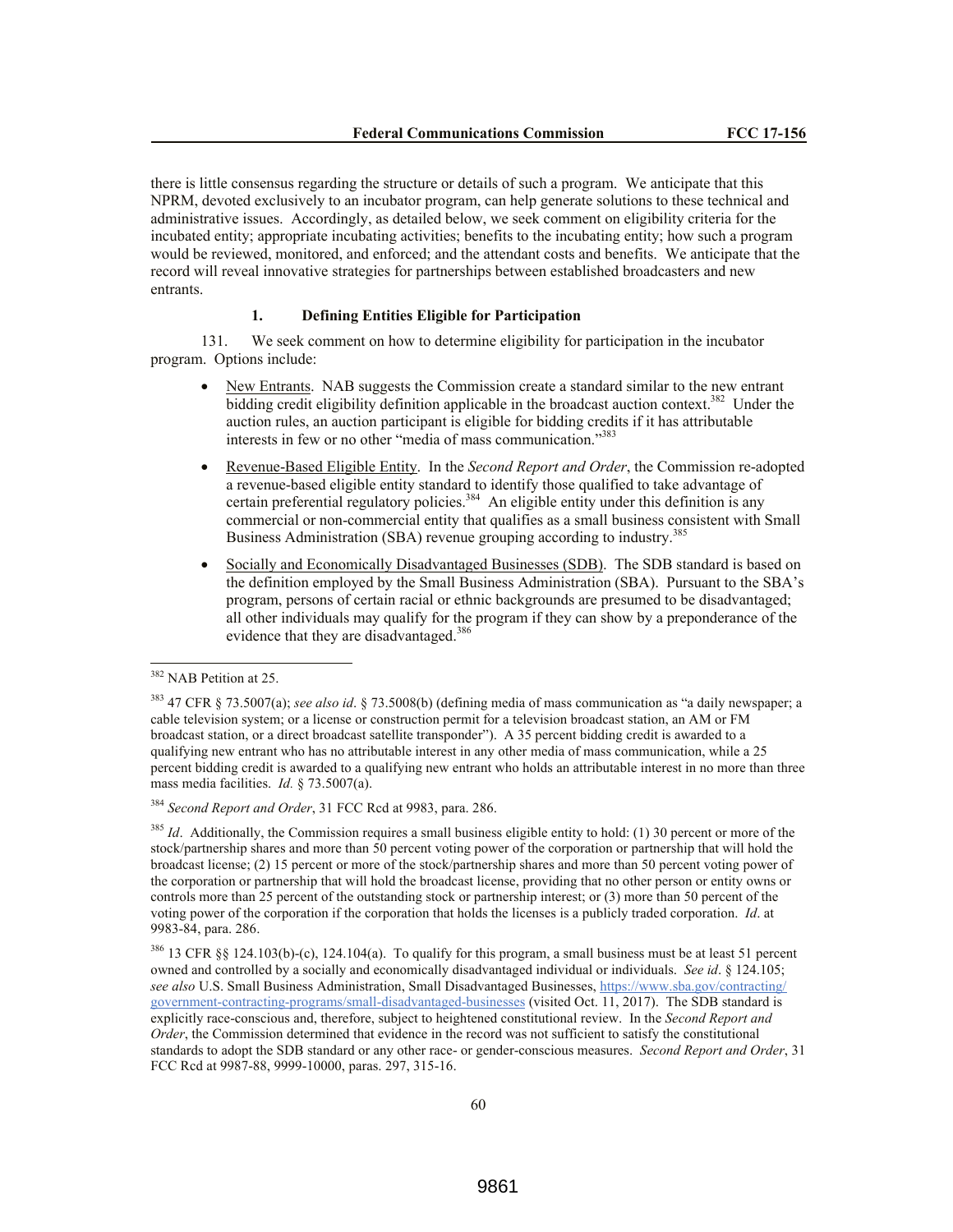there is little consensus regarding the structure or details of such a program. We anticipate that this NPRM, devoted exclusively to an incubator program, can help generate solutions to these technical and administrative issues. Accordingly, as detailed below, we seek comment on eligibility criteria for the incubated entity; appropriate incubating activities; benefits to the incubating entity; how such a program would be reviewed, monitored, and enforced; and the attendant costs and benefits. We anticipate that the record will reveal innovative strategies for partnerships between established broadcasters and new entrants.

### 1. Defining Entities Eligible for Participation

131. We seek comment on how to determine eligibility for participation in the incubator program. Options include:

- New Entrants. NAB suggests the Commission create a standard similar to the new entrant bidding credit eligibility definition applicable in the broadcast auction context.[382] Under the auction rules, an auction participant is eligible for bidding credits if it has attributable interests in few or no other "media of mass communication."[383]

- Revenue-Based Eligible Entity. In the *Second Report and Order*, the Commission re-adopted a revenue-based eligible entity standard to identify those qualified to take advantage of certain preferential regulatory policies.[384] An eligible entity under this definition is any commercial or non-commercial entity that qualifies as a small business consistent with Small Business Administration (SBA) revenue grouping according to industry.[385]

- Socially and Economically Disadvantaged Businesses (SDB). The SDB standard is based on the definition employed by the Small Business Administration (SBA). Pursuant to the SBA's program, persons of certain racial or ethnic backgrounds are presumed to be disadvantaged; all other individuals may qualify for the program if they can show by a preponderance of the evidence that they are disadvantaged.[386]

---

[382] NAB Petition at 25.

[383] 47 CFR § 73.5007(a); *see also id*. § 73.5008(b) (defining media of mass communication as "a daily newspaper; a cable television system; or a license or construction permit for a television broadcast station, an AM or FM broadcast station, or a direct broadcast satellite transponder"). A 35 percent bidding credit is awarded to a qualifying new entrant who has no attributable interest in any other media of mass communication, while a 25 percent bidding credit is awarded to a qualifying new entrant who holds an attributable interest in no more than three mass media facilities. *Id.* § 73.5007(a).

[384] *Second Report and Order*, 31 FCC Rcd at 9983, para. 286.

[385] *Id*. Additionally, the Commission requires a small business eligible entity to hold: (1) 30 percent or more of the stock/partnership shares and more than 50 percent voting power of the corporation or partnership that will hold the broadcast license; (2) 15 percent or more of the stock/partnership shares and more than 50 percent voting power of the corporation or partnership that will hold the broadcast license, providing that no other person or entity owns or controls more than 25 percent of the outstanding stock or partnership interest; or (3) more than 50 percent of the voting power of the corporation if the corporation that holds the licenses is a publicly traded corporation. *Id*. at 9983-84, para. 286.

[386] 13 CFR §§ 124.103(b)-(c), 124.104(a). To qualify for this program, a small business must be at least 51 percent owned and controlled by a socially and economically disadvantaged individual or individuals. *See id*. § 124.105; *see also* U.S. Small Business Administration, Small Disadvantaged Businesses, https://www.sba.gov/contracting/government-contracting-programs/small-disadvantaged-businesses (visited Oct. 11, 2017). The SDB standard is explicitly race-conscious and, therefore, subject to heightened constitutional review. In the *Second Report and Order*, the Commission determined that evidence in the record was not sufficient to satisfy the constitutional standards to adopt the SDB standard or any other race- or gender-conscious measures. *Second Report and Order*, 31 FCC Rcd at 9987-88, 9999-10000, paras. 297, 315-16.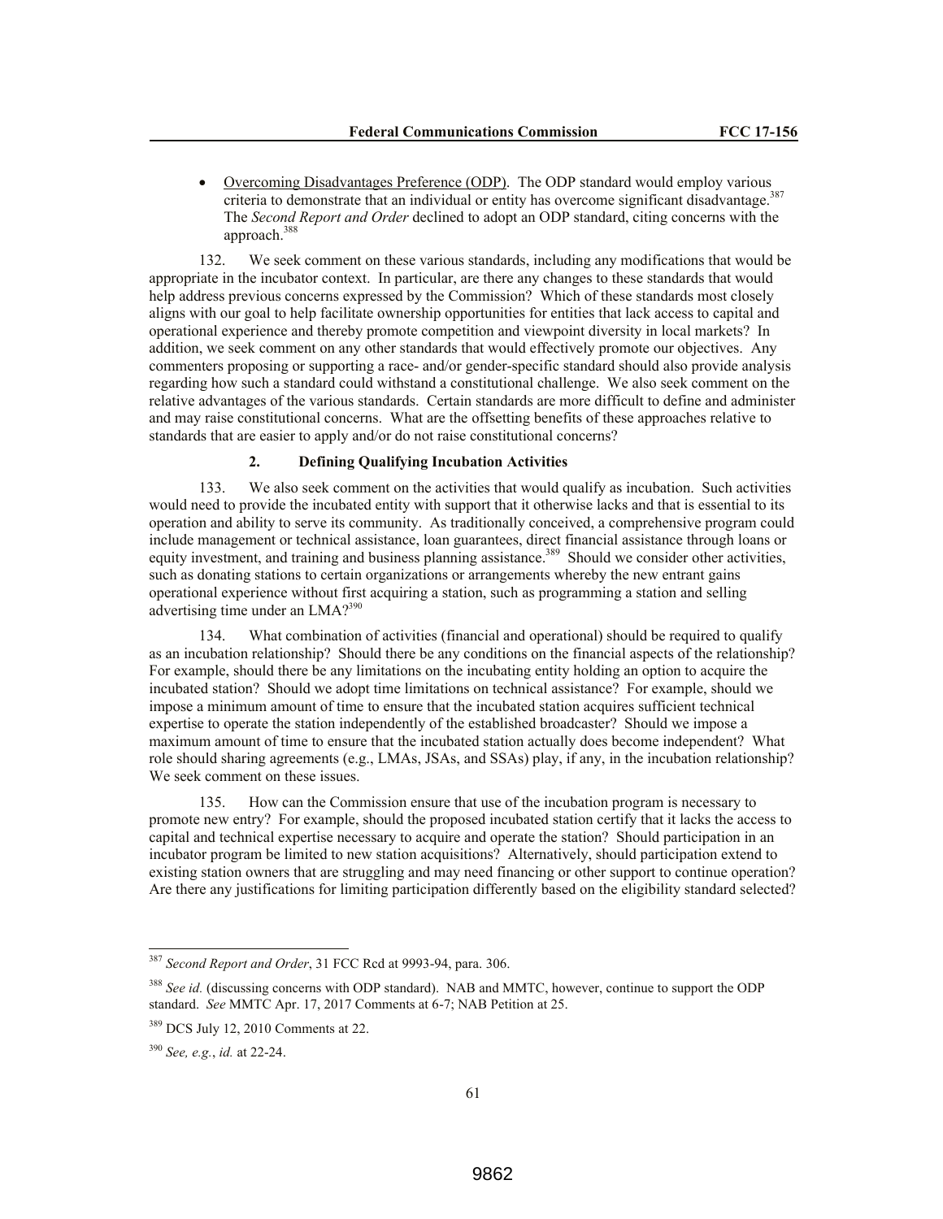- Overcoming Disadvantages Preference (ODP). The ODP standard would employ various criteria to demonstrate that an individual or entity has overcome significant disadvantage.[387] The *Second Report and Order* declined to adopt an ODP standard, citing concerns with the approach.[388]

132. We seek comment on these various standards, including any modifications that would be appropriate in the incubator context. In particular, are there any changes to these standards that would help address previous concerns expressed by the Commission? Which of these standards most closely aligns with our goal to help facilitate ownership opportunities for entities that lack access to capital and operational experience and thereby promote competition and viewpoint diversity in local markets? In addition, we seek comment on any other standards that would effectively promote our objectives. Any commenters proposing or supporting a race- and/or gender-specific standard should also provide analysis regarding how such a standard could withstand a constitutional challenge. We also seek comment on the relative advantages of the various standards. Certain standards are more difficult to define and administer and may raise constitutional concerns. What are the offsetting benefits of these approaches relative to standards that are easier to apply and/or do not raise constitutional concerns?

#### 2. Defining Qualifying Incubation Activities

133. We also seek comment on the activities that would qualify as incubation. Such activities would need to provide the incubated entity with support that it otherwise lacks and that is essential to its operation and ability to serve its community. As traditionally conceived, a comprehensive program could include management or technical assistance, loan guarantees, direct financial assistance through loans or equity investment, and training and business planning assistance.[389] Should we consider other activities, such as donating stations to certain organizations or arrangements whereby the new entrant gains operational experience without first acquiring a station, such as programming a station and selling advertising time under an LMA?[390]

134. What combination of activities (financial and operational) should be required to qualify as an incubation relationship? Should there be any conditions on the financial aspects of the relationship? For example, should there be any limitations on the incubating entity holding an option to acquire the incubated station? Should we adopt time limitations on technical assistance? For example, should we impose a minimum amount of time to ensure that the incubated station acquires sufficient technical expertise to operate the station independently of the established broadcaster? Should we impose a maximum amount of time to ensure that the incubated station actually does become independent? What role should sharing agreements (e.g., LMAs, JSAs, and SSAs) play, if any, in the incubation relationship? We seek comment on these issues.

135. How can the Commission ensure that use of the incubation program is necessary to promote new entry? For example, should the proposed incubated station certify that it lacks the access to capital and technical expertise necessary to acquire and operate the station? Should participation in an incubator program be limited to new station acquisitions? Alternatively, should participation extend to existing station owners that are struggling and may need financing or other support to continue operation? Are there any justifications for limiting participation differently based on the eligibility standard selected?

---

[387] *Second Report and Order*, 31 FCC Rcd at 9993-94, para. 306.

[388] *See id.* (discussing concerns with ODP standard). NAB and MMTC, however, continue to support the ODP standard. *See* MMTC Apr. 17, 2017 Comments at 6-7; NAB Petition at 25.

[389] DCS July 12, 2010 Comments at 22.

[390] *See, e.g.*, *id.* at 22-24.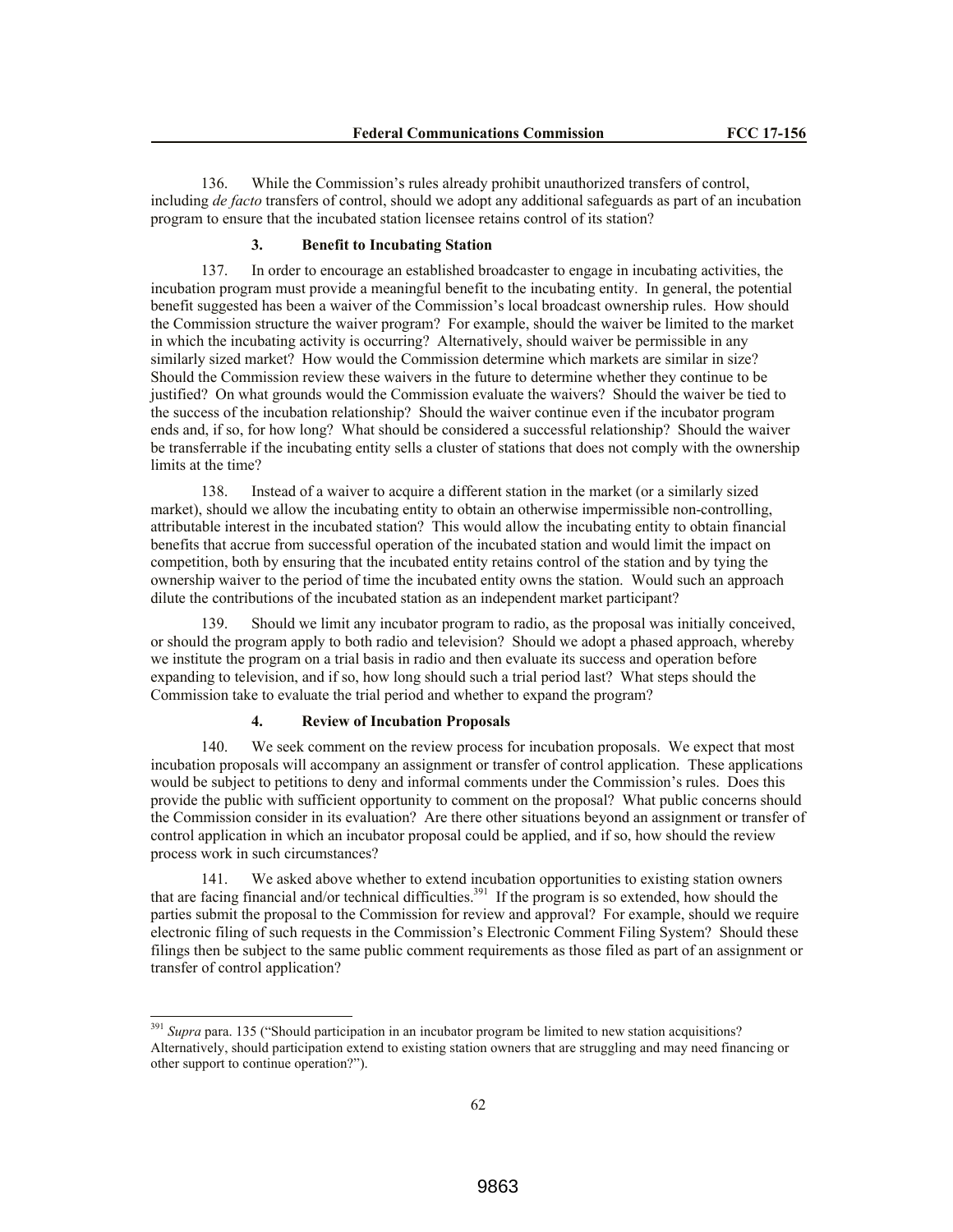136. While the Commission's rules already prohibit unauthorized transfers of control, including *de facto* transfers of control, should we adopt any additional safeguards as part of an incubation program to ensure that the incubated station licensee retains control of its station?

### 3. Benefit to Incubating Station

137. In order to encourage an established broadcaster to engage in incubating activities, the incubation program must provide a meaningful benefit to the incubating entity. In general, the potential benefit suggested has been a waiver of the Commission's local broadcast ownership rules. How should the Commission structure the waiver program? For example, should the waiver be limited to the market in which the incubating activity is occurring? Alternatively, should waiver be permissible in any similarly sized market? How would the Commission determine which markets are similar in size? Should the Commission review these waivers in the future to determine whether they continue to be justified? On what grounds would the Commission evaluate the waivers? Should the waiver be tied to the success of the incubation relationship? Should the waiver continue even if the incubator program ends and, if so, for how long? What should be considered a successful relationship? Should the waiver be transferrable if the incubating entity sells a cluster of stations that does not comply with the ownership limits at the time?

138. Instead of a waiver to acquire a different station in the market (or a similarly sized market), should we allow the incubating entity to obtain an otherwise impermissible non-controlling, attributable interest in the incubated station? This would allow the incubating entity to obtain financial benefits that accrue from successful operation of the incubated station and would limit the impact on competition, both by ensuring that the incubated entity retains control of the station and by tying the ownership waiver to the period of time the incubated entity owns the station. Would such an approach dilute the contributions of the incubated station as an independent market participant?

139. Should we limit any incubator program to radio, as the proposal was initially conceived, or should the program apply to both radio and television? Should we adopt a phased approach, whereby we institute the program on a trial basis in radio and then evaluate its success and operation before expanding to television, and if so, how long should such a trial period last? What steps should the Commission take to evaluate the trial period and whether to expand the program?

### 4. Review of Incubation Proposals

140. We seek comment on the review process for incubation proposals. We expect that most incubation proposals will accompany an assignment or transfer of control application. These applications would be subject to petitions to deny and informal comments under the Commission's rules. Does this provide the public with sufficient opportunity to comment on the proposal? What public concerns should the Commission consider in its evaluation? Are there other situations beyond an assignment or transfer of control application in which an incubator proposal could be applied, and if so, how should the review process work in such circumstances?

141. We asked above whether to extend incubation opportunities to existing station owners that are facing financial and/or technical difficulties.[391] If the program is so extended, how should the parties submit the proposal to the Commission for review and approval? For example, should we require electronic filing of such requests in the Commission's Electronic Comment Filing System? Should these filings then be subject to the same public comment requirements as those filed as part of an assignment or transfer of control application?

---

[391] *Supra* para. 135 ("Should participation in an incubator program be limited to new station acquisitions? Alternatively, should participation extend to existing station owners that are struggling and may need financing or other support to continue operation?").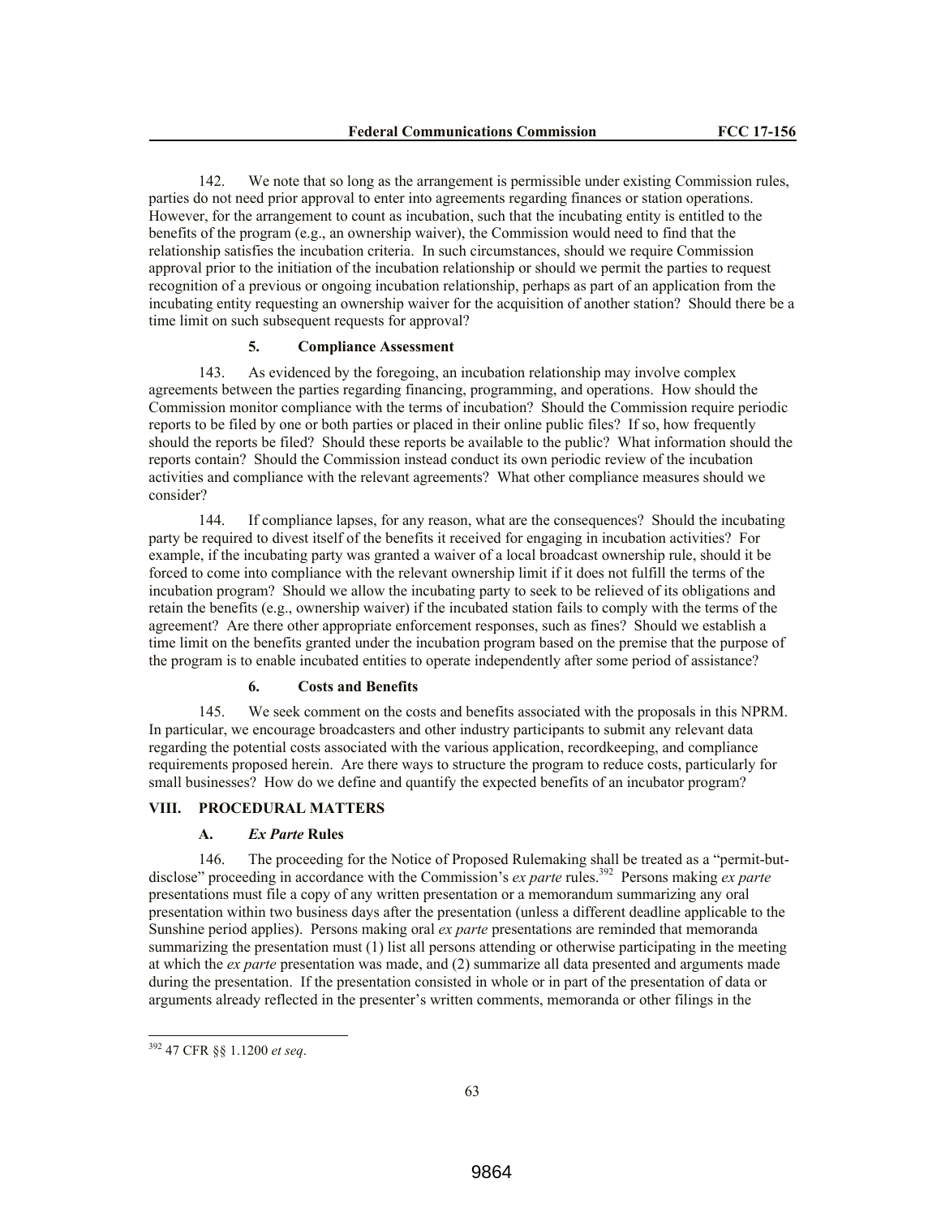142. We note that so long as the arrangement is permissible under existing Commission rules, parties do not need prior approval to enter into agreements regarding finances or station operations. However, for the arrangement to count as incubation, such that the incubating entity is entitled to the benefits of the program (e.g., an ownership waiver), the Commission would need to find that the relationship satisfies the incubation criteria. In such circumstances, should we require Commission approval prior to the initiation of the incubation relationship or should we permit the parties to request recognition of a previous or ongoing incubation relationship, perhaps as part of an application from the incubating entity requesting an ownership waiver for the acquisition of another station? Should there be a time limit on such subsequent requests for approval?

#### 5. Compliance Assessment

143. As evidenced by the foregoing, an incubation relationship may involve complex agreements between the parties regarding financing, programming, and operations. How should the Commission monitor compliance with the terms of incubation? Should the Commission require periodic reports to be filed by one or both parties or placed in their online public files? If so, how frequently should the reports be filed? Should these reports be available to the public? What information should the reports contain? Should the Commission instead conduct its own periodic review of the incubation activities and compliance with the relevant agreements? What other compliance measures should we consider?

144. If compliance lapses, for any reason, what are the consequences? Should the incubating party be required to divest itself of the benefits it received for engaging in incubation activities? For example, if the incubating party was granted a waiver of a local broadcast ownership rule, should it be forced to come into compliance with the relevant ownership limit if it does not fulfill the terms of the incubation program? Should we allow the incubating party to seek to be relieved of its obligations and retain the benefits (e.g., ownership waiver) if the incubated station fails to comply with the terms of the agreement? Are there other appropriate enforcement responses, such as fines? Should we establish a time limit on the benefits granted under the incubation program based on the premise that the purpose of the program is to enable incubated entities to operate independently after some period of assistance?

#### 6. Costs and Benefits

145. We seek comment on the costs and benefits associated with the proposals in this NPRM. In particular, we encourage broadcasters and other industry participants to submit any relevant data regarding the potential costs associated with the various application, recordkeeping, and compliance requirements proposed herein. Are there ways to structure the program to reduce costs, particularly for small businesses? How do we define and quantify the expected benefits of an incubator program?

## VIII. PROCEDURAL MATTERS

### A. *Ex Parte* Rules

146. The proceeding for the Notice of Proposed Rulemaking shall be treated as a "permit-but-disclose" proceeding in accordance with the Commission's *ex parte* rules.[392] Persons making *ex parte* presentations must file a copy of any written presentation or a memorandum summarizing any oral presentation within two business days after the presentation (unless a different deadline applicable to the Sunshine period applies). Persons making oral *ex parte* presentations are reminded that memoranda summarizing the presentation must (1) list all persons attending or otherwise participating in the meeting at which the *ex parte* presentation was made, and (2) summarize all data presented and arguments made during the presentation. If the presentation consisted in whole or in part of the presentation of data or arguments already reflected in the presenter's written comments, memoranda or other filings in the

---

[392] 47 CFR §§ 1.1200 *et seq*.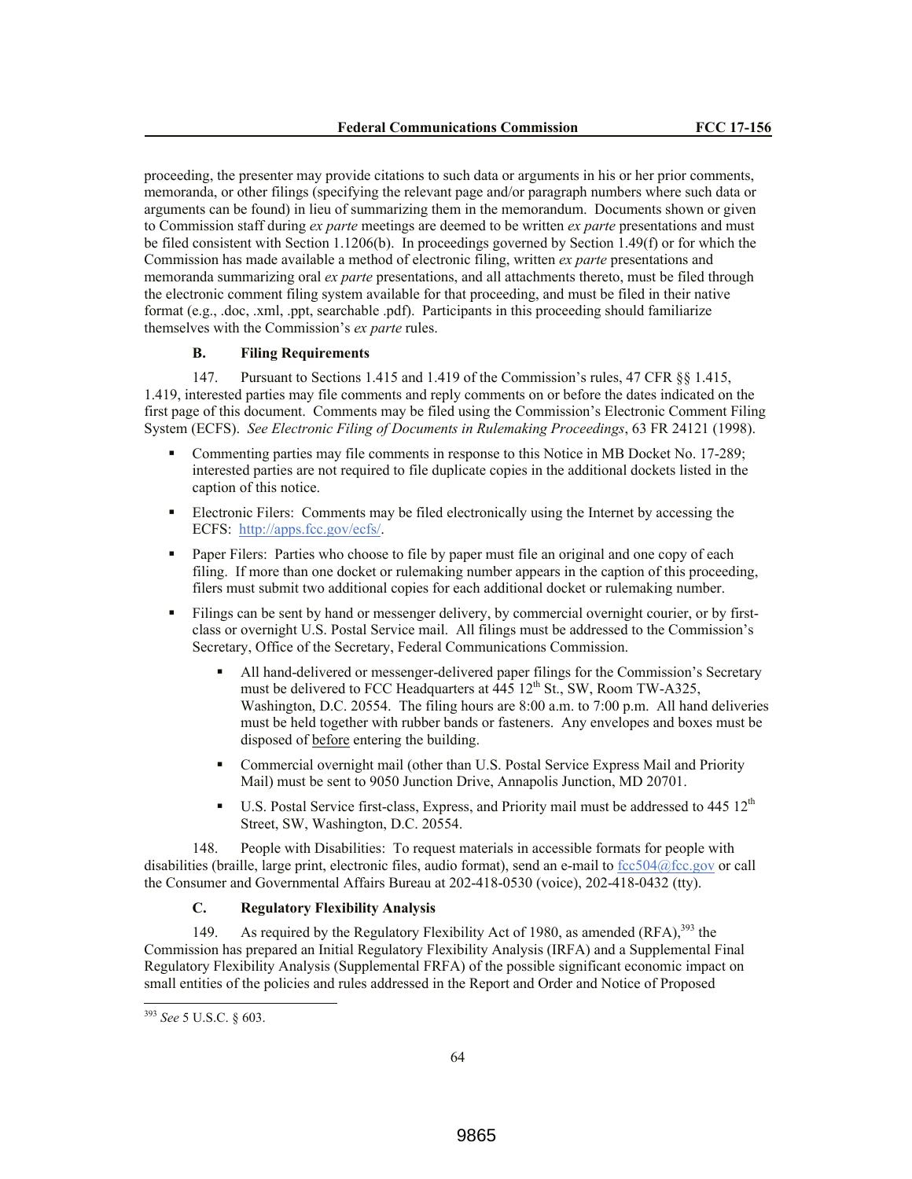proceeding, the presenter may provide citations to such data or arguments in his or her prior comments, memoranda, or other filings (specifying the relevant page and/or paragraph numbers where such data or arguments can be found) in lieu of summarizing them in the memorandum. Documents shown or given to Commission staff during *ex parte* meetings are deemed to be written *ex parte* presentations and must be filed consistent with Section 1.1206(b). In proceedings governed by Section 1.49(f) or for which the Commission has made available a method of electronic filing, written *ex parte* presentations and memoranda summarizing oral *ex parte* presentations, and all attachments thereto, must be filed through the electronic comment filing system available for that proceeding, and must be filed in their native format (e.g., .doc, .xml, .ppt, searchable .pdf). Participants in this proceeding should familiarize themselves with the Commission's *ex parte* rules.

### B. Filing Requirements

147. Pursuant to Sections 1.415 and 1.419 of the Commission's rules, 47 CFR §§ 1.415, 1.419, interested parties may file comments and reply comments on or before the dates indicated on the first page of this document. Comments may be filed using the Commission's Electronic Comment Filing System (ECFS). *See Electronic Filing of Documents in Rulemaking Proceedings*, 63 FR 24121 (1998).

- Commenting parties may file comments in response to this Notice in MB Docket No. 17-289; interested parties are not required to file duplicate copies in the additional dockets listed in the caption of this notice.
- Electronic Filers: Comments may be filed electronically using the Internet by accessing the ECFS: http://apps.fcc.gov/ecfs/.
- Paper Filers: Parties who choose to file by paper must file an original and one copy of each filing. If more than one docket or rulemaking number appears in the caption of this proceeding, filers must submit two additional copies for each additional docket or rulemaking number.
- Filings can be sent by hand or messenger delivery, by commercial overnight courier, or by first-class or overnight U.S. Postal Service mail. All filings must be addressed to the Commission's Secretary, Office of the Secretary, Federal Communications Commission.
  - All hand-delivered or messenger-delivered paper filings for the Commission's Secretary must be delivered to FCC Headquarters at 445 12th St., SW, Room TW-A325, Washington, D.C. 20554. The filing hours are 8:00 a.m. to 7:00 p.m. All hand deliveries must be held together with rubber bands or fasteners. Any envelopes and boxes must be disposed of before entering the building.
  - Commercial overnight mail (other than U.S. Postal Service Express Mail and Priority Mail) must be sent to 9050 Junction Drive, Annapolis Junction, MD 20701.
  - U.S. Postal Service first-class, Express, and Priority mail must be addressed to 445 12th Street, SW, Washington, D.C. 20554.

148. People with Disabilities: To request materials in accessible formats for people with disabilities (braille, large print, electronic files, audio format), send an e-mail to fcc504@fcc.gov or call the Consumer and Governmental Affairs Bureau at 202-418-0530 (voice), 202-418-0432 (tty).

### C. Regulatory Flexibility Analysis

149. As required by the Regulatory Flexibility Act of 1980, as amended (RFA),[393] the Commission has prepared an Initial Regulatory Flexibility Analysis (IRFA) and a Supplemental Final Regulatory Flexibility Analysis (Supplemental FRFA) of the possible significant economic impact on small entities of the policies and rules addressed in the Report and Order and Notice of Proposed

---

[393] *See* 5 U.S.C. § 603.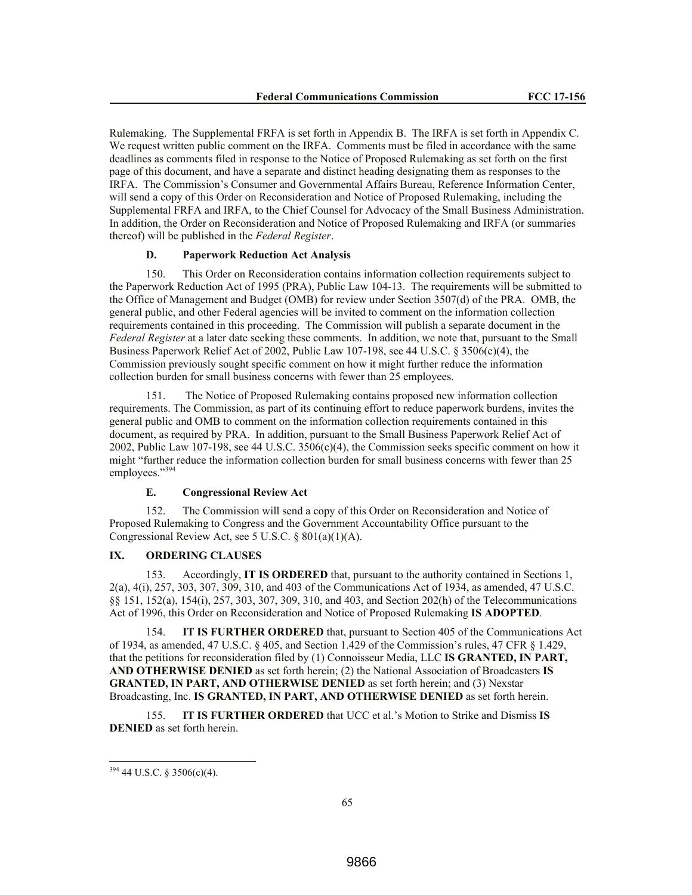Rulemaking. The Supplemental FRFA is set forth in Appendix B. The IRFA is set forth in Appendix C. We request written public comment on the IRFA. Comments must be filed in accordance with the same deadlines as comments filed in response to the Notice of Proposed Rulemaking as set forth on the first page of this document, and have a separate and distinct heading designating them as responses to the IRFA. The Commission's Consumer and Governmental Affairs Bureau, Reference Information Center, will send a copy of this Order on Reconsideration and Notice of Proposed Rulemaking, including the Supplemental FRFA and IRFA, to the Chief Counsel for Advocacy of the Small Business Administration. In addition, the Order on Reconsideration and Notice of Proposed Rulemaking and IRFA (or summaries thereof) will be published in the *Federal Register*.

### D. Paperwork Reduction Act Analysis

150. This Order on Reconsideration contains information collection requirements subject to the Paperwork Reduction Act of 1995 (PRA), Public Law 104-13. The requirements will be submitted to the Office of Management and Budget (OMB) for review under Section 3507(d) of the PRA. OMB, the general public, and other Federal agencies will be invited to comment on the information collection requirements contained in this proceeding. The Commission will publish a separate document in the *Federal Register* at a later date seeking these comments. In addition, we note that, pursuant to the Small Business Paperwork Relief Act of 2002, Public Law 107-198, see 44 U.S.C. § 3506(c)(4), the Commission previously sought specific comment on how it might further reduce the information collection burden for small business concerns with fewer than 25 employees.

151. The Notice of Proposed Rulemaking contains proposed new information collection requirements. The Commission, as part of its continuing effort to reduce paperwork burdens, invites the general public and OMB to comment on the information collection requirements contained in this document, as required by PRA. In addition, pursuant to the Small Business Paperwork Relief Act of 2002, Public Law 107-198, see 44 U.S.C. 3506(c)(4), the Commission seeks specific comment on how it might "further reduce the information collection burden for small business concerns with fewer than 25 employees."[394]

### E. Congressional Review Act

152. The Commission will send a copy of this Order on Reconsideration and Notice of Proposed Rulemaking to Congress and the Government Accountability Office pursuant to the Congressional Review Act, see 5 U.S.C. § 801(a)(1)(A).

## IX. ORDERING CLAUSES

153. Accordingly, **IT IS ORDERED** that, pursuant to the authority contained in Sections 1, 2(a), 4(i), 257, 303, 307, 309, 310, and 403 of the Communications Act of 1934, as amended, 47 U.S.C. §§ 151, 152(a), 154(i), 257, 303, 307, 309, 310, and 403, and Section 202(h) of the Telecommunications Act of 1996, this Order on Reconsideration and Notice of Proposed Rulemaking **IS ADOPTED**.

154. **IT IS FURTHER ORDERED** that, pursuant to Section 405 of the Communications Act of 1934, as amended, 47 U.S.C. § 405, and Section 1.429 of the Commission's rules, 47 CFR § 1.429, that the petitions for reconsideration filed by (1) Connoisseur Media, LLC **IS GRANTED, IN PART, AND OTHERWISE DENIED** as set forth herein; (2) the National Association of Broadcasters **IS GRANTED, IN PART, AND OTHERWISE DENIED** as set forth herein; and (3) Nexstar Broadcasting, Inc. **IS GRANTED, IN PART, AND OTHERWISE DENIED** as set forth herein.

155. **IT IS FURTHER ORDERED** that UCC et al.'s Motion to Strike and Dismiss **IS DENIED** as set forth herein.

---

[394] 44 U.S.C. § 3506(c)(4).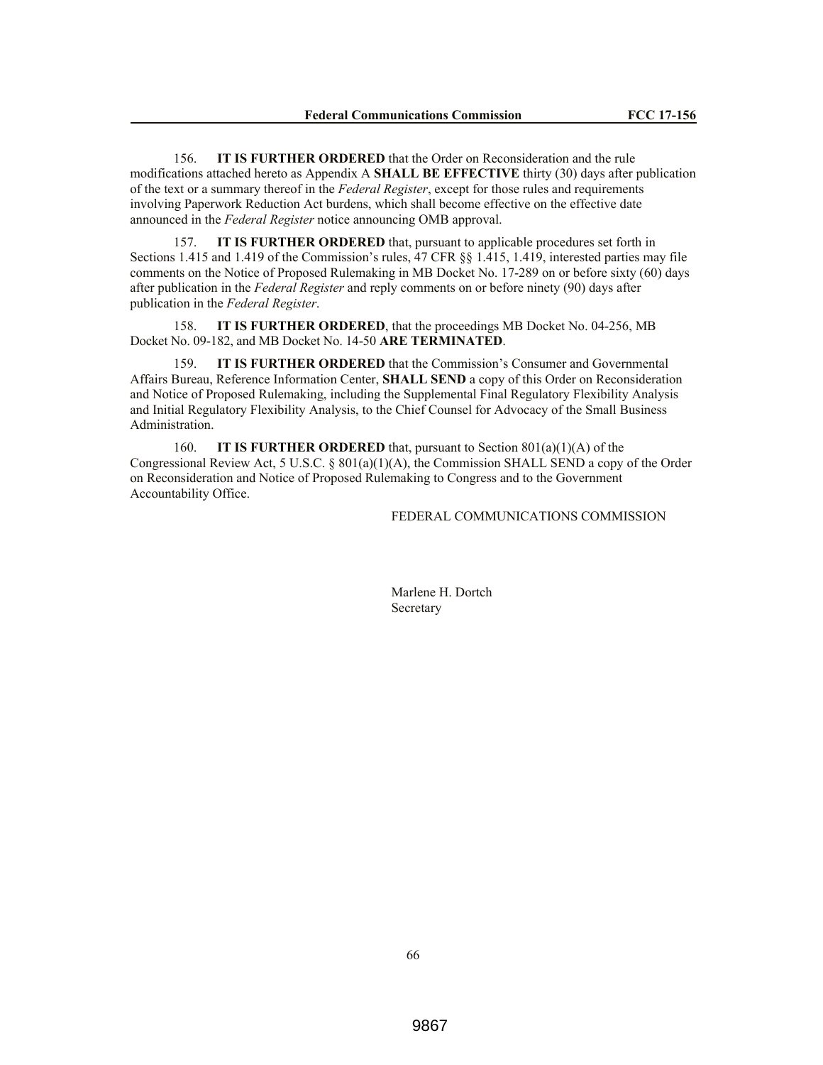156. **IT IS FURTHER ORDERED** that the Order on Reconsideration and the rule modifications attached hereto as Appendix A **SHALL BE EFFECTIVE** thirty (30) days after publication of the text or a summary thereof in the *Federal Register*, except for those rules and requirements involving Paperwork Reduction Act burdens, which shall become effective on the effective date announced in the *Federal Register* notice announcing OMB approval.

157. **IT IS FURTHER ORDERED** that, pursuant to applicable procedures set forth in Sections 1.415 and 1.419 of the Commission's rules, 47 CFR §§ 1.415, 1.419, interested parties may file comments on the Notice of Proposed Rulemaking in MB Docket No. 17-289 on or before sixty (60) days after publication in the *Federal Register* and reply comments on or before ninety (90) days after publication in the *Federal Register*.

158. **IT IS FURTHER ORDERED**, that the proceedings MB Docket No. 04-256, MB Docket No. 09-182, and MB Docket No. 14-50 **ARE TERMINATED**.

159. **IT IS FURTHER ORDERED** that the Commission's Consumer and Governmental Affairs Bureau, Reference Information Center, **SHALL SEND** a copy of this Order on Reconsideration and Notice of Proposed Rulemaking, including the Supplemental Final Regulatory Flexibility Analysis and Initial Regulatory Flexibility Analysis, to the Chief Counsel for Advocacy of the Small Business Administration.

160. **IT IS FURTHER ORDERED** that, pursuant to Section 801(a)(1)(A) of the Congressional Review Act, 5 U.S.C. § 801(a)(1)(A), the Commission SHALL SEND a copy of the Order on Reconsideration and Notice of Proposed Rulemaking to Congress and to the Government Accountability Office.

FEDERAL COMMUNICATIONS COMMISSION

Marlene H. Dortch
Secretary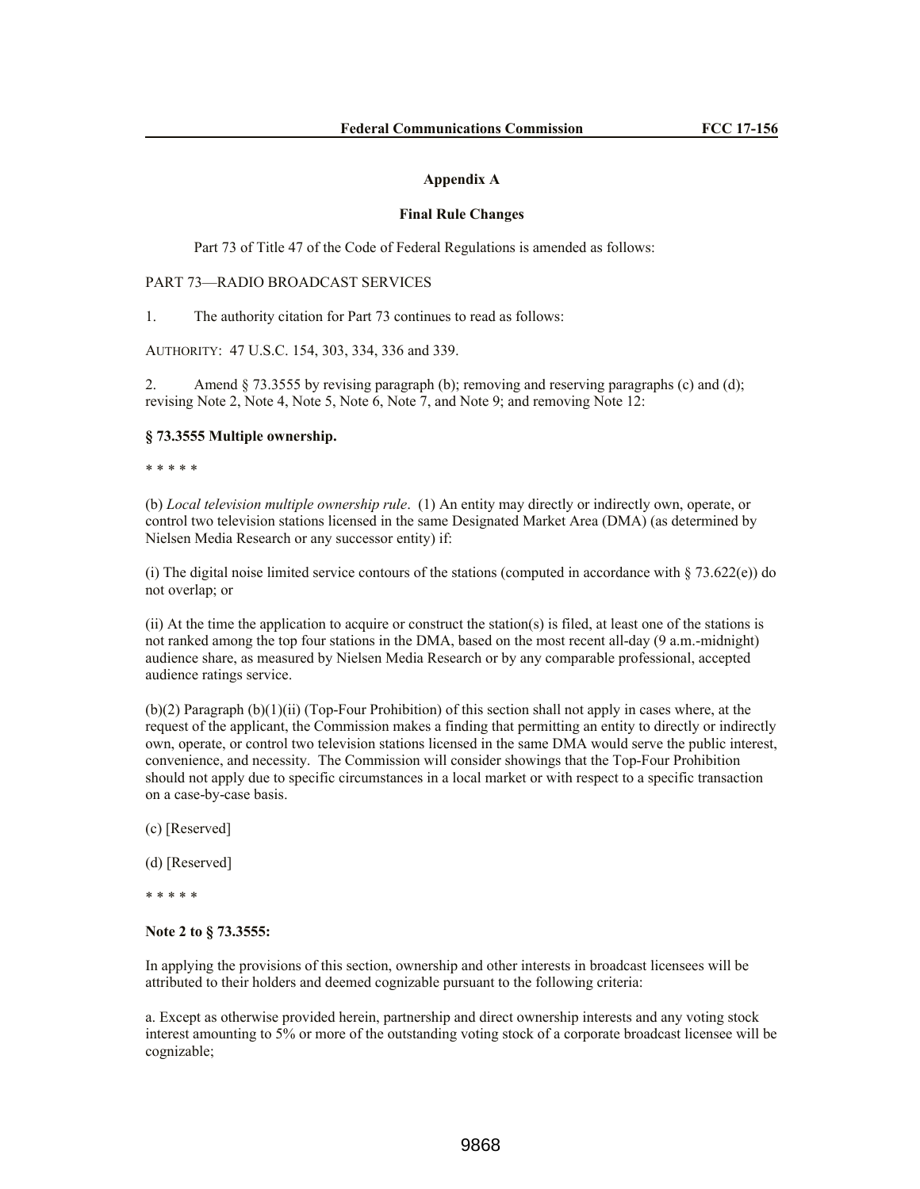## Appendix A

### Final Rule Changes

Part 73 of Title 47 of the Code of Federal Regulations is amended as follows:

PART 73—RADIO BROADCAST SERVICES

1. The authority citation for Part 73 continues to read as follows:

AUTHORITY: 47 U.S.C. 154, 303, 334, 336 and 339.

2. Amend § 73.3555 by revising paragraph (b); removing and reserving paragraphs (c) and (d); revising Note 2, Note 4, Note 5, Note 6, Note 7, and Note 9; and removing Note 12:

**§ 73.3555 Multiple ownership.**

\* \* \* \* \*

(b) *Local television multiple ownership rule*. (1) An entity may directly or indirectly own, operate, or control two television stations licensed in the same Designated Market Area (DMA) (as determined by Nielsen Media Research or any successor entity) if:

(i) The digital noise limited service contours of the stations (computed in accordance with § 73.622(e)) do not overlap; or

(ii) At the time the application to acquire or construct the station(s) is filed, at least one of the stations is not ranked among the top four stations in the DMA, based on the most recent all-day (9 a.m.-midnight) audience share, as measured by Nielsen Media Research or by any comparable professional, accepted audience ratings service.

(b)(2) Paragraph (b)(1)(ii) (Top-Four Prohibition) of this section shall not apply in cases where, at the request of the applicant, the Commission makes a finding that permitting an entity to directly or indirectly own, operate, or control two television stations licensed in the same DMA would serve the public interest, convenience, and necessity. The Commission will consider showings that the Top-Four Prohibition should not apply due to specific circumstances in a local market or with respect to a specific transaction on a case-by-case basis.

(c) [Reserved]

(d) [Reserved]

\* \* \* \* \*

**Note 2 to § 73.3555:**

In applying the provisions of this section, ownership and other interests in broadcast licensees will be attributed to their holders and deemed cognizable pursuant to the following criteria:

a. Except as otherwise provided herein, partnership and direct ownership interests and any voting stock interest amounting to 5% or more of the outstanding voting stock of a corporate broadcast licensee will be cognizable;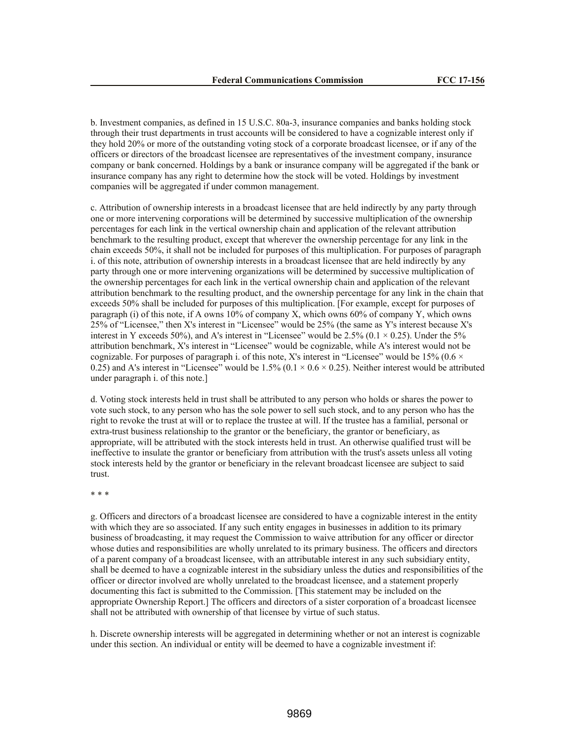b. Investment companies, as defined in 15 U.S.C. 80a-3, insurance companies and banks holding stock through their trust departments in trust accounts will be considered to have a cognizable interest only if they hold 20% or more of the outstanding voting stock of a corporate broadcast licensee, or if any of the officers or directors of the broadcast licensee are representatives of the investment company, insurance company or bank concerned. Holdings by a bank or insurance company will be aggregated if the bank or insurance company has any right to determine how the stock will be voted. Holdings by investment companies will be aggregated if under common management.

c. Attribution of ownership interests in a broadcast licensee that are held indirectly by any party through one or more intervening corporations will be determined by successive multiplication of the ownership percentages for each link in the vertical ownership chain and application of the relevant attribution benchmark to the resulting product, except that wherever the ownership percentage for any link in the chain exceeds 50%, it shall not be included for purposes of this multiplication. For purposes of paragraph i. of this note, attribution of ownership interests in a broadcast licensee that are held indirectly by any party through one or more intervening organizations will be determined by successive multiplication of the ownership percentages for each link in the vertical ownership chain and application of the relevant attribution benchmark to the resulting product, and the ownership percentage for any link in the chain that exceeds 50% shall be included for purposes of this multiplication. [For example, except for purposes of paragraph (i) of this note, if A owns 10% of company X, which owns 60% of company Y, which owns 25% of "Licensee," then X's interest in "Licensee" would be 25% (the same as Y's interest because X's interest in Y exceeds 50%), and A's interest in "Licensee" would be 2.5% ($0.1 \times 0.25$). Under the 5% attribution benchmark, X's interest in "Licensee" would be cognizable, while A's interest would not be cognizable. For purposes of paragraph i. of this note, X's interest in "Licensee" would be 15% ($0.6 \times 0.25$) and A's interest in "Licensee" would be 1.5% ($0.1 \times 0.6 \times 0.25$). Neither interest would be attributed under paragraph i. of this note.]

d. Voting stock interests held in trust shall be attributed to any person who holds or shares the power to vote such stock, to any person who has the sole power to sell such stock, and to any person who has the right to revoke the trust at will or to replace the trustee at will. If the trustee has a familial, personal or extra-trust business relationship to the grantor or the beneficiary, the grantor or beneficiary, as appropriate, will be attributed with the stock interests held in trust. An otherwise qualified trust will be ineffective to insulate the grantor or beneficiary from attribution with the trust's assets unless all voting stock interests held by the grantor or beneficiary in the relevant broadcast licensee are subject to said trust.

\* \* \*

g. Officers and directors of a broadcast licensee are considered to have a cognizable interest in the entity with which they are so associated. If any such entity engages in businesses in addition to its primary business of broadcasting, it may request the Commission to waive attribution for any officer or director whose duties and responsibilities are wholly unrelated to its primary business. The officers and directors of a parent company of a broadcast licensee, with an attributable interest in any such subsidiary entity, shall be deemed to have a cognizable interest in the subsidiary unless the duties and responsibilities of the officer or director involved are wholly unrelated to the broadcast licensee, and a statement properly documenting this fact is submitted to the Commission. [This statement may be included on the appropriate Ownership Report.] The officers and directors of a sister corporation of a broadcast licensee shall not be attributed with ownership of that licensee by virtue of such status.

h. Discrete ownership interests will be aggregated in determining whether or not an interest is cognizable under this section. An individual or entity will be deemed to have a cognizable investment if: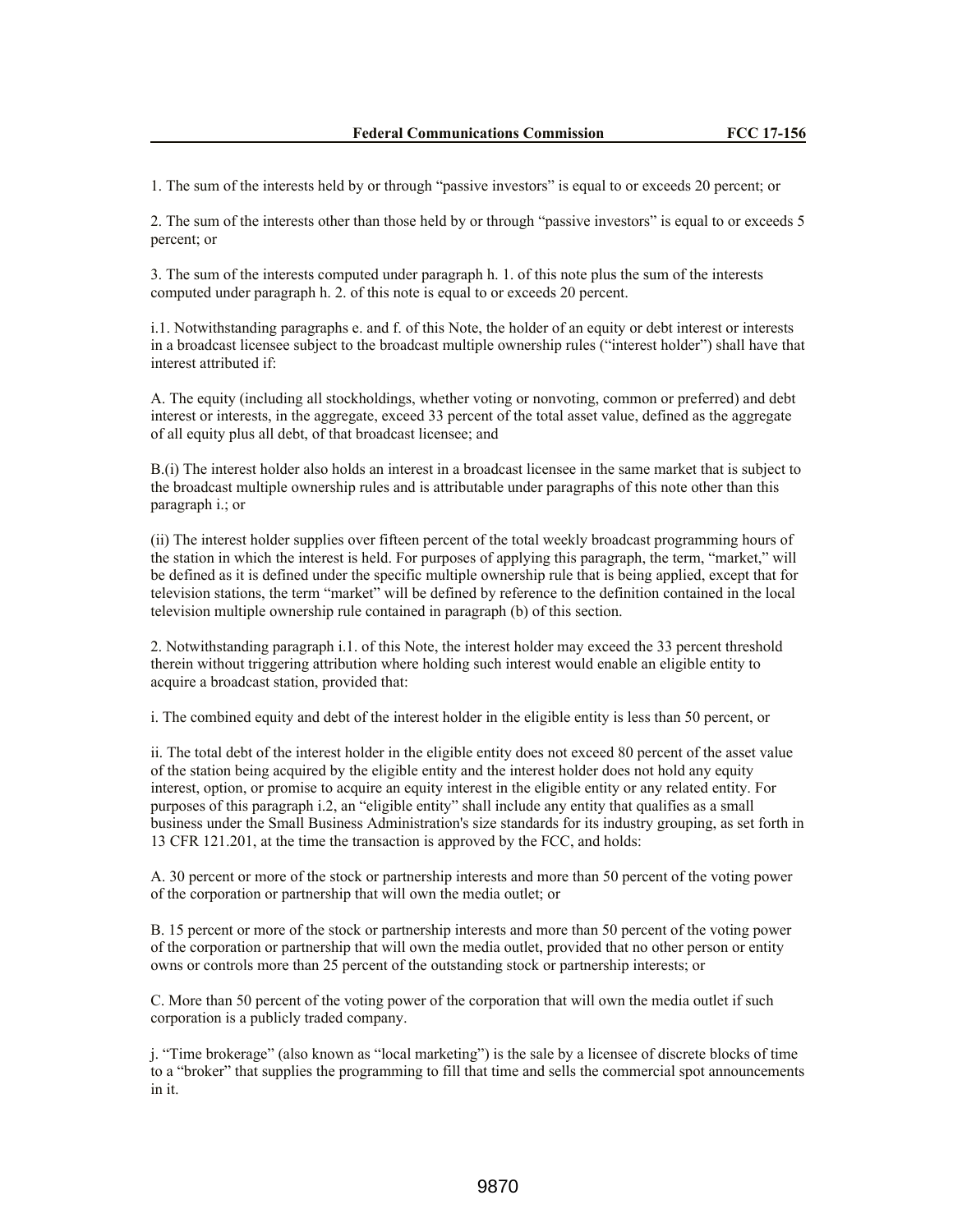1. The sum of the interests held by or through "passive investors" is equal to or exceeds 20 percent; or

2. The sum of the interests other than those held by or through "passive investors" is equal to or exceeds 5 percent; or

3. The sum of the interests computed under paragraph h. 1. of this note plus the sum of the interests computed under paragraph h. 2. of this note is equal to or exceeds 20 percent.

i.1. Notwithstanding paragraphs e. and f. of this Note, the holder of an equity or debt interest or interests in a broadcast licensee subject to the broadcast multiple ownership rules ("interest holder") shall have that interest attributed if:

A. The equity (including all stockholdings, whether voting or nonvoting, common or preferred) and debt interest or interests, in the aggregate, exceed 33 percent of the total asset value, defined as the aggregate of all equity plus all debt, of that broadcast licensee; and

B.(i) The interest holder also holds an interest in a broadcast licensee in the same market that is subject to the broadcast multiple ownership rules and is attributable under paragraphs of this note other than this paragraph i.; or

(ii) The interest holder supplies over fifteen percent of the total weekly broadcast programming hours of the station in which the interest is held. For purposes of applying this paragraph, the term, "market," will be defined as it is defined under the specific multiple ownership rule that is being applied, except that for television stations, the term "market" will be defined by reference to the definition contained in the local television multiple ownership rule contained in paragraph (b) of this section.

2. Notwithstanding paragraph i.1. of this Note, the interest holder may exceed the 33 percent threshold therein without triggering attribution where holding such interest would enable an eligible entity to acquire a broadcast station, provided that:

i. The combined equity and debt of the interest holder in the eligible entity is less than 50 percent, or

ii. The total debt of the interest holder in the eligible entity does not exceed 80 percent of the asset value of the station being acquired by the eligible entity and the interest holder does not hold any equity interest, option, or promise to acquire an equity interest in the eligible entity or any related entity. For purposes of this paragraph i.2, an "eligible entity" shall include any entity that qualifies as a small business under the Small Business Administration's size standards for its industry grouping, as set forth in 13 CFR 121.201, at the time the transaction is approved by the FCC, and holds:

A. 30 percent or more of the stock or partnership interests and more than 50 percent of the voting power of the corporation or partnership that will own the media outlet; or

B. 15 percent or more of the stock or partnership interests and more than 50 percent of the voting power of the corporation or partnership that will own the media outlet, provided that no other person or entity owns or controls more than 25 percent of the outstanding stock or partnership interests; or

C. More than 50 percent of the voting power of the corporation that will own the media outlet if such corporation is a publicly traded company.

j. "Time brokerage" (also known as "local marketing") is the sale by a licensee of discrete blocks of time to a "broker" that supplies the programming to fill that time and sells the commercial spot announcements in it.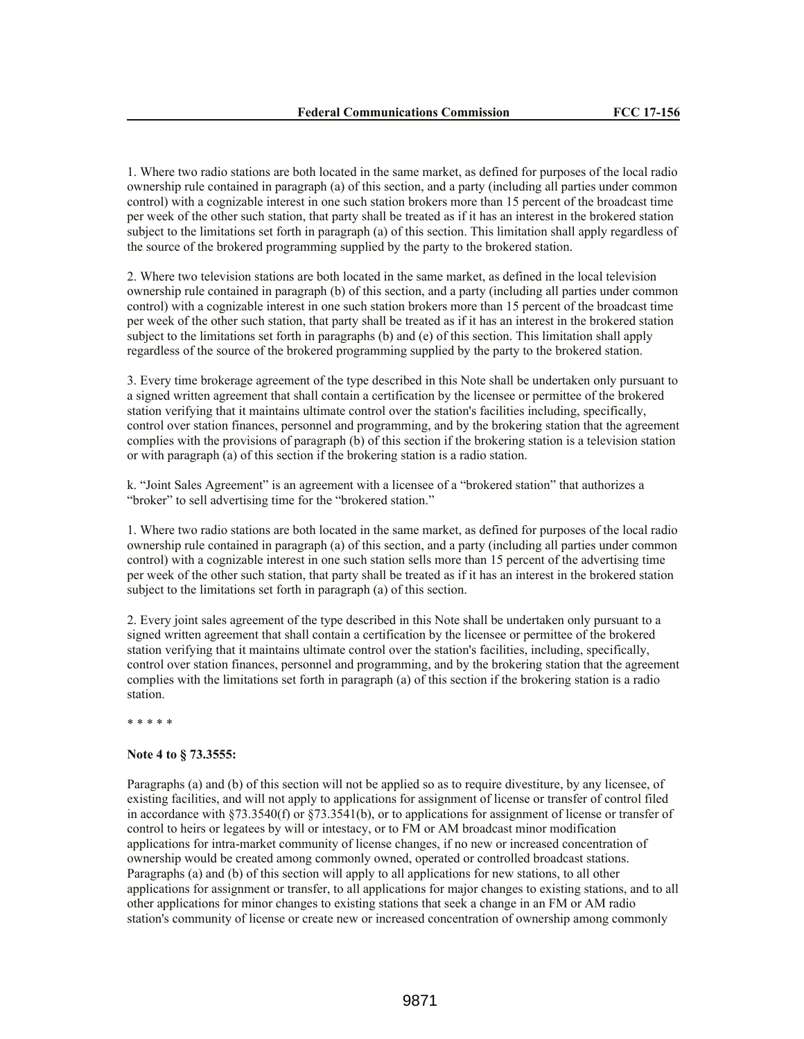1. Where two radio stations are both located in the same market, as defined for purposes of the local radio ownership rule contained in paragraph (a) of this section, and a party (including all parties under common control) with a cognizable interest in one such station brokers more than 15 percent of the broadcast time per week of the other such station, that party shall be treated as if it has an interest in the brokered station subject to the limitations set forth in paragraph (a) of this section. This limitation shall apply regardless of the source of the brokered programming supplied by the party to the brokered station.

2. Where two television stations are both located in the same market, as defined in the local television ownership rule contained in paragraph (b) of this section, and a party (including all parties under common control) with a cognizable interest in one such station brokers more than 15 percent of the broadcast time per week of the other such station, that party shall be treated as if it has an interest in the brokered station subject to the limitations set forth in paragraphs (b) and (e) of this section. This limitation shall apply regardless of the source of the brokered programming supplied by the party to the brokered station.

3. Every time brokerage agreement of the type described in this Note shall be undertaken only pursuant to a signed written agreement that shall contain a certification by the licensee or permittee of the brokered station verifying that it maintains ultimate control over the station's facilities including, specifically, control over station finances, personnel and programming, and by the brokering station that the agreement complies with the provisions of paragraph (b) of this section if the brokering station is a television station or with paragraph (a) of this section if the brokering station is a radio station.

k. "Joint Sales Agreement" is an agreement with a licensee of a "brokered station" that authorizes a "broker" to sell advertising time for the "brokered station."

1. Where two radio stations are both located in the same market, as defined for purposes of the local radio ownership rule contained in paragraph (a) of this section, and a party (including all parties under common control) with a cognizable interest in one such station sells more than 15 percent of the advertising time per week of the other such station, that party shall be treated as if it has an interest in the brokered station subject to the limitations set forth in paragraph (a) of this section.

2. Every joint sales agreement of the type described in this Note shall be undertaken only pursuant to a signed written agreement that shall contain a certification by the licensee or permittee of the brokered station verifying that it maintains ultimate control over the station's facilities, including, specifically, control over station finances, personnel and programming, and by the brokering station that the agreement complies with the limitations set forth in paragraph (a) of this section if the brokering station is a radio station.

\* \* \* \* \*

**Note 4 to § 73.3555:**

Paragraphs (a) and (b) of this section will not be applied so as to require divestiture, by any licensee, of existing facilities, and will not apply to applications for assignment of license or transfer of control filed in accordance with §73.3540(f) or §73.3541(b), or to applications for assignment of license or transfer of control to heirs or legatees by will or intestacy, or to FM or AM broadcast minor modification applications for intra-market community of license changes, if no new or increased concentration of ownership would be created among commonly owned, operated or controlled broadcast stations. Paragraphs (a) and (b) of this section will apply to all applications for new stations, to all other applications for assignment or transfer, to all applications for major changes to existing stations, and to all other applications for minor changes to existing stations that seek a change in an FM or AM radio station's community of license or create new or increased concentration of ownership among commonly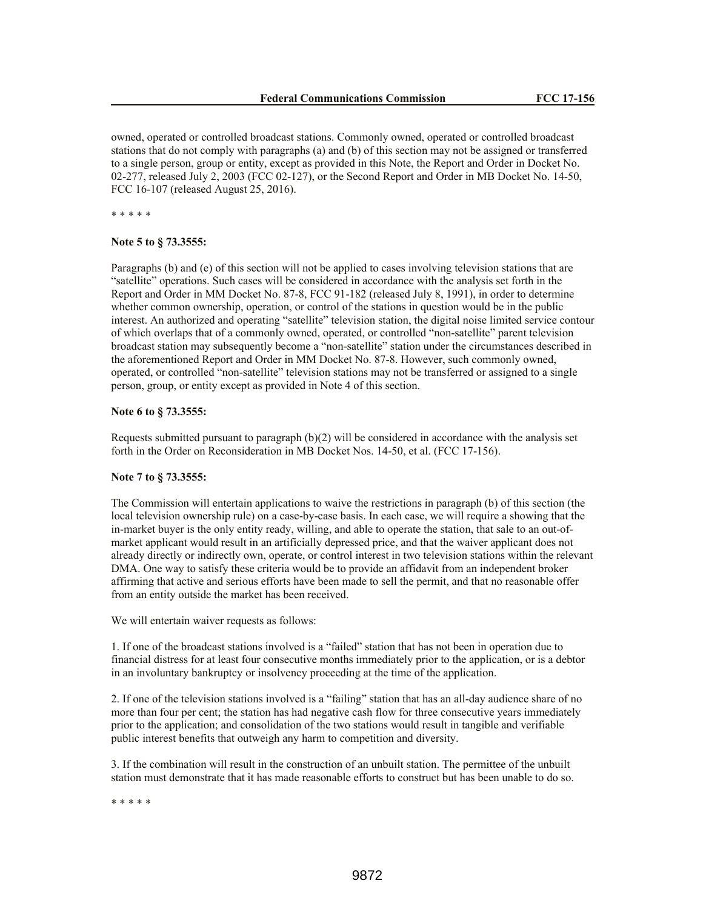owned, operated or controlled broadcast stations. Commonly owned, operated or controlled broadcast stations that do not comply with paragraphs (a) and (b) of this section may not be assigned or transferred to a single person, group or entity, except as provided in this Note, the Report and Order in Docket No. 02-277, released July 2, 2003 (FCC 02-127), or the Second Report and Order in MB Docket No. 14-50, FCC 16-107 (released August 25, 2016).

\* \* \* \* \*

**Note 5 to § 73.3555:**

Paragraphs (b) and (e) of this section will not be applied to cases involving television stations that are "satellite" operations. Such cases will be considered in accordance with the analysis set forth in the Report and Order in MM Docket No. 87-8, FCC 91-182 (released July 8, 1991), in order to determine whether common ownership, operation, or control of the stations in question would be in the public interest. An authorized and operating "satellite" television station, the digital noise limited service contour of which overlaps that of a commonly owned, operated, or controlled "non-satellite" parent television broadcast station may subsequently become a "non-satellite" station under the circumstances described in the aforementioned Report and Order in MM Docket No. 87-8. However, such commonly owned, operated, or controlled "non-satellite" television stations may not be transferred or assigned to a single person, group, or entity except as provided in Note 4 of this section.

**Note 6 to § 73.3555:**

Requests submitted pursuant to paragraph (b)(2) will be considered in accordance with the analysis set forth in the Order on Reconsideration in MB Docket Nos. 14-50, et al. (FCC 17-156).

**Note 7 to § 73.3555:**

The Commission will entertain applications to waive the restrictions in paragraph (b) of this section (the local television ownership rule) on a case-by-case basis. In each case, we will require a showing that the in-market buyer is the only entity ready, willing, and able to operate the station, that sale to an out-of-market applicant would result in an artificially depressed price, and that the waiver applicant does not already directly or indirectly own, operate, or control interest in two television stations within the relevant DMA. One way to satisfy these criteria would be to provide an affidavit from an independent broker affirming that active and serious efforts have been made to sell the permit, and that no reasonable offer from an entity outside the market has been received.

We will entertain waiver requests as follows:

1. If one of the broadcast stations involved is a "failed" station that has not been in operation due to financial distress for at least four consecutive months immediately prior to the application, or is a debtor in an involuntary bankruptcy or insolvency proceeding at the time of the application.

2. If one of the television stations involved is a "failing" station that has an all-day audience share of no more than four per cent; the station has had negative cash flow for three consecutive years immediately prior to the application; and consolidation of the two stations would result in tangible and verifiable public interest benefits that outweigh any harm to competition and diversity.

3. If the combination will result in the construction of an unbuilt station. The permittee of the unbuilt station must demonstrate that it has made reasonable efforts to construct but has been unable to do so.

\* \* \* \* \*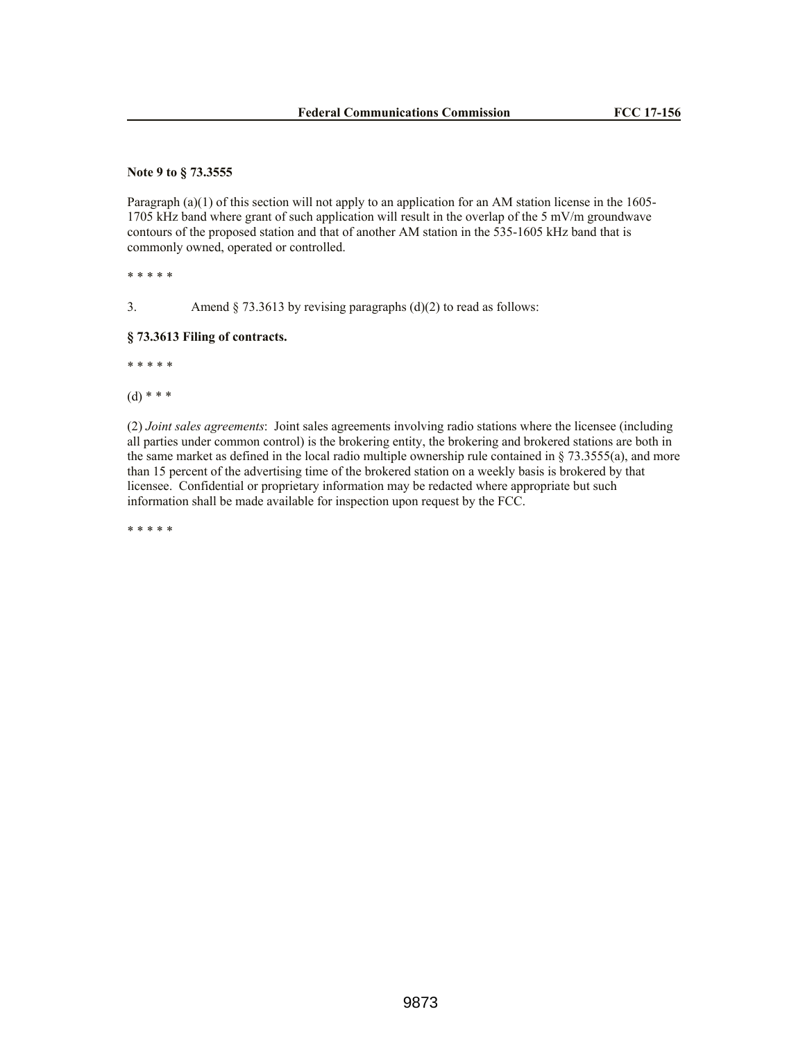**Note 9 to § 73.3555**

Paragraph (a)(1) of this section will not apply to an application for an AM station license in the 1605-1705 kHz band where grant of such application will result in the overlap of the 5 mV/m groundwave contours of the proposed station and that of another AM station in the 535-1605 kHz band that is commonly owned, operated or controlled.

\* \* \* \* \*

3. Amend § 73.3613 by revising paragraphs (d)(2) to read as follows:

**§ 73.3613 Filing of contracts.**

\* \* \* \* \*

(d) \* \* \*

(2) *Joint sales agreements*: Joint sales agreements involving radio stations where the licensee (including all parties under common control) is the brokering entity, the brokering and brokered stations are both in the same market as defined in the local radio multiple ownership rule contained in § 73.3555(a), and more than 15 percent of the advertising time of the brokered station on a weekly basis is brokered by that licensee. Confidential or proprietary information may be redacted where appropriate but such information shall be made available for inspection upon request by the FCC.

\* \* \* \* \*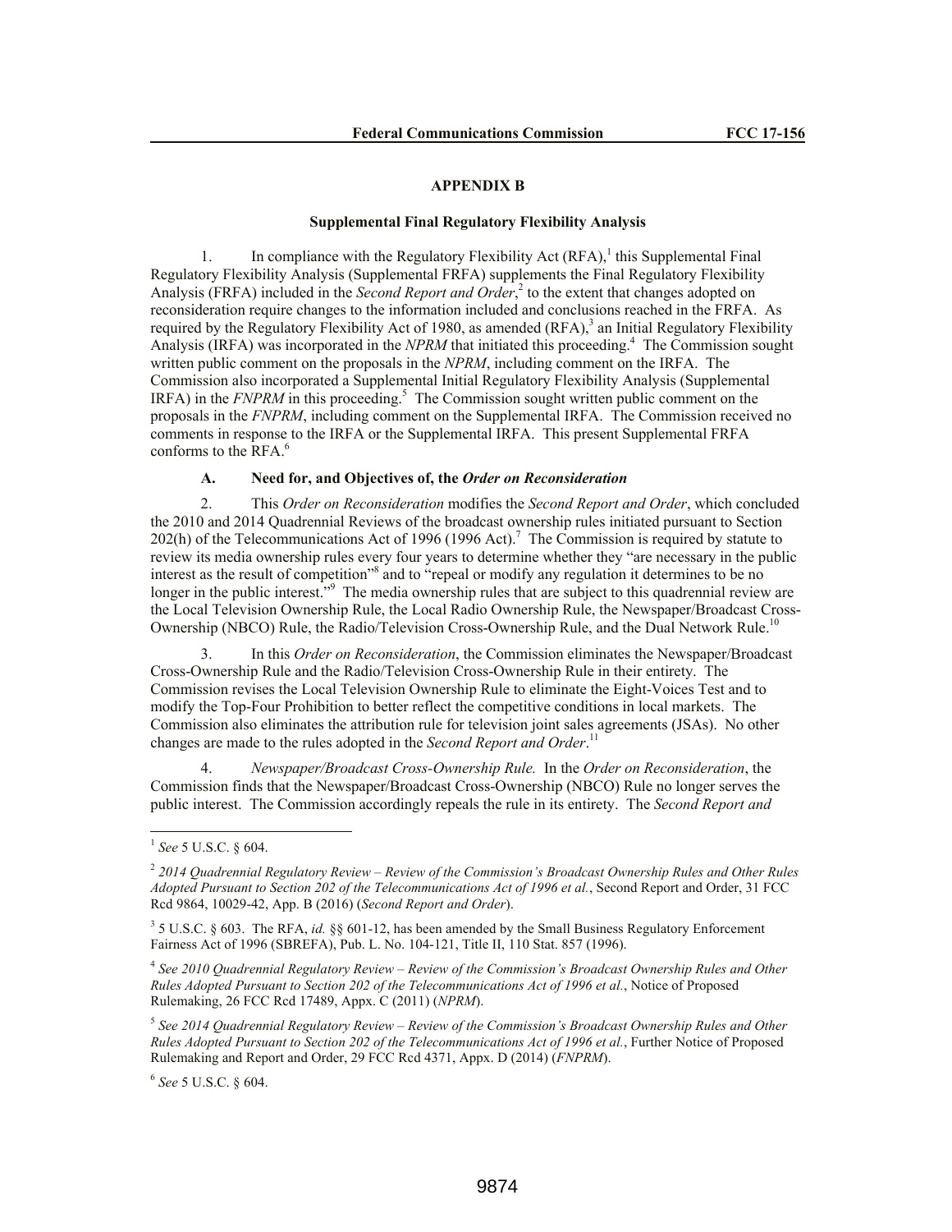## APPENDIX B

### Supplemental Final Regulatory Flexibility Analysis

1. In compliance with the Regulatory Flexibility Act (RFA),[1] this Supplemental Final Regulatory Flexibility Analysis (Supplemental FRFA) supplements the Final Regulatory Flexibility Analysis (FRFA) included in the *Second Report and Order*,[2] to the extent that changes adopted on reconsideration require changes to the information included and conclusions reached in the FRFA. As required by the Regulatory Flexibility Act of 1980, as amended (RFA),[3] an Initial Regulatory Flexibility Analysis (IRFA) was incorporated in the *NPRM* that initiated this proceeding.[4] The Commission sought written public comment on the proposals in the *NPRM*, including comment on the IRFA. The Commission also incorporated a Supplemental Initial Regulatory Flexibility Analysis (Supplemental IRFA) in the *FNPRM* in this proceeding.[5] The Commission sought written public comment on the proposals in the *FNPRM*, including comment on the Supplemental IRFA. The Commission received no comments in response to the IRFA or the Supplemental IRFA. This present Supplemental FRFA conforms to the RFA.[6]

#### A. Need for, and Objectives of, the *Order on Reconsideration*

2. This *Order on Reconsideration* modifies the *Second Report and Order*, which concluded the 2010 and 2014 Quadrennial Reviews of the broadcast ownership rules initiated pursuant to Section 202(h) of the Telecommunications Act of 1996 (1996 Act).[7] The Commission is required by statute to review its media ownership rules every four years to determine whether they "are necessary in the public interest as the result of competition"[8] and to "repeal or modify any regulation it determines to be no longer in the public interest."[9] The media ownership rules that are subject to this quadrennial review are the Local Television Ownership Rule, the Local Radio Ownership Rule, the Newspaper/Broadcast Cross-Ownership (NBCO) Rule, the Radio/Television Cross-Ownership Rule, and the Dual Network Rule.[10]

3. In this *Order on Reconsideration*, the Commission eliminates the Newspaper/Broadcast Cross-Ownership Rule and the Radio/Television Cross-Ownership Rule in their entirety. The Commission revises the Local Television Ownership Rule to eliminate the Eight-Voices Test and to modify the Top-Four Prohibition to better reflect the competitive conditions in local markets. The Commission also eliminates the attribution rule for television joint sales agreements (JSAs). No other changes are made to the rules adopted in the *Second Report and Order*.[11]

4. *Newspaper/Broadcast Cross-Ownership Rule.* In the *Order on Reconsideration*, the Commission finds that the Newspaper/Broadcast Cross-Ownership (NBCO) Rule no longer serves the public interest. The Commission accordingly repeals the rule in its entirety. The *Second Report and*

---

[1] *See* 5 U.S.C. § 604.

[2] *2014 Quadrennial Regulatory Review – Review of the Commission's Broadcast Ownership Rules and Other Rules Adopted Pursuant to Section 202 of the Telecommunications Act of 1996 et al.*, Second Report and Order, 31 FCC Rcd 9864, 10029-42, App. B (2016) (*Second Report and Order*).

[3] 5 U.S.C. § 603. The RFA, *id.* §§ 601-12, has been amended by the Small Business Regulatory Enforcement Fairness Act of 1996 (SBREFA), Pub. L. No. 104-121, Title II, 110 Stat. 857 (1996).

[4] *See 2010 Quadrennial Regulatory Review – Review of the Commission's Broadcast Ownership Rules and Other Rules Adopted Pursuant to Section 202 of the Telecommunications Act of 1996 et al.*, Notice of Proposed Rulemaking, 26 FCC Rcd 17489, Appx. C (2011) (*NPRM*).

[5] *See 2014 Quadrennial Regulatory Review – Review of the Commission's Broadcast Ownership Rules and Other Rules Adopted Pursuant to Section 202 of the Telecommunications Act of 1996 et al.*, Further Notice of Proposed Rulemaking and Report and Order, 29 FCC Rcd 4371, Appx. D (2014) (*FNPRM*).

[6] *See* 5 U.S.C. § 604.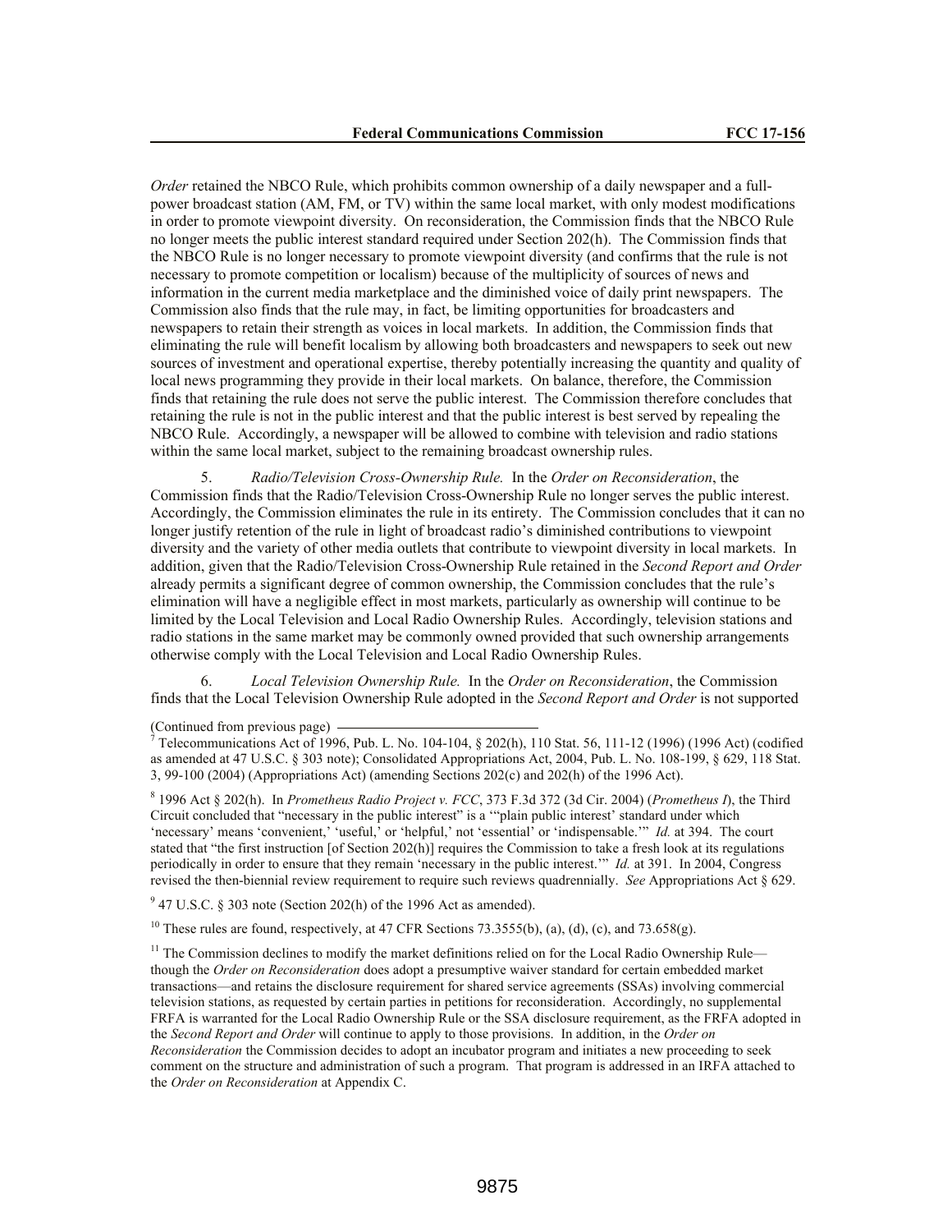*Order* retained the NBCO Rule, which prohibits common ownership of a daily newspaper and a full-power broadcast station (AM, FM, or TV) within the same local market, with only modest modifications in order to promote viewpoint diversity. On reconsideration, the Commission finds that the NBCO Rule no longer meets the public interest standard required under Section 202(h). The Commission finds that the NBCO Rule is no longer necessary to promote viewpoint diversity (and confirms that the rule is not necessary to promote competition or localism) because of the multiplicity of sources of news and information in the current media marketplace and the diminished voice of daily print newspapers. The Commission also finds that the rule may, in fact, be limiting opportunities for broadcasters and newspapers to retain their strength as voices in local markets. In addition, the Commission finds that eliminating the rule will benefit localism by allowing both broadcasters and newspapers to seek out new sources of investment and operational expertise, thereby potentially increasing the quantity and quality of local news programming they provide in their local markets. On balance, therefore, the Commission finds that retaining the rule does not serve the public interest. The Commission therefore concludes that retaining the rule is not in the public interest and that the public interest is best served by repealing the NBCO Rule. Accordingly, a newspaper will be allowed to combine with television and radio stations within the same local market, subject to the remaining broadcast ownership rules.

5. *Radio/Television Cross-Ownership Rule.* In the *Order on Reconsideration*, the Commission finds that the Radio/Television Cross-Ownership Rule no longer serves the public interest. Accordingly, the Commission eliminates the rule in its entirety. The Commission concludes that it can no longer justify retention of the rule in light of broadcast radio's diminished contributions to viewpoint diversity and the variety of other media outlets that contribute to viewpoint diversity in local markets. In addition, given that the Radio/Television Cross-Ownership Rule retained in the *Second Report and Order* already permits a significant degree of common ownership, the Commission concludes that the rule's elimination will have a negligible effect in most markets, particularly as ownership will continue to be limited by the Local Television and Local Radio Ownership Rules. Accordingly, television stations and radio stations in the same market may be commonly owned provided that such ownership arrangements otherwise comply with the Local Television and Local Radio Ownership Rules.

6. *Local Television Ownership Rule.* In the *Order on Reconsideration*, the Commission finds that the Local Television Ownership Rule adopted in the *Second Report and Order* is not supported

(Continued from previous page)

[7] Telecommunications Act of 1996, Pub. L. No. 104-104, § 202(h), 110 Stat. 56, 111-12 (1996) (1996 Act) (codified as amended at 47 U.S.C. § 303 note); Consolidated Appropriations Act, 2004, Pub. L. No. 108-199, § 629, 118 Stat. 3, 99-100 (2004) (Appropriations Act) (amending Sections 202(c) and 202(h) of the 1996 Act).

[8] 1996 Act § 202(h). In *Prometheus Radio Project v. FCC*, 373 F.3d 372 (3d Cir. 2004) (*Prometheus I*), the Third Circuit concluded that "necessary in the public interest" is a '"plain public interest' standard under which 'necessary' means 'convenient,' 'useful,' or 'helpful,' not 'essential' or 'indispensable.'" *Id.* at 394. The court stated that "the first instruction [of Section 202(h)] requires the Commission to take a fresh look at its regulations periodically in order to ensure that they remain 'necessary in the public interest.'" *Id.* at 391. In 2004, Congress revised the then-biennial review requirement to require such reviews quadrennially. *See* Appropriations Act § 629.

[9] 47 U.S.C. § 303 note (Section 202(h) of the 1996 Act as amended).

[10] These rules are found, respectively, at 47 CFR Sections 73.3555(b), (a), (d), (c), and 73.658(g).

[11] The Commission declines to modify the market definitions relied on for the Local Radio Ownership Rule—though the *Order on Reconsideration* does adopt a presumptive waiver standard for certain embedded market transactions—and retains the disclosure requirement for shared service agreements (SSAs) involving commercial television stations, as requested by certain parties in petitions for reconsideration. Accordingly, no supplemental FRFA is warranted for the Local Radio Ownership Rule or the SSA disclosure requirement, as the FRFA adopted in the *Second Report and Order* will continue to apply to those provisions. In addition, in the *Order on Reconsideration* the Commission decides to adopt an incubator program and initiates a new proceeding to seek comment on the structure and administration of such a program. That program is addressed in an IRFA attached to the *Order on Reconsideration* at Appendix C.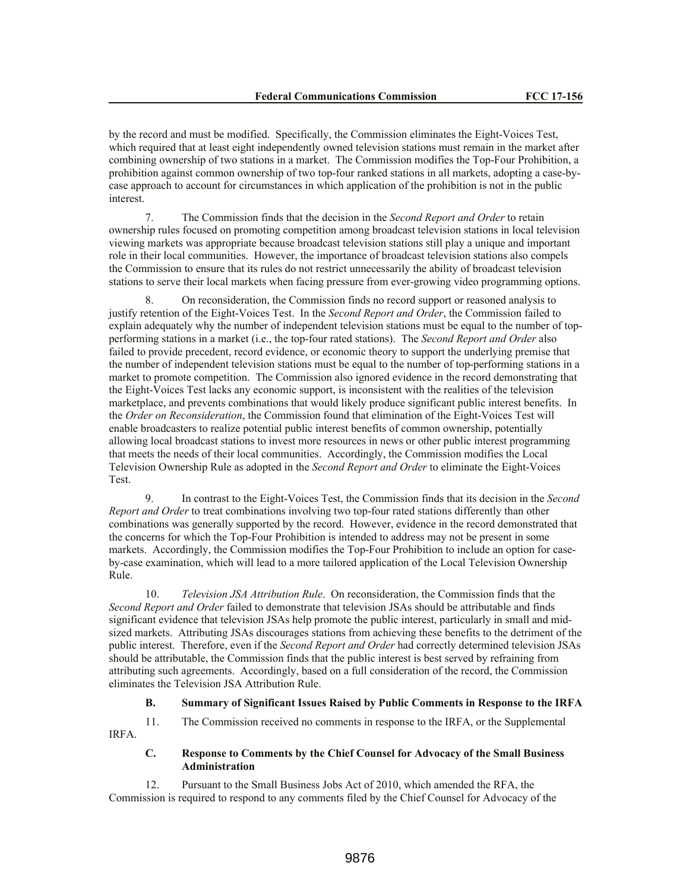by the record and must be modified. Specifically, the Commission eliminates the Eight-Voices Test, which required that at least eight independently owned television stations must remain in the market after combining ownership of two stations in a market. The Commission modifies the Top-Four Prohibition, a prohibition against common ownership of two top-four ranked stations in all markets, adopting a case-by-case approach to account for circumstances in which application of the prohibition is not in the public interest.

7. The Commission finds that the decision in the *Second Report and Order* to retain ownership rules focused on promoting competition among broadcast television stations in local television viewing markets was appropriate because broadcast television stations still play a unique and important role in their local communities. However, the importance of broadcast television stations also compels the Commission to ensure that its rules do not restrict unnecessarily the ability of broadcast television stations to serve their local markets when facing pressure from ever-growing video programming options.

8. On reconsideration, the Commission finds no record support or reasoned analysis to justify retention of the Eight-Voices Test. In the *Second Report and Order*, the Commission failed to explain adequately why the number of independent television stations must be equal to the number of top-performing stations in a market (i.e., the top-four rated stations). The *Second Report and Order* also failed to provide precedent, record evidence, or economic theory to support the underlying premise that the number of independent television stations must be equal to the number of top-performing stations in a market to promote competition. The Commission also ignored evidence in the record demonstrating that the Eight-Voices Test lacks any economic support, is inconsistent with the realities of the television marketplace, and prevents combinations that would likely produce significant public interest benefits. In the *Order on Reconsideration*, the Commission found that elimination of the Eight-Voices Test will enable broadcasters to realize potential public interest benefits of common ownership, potentially allowing local broadcast stations to invest more resources in news or other public interest programming that meets the needs of their local communities. Accordingly, the Commission modifies the Local Television Ownership Rule as adopted in the *Second Report and Order* to eliminate the Eight-Voices Test.

9. In contrast to the Eight-Voices Test, the Commission finds that its decision in the *Second Report and Order* to treat combinations involving two top-four rated stations differently than other combinations was generally supported by the record. However, evidence in the record demonstrated that the concerns for which the Top-Four Prohibition is intended to address may not be present in some markets. Accordingly, the Commission modifies the Top-Four Prohibition to include an option for case-by-case examination, which will lead to a more tailored application of the Local Television Ownership Rule.

10. *Television JSA Attribution Rule*. On reconsideration, the Commission finds that the *Second Report and Order* failed to demonstrate that television JSAs should be attributable and finds significant evidence that television JSAs help promote the public interest, particularly in small and mid-sized markets. Attributing JSAs discourages stations from achieving these benefits to the detriment of the public interest. Therefore, even if the *Second Report and Order* had correctly determined television JSAs should be attributable, the Commission finds that the public interest is best served by refraining from attributing such agreements. Accordingly, based on a full consideration of the record, the Commission eliminates the Television JSA Attribution Rule.

### B. Summary of Significant Issues Raised by Public Comments in Response to the IRFA

11. The Commission received no comments in response to the IRFA, or the Supplemental IRFA.

### C. Response to Comments by the Chief Counsel for Advocacy of the Small Business Administration

12. Pursuant to the Small Business Jobs Act of 2010, which amended the RFA, the Commission is required to respond to any comments filed by the Chief Counsel for Advocacy of the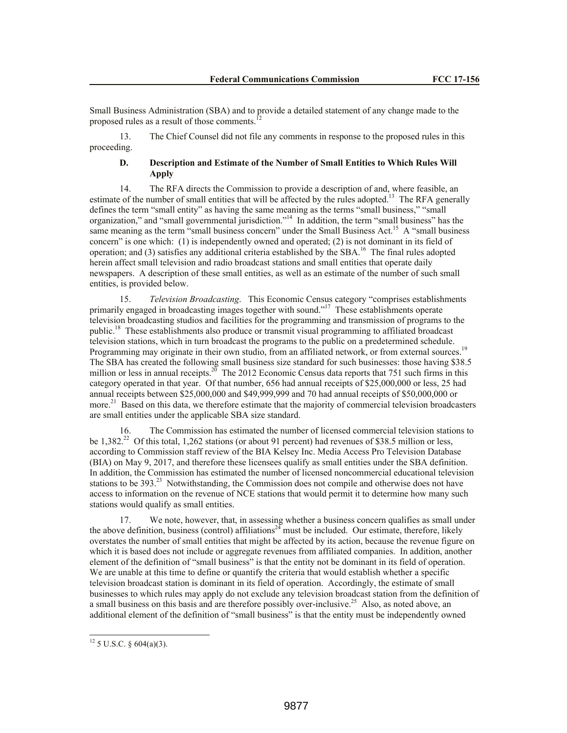Small Business Administration (SBA) and to provide a detailed statement of any change made to the proposed rules as a result of those comments.[12]

13. The Chief Counsel did not file any comments in response to the proposed rules in this proceeding.

### D. Description and Estimate of the Number of Small Entities to Which Rules Will Apply

14. The RFA directs the Commission to provide a description of and, where feasible, an estimate of the number of small entities that will be affected by the rules adopted.[13] The RFA generally defines the term "small entity" as having the same meaning as the terms "small business," "small organization," and "small governmental jurisdiction."[14] In addition, the term "small business" has the same meaning as the term "small business concern" under the Small Business Act.[15] A "small business concern" is one which: (1) is independently owned and operated; (2) is not dominant in its field of operation; and (3) satisfies any additional criteria established by the SBA.[16] The final rules adopted herein affect small television and radio broadcast stations and small entities that operate daily newspapers. A description of these small entities, as well as an estimate of the number of such small entities, is provided below.

15. *Television Broadcasting*. This Economic Census category "comprises establishments primarily engaged in broadcasting images together with sound."[17] These establishments operate television broadcasting studios and facilities for the programming and transmission of programs to the public.[18] These establishments also produce or transmit visual programming to affiliated broadcast television stations, which in turn broadcast the programs to the public on a predetermined schedule. Programming may originate in their own studio, from an affiliated network, or from external sources.[19] The SBA has created the following small business size standard for such businesses: those having $38.5 million or less in annual receipts.[20] The 2012 Economic Census data reports that 751 such firms in this category operated in that year. Of that number, 656 had annual receipts of $25,000,000 or less, 25 had annual receipts between $25,000,000 and $49,999,999 and 70 had annual receipts of $50,000,000 or more.[21] Based on this data, we therefore estimate that the majority of commercial television broadcasters are small entities under the applicable SBA size standard.

16. The Commission has estimated the number of licensed commercial television stations to be 1,382.[22] Of this total, 1,262 stations (or about 91 percent) had revenues of $38.5 million or less, according to Commission staff review of the BIA Kelsey Inc. Media Access Pro Television Database (BIA) on May 9, 2017, and therefore these licensees qualify as small entities under the SBA definition. In addition, the Commission has estimated the number of licensed noncommercial educational television stations to be 393.[23] Notwithstanding, the Commission does not compile and otherwise does not have access to information on the revenue of NCE stations that would permit it to determine how many such stations would qualify as small entities.

17. We note, however, that, in assessing whether a business concern qualifies as small under the above definition, business (control) affiliations[24] must be included. Our estimate, therefore, likely overstates the number of small entities that might be affected by its action, because the revenue figure on which it is based does not include or aggregate revenues from affiliated companies. In addition, another element of the definition of "small business" is that the entity not be dominant in its field of operation. We are unable at this time to define or quantify the criteria that would establish whether a specific television broadcast station is dominant in its field of operation. Accordingly, the estimate of small businesses to which rules may apply do not exclude any television broadcast station from the definition of a small business on this basis and are therefore possibly over-inclusive.[25] Also, as noted above, an additional element of the definition of "small business" is that the entity must be independently owned

[12] 5 U.S.C. § 604(a)(3).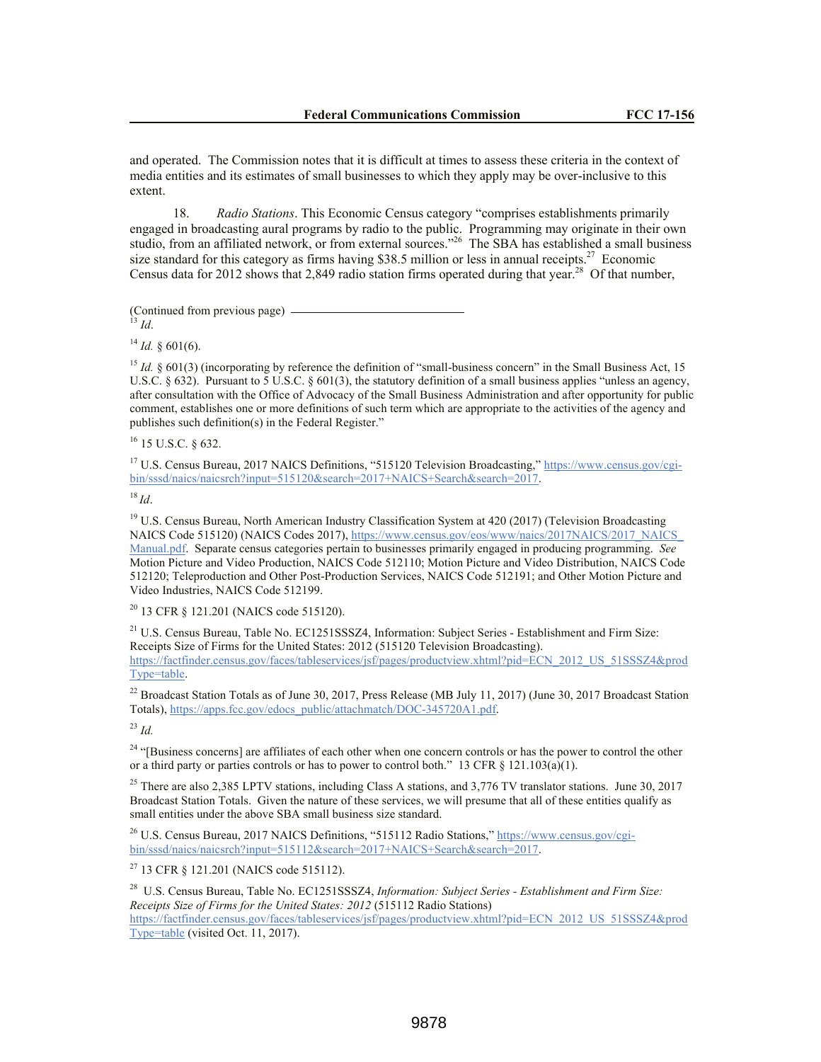and operated. The Commission notes that it is difficult at times to assess these criteria in the context of media entities and its estimates of small businesses to which they apply may be over-inclusive to this extent.

18. *Radio Stations*. This Economic Census category "comprises establishments primarily engaged in broadcasting aural programs by radio to the public. Programming may originate in their own studio, from an affiliated network, or from external sources."[26] The SBA has established a small business size standard for this category as firms having $38.5 million or less in annual receipts.[27] Economic Census data for 2012 shows that 2,849 radio station firms operated during that year.[28] Of that number,

(Continued from previous page)

[13] *Id*.

[14] *Id.* § 601(6).

[15] *Id.* § 601(3) (incorporating by reference the definition of "small-business concern" in the Small Business Act, 15 U.S.C. § 632). Pursuant to 5 U.S.C. § 601(3), the statutory definition of a small business applies "unless an agency, after consultation with the Office of Advocacy of the Small Business Administration and after opportunity for public comment, establishes one or more definitions of such term which are appropriate to the activities of the agency and publishes such definition(s) in the Federal Register."

[16] 15 U.S.C. § 632.

[17] U.S. Census Bureau, 2017 NAICS Definitions, "515120 Television Broadcasting," https://www.census.gov/cgi-bin/sssd/naics/naicsrch?input=515120&search=2017+NAICS+Search&search=2017.

[18] *Id*.

[19] U.S. Census Bureau, North American Industry Classification System at 420 (2017) (Television Broadcasting NAICS Code 515120) (NAICS Codes 2017), https://www.census.gov/eos/www/naics/2017NAICS/2017_NAICS_Manual.pdf. Separate census categories pertain to businesses primarily engaged in producing programming. *See* Motion Picture and Video Production, NAICS Code 512110; Motion Picture and Video Distribution, NAICS Code 512120; Teleproduction and Other Post-Production Services, NAICS Code 512191; and Other Motion Picture and Video Industries, NAICS Code 512199.

[20] 13 CFR § 121.201 (NAICS code 515120).

[21] U.S. Census Bureau, Table No. EC1251SSSZ4, Information: Subject Series - Establishment and Firm Size: Receipts Size of Firms for the United States: 2012 (515120 Television Broadcasting). https://factfinder.census.gov/faces/tableservices/jsf/pages/productview.xhtml?pid=ECN_2012_US_51SSSZ4&prodType=table.

[22] Broadcast Station Totals as of June 30, 2017, Press Release (MB July 11, 2017) (June 30, 2017 Broadcast Station Totals), https://apps.fcc.gov/edocs_public/attachmatch/DOC-345720A1.pdf.

[23] *Id.*

[24] "[Business concerns] are affiliates of each other when one concern controls or has the power to control the other or a third party or parties controls or has to power to control both." 13 CFR § 121.103(a)(1).

[25] There are also 2,385 LPTV stations, including Class A stations, and 3,776 TV translator stations. June 30, 2017 Broadcast Station Totals. Given the nature of these services, we will presume that all of these entities qualify as small entities under the above SBA small business size standard.

[26] U.S. Census Bureau, 2017 NAICS Definitions, "515112 Radio Stations," https://www.census.gov/cgi-bin/sssd/naics/naicsrch?input=515112&search=2017+NAICS+Search&search=2017.

[27] 13 CFR § 121.201 (NAICS code 515112).

[28] U.S. Census Bureau, Table No. EC1251SSSZ4, *Information: Subject Series - Establishment and Firm Size: Receipts Size of Firms for the United States: 2012* (515112 Radio Stations) https://factfinder.census.gov/faces/tableservices/jsf/pages/productview.xhtml?pid=ECN_2012_US_51SSSZ4&prodType=table (visited Oct. 11, 2017).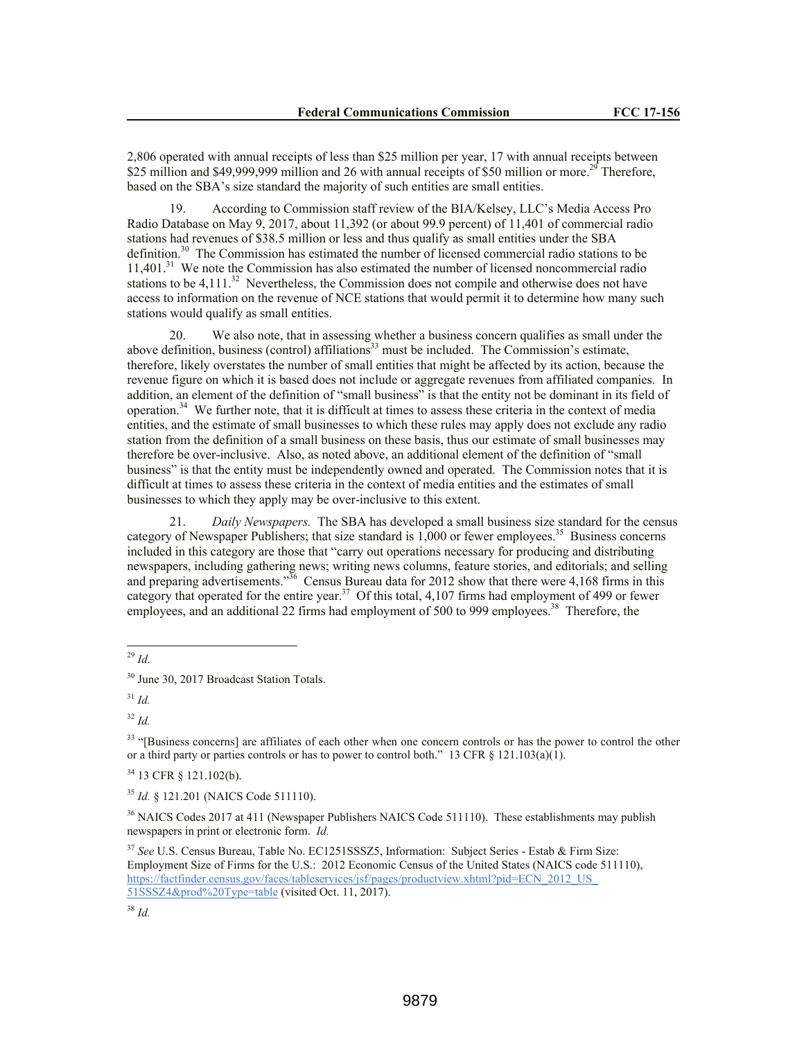2,806 operated with annual receipts of less than $25 million per year, 17 with annual receipts between $25 million and $49,999,999 million and 26 with annual receipts of $50 million or more.[29] Therefore, based on the SBA's size standard the majority of such entities are small entities.

19. According to Commission staff review of the BIA/Kelsey, LLC's Media Access Pro Radio Database on May 9, 2017, about 11,392 (or about 99.9 percent) of 11,401 of commercial radio stations had revenues of $38.5 million or less and thus qualify as small entities under the SBA definition.[30] The Commission has estimated the number of licensed commercial radio stations to be 11,401.[31] We note the Commission has also estimated the number of licensed noncommercial radio stations to be 4,111.[32] Nevertheless, the Commission does not compile and otherwise does not have access to information on the revenue of NCE stations that would permit it to determine how many such stations would qualify as small entities.

20. We also note, that in assessing whether a business concern qualifies as small under the above definition, business (control) affiliations[33] must be included. The Commission's estimate, therefore, likely overstates the number of small entities that might be affected by its action, because the revenue figure on which it is based does not include or aggregate revenues from affiliated companies. In addition, an element of the definition of "small business" is that the entity not be dominant in its field of operation.[34] We further note, that it is difficult at times to assess these criteria in the context of media entities, and the estimate of small businesses to which these rules may apply does not exclude any radio station from the definition of a small business on these basis, thus our estimate of small businesses may therefore be over-inclusive. Also, as noted above, an additional element of the definition of "small business" is that the entity must be independently owned and operated. The Commission notes that it is difficult at times to assess these criteria in the context of media entities and the estimates of small businesses to which they apply may be over-inclusive to this extent.

21. *Daily Newspapers.* The SBA has developed a small business size standard for the census category of Newspaper Publishers; that size standard is 1,000 or fewer employees.[35] Business concerns included in this category are those that "carry out operations necessary for producing and distributing newspapers, including gathering news; writing news columns, feature stories, and editorials; and selling and preparing advertisements."[36] Census Bureau data for 2012 show that there were 4,168 firms in this category that operated for the entire year.[37] Of this total, 4,107 firms had employment of 499 or fewer employees, and an additional 22 firms had employment of 500 to 999 employees.[38] Therefore, the

---

[29] *Id.*

[30] June 30, 2017 Broadcast Station Totals.

[31] *Id.*

[32] *Id.*

[33] "[Business concerns] are affiliates of each other when one concern controls or has the power to control the other or a third party or parties controls or has to power to control both." 13 CFR § 121.103(a)(1).

[34] 13 CFR § 121.102(b).

[35] *Id.* § 121.201 (NAICS Code 511110).

[36] NAICS Codes 2017 at 411 (Newspaper Publishers NAICS Code 511110). These establishments may publish newspapers in print or electronic form. *Id.*

[37] *See* U.S. Census Bureau, Table No. EC1251SSSZ5, Information: Subject Series - Estab & Firm Size: Employment Size of Firms for the U.S.: 2012 Economic Census of the United States (NAICS code 511110), https://factfinder.census.gov/faces/tableservices/jsf/pages/productview.xhtml?pid=ECN_2012_US_51SSSZ4&prod%20Type=table (visited Oct. 11, 2017).

[38] *Id.*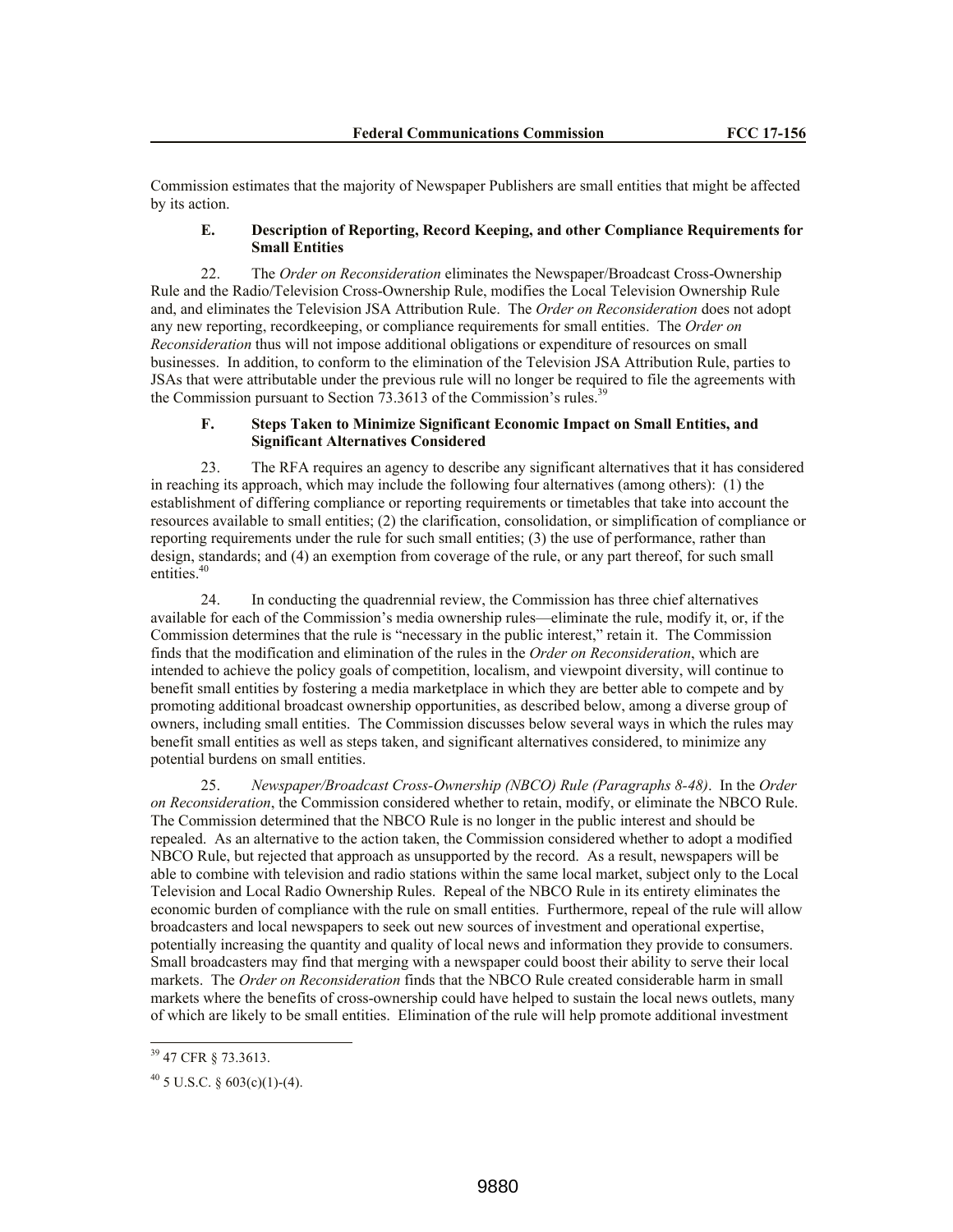Commission estimates that the majority of Newspaper Publishers are small entities that might be affected by its action.

### E. Description of Reporting, Record Keeping, and other Compliance Requirements for Small Entities

22. The *Order on Reconsideration* eliminates the Newspaper/Broadcast Cross-Ownership Rule and the Radio/Television Cross-Ownership Rule, modifies the Local Television Ownership Rule and, and eliminates the Television JSA Attribution Rule. The *Order on Reconsideration* does not adopt any new reporting, recordkeeping, or compliance requirements for small entities. The *Order on Reconsideration* thus will not impose additional obligations or expenditure of resources on small businesses. In addition, to conform to the elimination of the Television JSA Attribution Rule, parties to JSAs that were attributable under the previous rule will no longer be required to file the agreements with the Commission pursuant to Section 73.3613 of the Commission's rules.[39]

### F. Steps Taken to Minimize Significant Economic Impact on Small Entities, and Significant Alternatives Considered

23. The RFA requires an agency to describe any significant alternatives that it has considered in reaching its approach, which may include the following four alternatives (among others): (1) the establishment of differing compliance or reporting requirements or timetables that take into account the resources available to small entities; (2) the clarification, consolidation, or simplification of compliance or reporting requirements under the rule for such small entities; (3) the use of performance, rather than design, standards; and (4) an exemption from coverage of the rule, or any part thereof, for such small entities.[40]

24. In conducting the quadrennial review, the Commission has three chief alternatives available for each of the Commission's media ownership rules—eliminate the rule, modify it, or, if the Commission determines that the rule is "necessary in the public interest," retain it. The Commission finds that the modification and elimination of the rules in the *Order on Reconsideration*, which are intended to achieve the policy goals of competition, localism, and viewpoint diversity, will continue to benefit small entities by fostering a media marketplace in which they are better able to compete and by promoting additional broadcast ownership opportunities, as described below, among a diverse group of owners, including small entities. The Commission discusses below several ways in which the rules may benefit small entities as well as steps taken, and significant alternatives considered, to minimize any potential burdens on small entities.

25. *Newspaper/Broadcast Cross-Ownership (NBCO) Rule (Paragraphs 8-48)*. In the *Order on Reconsideration*, the Commission considered whether to retain, modify, or eliminate the NBCO Rule. The Commission determined that the NBCO Rule is no longer in the public interest and should be repealed. As an alternative to the action taken, the Commission considered whether to adopt a modified NBCO Rule, but rejected that approach as unsupported by the record. As a result, newspapers will be able to combine with television and radio stations within the same local market, subject only to the Local Television and Local Radio Ownership Rules. Repeal of the NBCO Rule in its entirety eliminates the economic burden of compliance with the rule on small entities. Furthermore, repeal of the rule will allow broadcasters and local newspapers to seek out new sources of investment and operational expertise, potentially increasing the quantity and quality of local news and information they provide to consumers. Small broadcasters may find that merging with a newspaper could boost their ability to serve their local markets. The *Order on Reconsideration* finds that the NBCO Rule created considerable harm in small markets where the benefits of cross-ownership could have helped to sustain the local news outlets, many of which are likely to be small entities. Elimination of the rule will help promote additional investment

[39] 47 CFR § 73.3613.

[40] 5 U.S.C. § 603(c)(1)-(4).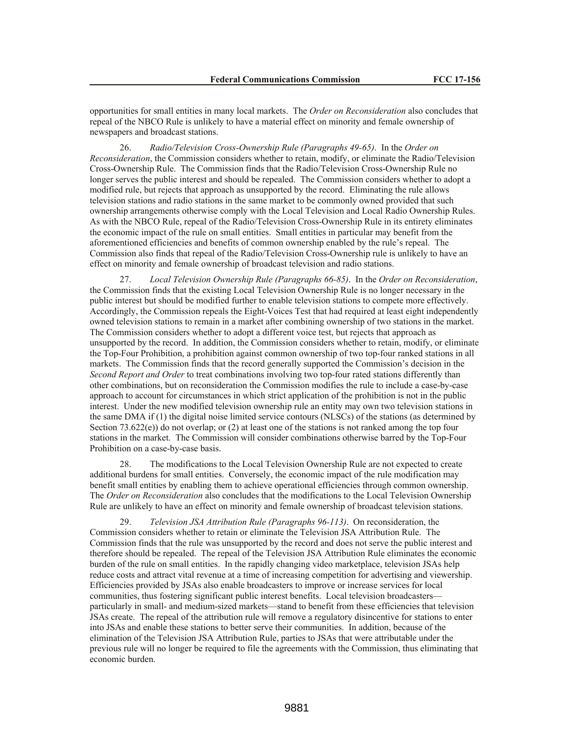opportunities for small entities in many local markets. The *Order on Reconsideration* also concludes that repeal of the NBCO Rule is unlikely to have a material effect on minority and female ownership of newspapers and broadcast stations.

26. *Radio/Television Cross-Ownership Rule (Paragraphs 49-65)*. In the *Order on Reconsideration*, the Commission considers whether to retain, modify, or eliminate the Radio/Television Cross-Ownership Rule. The Commission finds that the Radio/Television Cross-Ownership Rule no longer serves the public interest and should be repealed. The Commission considers whether to adopt a modified rule, but rejects that approach as unsupported by the record. Eliminating the rule allows television stations and radio stations in the same market to be commonly owned provided that such ownership arrangements otherwise comply with the Local Television and Local Radio Ownership Rules. As with the NBCO Rule, repeal of the Radio/Television Cross-Ownership Rule in its entirety eliminates the economic impact of the rule on small entities. Small entities in particular may benefit from the aforementioned efficiencies and benefits of common ownership enabled by the rule's repeal. The Commission also finds that repeal of the Radio/Television Cross-Ownership rule is unlikely to have an effect on minority and female ownership of broadcast television and radio stations.

27. *Local Television Ownership Rule (Paragraphs 66-85)*. In the *Order on Reconsideration*, the Commission finds that the existing Local Television Ownership Rule is no longer necessary in the public interest but should be modified further to enable television stations to compete more effectively. Accordingly, the Commission repeals the Eight-Voices Test that had required at least eight independently owned television stations to remain in a market after combining ownership of two stations in the market. The Commission considers whether to adopt a different voice test, but rejects that approach as unsupported by the record. In addition, the Commission considers whether to retain, modify, or eliminate the Top-Four Prohibition, a prohibition against common ownership of two top-four ranked stations in all markets. The Commission finds that the record generally supported the Commission's decision in the *Second Report and Order* to treat combinations involving two top-four rated stations differently than other combinations, but on reconsideration the Commission modifies the rule to include a case-by-case approach to account for circumstances in which strict application of the prohibition is not in the public interest. Under the new modified television ownership rule an entity may own two television stations in the same DMA if (1) the digital noise limited service contours (NLSCs) of the stations (as determined by Section 73.622(e)) do not overlap; or (2) at least one of the stations is not ranked among the top four stations in the market. The Commission will consider combinations otherwise barred by the Top-Four Prohibition on a case-by-case basis.

28. The modifications to the Local Television Ownership Rule are not expected to create additional burdens for small entities. Conversely, the economic impact of the rule modification may benefit small entities by enabling them to achieve operational efficiencies through common ownership. The *Order on Reconsideration* also concludes that the modifications to the Local Television Ownership Rule are unlikely to have an effect on minority and female ownership of broadcast television stations.

29. *Television JSA Attribution Rule (Paragraphs 96-113)*. On reconsideration, the Commission considers whether to retain or eliminate the Television JSA Attribution Rule. The Commission finds that the rule was unsupported by the record and does not serve the public interest and therefore should be repealed. The repeal of the Television JSA Attribution Rule eliminates the economic burden of the rule on small entities. In the rapidly changing video marketplace, television JSAs help reduce costs and attract vital revenue at a time of increasing competition for advertising and viewership. Efficiencies provided by JSAs also enable broadcasters to improve or increase services for local communities, thus fostering significant public interest benefits. Local television broadcasters—particularly in small- and medium-sized markets—stand to benefit from these efficiencies that television JSAs create. The repeal of the attribution rule will remove a regulatory disincentive for stations to enter into JSAs and enable these stations to better serve their communities. In addition, because of the elimination of the Television JSA Attribution Rule, parties to JSAs that were attributable under the previous rule will no longer be required to file the agreements with the Commission, thus eliminating that economic burden.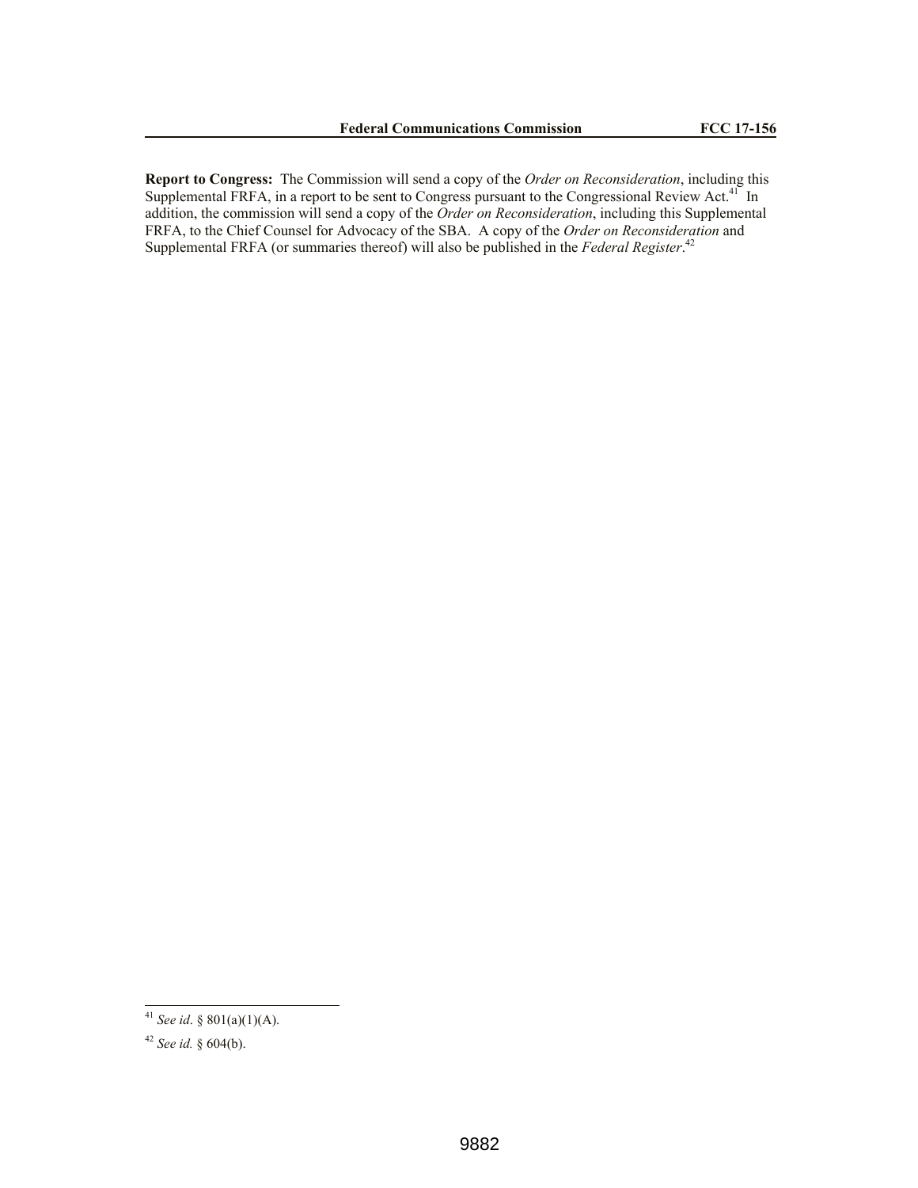**Report to Congress:** The Commission will send a copy of the *Order on Reconsideration*, including this Supplemental FRFA, in a report to be sent to Congress pursuant to the Congressional Review Act.[41] In addition, the commission will send a copy of the *Order on Reconsideration*, including this Supplemental FRFA, to the Chief Counsel for Advocacy of the SBA. A copy of the *Order on Reconsideration* and Supplemental FRFA (or summaries thereof) will also be published in the *Federal Register*.[42]

---

[41] *See id*. § 801(a)(1)(A).

[42] *See id.* § 604(b).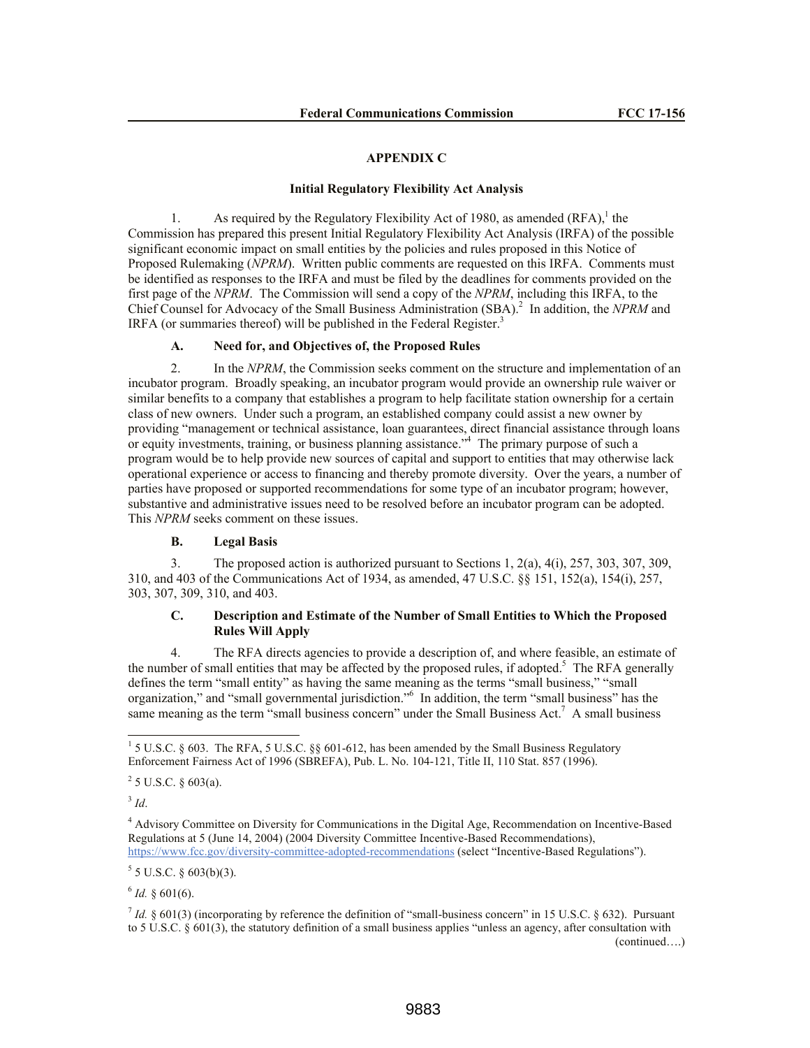## APPENDIX C

### Initial Regulatory Flexibility Act Analysis

1. As required by the Regulatory Flexibility Act of 1980, as amended (RFA),[1] the Commission has prepared this present Initial Regulatory Flexibility Act Analysis (IRFA) of the possible significant economic impact on small entities by the policies and rules proposed in this Notice of Proposed Rulemaking (*NPRM*). Written public comments are requested on this IRFA. Comments must be identified as responses to the IRFA and must be filed by the deadlines for comments provided on the first page of the *NPRM*. The Commission will send a copy of the *NPRM*, including this IRFA, to the Chief Counsel for Advocacy of the Small Business Administration (SBA).[2] In addition, the *NPRM* and IRFA (or summaries thereof) will be published in the Federal Register.[3]

#### A. Need for, and Objectives of, the Proposed Rules

2. In the *NPRM*, the Commission seeks comment on the structure and implementation of an incubator program. Broadly speaking, an incubator program would provide an ownership rule waiver or similar benefits to a company that establishes a program to help facilitate station ownership for a certain class of new owners. Under such a program, an established company could assist a new owner by providing "management or technical assistance, loan guarantees, direct financial assistance through loans or equity investments, training, or business planning assistance."[4] The primary purpose of such a program would be to help provide new sources of capital and support to entities that may otherwise lack operational experience or access to financing and thereby promote diversity. Over the years, a number of parties have proposed or supported recommendations for some type of an incubator program; however, substantive and administrative issues need to be resolved before an incubator program can be adopted. This *NPRM* seeks comment on these issues.

#### B. Legal Basis

3. The proposed action is authorized pursuant to Sections 1, 2(a), 4(i), 257, 303, 307, 309, 310, and 403 of the Communications Act of 1934, as amended, 47 U.S.C. §§ 151, 152(a), 154(i), 257, 303, 307, 309, 310, and 403.

#### C. Description and Estimate of the Number of Small Entities to Which the Proposed Rules Will Apply

4. The RFA directs agencies to provide a description of, and where feasible, an estimate of the number of small entities that may be affected by the proposed rules, if adopted.[5] The RFA generally defines the term "small entity" as having the same meaning as the terms "small business," "small organization," and "small governmental jurisdiction."[6] In addition, the term "small business" has the same meaning as the term "small business concern" under the Small Business Act.[7] A small business

---

[1] 5 U.S.C. § 603. The RFA, 5 U.S.C. §§ 601-612, has been amended by the Small Business Regulatory Enforcement Fairness Act of 1996 (SBREFA), Pub. L. No. 104-121, Title II, 110 Stat. 857 (1996).

[2] 5 U.S.C. § 603(a).

[3] *Id*.

[4] Advisory Committee on Diversity for Communications in the Digital Age, Recommendation on Incentive-Based Regulations at 5 (June 14, 2004) (2004 Diversity Committee Incentive-Based Recommendations), https://www.fcc.gov/diversity-committee-adopted-recommendations (select "Incentive-Based Regulations").

[5] 5 U.S.C. § 603(b)(3).

[6] *Id.* § 601(6).

[7] *Id.* § 601(3) (incorporating by reference the definition of "small-business concern" in 15 U.S.C. § 632). Pursuant to 5 U.S.C. § 601(3), the statutory definition of a small business applies "unless an agency, after consultation with (continued….)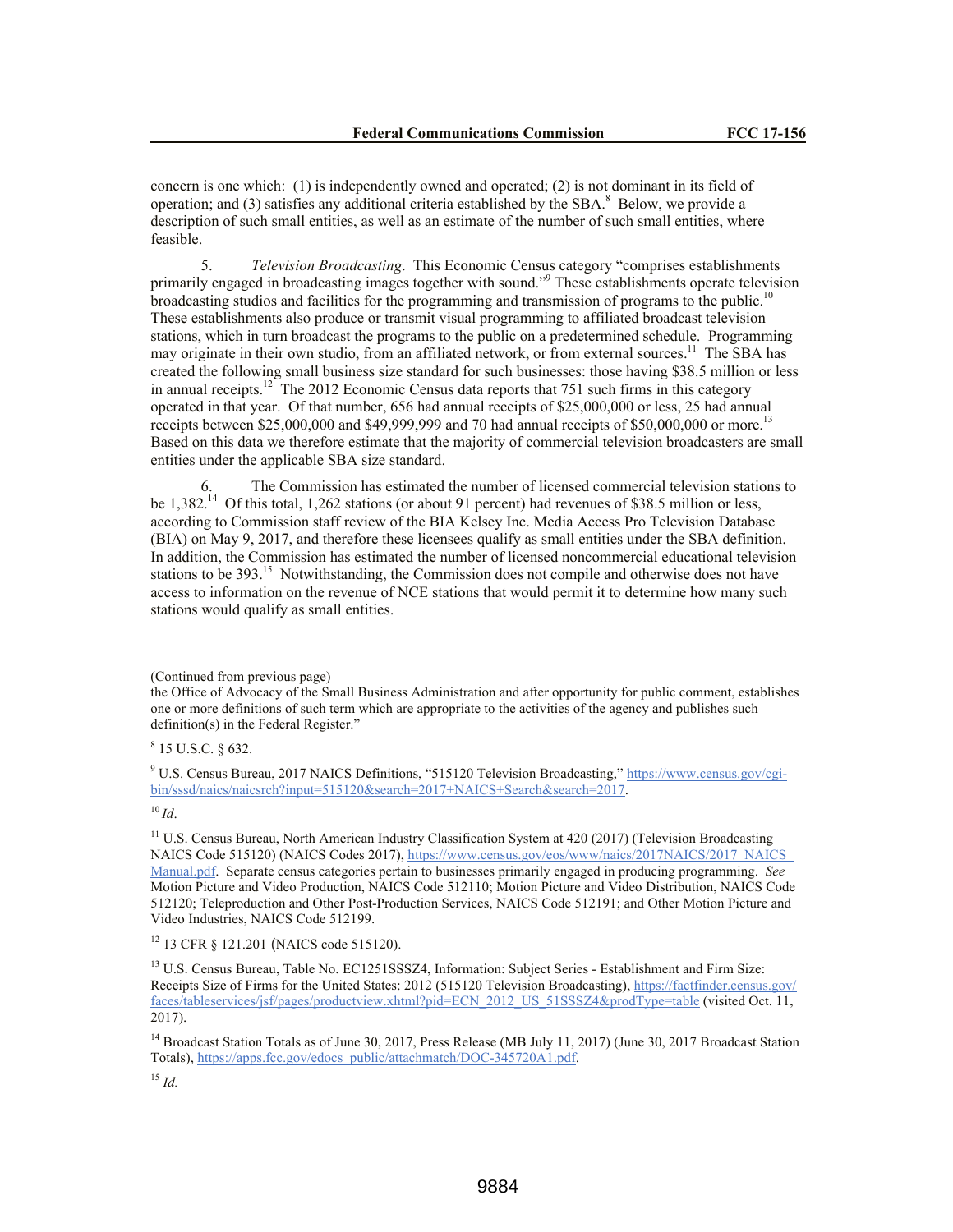concern is one which: (1) is independently owned and operated; (2) is not dominant in its field of operation; and (3) satisfies any additional criteria established by the SBA.[8] Below, we provide a description of such small entities, as well as an estimate of the number of such small entities, where feasible.

5. *Television Broadcasting*. This Economic Census category "comprises establishments primarily engaged in broadcasting images together with sound."[9] These establishments operate television broadcasting studios and facilities for the programming and transmission of programs to the public.[10] These establishments also produce or transmit visual programming to affiliated broadcast television stations, which in turn broadcast the programs to the public on a predetermined schedule. Programming may originate in their own studio, from an affiliated network, or from external sources.[11] The SBA has created the following small business size standard for such businesses: those having $38.5 million or less in annual receipts.[12] The 2012 Economic Census data reports that 751 such firms in this category operated in that year. Of that number, 656 had annual receipts of $25,000,000 or less, 25 had annual receipts between $25,000,000 and $49,999,999 and 70 had annual receipts of $50,000,000 or more.[13] Based on this data we therefore estimate that the majority of commercial television broadcasters are small entities under the applicable SBA size standard.

6. The Commission has estimated the number of licensed commercial television stations to be 1,382.[14] Of this total, 1,262 stations (or about 91 percent) had revenues of $38.5 million or less, according to Commission staff review of the BIA Kelsey Inc. Media Access Pro Television Database (BIA) on May 9, 2017, and therefore these licensees qualify as small entities under the SBA definition. In addition, the Commission has estimated the number of licensed noncommercial educational television stations to be 393.[15] Notwithstanding, the Commission does not compile and otherwise does not have access to information on the revenue of NCE stations that would permit it to determine how many such stations would qualify as small entities.

---

(Continued from previous page) the Office of Advocacy of the Small Business Administration and after opportunity for public comment, establishes one or more definitions of such term which are appropriate to the activities of the agency and publishes such definition(s) in the Federal Register."

[8] 15 U.S.C. § 632.

[9] U.S. Census Bureau, 2017 NAICS Definitions, "515120 Television Broadcasting," https://www.census.gov/cgi-bin/sssd/naics/naicsrch?input=515120&search=2017+NAICS+Search&search=2017.

[10] *Id*.

[11] U.S. Census Bureau, North American Industry Classification System at 420 (2017) (Television Broadcasting NAICS Code 515120) (NAICS Codes 2017), https://www.census.gov/eos/www/naics/2017NAICS/2017_NAICS_Manual.pdf. Separate census categories pertain to businesses primarily engaged in producing programming. *See* Motion Picture and Video Production, NAICS Code 512110; Motion Picture and Video Distribution, NAICS Code 512120; Teleproduction and Other Post-Production Services, NAICS Code 512191; and Other Motion Picture and Video Industries, NAICS Code 512199.

[12] 13 CFR § 121.201 (NAICS code 515120).

[13] U.S. Census Bureau, Table No. EC1251SSSZ4, Information: Subject Series - Establishment and Firm Size: Receipts Size of Firms for the United States: 2012 (515120 Television Broadcasting), https://factfinder.census.gov/faces/tableservices/jsf/pages/productview.xhtml?pid=ECN_2012_US_51SSSZ4&prodType=table (visited Oct. 11, 2017).

[14] Broadcast Station Totals as of June 30, 2017, Press Release (MB July 11, 2017) (June 30, 2017 Broadcast Station Totals), https://apps.fcc.gov/edocs_public/attachmatch/DOC-345720A1.pdf.

[15] *Id.*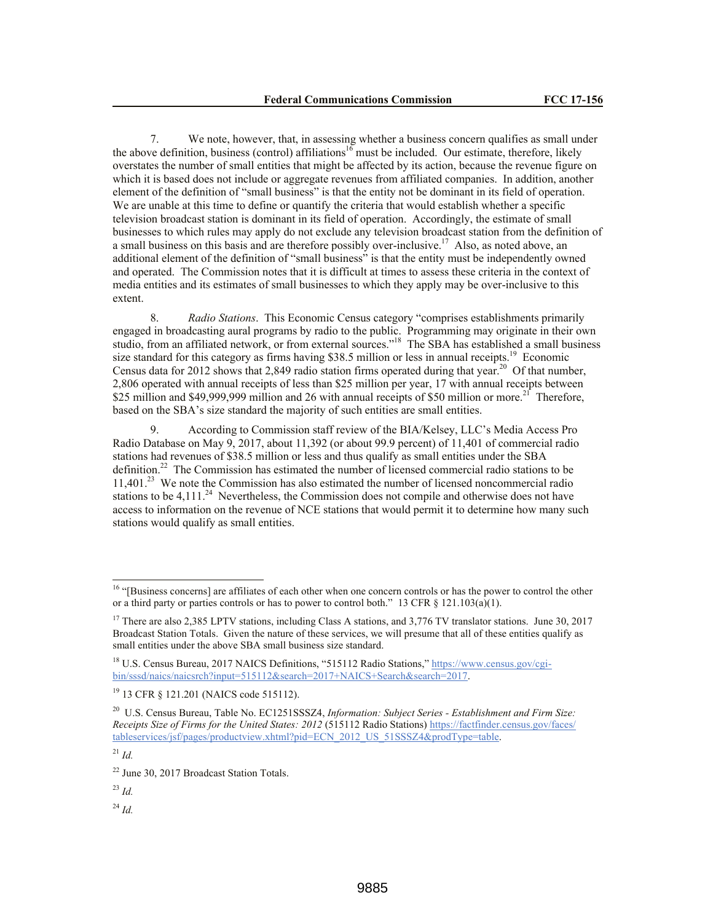7. We note, however, that, in assessing whether a business concern qualifies as small under the above definition, business (control) affiliations[16] must be included. Our estimate, therefore, likely overstates the number of small entities that might be affected by its action, because the revenue figure on which it is based does not include or aggregate revenues from affiliated companies. In addition, another element of the definition of "small business" is that the entity not be dominant in its field of operation. We are unable at this time to define or quantify the criteria that would establish whether a specific television broadcast station is dominant in its field of operation. Accordingly, the estimate of small businesses to which rules may apply do not exclude any television broadcast station from the definition of a small business on this basis and are therefore possibly over-inclusive.[17] Also, as noted above, an additional element of the definition of "small business" is that the entity must be independently owned and operated. The Commission notes that it is difficult at times to assess these criteria in the context of media entities and its estimates of small businesses to which they apply may be over-inclusive to this extent.

8. *Radio Stations*. This Economic Census category "comprises establishments primarily engaged in broadcasting aural programs by radio to the public. Programming may originate in their own studio, from an affiliated network, or from external sources."[18] The SBA has established a small business size standard for this category as firms having $38.5 million or less in annual receipts.[19] Economic Census data for 2012 shows that 2,849 radio station firms operated during that year.[20] Of that number, 2,806 operated with annual receipts of less than $25 million per year, 17 with annual receipts between $25 million and $49,999,999 million and 26 with annual receipts of $50 million or more.[21] Therefore, based on the SBA's size standard the majority of such entities are small entities.

9. According to Commission staff review of the BIA/Kelsey, LLC's Media Access Pro Radio Database on May 9, 2017, about 11,392 (or about 99.9 percent) of 11,401 of commercial radio stations had revenues of $38.5 million or less and thus qualify as small entities under the SBA definition.[22] The Commission has estimated the number of licensed commercial radio stations to be 11,401.[23] We note the Commission has also estimated the number of licensed noncommercial radio stations to be 4,111.[24] Nevertheless, the Commission does not compile and otherwise does not have access to information on the revenue of NCE stations that would permit it to determine how many such stations would qualify as small entities.

---

[16] "[Business concerns] are affiliates of each other when one concern controls or has the power to control the other or a third party or parties controls or has to power to control both." 13 CFR § 121.103(a)(1).

[17] There are also 2,385 LPTV stations, including Class A stations, and 3,776 TV translator stations. June 30, 2017 Broadcast Station Totals. Given the nature of these services, we will presume that all of these entities qualify as small entities under the above SBA small business size standard.

[18] U.S. Census Bureau, 2017 NAICS Definitions, "515112 Radio Stations," https://www.census.gov/cgi-bin/sssd/naics/naicsrch?input=515112&search=2017+NAICS+Search&search=2017.

[19] 13 CFR § 121.201 (NAICS code 515112).

[20] U.S. Census Bureau, Table No. EC1251SSSZ4, *Information: Subject Series - Establishment and Firm Size: Receipts Size of Firms for the United States: 2012* (515112 Radio Stations) https://factfinder.census.gov/faces/tableservices/jsf/pages/productview.xhtml?pid=ECN_2012_US_51SSSZ4&prodType=table.

[21] *Id.*

[22] June 30, 2017 Broadcast Station Totals.

[23] *Id.*

[24] *Id.*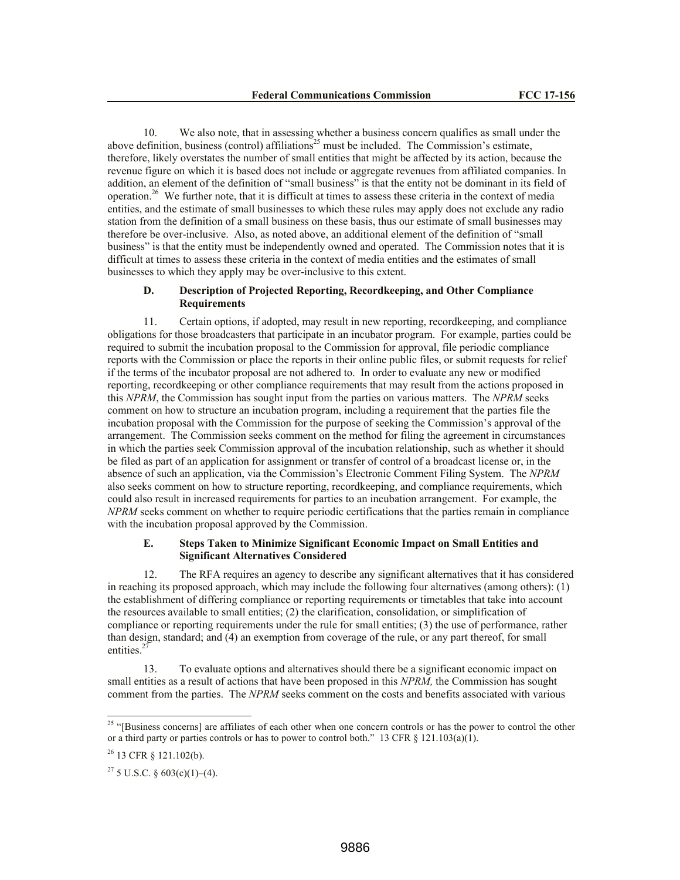10. We also note, that in assessing whether a business concern qualifies as small under the above definition, business (control) affiliations[25] must be included. The Commission's estimate, therefore, likely overstates the number of small entities that might be affected by its action, because the revenue figure on which it is based does not include or aggregate revenues from affiliated companies. In addition, an element of the definition of "small business" is that the entity not be dominant in its field of operation.[26] We further note, that it is difficult at times to assess these criteria in the context of media entities, and the estimate of small businesses to which these rules may apply does not exclude any radio station from the definition of a small business on these basis, thus our estimate of small businesses may therefore be over-inclusive. Also, as noted above, an additional element of the definition of "small business" is that the entity must be independently owned and operated. The Commission notes that it is difficult at times to assess these criteria in the context of media entities and the estimates of small businesses to which they apply may be over-inclusive to this extent.

### D. Description of Projected Reporting, Recordkeeping, and Other Compliance Requirements

11. Certain options, if adopted, may result in new reporting, recordkeeping, and compliance obligations for those broadcasters that participate in an incubator program. For example, parties could be required to submit the incubation proposal to the Commission for approval, file periodic compliance reports with the Commission or place the reports in their online public files, or submit requests for relief if the terms of the incubator proposal are not adhered to. In order to evaluate any new or modified reporting, recordkeeping or other compliance requirements that may result from the actions proposed in this *NPRM*, the Commission has sought input from the parties on various matters. The *NPRM* seeks comment on how to structure an incubation program, including a requirement that the parties file the incubation proposal with the Commission for the purpose of seeking the Commission's approval of the arrangement. The Commission seeks comment on the method for filing the agreement in circumstances in which the parties seek Commission approval of the incubation relationship, such as whether it should be filed as part of an application for assignment or transfer of control of a broadcast license or, in the absence of such an application, via the Commission's Electronic Comment Filing System. The *NPRM* also seeks comment on how to structure reporting, recordkeeping, and compliance requirements, which could also result in increased requirements for parties to an incubation arrangement. For example, the *NPRM* seeks comment on whether to require periodic certifications that the parties remain in compliance with the incubation proposal approved by the Commission.

### E. Steps Taken to Minimize Significant Economic Impact on Small Entities and Significant Alternatives Considered

12. The RFA requires an agency to describe any significant alternatives that it has considered in reaching its proposed approach, which may include the following four alternatives (among others): (1) the establishment of differing compliance or reporting requirements or timetables that take into account the resources available to small entities; (2) the clarification, consolidation, or simplification of compliance or reporting requirements under the rule for small entities; (3) the use of performance, rather than design, standard; and (4) an exemption from coverage of the rule, or any part thereof, for small entities.[27]

13. To evaluate options and alternatives should there be a significant economic impact on small entities as a result of actions that have been proposed in this *NPRM,* the Commission has sought comment from the parties. The *NPRM* seeks comment on the costs and benefits associated with various

---

[25] "[Business concerns] are affiliates of each other when one concern controls or has the power to control the other or a third party or parties controls or has to power to control both." 13 CFR § 121.103(a)(1).

[26] 13 CFR § 121.102(b).

[27] 5 U.S.C. § 603(c)(1)–(4).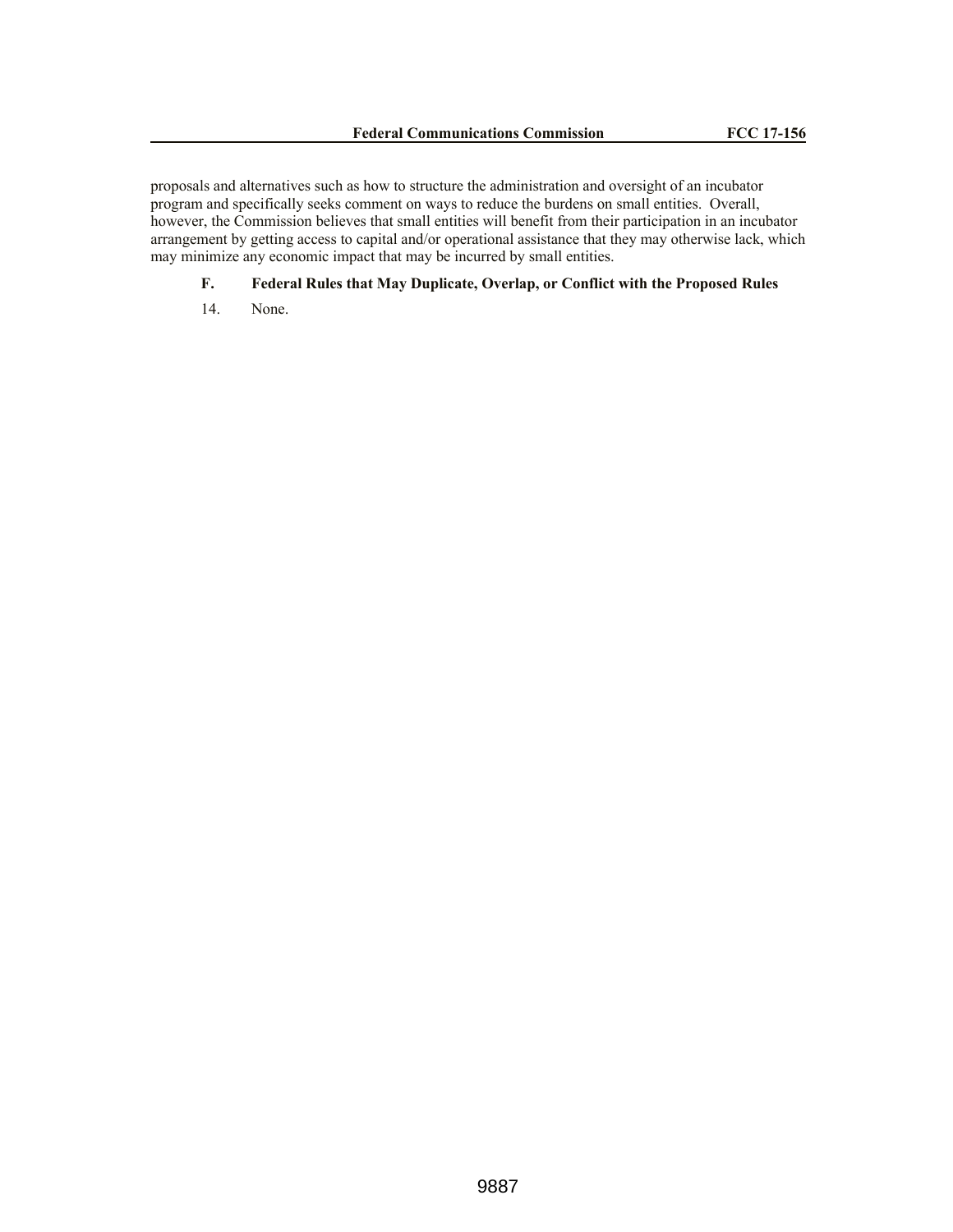proposals and alternatives such as how to structure the administration and oversight of an incubator program and specifically seeks comment on ways to reduce the burdens on small entities. Overall, however, the Commission believes that small entities will benefit from their participation in an incubator arrangement by getting access to capital and/or operational assistance that they may otherwise lack, which may minimize any economic impact that may be incurred by small entities.

### F. Federal Rules that May Duplicate, Overlap, or Conflict with the Proposed Rules

14. None.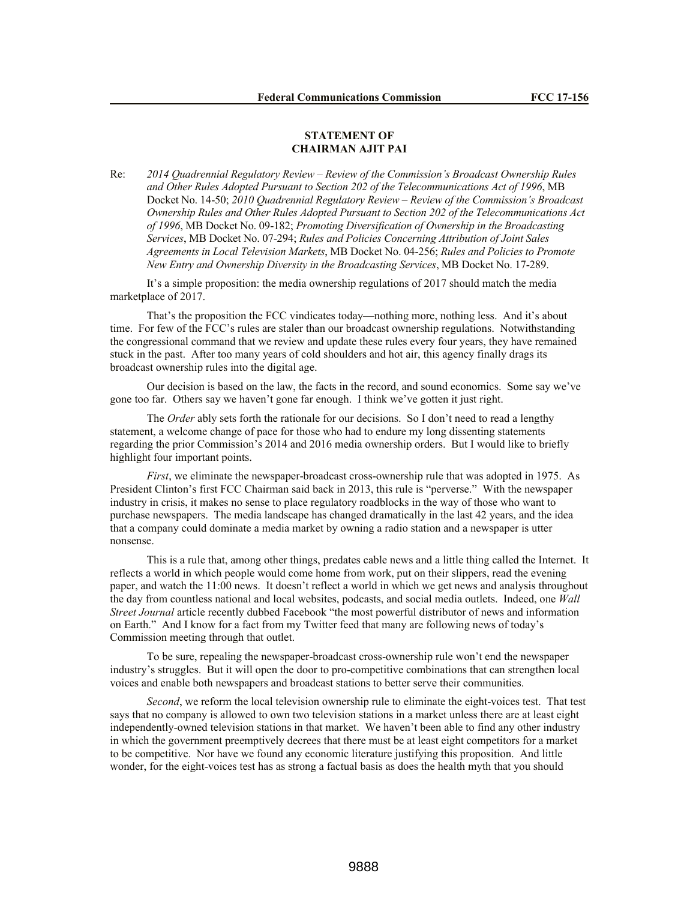**STATEMENT OF**
**CHAIRMAN AJIT PAI**

Re: *2014 Quadrennial Regulatory Review – Review of the Commission's Broadcast Ownership Rules and Other Rules Adopted Pursuant to Section 202 of the Telecommunications Act of 1996*, MB Docket No. 14-50; *2010 Quadrennial Regulatory Review – Review of the Commission's Broadcast Ownership Rules and Other Rules Adopted Pursuant to Section 202 of the Telecommunications Act of 1996*, MB Docket No. 09-182; *Promoting Diversification of Ownership in the Broadcasting Services*, MB Docket No. 07-294; *Rules and Policies Concerning Attribution of Joint Sales Agreements in Local Television Markets*, MB Docket No. 04-256; *Rules and Policies to Promote New Entry and Ownership Diversity in the Broadcasting Services*, MB Docket No. 17-289.

It's a simple proposition: the media ownership regulations of 2017 should match the media marketplace of 2017.

That's the proposition the FCC vindicates today—nothing more, nothing less. And it's about time. For few of the FCC's rules are staler than our broadcast ownership regulations. Notwithstanding the congressional command that we review and update these rules every four years, they have remained stuck in the past. After too many years of cold shoulders and hot air, this agency finally drags its broadcast ownership rules into the digital age.

Our decision is based on the law, the facts in the record, and sound economics. Some say we've gone too far. Others say we haven't gone far enough. I think we've gotten it just right.

The *Order* ably sets forth the rationale for our decisions. So I don't need to read a lengthy statement, a welcome change of pace for those who had to endure my long dissenting statements regarding the prior Commission's 2014 and 2016 media ownership orders. But I would like to briefly highlight four important points.

*First*, we eliminate the newspaper-broadcast cross-ownership rule that was adopted in 1975. As President Clinton's first FCC Chairman said back in 2013, this rule is "perverse." With the newspaper industry in crisis, it makes no sense to place regulatory roadblocks in the way of those who want to purchase newspapers. The media landscape has changed dramatically in the last 42 years, and the idea that a company could dominate a media market by owning a radio station and a newspaper is utter nonsense.

This is a rule that, among other things, predates cable news and a little thing called the Internet. It reflects a world in which people would come home from work, put on their slippers, read the evening paper, and watch the 11:00 news. It doesn't reflect a world in which we get news and analysis throughout the day from countless national and local websites, podcasts, and social media outlets. Indeed, one *Wall Street Journal* article recently dubbed Facebook "the most powerful distributor of news and information on Earth." And I know for a fact from my Twitter feed that many are following news of today's Commission meeting through that outlet.

To be sure, repealing the newspaper-broadcast cross-ownership rule won't end the newspaper industry's struggles. But it will open the door to pro-competitive combinations that can strengthen local voices and enable both newspapers and broadcast stations to better serve their communities.

*Second*, we reform the local television ownership rule to eliminate the eight-voices test. That test says that no company is allowed to own two television stations in a market unless there are at least eight independently-owned television stations in that market. We haven't been able to find any other industry in which the government preemptively decrees that there must be at least eight competitors for a market to be competitive. Nor have we found any economic literature justifying this proposition. And little wonder, for the eight-voices test has as strong a factual basis as does the health myth that you should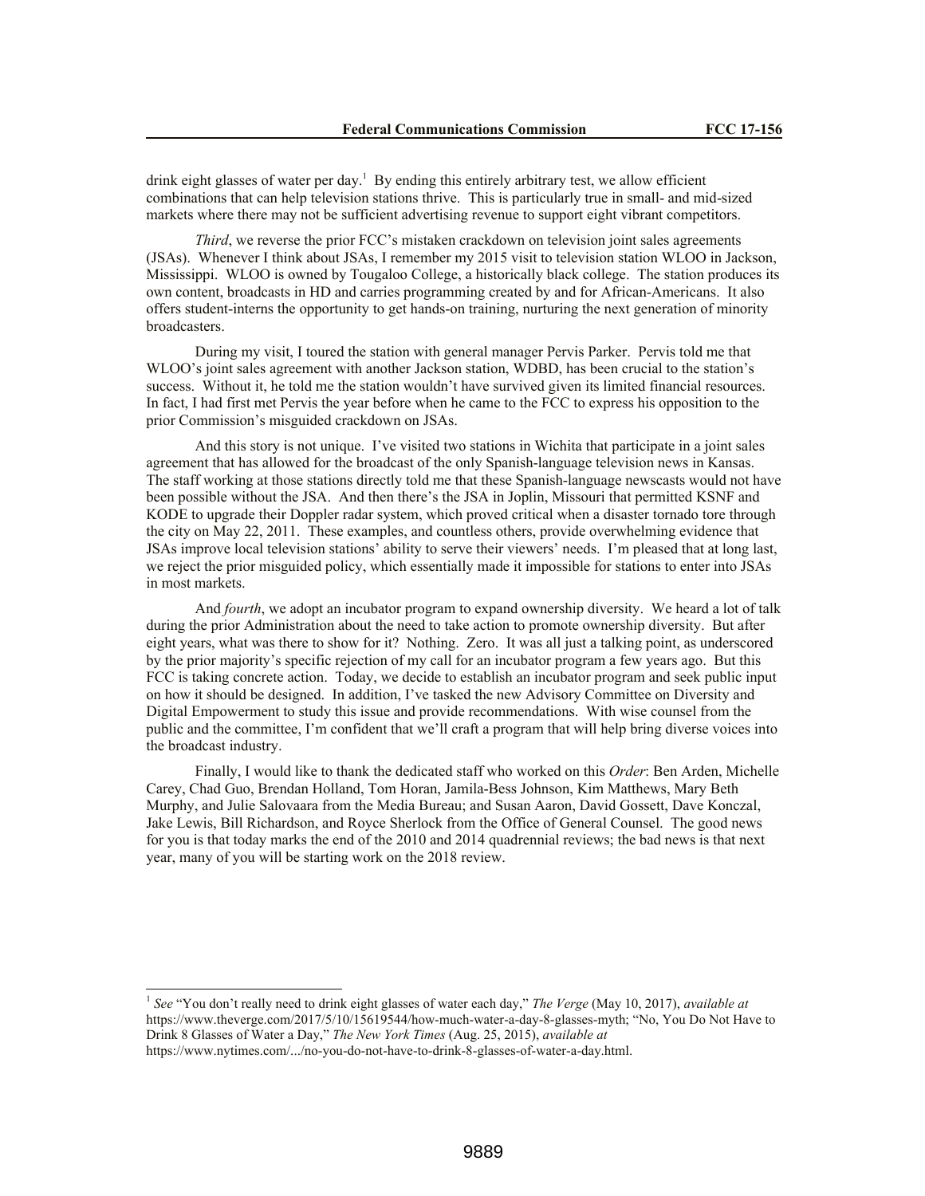drink eight glasses of water per day.[1] By ending this entirely arbitrary test, we allow efficient combinations that can help television stations thrive. This is particularly true in small- and mid-sized markets where there may not be sufficient advertising revenue to support eight vibrant competitors.

*Third*, we reverse the prior FCC's mistaken crackdown on television joint sales agreements (JSAs). Whenever I think about JSAs, I remember my 2015 visit to television station WLOO in Jackson, Mississippi. WLOO is owned by Tougaloo College, a historically black college. The station produces its own content, broadcasts in HD and carries programming created by and for African-Americans. It also offers student-interns the opportunity to get hands-on training, nurturing the next generation of minority broadcasters.

During my visit, I toured the station with general manager Pervis Parker. Pervis told me that WLOO's joint sales agreement with another Jackson station, WDBD, has been crucial to the station's success. Without it, he told me the station wouldn't have survived given its limited financial resources. In fact, I had first met Pervis the year before when he came to the FCC to express his opposition to the prior Commission's misguided crackdown on JSAs.

And this story is not unique. I've visited two stations in Wichita that participate in a joint sales agreement that has allowed for the broadcast of the only Spanish-language television news in Kansas. The staff working at those stations directly told me that these Spanish-language newscasts would not have been possible without the JSA. And then there's the JSA in Joplin, Missouri that permitted KSNF and KODE to upgrade their Doppler radar system, which proved critical when a disaster tornado tore through the city on May 22, 2011. These examples, and countless others, provide overwhelming evidence that JSAs improve local television stations' ability to serve their viewers' needs. I'm pleased that at long last, we reject the prior misguided policy, which essentially made it impossible for stations to enter into JSAs in most markets.

And *fourth*, we adopt an incubator program to expand ownership diversity. We heard a lot of talk during the prior Administration about the need to take action to promote ownership diversity. But after eight years, what was there to show for it? Nothing. Zero. It was all just a talking point, as underscored by the prior majority's specific rejection of my call for an incubator program a few years ago. But this FCC is taking concrete action. Today, we decide to establish an incubator program and seek public input on how it should be designed. In addition, I've tasked the new Advisory Committee on Diversity and Digital Empowerment to study this issue and provide recommendations. With wise counsel from the public and the committee, I'm confident that we'll craft a program that will help bring diverse voices into the broadcast industry.

Finally, I would like to thank the dedicated staff who worked on this *Order*: Ben Arden, Michelle Carey, Chad Guo, Brendan Holland, Tom Horan, Jamila-Bess Johnson, Kim Matthews, Mary Beth Murphy, and Julie Salovaara from the Media Bureau; and Susan Aaron, David Gossett, Dave Konczal, Jake Lewis, Bill Richardson, and Royce Sherlock from the Office of General Counsel. The good news for you is that today marks the end of the 2010 and 2014 quadrennial reviews; the bad news is that next year, many of you will be starting work on the 2018 review.

---

[1] *See* "You don't really need to drink eight glasses of water each day," *The Verge* (May 10, 2017), *available at* https://www.theverge.com/2017/5/10/15619544/how-much-water-a-day-8-glasses-myth; "No, You Do Not Have to Drink 8 Glasses of Water a Day," *The New York Times* (Aug. 25, 2015), *available at* https://www.nytimes.com/.../no-you-do-not-have-to-drink-8-glasses-of-water-a-day.html.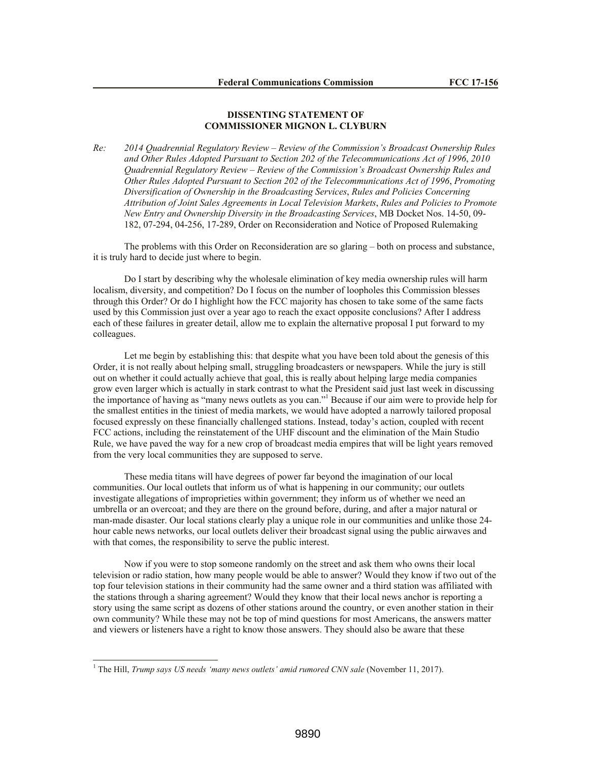**DISSENTING STATEMENT OF**
**COMMISSIONER MIGNON L. CLYBURN**

*Re:* *2014 Quadrennial Regulatory Review – Review of the Commission's Broadcast Ownership Rules and Other Rules Adopted Pursuant to Section 202 of the Telecommunications Act of 1996*, *2010 Quadrennial Regulatory Review – Review of the Commission's Broadcast Ownership Rules and Other Rules Adopted Pursuant to Section 202 of the Telecommunications Act of 1996*, *Promoting Diversification of Ownership in the Broadcasting Services*, *Rules and Policies Concerning Attribution of Joint Sales Agreements in Local Television Markets*, *Rules and Policies to Promote New Entry and Ownership Diversity in the Broadcasting Services*, MB Docket Nos. 14-50, 09-182, 07-294, 04-256, 17-289, Order on Reconsideration and Notice of Proposed Rulemaking

The problems with this Order on Reconsideration are so glaring – both on process and substance, it is truly hard to decide just where to begin.

Do I start by describing why the wholesale elimination of key media ownership rules will harm localism, diversity, and competition? Do I focus on the number of loopholes this Commission blesses through this Order? Or do I highlight how the FCC majority has chosen to take some of the same facts used by this Commission just over a year ago to reach the exact opposite conclusions? After I address each of these failures in greater detail, allow me to explain the alternative proposal I put forward to my colleagues.

Let me begin by establishing this: that despite what you have been told about the genesis of this Order, it is not really about helping small, struggling broadcasters or newspapers. While the jury is still out on whether it could actually achieve that goal, this is really about helping large media companies grow even larger which is actually in stark contrast to what the President said just last week in discussing the importance of having as "many news outlets as you can."[1] Because if our aim were to provide help for the smallest entities in the tiniest of media markets, we would have adopted a narrowly tailored proposal focused expressly on these financially challenged stations. Instead, today's action, coupled with recent FCC actions, including the reinstatement of the UHF discount and the elimination of the Main Studio Rule, we have paved the way for a new crop of broadcast media empires that will be light years removed from the very local communities they are supposed to serve.

These media titans will have degrees of power far beyond the imagination of our local communities. Our local outlets that inform us of what is happening in our community; our outlets investigate allegations of improprieties within government; they inform us of whether we need an umbrella or an overcoat; and they are there on the ground before, during, and after a major natural or man-made disaster. Our local stations clearly play a unique role in our communities and unlike those 24-hour cable news networks, our local outlets deliver their broadcast signal using the public airwaves and with that comes, the responsibility to serve the public interest.

Now if you were to stop someone randomly on the street and ask them who owns their local television or radio station, how many people would be able to answer? Would they know if two out of the top four television stations in their community had the same owner and a third station was affiliated with the stations through a sharing agreement? Would they know that their local news anchor is reporting a story using the same script as dozens of other stations around the country, or even another station in their own community? While these may not be top of mind questions for most Americans, the answers matter and viewers or listeners have a right to know those answers. They should also be aware that these

[1] The Hill, *Trump says US needs 'many news outlets' amid rumored CNN sale* (November 11, 2017).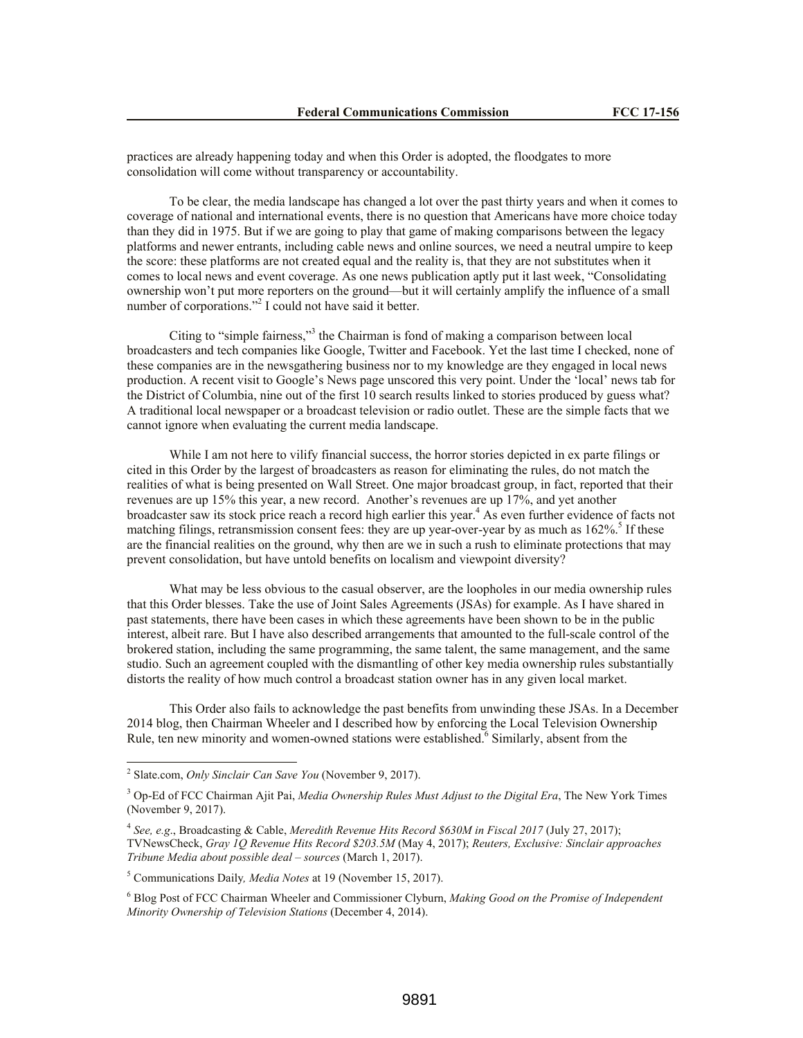practices are already happening today and when this Order is adopted, the floodgates to more consolidation will come without transparency or accountability.

To be clear, the media landscape has changed a lot over the past thirty years and when it comes to coverage of national and international events, there is no question that Americans have more choice today than they did in 1975. But if we are going to play that game of making comparisons between the legacy platforms and newer entrants, including cable news and online sources, we need a neutral umpire to keep the score: these platforms are not created equal and the reality is, that they are not substitutes when it comes to local news and event coverage. As one news publication aptly put it last week, "Consolidating ownership won't put more reporters on the ground—but it will certainly amplify the influence of a small number of corporations."[2] I could not have said it better.

Citing to "simple fairness,"[3] the Chairman is fond of making a comparison between local broadcasters and tech companies like Google, Twitter and Facebook. Yet the last time I checked, none of these companies are in the newsgathering business nor to my knowledge are they engaged in local news production. A recent visit to Google's News page unscored this very point. Under the 'local' news tab for the District of Columbia, nine out of the first 10 search results linked to stories produced by guess what? A traditional local newspaper or a broadcast television or radio outlet. These are the simple facts that we cannot ignore when evaluating the current media landscape.

While I am not here to vilify financial success, the horror stories depicted in ex parte filings or cited in this Order by the largest of broadcasters as reason for eliminating the rules, do not match the realities of what is being presented on Wall Street. One major broadcast group, in fact, reported that their revenues are up 15% this year, a new record. Another's revenues are up 17%, and yet another broadcaster saw its stock price reach a record high earlier this year.[4] As even further evidence of facts not matching filings, retransmission consent fees: they are up year-over-year by as much as 162%.[5] If these are the financial realities on the ground, why then are we in such a rush to eliminate protections that may prevent consolidation, but have untold benefits on localism and viewpoint diversity?

What may be less obvious to the casual observer, are the loopholes in our media ownership rules that this Order blesses. Take the use of Joint Sales Agreements (JSAs) for example. As I have shared in past statements, there have been cases in which these agreements have been shown to be in the public interest, albeit rare. But I have also described arrangements that amounted to the full-scale control of the brokered station, including the same programming, the same talent, the same management, and the same studio. Such an agreement coupled with the dismantling of other key media ownership rules substantially distorts the reality of how much control a broadcast station owner has in any given local market.

This Order also fails to acknowledge the past benefits from unwinding these JSAs. In a December 2014 blog, then Chairman Wheeler and I described how by enforcing the Local Television Ownership Rule, ten new minority and women-owned stations were established.[6] Similarly, absent from the

---

[2] Slate.com, *Only Sinclair Can Save You* (November 9, 2017).

[3] Op-Ed of FCC Chairman Ajit Pai, *Media Ownership Rules Must Adjust to the Digital Era*, The New York Times (November 9, 2017).

[4] *See, e.g*., Broadcasting & Cable, *Meredith Revenue Hits Record $630M in Fiscal 2017* (July 27, 2017); TVNewsCheck, *Gray 1Q Revenue Hits Record $203.5M* (May 4, 2017); *Reuters, Exclusive: Sinclair approaches Tribune Media about possible deal – sources* (March 1, 2017).

[5] Communications Daily*, Media Notes* at 19 (November 15, 2017).

[6] Blog Post of FCC Chairman Wheeler and Commissioner Clyburn, *Making Good on the Promise of Independent Minority Ownership of Television Stations* (December 4, 2014).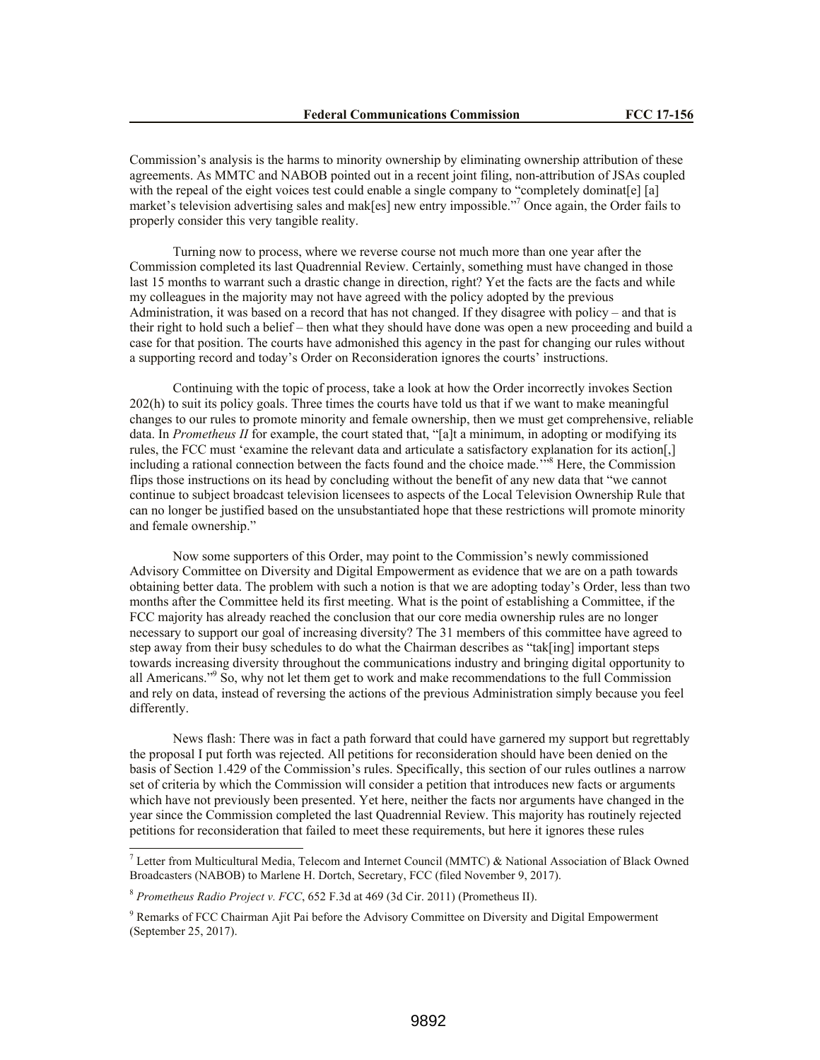Commission's analysis is the harms to minority ownership by eliminating ownership attribution of these agreements. As MMTC and NABOB pointed out in a recent joint filing, non-attribution of JSAs coupled with the repeal of the eight voices test could enable a single company to "completely dominat[e] [a] market's television advertising sales and mak[es] new entry impossible."[7] Once again, the Order fails to properly consider this very tangible reality.

Turning now to process, where we reverse course not much more than one year after the Commission completed its last Quadrennial Review. Certainly, something must have changed in those last 15 months to warrant such a drastic change in direction, right? Yet the facts are the facts and while my colleagues in the majority may not have agreed with the policy adopted by the previous Administration, it was based on a record that has not changed. If they disagree with policy – and that is their right to hold such a belief – then what they should have done was open a new proceeding and build a case for that position. The courts have admonished this agency in the past for changing our rules without a supporting record and today's Order on Reconsideration ignores the courts' instructions.

Continuing with the topic of process, take a look at how the Order incorrectly invokes Section 202(h) to suit its policy goals. Three times the courts have told us that if we want to make meaningful changes to our rules to promote minority and female ownership, then we must get comprehensive, reliable data. In *Prometheus II* for example, the court stated that, "[a]t a minimum, in adopting or modifying its rules, the FCC must 'examine the relevant data and articulate a satisfactory explanation for its action[,] including a rational connection between the facts found and the choice made.'"[8] Here, the Commission flips those instructions on its head by concluding without the benefit of any new data that "we cannot continue to subject broadcast television licensees to aspects of the Local Television Ownership Rule that can no longer be justified based on the unsubstantiated hope that these restrictions will promote minority and female ownership."

Now some supporters of this Order, may point to the Commission's newly commissioned Advisory Committee on Diversity and Digital Empowerment as evidence that we are on a path towards obtaining better data. The problem with such a notion is that we are adopting today's Order, less than two months after the Committee held its first meeting. What is the point of establishing a Committee, if the FCC majority has already reached the conclusion that our core media ownership rules are no longer necessary to support our goal of increasing diversity? The 31 members of this committee have agreed to step away from their busy schedules to do what the Chairman describes as "tak[ing] important steps towards increasing diversity throughout the communications industry and bringing digital opportunity to all Americans."[9] So, why not let them get to work and make recommendations to the full Commission and rely on data, instead of reversing the actions of the previous Administration simply because you feel differently.

News flash: There was in fact a path forward that could have garnered my support but regrettably the proposal I put forth was rejected. All petitions for reconsideration should have been denied on the basis of Section 1.429 of the Commission's rules. Specifically, this section of our rules outlines a narrow set of criteria by which the Commission will consider a petition that introduces new facts or arguments which have not previously been presented. Yet here, neither the facts nor arguments have changed in the year since the Commission completed the last Quadrennial Review. This majority has routinely rejected petitions for reconsideration that failed to meet these requirements, but here it ignores these rules

---

[7] Letter from Multicultural Media, Telecom and Internet Council (MMTC) & National Association of Black Owned Broadcasters (NABOB) to Marlene H. Dortch, Secretary, FCC (filed November 9, 2017).

[8] *Prometheus Radio Project v. FCC*, 652 F.3d at 469 (3d Cir. 2011) (Prometheus II).

[9] Remarks of FCC Chairman Ajit Pai before the Advisory Committee on Diversity and Digital Empowerment (September 25, 2017).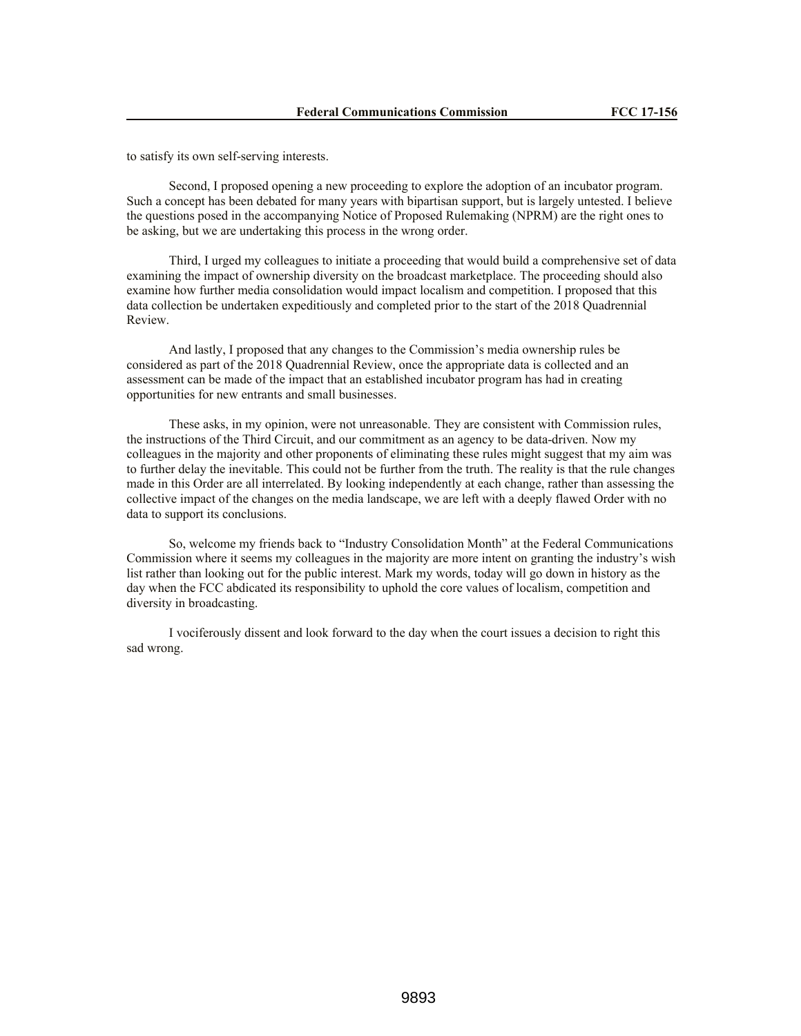to satisfy its own self-serving interests.

Second, I proposed opening a new proceeding to explore the adoption of an incubator program. Such a concept has been debated for many years with bipartisan support, but is largely untested. I believe the questions posed in the accompanying Notice of Proposed Rulemaking (NPRM) are the right ones to be asking, but we are undertaking this process in the wrong order.

Third, I urged my colleagues to initiate a proceeding that would build a comprehensive set of data examining the impact of ownership diversity on the broadcast marketplace. The proceeding should also examine how further media consolidation would impact localism and competition. I proposed that this data collection be undertaken expeditiously and completed prior to the start of the 2018 Quadrennial Review.

And lastly, I proposed that any changes to the Commission's media ownership rules be considered as part of the 2018 Quadrennial Review, once the appropriate data is collected and an assessment can be made of the impact that an established incubator program has had in creating opportunities for new entrants and small businesses.

These asks, in my opinion, were not unreasonable. They are consistent with Commission rules, the instructions of the Third Circuit, and our commitment as an agency to be data-driven. Now my colleagues in the majority and other proponents of eliminating these rules might suggest that my aim was to further delay the inevitable. This could not be further from the truth. The reality is that the rule changes made in this Order are all interrelated. By looking independently at each change, rather than assessing the collective impact of the changes on the media landscape, we are left with a deeply flawed Order with no data to support its conclusions.

So, welcome my friends back to "Industry Consolidation Month" at the Federal Communications Commission where it seems my colleagues in the majority are more intent on granting the industry's wish list rather than looking out for the public interest. Mark my words, today will go down in history as the day when the FCC abdicated its responsibility to uphold the core values of localism, competition and diversity in broadcasting.

I vociferously dissent and look forward to the day when the court issues a decision to right this sad wrong.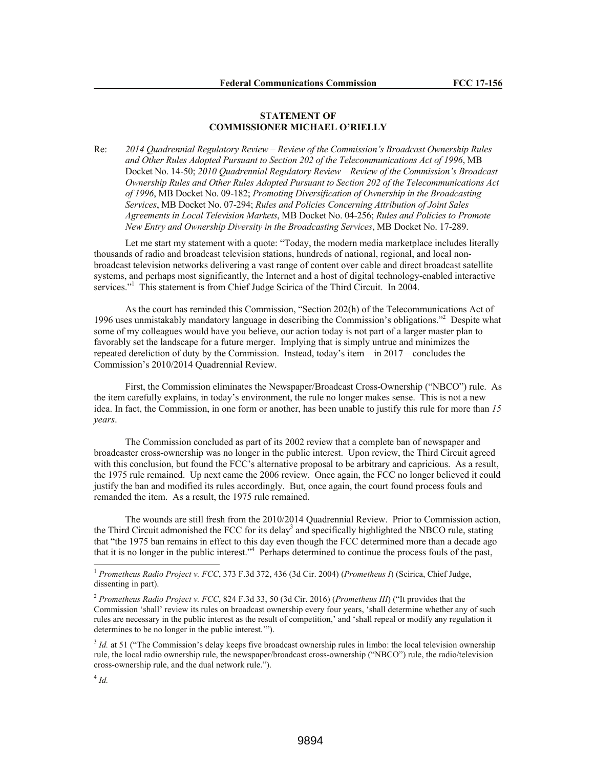**STATEMENT OF**
**COMMISSIONER MICHAEL O'RIELLY**

Re: *2014 Quadrennial Regulatory Review – Review of the Commission's Broadcast Ownership Rules and Other Rules Adopted Pursuant to Section 202 of the Telecommunications Act of 1996*, MB Docket No. 14-50; *2010 Quadrennial Regulatory Review – Review of the Commission's Broadcast Ownership Rules and Other Rules Adopted Pursuant to Section 202 of the Telecommunications Act of 1996*, MB Docket No. 09-182; *Promoting Diversification of Ownership in the Broadcasting Services*, MB Docket No. 07-294; *Rules and Policies Concerning Attribution of Joint Sales Agreements in Local Television Markets*, MB Docket No. 04-256; *Rules and Policies to Promote New Entry and Ownership Diversity in the Broadcasting Services*, MB Docket No. 17-289.

Let me start my statement with a quote: "Today, the modern media marketplace includes literally thousands of radio and broadcast television stations, hundreds of national, regional, and local non-broadcast television networks delivering a vast range of content over cable and direct broadcast satellite systems, and perhaps most significantly, the Internet and a host of digital technology-enabled interactive services."[1] This statement is from Chief Judge Scirica of the Third Circuit. In 2004.

As the court has reminded this Commission, "Section 202(h) of the Telecommunications Act of 1996 uses unmistakably mandatory language in describing the Commission's obligations."[2] Despite what some of my colleagues would have you believe, our action today is not part of a larger master plan to favorably set the landscape for a future merger. Implying that is simply untrue and minimizes the repeated dereliction of duty by the Commission. Instead, today's item – in 2017 – concludes the Commission's 2010/2014 Quadrennial Review.

First, the Commission eliminates the Newspaper/Broadcast Cross-Ownership ("NBCO") rule. As the item carefully explains, in today's environment, the rule no longer makes sense. This is not a new idea. In fact, the Commission, in one form or another, has been unable to justify this rule for more than *15 years*.

The Commission concluded as part of its 2002 review that a complete ban of newspaper and broadcaster cross-ownership was no longer in the public interest. Upon review, the Third Circuit agreed with this conclusion, but found the FCC's alternative proposal to be arbitrary and capricious. As a result, the 1975 rule remained. Up next came the 2006 review. Once again, the FCC no longer believed it could justify the ban and modified its rules accordingly. But, once again, the court found process fouls and remanded the item. As a result, the 1975 rule remained.

The wounds are still fresh from the 2010/2014 Quadrennial Review. Prior to Commission action, the Third Circuit admonished the FCC for its delay[3] and specifically highlighted the NBCO rule, stating that "the 1975 ban remains in effect to this day even though the FCC determined more than a decade ago that it is no longer in the public interest."[4] Perhaps determined to continue the process fouls of the past,

---

[1] *Prometheus Radio Project v. FCC*, 373 F.3d 372, 436 (3d Cir. 2004) (*Prometheus I*) (Scirica, Chief Judge, dissenting in part).

[2] *Prometheus Radio Project v. FCC*, 824 F.3d 33, 50 (3d Cir. 2016) (*Prometheus III*) ("It provides that the Commission 'shall' review its rules on broadcast ownership every four years, 'shall determine whether any of such rules are necessary in the public interest as the result of competition,' and 'shall repeal or modify any regulation it determines to be no longer in the public interest.'").

[3] *Id.* at 51 ("The Commission's delay keeps five broadcast ownership rules in limbo: the local television ownership rule, the local radio ownership rule, the newspaper/broadcast cross-ownership ("NBCO") rule, the radio/television cross-ownership rule, and the dual network rule.").

[4] *Id.*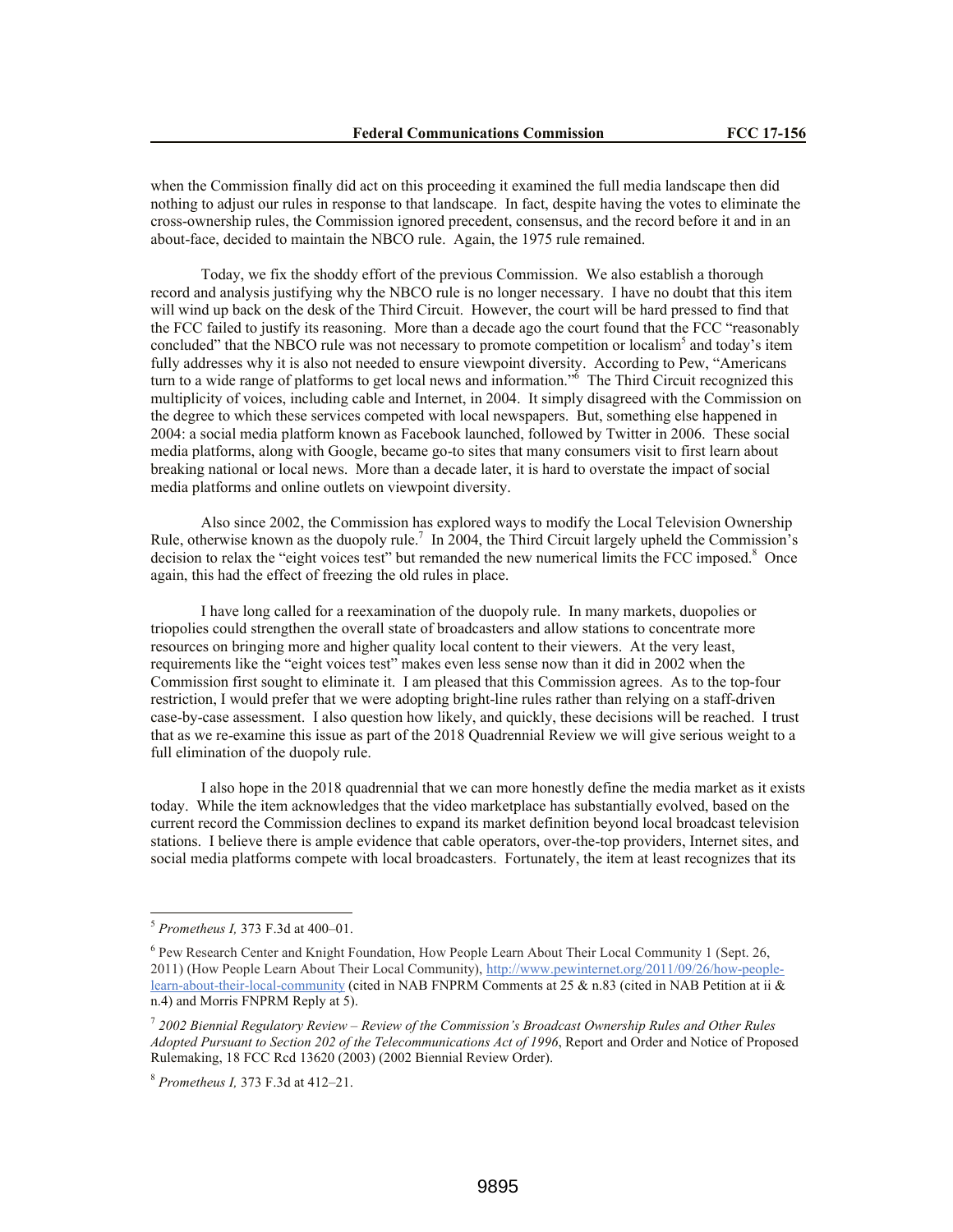when the Commission finally did act on this proceeding it examined the full media landscape then did nothing to adjust our rules in response to that landscape. In fact, despite having the votes to eliminate the cross-ownership rules, the Commission ignored precedent, consensus, and the record before it and in an about-face, decided to maintain the NBCO rule. Again, the 1975 rule remained.

Today, we fix the shoddy effort of the previous Commission. We also establish a thorough record and analysis justifying why the NBCO rule is no longer necessary. I have no doubt that this item will wind up back on the desk of the Third Circuit. However, the court will be hard pressed to find that the FCC failed to justify its reasoning. More than a decade ago the court found that the FCC "reasonably concluded" that the NBCO rule was not necessary to promote competition or localism[5] and today's item fully addresses why it is also not needed to ensure viewpoint diversity. According to Pew, "Americans turn to a wide range of platforms to get local news and information."[6] The Third Circuit recognized this multiplicity of voices, including cable and Internet, in 2004. It simply disagreed with the Commission on the degree to which these services competed with local newspapers. But, something else happened in 2004: a social media platform known as Facebook launched, followed by Twitter in 2006. These social media platforms, along with Google, became go-to sites that many consumers visit to first learn about breaking national or local news. More than a decade later, it is hard to overstate the impact of social media platforms and online outlets on viewpoint diversity.

Also since 2002, the Commission has explored ways to modify the Local Television Ownership Rule, otherwise known as the duopoly rule.[7] In 2004, the Third Circuit largely upheld the Commission's decision to relax the "eight voices test" but remanded the new numerical limits the FCC imposed.[8] Once again, this had the effect of freezing the old rules in place.

I have long called for a reexamination of the duopoly rule. In many markets, duopolies or triopolies could strengthen the overall state of broadcasters and allow stations to concentrate more resources on bringing more and higher quality local content to their viewers. At the very least, requirements like the "eight voices test" makes even less sense now than it did in 2002 when the Commission first sought to eliminate it. I am pleased that this Commission agrees. As to the top-four restriction, I would prefer that we were adopting bright-line rules rather than relying on a staff-driven case-by-case assessment. I also question how likely, and quickly, these decisions will be reached. I trust that as we re-examine this issue as part of the 2018 Quadrennial Review we will give serious weight to a full elimination of the duopoly rule.

I also hope in the 2018 quadrennial that we can more honestly define the media market as it exists today. While the item acknowledges that the video marketplace has substantially evolved, based on the current record the Commission declines to expand its market definition beyond local broadcast television stations. I believe there is ample evidence that cable operators, over-the-top providers, Internet sites, and social media platforms compete with local broadcasters. Fortunately, the item at least recognizes that its

---

[5] *Prometheus I,* 373 F.3d at 400–01.

[6] Pew Research Center and Knight Foundation, How People Learn About Their Local Community 1 (Sept. 26, 2011) (How People Learn About Their Local Community), http://www.pewinternet.org/2011/09/26/how-people-learn-about-their-local-community (cited in NAB FNPRM Comments at 25 & n.83 (cited in NAB Petition at ii & n.4) and Morris FNPRM Reply at 5).

[7] *2002 Biennial Regulatory Review – Review of the Commission's Broadcast Ownership Rules and Other Rules Adopted Pursuant to Section 202 of the Telecommunications Act of 1996*, Report and Order and Notice of Proposed Rulemaking, 18 FCC Rcd 13620 (2003) (2002 Biennial Review Order).

[8] *Prometheus I,* 373 F.3d at 412–21.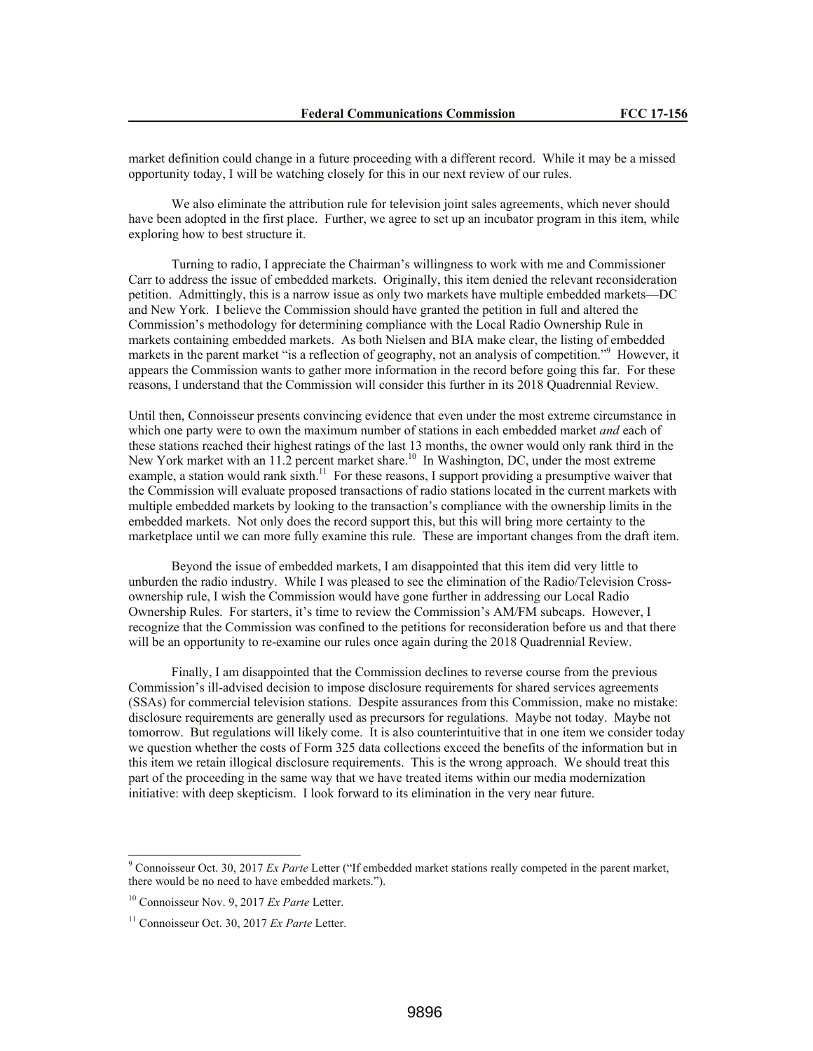market definition could change in a future proceeding with a different record. While it may be a missed opportunity today, I will be watching closely for this in our next review of our rules.

We also eliminate the attribution rule for television joint sales agreements, which never should have been adopted in the first place. Further, we agree to set up an incubator program in this item, while exploring how to best structure it.

Turning to radio, I appreciate the Chairman's willingness to work with me and Commissioner Carr to address the issue of embedded markets. Originally, this item denied the relevant reconsideration petition. Admittingly, this is a narrow issue as only two markets have multiple embedded markets—DC and New York. I believe the Commission should have granted the petition in full and altered the Commission's methodology for determining compliance with the Local Radio Ownership Rule in markets containing embedded markets. As both Nielsen and BIA make clear, the listing of embedded markets in the parent market "is a reflection of geography, not an analysis of competition."[9] However, it appears the Commission wants to gather more information in the record before going this far. For these reasons, I understand that the Commission will consider this further in its 2018 Quadrennial Review.

Until then, Connoisseur presents convincing evidence that even under the most extreme circumstance in which one party were to own the maximum number of stations in each embedded market *and* each of these stations reached their highest ratings of the last 13 months, the owner would only rank third in the New York market with an 11.2 percent market share.[10] In Washington, DC, under the most extreme example, a station would rank sixth.[11] For these reasons, I support providing a presumptive waiver that the Commission will evaluate proposed transactions of radio stations located in the current markets with multiple embedded markets by looking to the transaction's compliance with the ownership limits in the embedded markets. Not only does the record support this, but this will bring more certainty to the marketplace until we can more fully examine this rule. These are important changes from the draft item.

Beyond the issue of embedded markets, I am disappointed that this item did very little to unburden the radio industry. While I was pleased to see the elimination of the Radio/Television Cross-ownership rule, I wish the Commission would have gone further in addressing our Local Radio Ownership Rules. For starters, it's time to review the Commission's AM/FM subcaps. However, I recognize that the Commission was confined to the petitions for reconsideration before us and that there will be an opportunity to re-examine our rules once again during the 2018 Quadrennial Review.

Finally, I am disappointed that the Commission declines to reverse course from the previous Commission's ill-advised decision to impose disclosure requirements for shared services agreements (SSAs) for commercial television stations. Despite assurances from this Commission, make no mistake: disclosure requirements are generally used as precursors for regulations. Maybe not today. Maybe not tomorrow. But regulations will likely come. It is also counterintuitive that in one item we consider today we question whether the costs of Form 325 data collections exceed the benefits of the information but in this item we retain illogical disclosure requirements. This is the wrong approach. We should treat this part of the proceeding in the same way that we have treated items within our media modernization initiative: with deep skepticism. I look forward to its elimination in the very near future.

---

[9] Connoisseur Oct. 30, 2017 *Ex Parte* Letter ("If embedded market stations really competed in the parent market, there would be no need to have embedded markets.").

[10] Connoisseur Nov. 9, 2017 *Ex Parte* Letter.

[11] Connoisseur Oct. 30, 2017 *Ex Parte* Letter.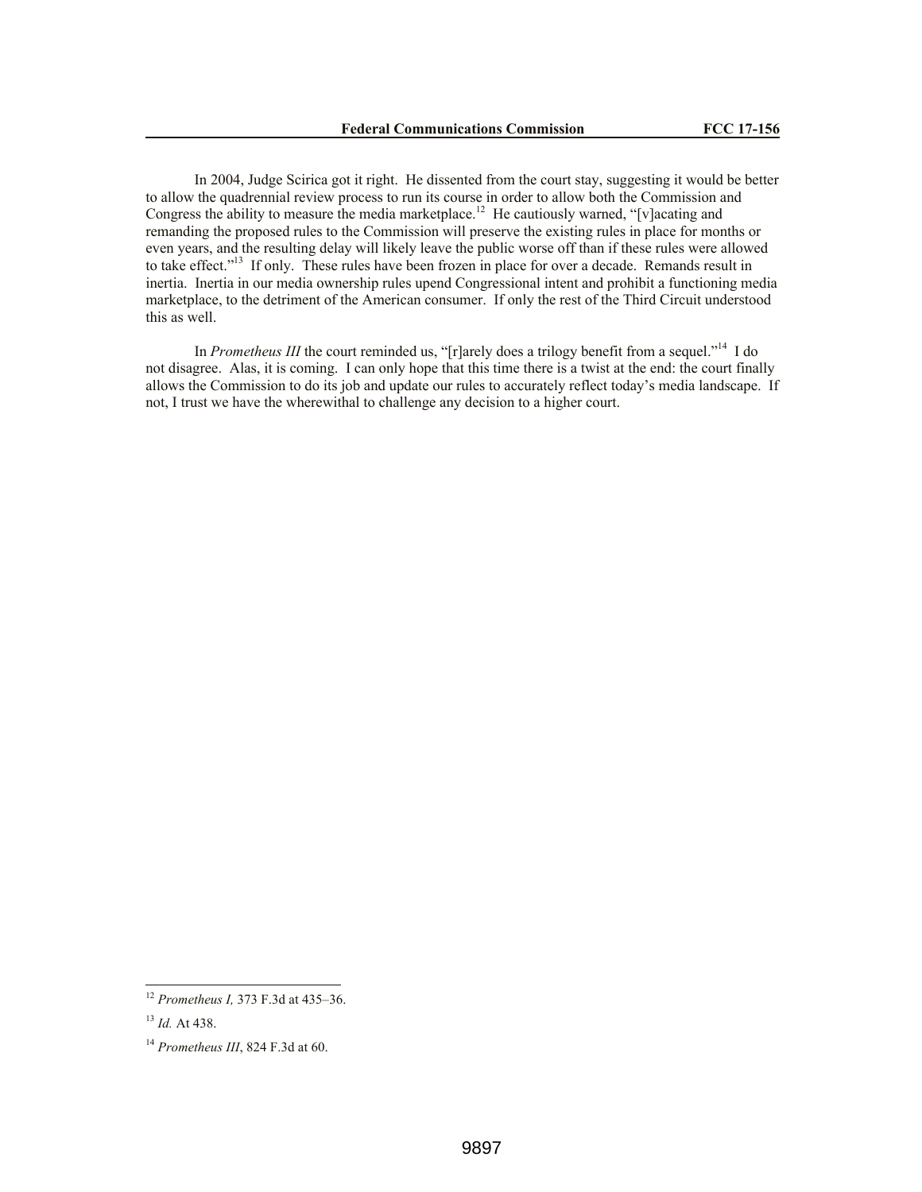In 2004, Judge Scirica got it right. He dissented from the court stay, suggesting it would be better to allow the quadrennial review process to run its course in order to allow both the Commission and Congress the ability to measure the media marketplace.[12] He cautiously warned, "[v]acating and remanding the proposed rules to the Commission will preserve the existing rules in place for months or even years, and the resulting delay will likely leave the public worse off than if these rules were allowed to take effect."[13] If only. These rules have been frozen in place for over a decade. Remands result in inertia. Inertia in our media ownership rules upend Congressional intent and prohibit a functioning media marketplace, to the detriment of the American consumer. If only the rest of the Third Circuit understood this as well.

In *Prometheus III* the court reminded us, "[r]arely does a trilogy benefit from a sequel."[14] I do not disagree. Alas, it is coming. I can only hope that this time there is a twist at the end: the court finally allows the Commission to do its job and update our rules to accurately reflect today's media landscape. If not, I trust we have the wherewithal to challenge any decision to a higher court.

---

[12] *Prometheus I,* 373 F.3d at 435–36.

[13] *Id.* At 438.

[14] *Prometheus III*, 824 F.3d at 60.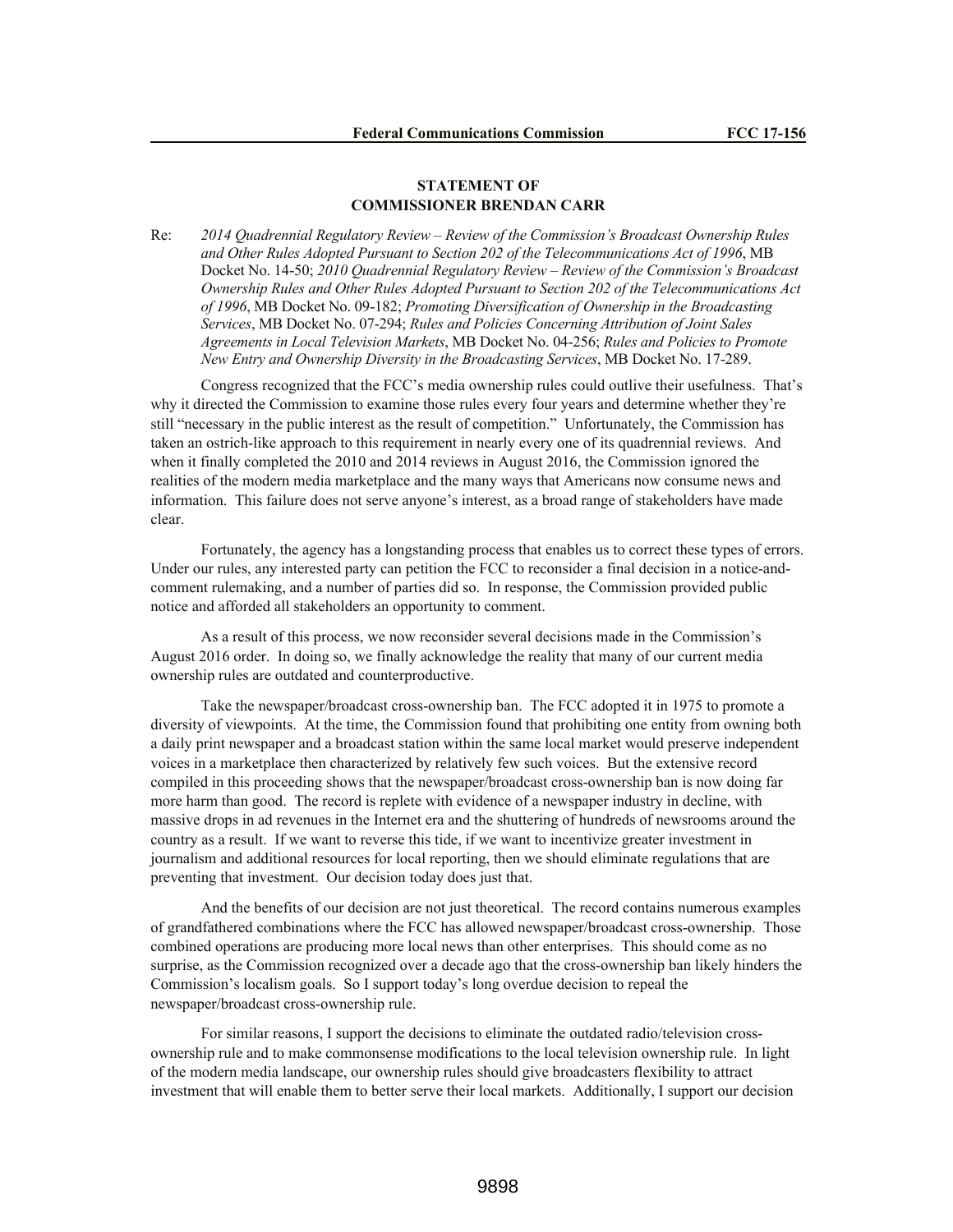**STATEMENT OF**
**COMMISSIONER BRENDAN CARR**

Re: *2014 Quadrennial Regulatory Review – Review of the Commission's Broadcast Ownership Rules and Other Rules Adopted Pursuant to Section 202 of the Telecommunications Act of 1996*, MB Docket No. 14-50; *2010 Quadrennial Regulatory Review – Review of the Commission's Broadcast Ownership Rules and Other Rules Adopted Pursuant to Section 202 of the Telecommunications Act of 1996*, MB Docket No. 09-182; *Promoting Diversification of Ownership in the Broadcasting Services*, MB Docket No. 07-294; *Rules and Policies Concerning Attribution of Joint Sales Agreements in Local Television Markets*, MB Docket No. 04-256; *Rules and Policies to Promote New Entry and Ownership Diversity in the Broadcasting Services*, MB Docket No. 17-289.

Congress recognized that the FCC's media ownership rules could outlive their usefulness. That's why it directed the Commission to examine those rules every four years and determine whether they're still "necessary in the public interest as the result of competition." Unfortunately, the Commission has taken an ostrich-like approach to this requirement in nearly every one of its quadrennial reviews. And when it finally completed the 2010 and 2014 reviews in August 2016, the Commission ignored the realities of the modern media marketplace and the many ways that Americans now consume news and information. This failure does not serve anyone's interest, as a broad range of stakeholders have made clear.

Fortunately, the agency has a longstanding process that enables us to correct these types of errors. Under our rules, any interested party can petition the FCC to reconsider a final decision in a notice-and-comment rulemaking, and a number of parties did so. In response, the Commission provided public notice and afforded all stakeholders an opportunity to comment.

As a result of this process, we now reconsider several decisions made in the Commission's August 2016 order. In doing so, we finally acknowledge the reality that many of our current media ownership rules are outdated and counterproductive.

Take the newspaper/broadcast cross-ownership ban. The FCC adopted it in 1975 to promote a diversity of viewpoints. At the time, the Commission found that prohibiting one entity from owning both a daily print newspaper and a broadcast station within the same local market would preserve independent voices in a marketplace then characterized by relatively few such voices. But the extensive record compiled in this proceeding shows that the newspaper/broadcast cross-ownership ban is now doing far more harm than good. The record is replete with evidence of a newspaper industry in decline, with massive drops in ad revenues in the Internet era and the shuttering of hundreds of newsrooms around the country as a result. If we want to reverse this tide, if we want to incentivize greater investment in journalism and additional resources for local reporting, then we should eliminate regulations that are preventing that investment. Our decision today does just that.

And the benefits of our decision are not just theoretical. The record contains numerous examples of grandfathered combinations where the FCC has allowed newspaper/broadcast cross-ownership. Those combined operations are producing more local news than other enterprises. This should come as no surprise, as the Commission recognized over a decade ago that the cross-ownership ban likely hinders the Commission's localism goals. So I support today's long overdue decision to repeal the newspaper/broadcast cross-ownership rule.

For similar reasons, I support the decisions to eliminate the outdated radio/television cross-ownership rule and to make commonsense modifications to the local television ownership rule. In light of the modern media landscape, our ownership rules should give broadcasters flexibility to attract investment that will enable them to better serve their local markets. Additionally, I support our decision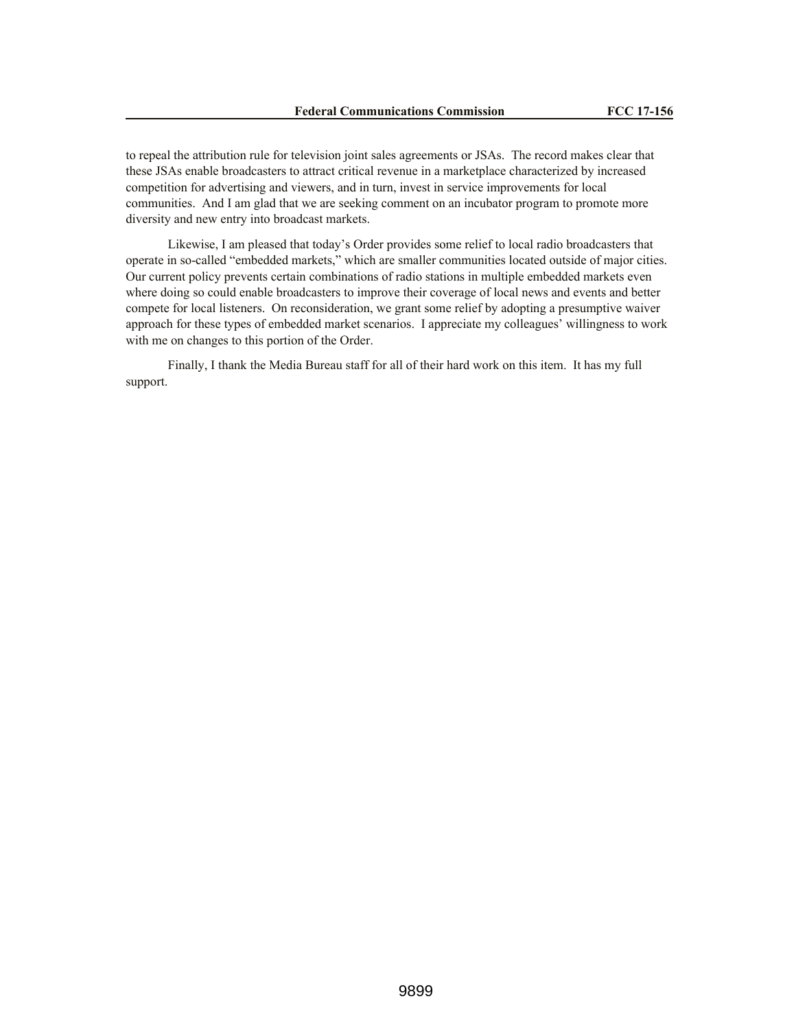to repeal the attribution rule for television joint sales agreements or JSAs. The record makes clear that these JSAs enable broadcasters to attract critical revenue in a marketplace characterized by increased competition for advertising and viewers, and in turn, invest in service improvements for local communities. And I am glad that we are seeking comment on an incubator program to promote more diversity and new entry into broadcast markets.

Likewise, I am pleased that today's Order provides some relief to local radio broadcasters that operate in so-called "embedded markets," which are smaller communities located outside of major cities. Our current policy prevents certain combinations of radio stations in multiple embedded markets even where doing so could enable broadcasters to improve their coverage of local news and events and better compete for local listeners. On reconsideration, we grant some relief by adopting a presumptive waiver approach for these types of embedded market scenarios. I appreciate my colleagues' willingness to work with me on changes to this portion of the Order.

Finally, I thank the Media Bureau staff for all of their hard work on this item. It has my full support.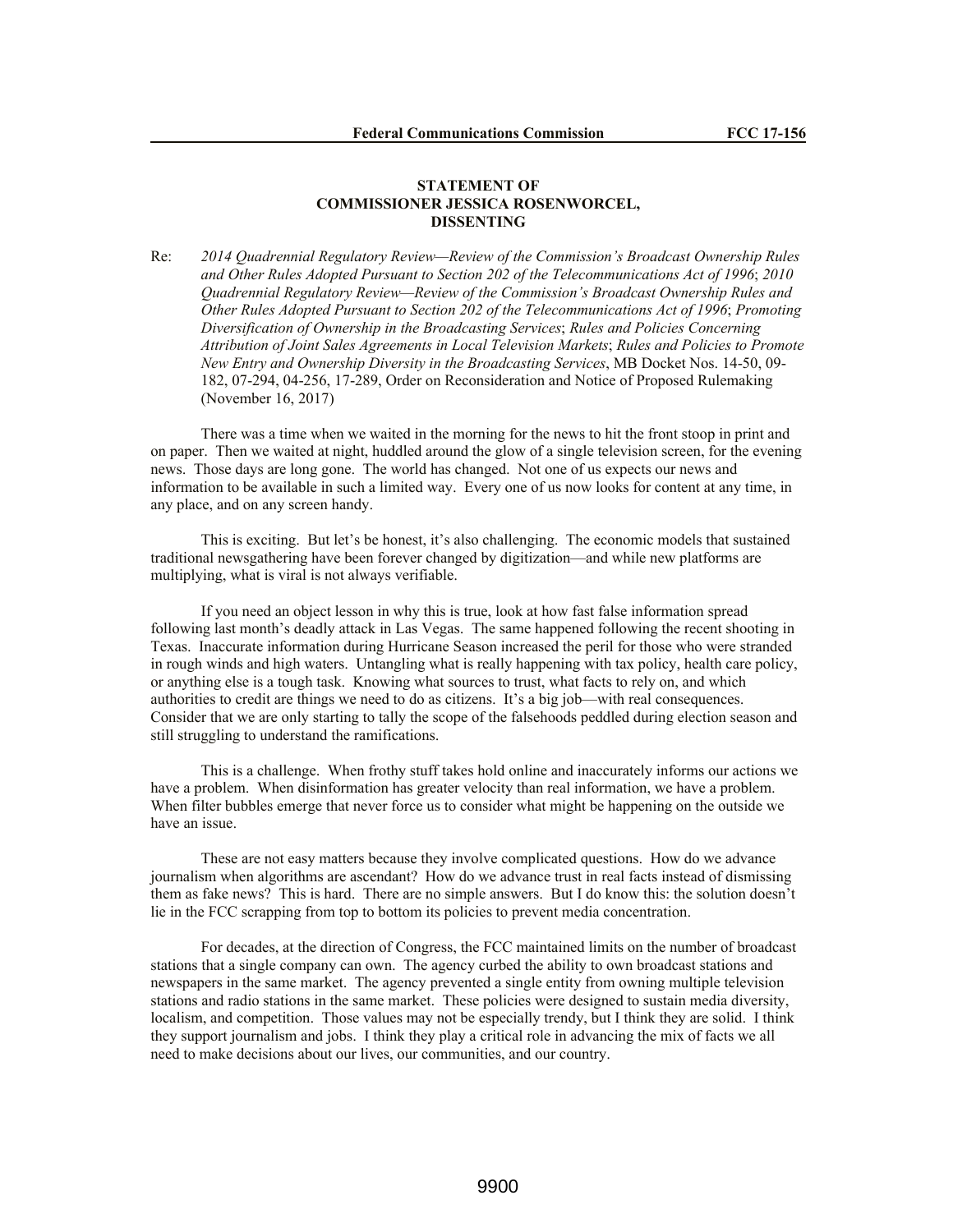**STATEMENT OF**
**COMMISSIONER JESSICA ROSENWORCEL,**
**DISSENTING**

Re: *2014 Quadrennial Regulatory Review—Review of the Commission's Broadcast Ownership Rules and Other Rules Adopted Pursuant to Section 202 of the Telecommunications Act of 1996*; *2010 Quadrennial Regulatory Review—Review of the Commission's Broadcast Ownership Rules and Other Rules Adopted Pursuant to Section 202 of the Telecommunications Act of 1996*; *Promoting Diversification of Ownership in the Broadcasting Services*; *Rules and Policies Concerning Attribution of Joint Sales Agreements in Local Television Markets*; *Rules and Policies to Promote New Entry and Ownership Diversity in the Broadcasting Services*, MB Docket Nos. 14-50, 09-182, 07-294, 04-256, 17-289, Order on Reconsideration and Notice of Proposed Rulemaking (November 16, 2017)

There was a time when we waited in the morning for the news to hit the front stoop in print and on paper. Then we waited at night, huddled around the glow of a single television screen, for the evening news. Those days are long gone. The world has changed. Not one of us expects our news and information to be available in such a limited way. Every one of us now looks for content at any time, in any place, and on any screen handy.

This is exciting. But let's be honest, it's also challenging. The economic models that sustained traditional newsgathering have been forever changed by digitization—and while new platforms are multiplying, what is viral is not always verifiable.

If you need an object lesson in why this is true, look at how fast false information spread following last month's deadly attack in Las Vegas. The same happened following the recent shooting in Texas. Inaccurate information during Hurricane Season increased the peril for those who were stranded in rough winds and high waters. Untangling what is really happening with tax policy, health care policy, or anything else is a tough task. Knowing what sources to trust, what facts to rely on, and which authorities to credit are things we need to do as citizens. It's a big job—with real consequences. Consider that we are only starting to tally the scope of the falsehoods peddled during election season and still struggling to understand the ramifications.

This is a challenge. When frothy stuff takes hold online and inaccurately informs our actions we have a problem. When disinformation has greater velocity than real information, we have a problem. When filter bubbles emerge that never force us to consider what might be happening on the outside we have an issue.

These are not easy matters because they involve complicated questions. How do we advance journalism when algorithms are ascendant? How do we advance trust in real facts instead of dismissing them as fake news? This is hard. There are no simple answers. But I do know this: the solution doesn't lie in the FCC scrapping from top to bottom its policies to prevent media concentration.

For decades, at the direction of Congress, the FCC maintained limits on the number of broadcast stations that a single company can own. The agency curbed the ability to own broadcast stations and newspapers in the same market. The agency prevented a single entity from owning multiple television stations and radio stations in the same market. These policies were designed to sustain media diversity, localism, and competition. Those values may not be especially trendy, but I think they are solid. I think they support journalism and jobs. I think they play a critical role in advancing the mix of facts we all need to make decisions about our lives, our communities, and our country.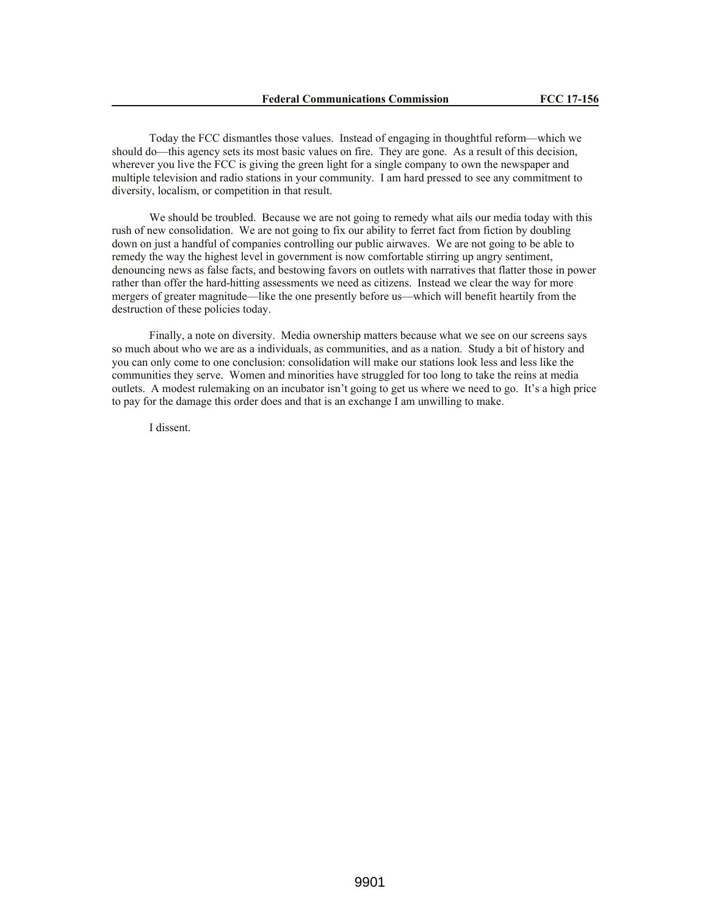Today the FCC dismantles those values. Instead of engaging in thoughtful reform—which we should do—this agency sets its most basic values on fire. They are gone. As a result of this decision, wherever you live the FCC is giving the green light for a single company to own the newspaper and multiple television and radio stations in your community. I am hard pressed to see any commitment to diversity, localism, or competition in that result.

We should be troubled. Because we are not going to remedy what ails our media today with this rush of new consolidation. We are not going to fix our ability to ferret fact from fiction by doubling down on just a handful of companies controlling our public airwaves. We are not going to be able to remedy the way the highest level in government is now comfortable stirring up angry sentiment, denouncing news as false facts, and bestowing favors on outlets with narratives that flatter those in power rather than offer the hard-hitting assessments we need as citizens. Instead we clear the way for more mergers of greater magnitude—like the one presently before us—which will benefit heartily from the destruction of these policies today.

Finally, a note on diversity. Media ownership matters because what we see on our screens says so much about who we are as a individuals, as communities, and as a nation. Study a bit of history and you can only come to one conclusion: consolidation will make our stations look less and less like the communities they serve. Women and minorities have struggled for too long to take the reins at media outlets. A modest rulemaking on an incubator isn't going to get us where we need to go. It's a high price to pay for the damage this order does and that is an exchange I am unwilling to make.

I dissent.